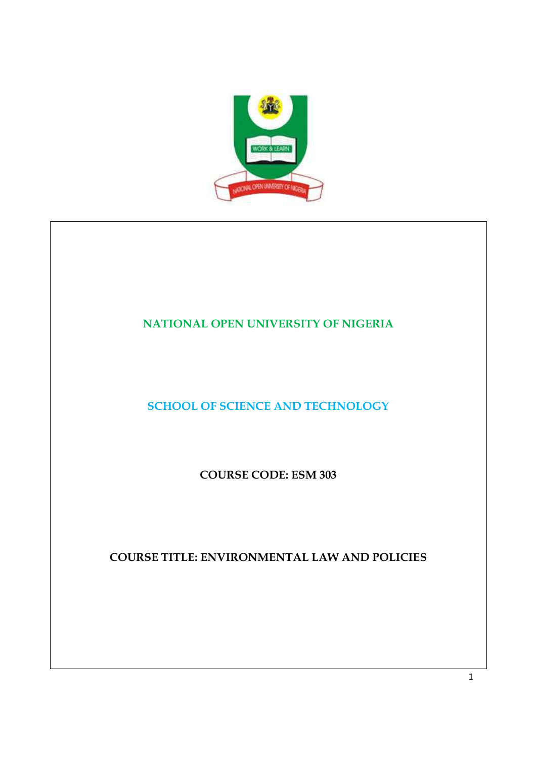# NATIONAL OPEN UNIVERSITY OF NIGERIA

## SCHOOL OF SCIENCE AND TECHNOLOGY

**COURSE CODE: ESM 303**

**COURSE TITLE: ENVIRONMENTAL LAW AND POLICIES**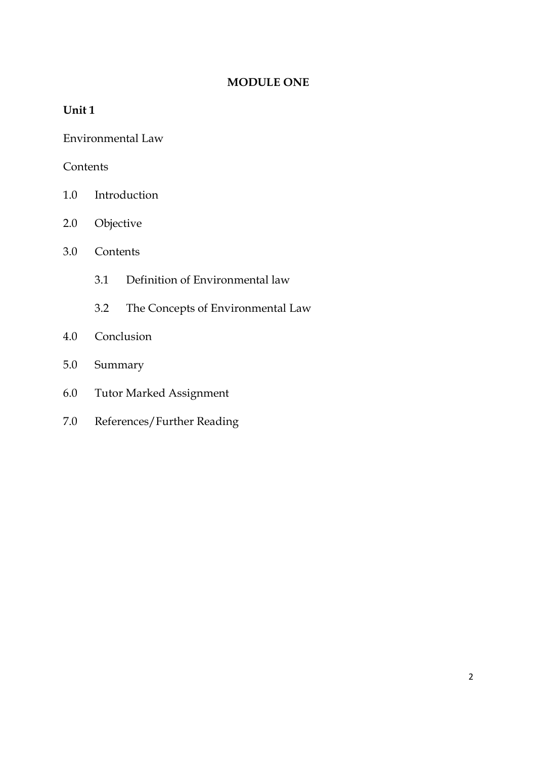# MODULE ONE

## Unit 1

Environmental Law

Contents

1.0 Introduction

2.0 Objective

3.0 Contents

- 3.1 Definition of Environmental law
- 3.2 The Concepts of Environmental Law

4.0 Conclusion

5.0 Summary

6.0 Tutor Marked Assignment

7.0 References/Further Reading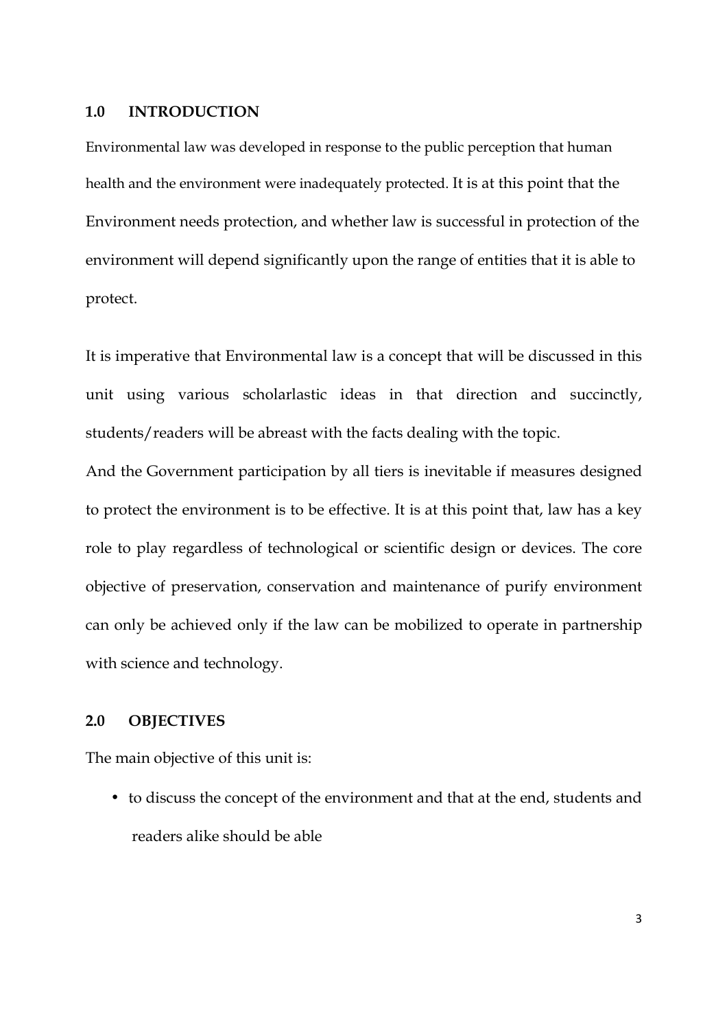## 1.0 INTRODUCTION

Environmental law was developed in response to the public perception that human health and the environment were inadequately protected. It is at this point that the Environment needs protection, and whether law is successful in protection of the environment will depend significantly upon the range of entities that it is able to protect.

It is imperative that Environmental law is a concept that will be discussed in this unit using various scholarlastic ideas in that direction and succinctly, students/readers will be abreast with the facts dealing with the topic.

And the Government participation by all tiers is inevitable if measures designed to protect the environment is to be effective. It is at this point that, law has a key role to play regardless of technological or scientific design or devices. The core objective of preservation, conservation and maintenance of purify environment can only be achieved only if the law can be mobilized to operate in partnership with science and technology.

## 2.0 OBJECTIVES

The main objective of this unit is:

- to discuss the concept of the environment and that at the end, students and readers alike should be able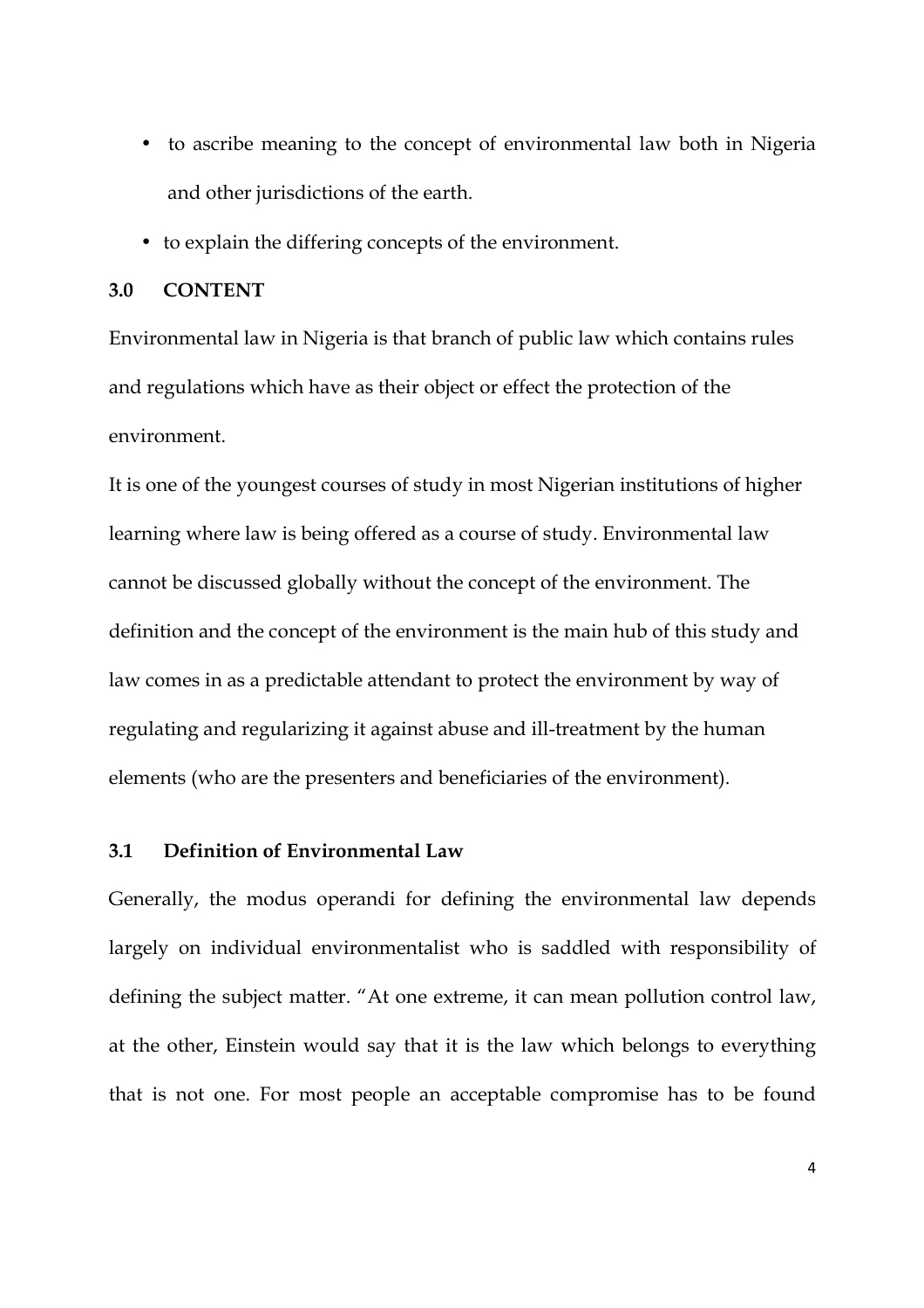- to ascribe meaning to the concept of environmental law both in Nigeria and other jurisdictions of the earth.
- to explain the differing concepts of the environment.

## 3.0 CONTENT

Environmental law in Nigeria is that branch of public law which contains rules and regulations which have as their object or effect the protection of the environment.

It is one of the youngest courses of study in most Nigerian institutions of higher learning where law is being offered as a course of study. Environmental law cannot be discussed globally without the concept of the environment. The definition and the concept of the environment is the main hub of this study and law comes in as a predictable attendant to protect the environment by way of regulating and regularizing it against abuse and ill-treatment by the human elements (who are the presenters and beneficiaries of the environment).

### 3.1 Definition of Environmental Law

Generally, the modus operandi for defining the environmental law depends largely on individual environmentalist who is saddled with responsibility of defining the subject matter. "At one extreme, it can mean pollution control law, at the other, Einstein would say that it is the law which belongs to everything that is not one. For most people an acceptable compromise has to be found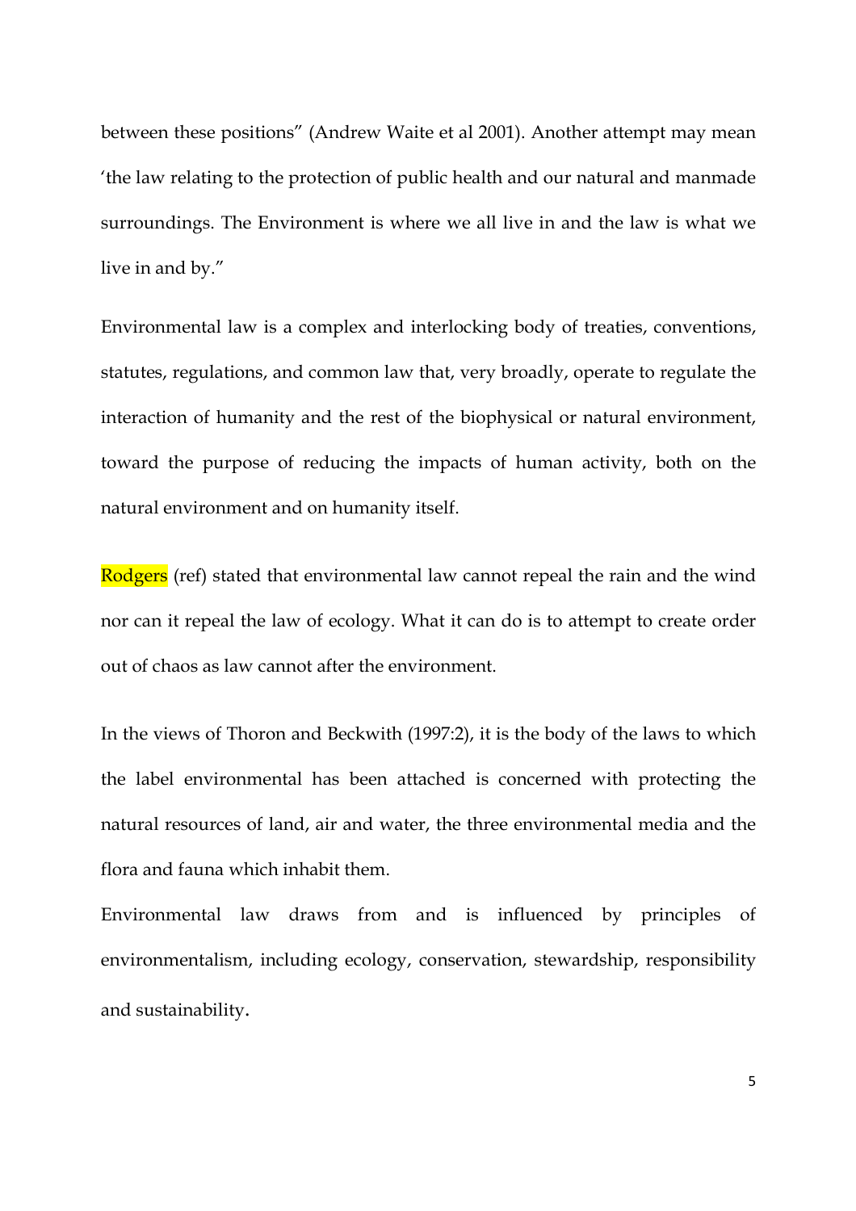between these positions" (Andrew Waite et al 2001). Another attempt may mean 'the law relating to the protection of public health and our natural and manmade surroundings. The Environment is where we all live in and the law is what we live in and by."

Environmental law is a complex and interlocking body of treaties, conventions, statutes, regulations, and common law that, very broadly, operate to regulate the interaction of humanity and the rest of the biophysical or natural environment, toward the purpose of reducing the impacts of human activity, both on the natural environment and on humanity itself.

Rodgers (ref) stated that environmental law cannot repeal the rain and the wind nor can it repeal the law of ecology. What it can do is to attempt to create order out of chaos as law cannot after the environment.

In the views of Thoron and Beckwith (1997:2), it is the body of the laws to which the label environmental has been attached is concerned with protecting the natural resources of land, air and water, the three environmental media and the flora and fauna which inhabit them.

Environmental law draws from and is influenced by principles of environmentalism, including ecology, conservation, stewardship, responsibility and sustainability.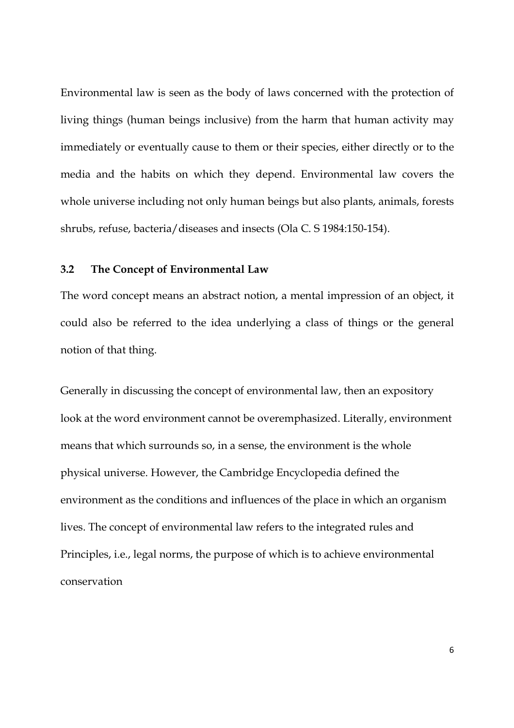Environmental law is seen as the body of laws concerned with the protection of living things (human beings inclusive) from the harm that human activity may immediately or eventually cause to them or their species, either directly or to the media and the habits on which they depend. Environmental law covers the whole universe including not only human beings but also plants, animals, forests shrubs, refuse, bacteria/diseases and insects (Ola C. S 1984:150-154).

### 3.2 The Concept of Environmental Law

The word concept means an abstract notion, a mental impression of an object, it could also be referred to the idea underlying a class of things or the general notion of that thing.

Generally in discussing the concept of environmental law, then an expository look at the word environment cannot be overemphasized. Literally, environment means that which surrounds so, in a sense, the environment is the whole physical universe. However, the Cambridge Encyclopedia defined the environment as the conditions and influences of the place in which an organism lives. The concept of environmental law refers to the integrated rules and Principles, i.e., legal norms, the purpose of which is to achieve environmental conservation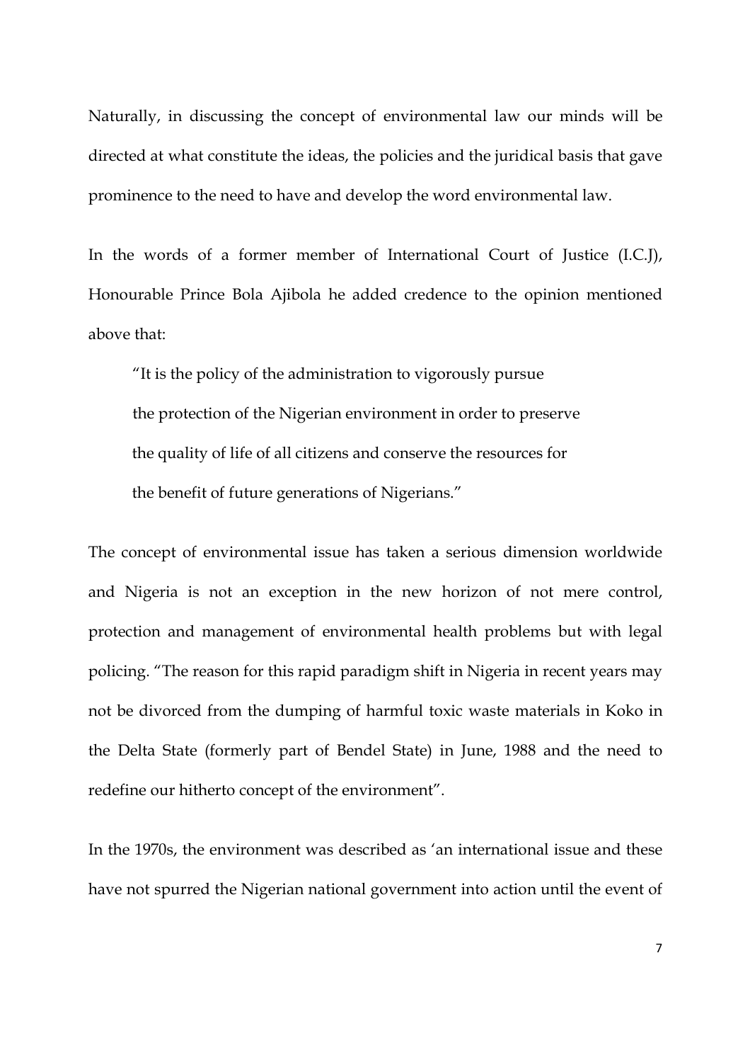Naturally, in discussing the concept of environmental law our minds will be directed at what constitute the ideas, the policies and the juridical basis that gave prominence to the need to have and develop the word environmental law.

In the words of a former member of International Court of Justice (I.C.J), Honourable Prince Bola Ajibola he added credence to the opinion mentioned above that:

> "It is the policy of the administration to vigorously pursue the protection of the Nigerian environment in order to preserve the quality of life of all citizens and conserve the resources for the benefit of future generations of Nigerians."

The concept of environmental issue has taken a serious dimension worldwide and Nigeria is not an exception in the new horizon of not mere control, protection and management of environmental health problems but with legal policing. "The reason for this rapid paradigm shift in Nigeria in recent years may not be divorced from the dumping of harmful toxic waste materials in Koko in the Delta State (formerly part of Bendel State) in June, 1988 and the need to redefine our hitherto concept of the environment".

In the 1970s, the environment was described as 'an international issue and these have not spurred the Nigerian national government into action until the event of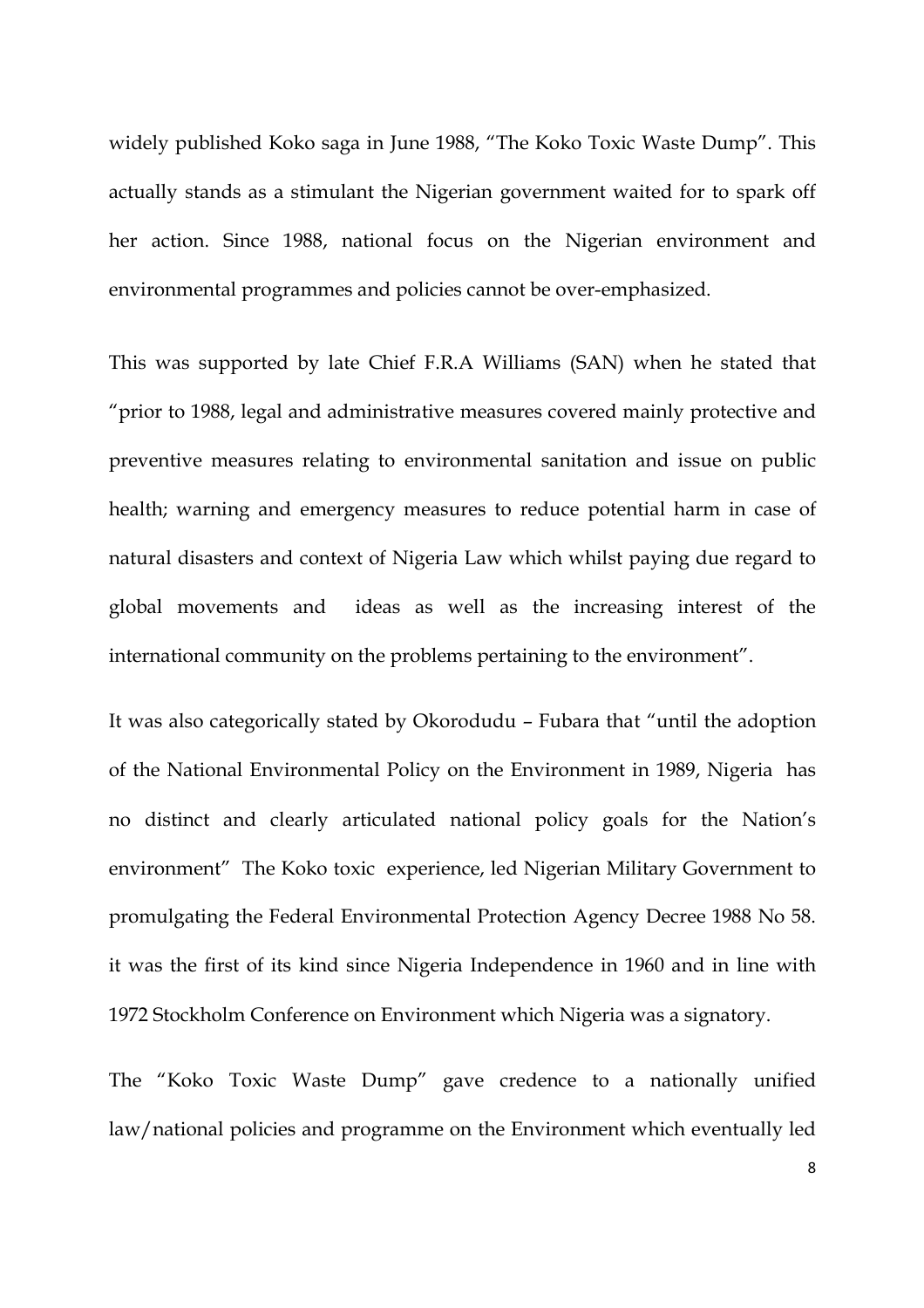widely published Koko saga in June 1988, "The Koko Toxic Waste Dump". This actually stands as a stimulant the Nigerian government waited for to spark off her action. Since 1988, national focus on the Nigerian environment and environmental programmes and policies cannot be over-emphasized.

This was supported by late Chief F.R.A Williams (SAN) when he stated that "prior to 1988, legal and administrative measures covered mainly protective and preventive measures relating to environmental sanitation and issue on public health; warning and emergency measures to reduce potential harm in case of natural disasters and context of Nigeria Law which whilst paying due regard to global movements and ideas as well as the increasing interest of the international community on the problems pertaining to the environment".

It was also categorically stated by Okorodudu – Fubara that "until the adoption of the National Environmental Policy on the Environment in 1989, Nigeria has no distinct and clearly articulated national policy goals for the Nation's environment" The Koko toxic experience, led Nigerian Military Government to promulgating the Federal Environmental Protection Agency Decree 1988 No 58. it was the first of its kind since Nigeria Independence in 1960 and in line with 1972 Stockholm Conference on Environment which Nigeria was a signatory.

The "Koko Toxic Waste Dump" gave credence to a nationally unified law/national policies and programme on the Environment which eventually led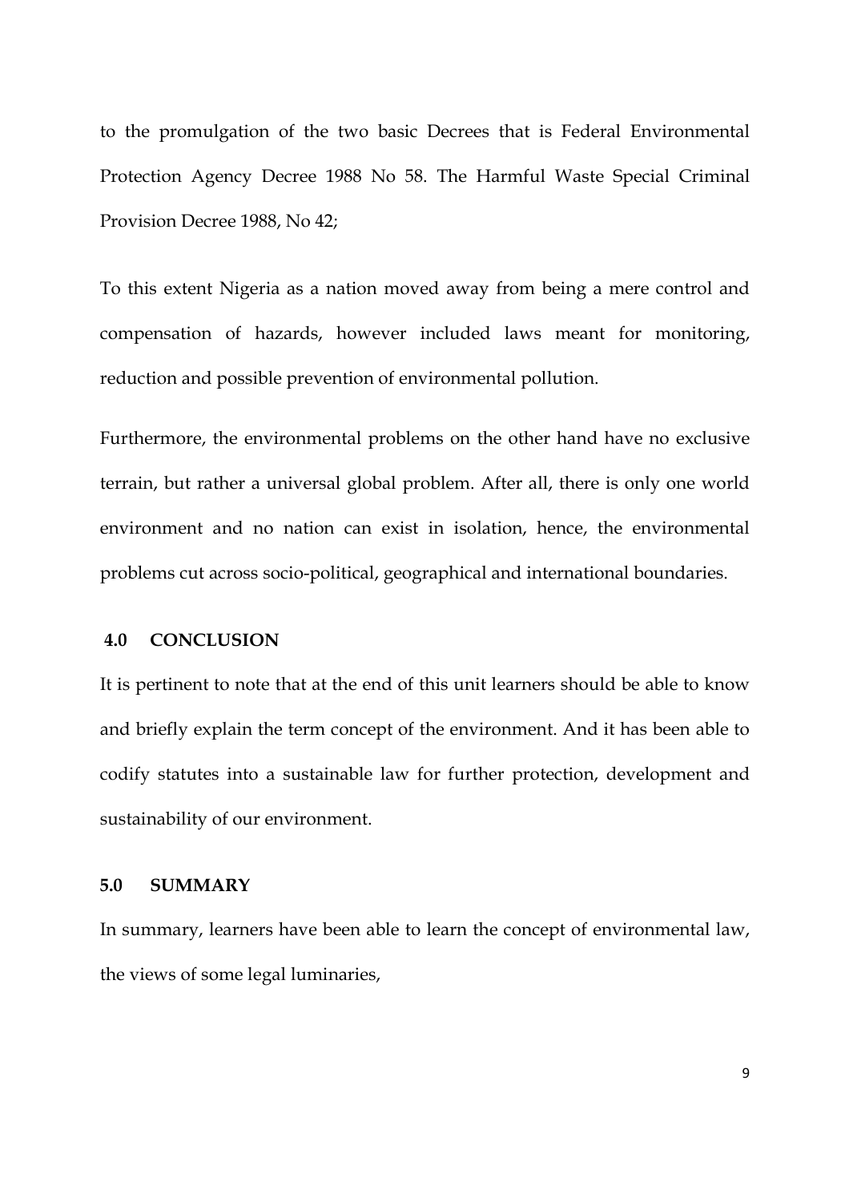to the promulgation of the two basic Decrees that is Federal Environmental Protection Agency Decree 1988 No 58. The Harmful Waste Special Criminal Provision Decree 1988, No 42;

To this extent Nigeria as a nation moved away from being a mere control and compensation of hazards, however included laws meant for monitoring, reduction and possible prevention of environmental pollution.

Furthermore, the environmental problems on the other hand have no exclusive terrain, but rather a universal global problem. After all, there is only one world environment and no nation can exist in isolation, hence, the environmental problems cut across socio-political, geographical and international boundaries.

## 4.0 CONCLUSION

It is pertinent to note that at the end of this unit learners should be able to know and briefly explain the term concept of the environment. And it has been able to codify statutes into a sustainable law for further protection, development and sustainability of our environment.

## 5.0 SUMMARY

In summary, learners have been able to learn the concept of environmental law, the views of some legal luminaries,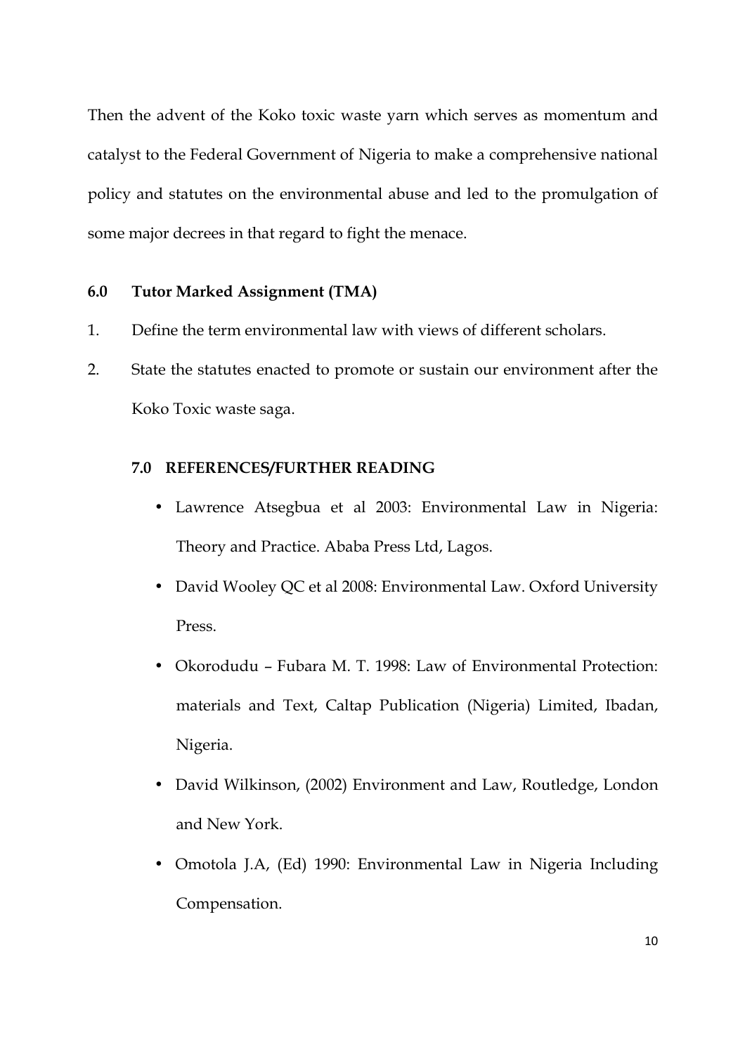Then the advent of the Koko toxic waste yarn which serves as momentum and catalyst to the Federal Government of Nigeria to make a comprehensive national policy and statutes on the environmental abuse and led to the promulgation of some major decrees in that regard to fight the menace.

## 6.0 Tutor Marked Assignment (TMA)

1. Define the term environmental law with views of different scholars.
2. State the statutes enacted to promote or sustain our environment after the Koko Toxic waste saga.

## 7.0 REFERENCES/FURTHER READING

- Lawrence Atsegbua et al 2003: Environmental Law in Nigeria: Theory and Practice. Ababa Press Ltd, Lagos.
- David Wooley QC et al 2008: Environmental Law. Oxford University Press.
- Okorodudu – Fubara M. T. 1998: Law of Environmental Protection: materials and Text, Caltap Publication (Nigeria) Limited, Ibadan, Nigeria.
- David Wilkinson, (2002) Environment and Law, Routledge, London and New York.
- Omotola J.A, (Ed) 1990: Environmental Law in Nigeria Including Compensation.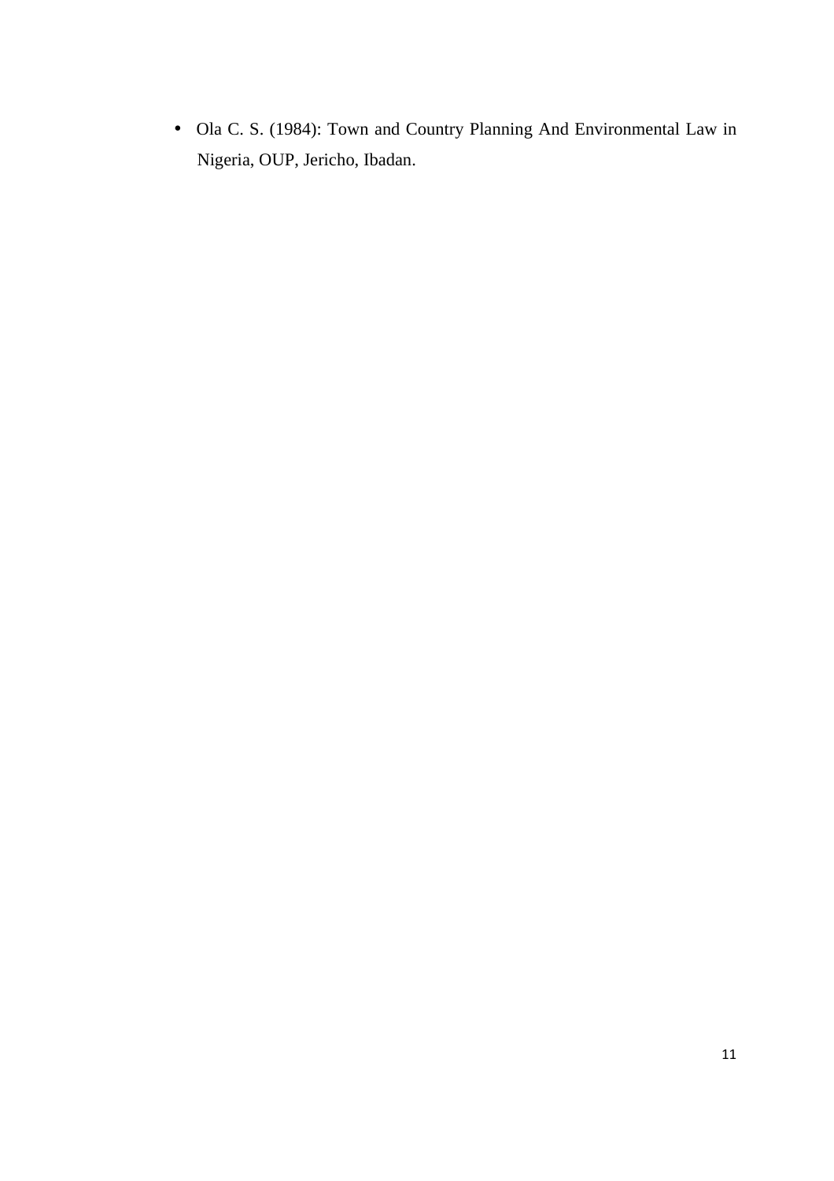- Ola C. S. (1984): Town and Country Planning And Environmental Law in Nigeria, OUP, Jericho, Ibadan.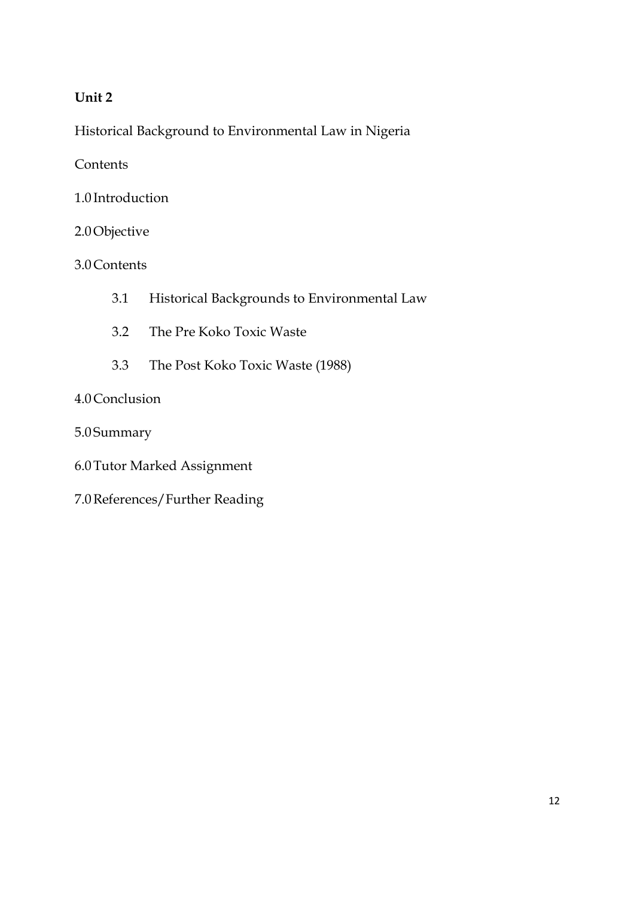**Unit 2**

Historical Background to Environmental Law in Nigeria

Contents

1.0 Introduction

2.0 Objective

3.0 Contents

- 3.1 Historical Backgrounds to Environmental Law
- 3.2 The Pre Koko Toxic Waste
- 3.3 The Post Koko Toxic Waste (1988)

4.0 Conclusion

5.0 Summary

6.0 Tutor Marked Assignment

7.0 References/Further Reading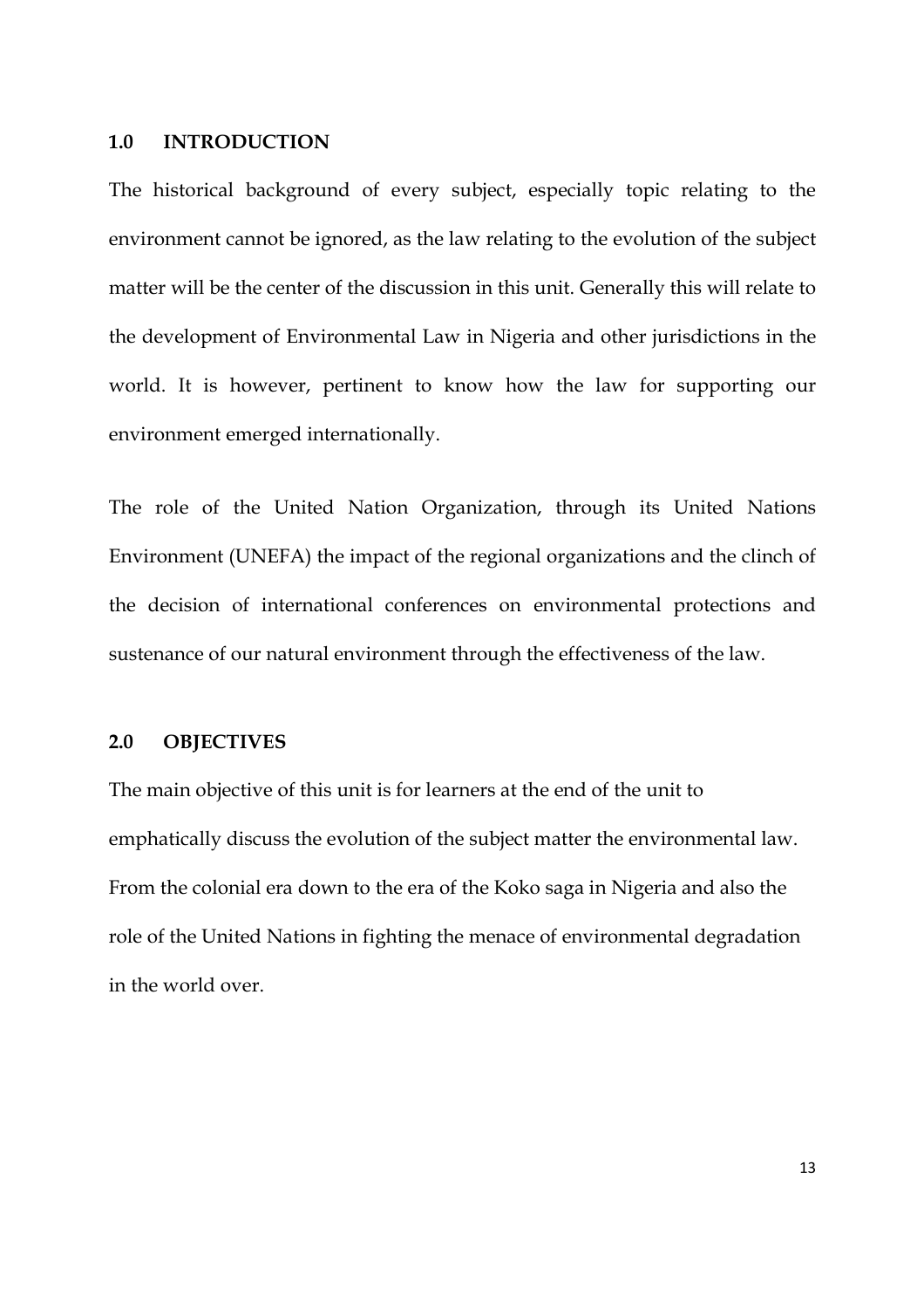## 1.0 INTRODUCTION

The historical background of every subject, especially topic relating to the environment cannot be ignored, as the law relating to the evolution of the subject matter will be the center of the discussion in this unit. Generally this will relate to the development of Environmental Law in Nigeria and other jurisdictions in the world. It is however, pertinent to know how the law for supporting our environment emerged internationally.

The role of the United Nation Organization, through its United Nations Environment (UNEFA) the impact of the regional organizations and the clinch of the decision of international conferences on environmental protections and sustenance of our natural environment through the effectiveness of the law.

## 2.0 OBJECTIVES

The main objective of this unit is for learners at the end of the unit to emphatically discuss the evolution of the subject matter the environmental law. From the colonial era down to the era of the Koko saga in Nigeria and also the role of the United Nations in fighting the menace of environmental degradation in the world over.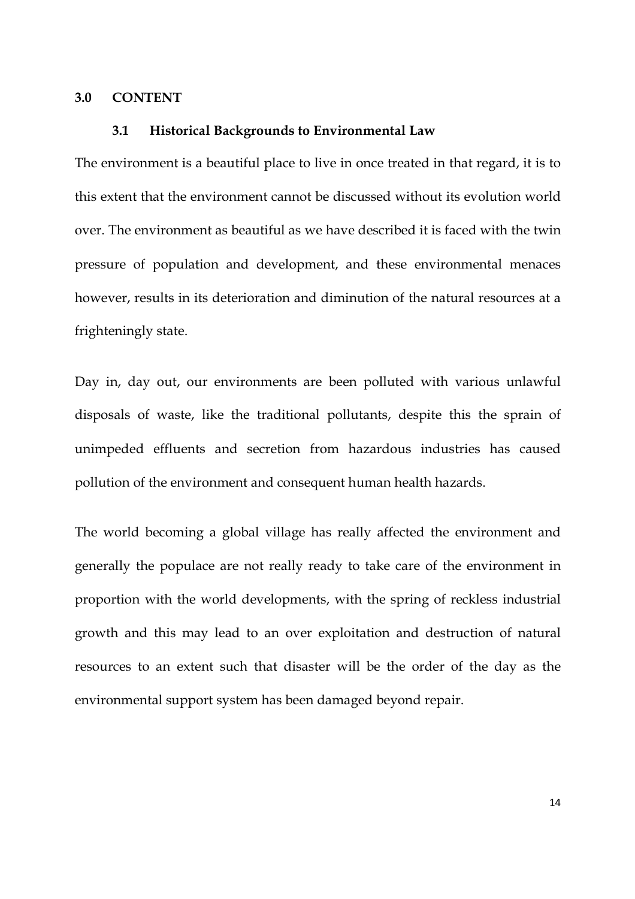## 3.0 CONTENT

### 3.1 Historical Backgrounds to Environmental Law

The environment is a beautiful place to live in once treated in that regard, it is to this extent that the environment cannot be discussed without its evolution world over. The environment as beautiful as we have described it is faced with the twin pressure of population and development, and these environmental menaces however, results in its deterioration and diminution of the natural resources at a frighteningly state.

Day in, day out, our environments are been polluted with various unlawful disposals of waste, like the traditional pollutants, despite this the sprain of unimpeded effluents and secretion from hazardous industries has caused pollution of the environment and consequent human health hazards.

The world becoming a global village has really affected the environment and generally the populace are not really ready to take care of the environment in proportion with the world developments, with the spring of reckless industrial growth and this may lead to an over exploitation and destruction of natural resources to an extent such that disaster will be the order of the day as the environmental support system has been damaged beyond repair.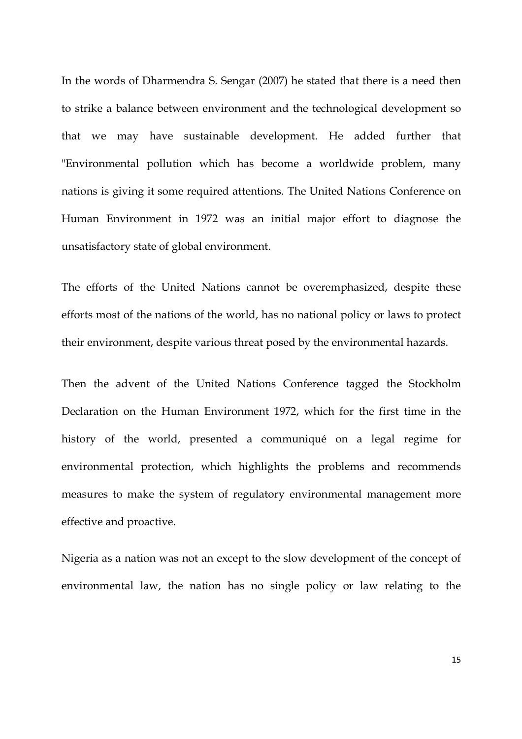In the words of Dharmendra S. Sengar (2007) he stated that there is a need then to strike a balance between environment and the technological development so that we may have sustainable development. He added further that "Environmental pollution which has become a worldwide problem, many nations is giving it some required attentions. The United Nations Conference on Human Environment in 1972 was an initial major effort to diagnose the unsatisfactory state of global environment.

The efforts of the United Nations cannot be overemphasized, despite these efforts most of the nations of the world, has no national policy or laws to protect their environment, despite various threat posed by the environmental hazards.

Then the advent of the United Nations Conference tagged the Stockholm Declaration on the Human Environment 1972, which for the first time in the history of the world, presented a communiqué on a legal regime for environmental protection, which highlights the problems and recommends measures to make the system of regulatory environmental management more effective and proactive.

Nigeria as a nation was not an except to the slow development of the concept of environmental law, the nation has no single policy or law relating to the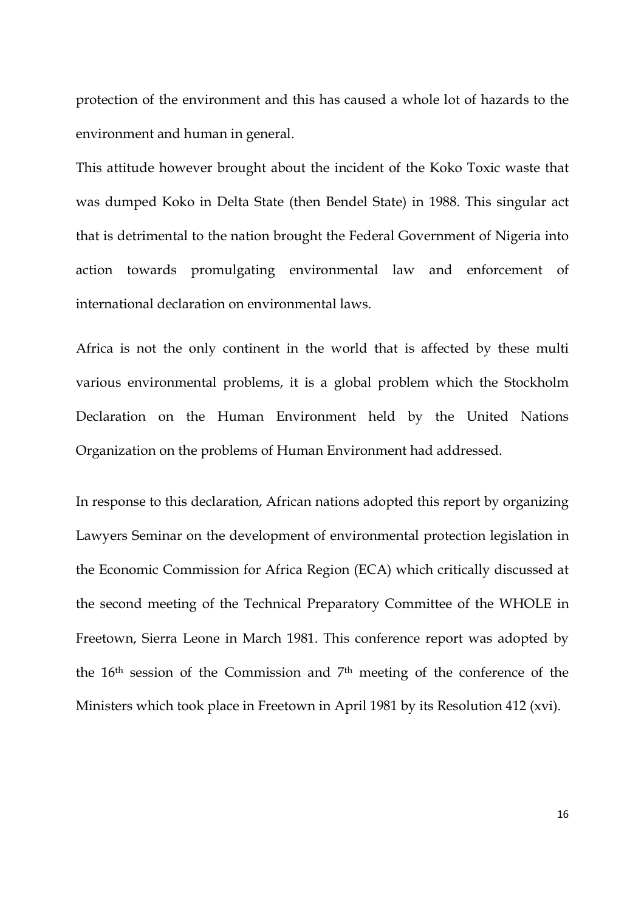protection of the environment and this has caused a whole lot of hazards to the environment and human in general.

This attitude however brought about the incident of the Koko Toxic waste that was dumped Koko in Delta State (then Bendel State) in 1988. This singular act that is detrimental to the nation brought the Federal Government of Nigeria into action towards promulgating environmental law and enforcement of international declaration on environmental laws.

Africa is not the only continent in the world that is affected by these multi various environmental problems, it is a global problem which the Stockholm Declaration on the Human Environment held by the United Nations Organization on the problems of Human Environment had addressed.

In response to this declaration, African nations adopted this report by organizing Lawyers Seminar on the development of environmental protection legislation in the Economic Commission for Africa Region (ECA) which critically discussed at the second meeting of the Technical Preparatory Committee of the WHOLE in Freetown, Sierra Leone in March 1981. This conference report was adopted by the 16th session of the Commission and 7th meeting of the conference of the Ministers which took place in Freetown in April 1981 by its Resolution 412 (xvi).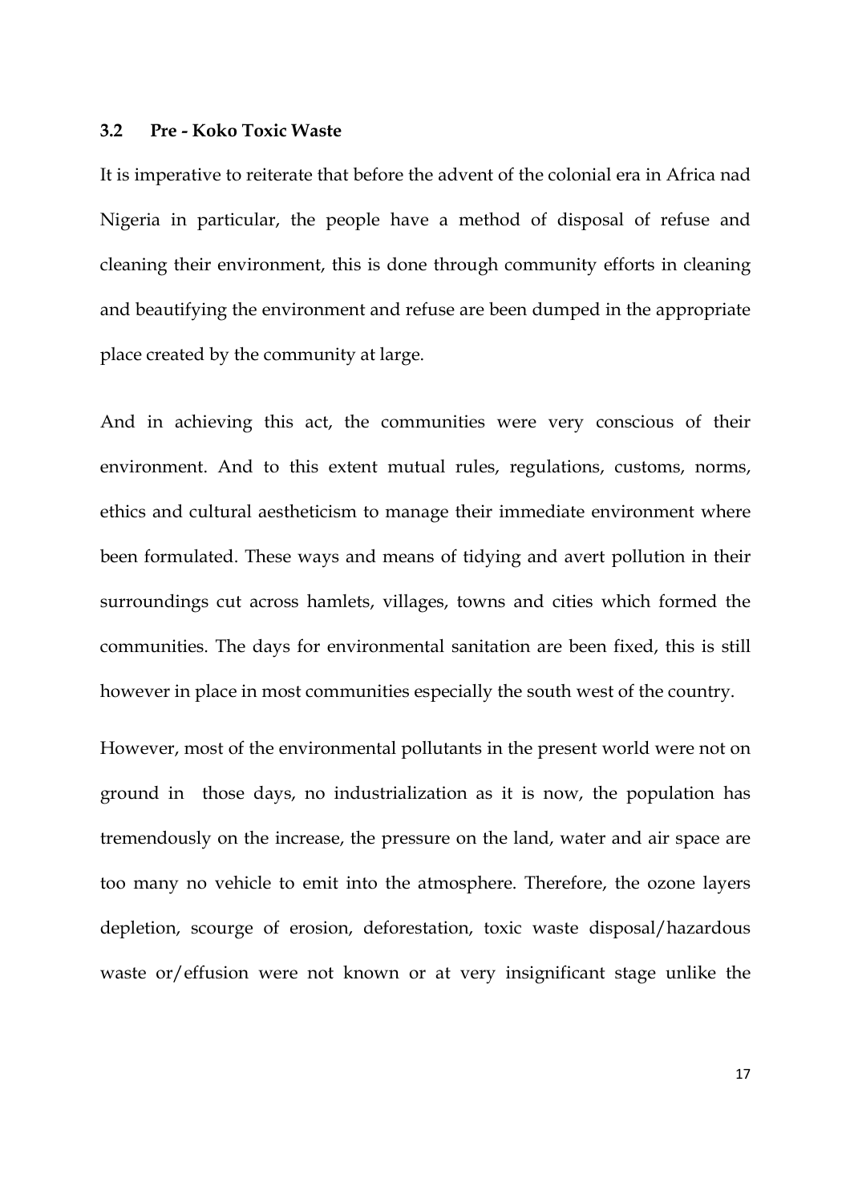### 3.2 Pre - Koko Toxic Waste

It is imperative to reiterate that before the advent of the colonial era in Africa nad Nigeria in particular, the people have a method of disposal of refuse and cleaning their environment, this is done through community efforts in cleaning and beautifying the environment and refuse are been dumped in the appropriate place created by the community at large.

And in achieving this act, the communities were very conscious of their environment. And to this extent mutual rules, regulations, customs, norms, ethics and cultural aestheticism to manage their immediate environment where been formulated. These ways and means of tidying and avert pollution in their surroundings cut across hamlets, villages, towns and cities which formed the communities. The days for environmental sanitation are been fixed, this is still however in place in most communities especially the south west of the country.

However, most of the environmental pollutants in the present world were not on ground in those days, no industrialization as it is now, the population has tremendously on the increase, the pressure on the land, water and air space are too many no vehicle to emit into the atmosphere. Therefore, the ozone layers depletion, scourge of erosion, deforestation, toxic waste disposal/hazardous waste or/effusion were not known or at very insignificant stage unlike the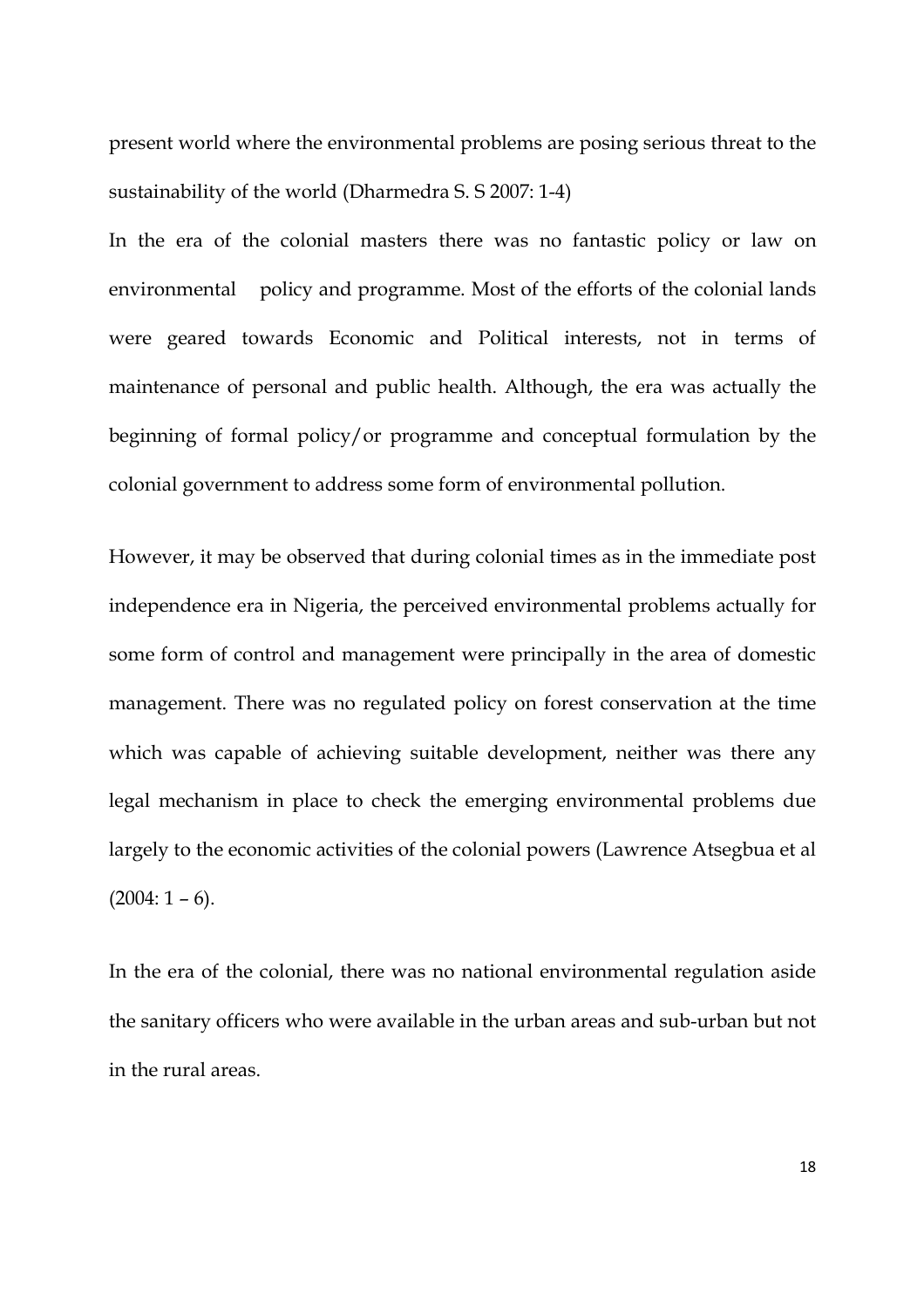present world where the environmental problems are posing serious threat to the sustainability of the world (Dharmedra S. S 2007: 1-4)

In the era of the colonial masters there was no fantastic policy or law on environmental policy and programme. Most of the efforts of the colonial lands were geared towards Economic and Political interests, not in terms of maintenance of personal and public health. Although, the era was actually the beginning of formal policy/or programme and conceptual formulation by the colonial government to address some form of environmental pollution.

However, it may be observed that during colonial times as in the immediate post independence era in Nigeria, the perceived environmental problems actually for some form of control and management were principally in the area of domestic management. There was no regulated policy on forest conservation at the time which was capable of achieving suitable development, neither was there any legal mechanism in place to check the emerging environmental problems due largely to the economic activities of the colonial powers (Lawrence Atsegbua et al (2004: 1 – 6).

In the era of the colonial, there was no national environmental regulation aside the sanitary officers who were available in the urban areas and sub-urban but not in the rural areas.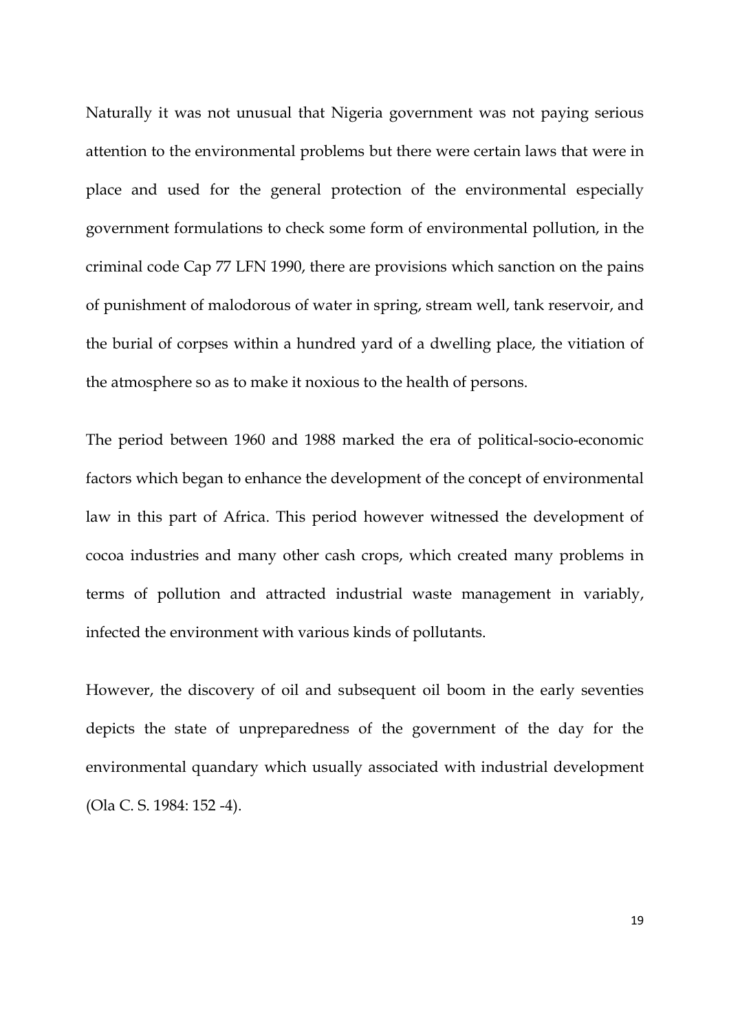Naturally it was not unusual that Nigeria government was not paying serious attention to the environmental problems but there were certain laws that were in place and used for the general protection of the environmental especially government formulations to check some form of environmental pollution, in the criminal code Cap 77 LFN 1990, there are provisions which sanction on the pains of punishment of malodorous of water in spring, stream well, tank reservoir, and the burial of corpses within a hundred yard of a dwelling place, the vitiation of the atmosphere so as to make it noxious to the health of persons.

The period between 1960 and 1988 marked the era of political-socio-economic factors which began to enhance the development of the concept of environmental law in this part of Africa. This period however witnessed the development of cocoa industries and many other cash crops, which created many problems in terms of pollution and attracted industrial waste management in variably, infected the environment with various kinds of pollutants.

However, the discovery of oil and subsequent oil boom in the early seventies depicts the state of unpreparedness of the government of the day for the environmental quandary which usually associated with industrial development (Ola C. S. 1984: 152 -4).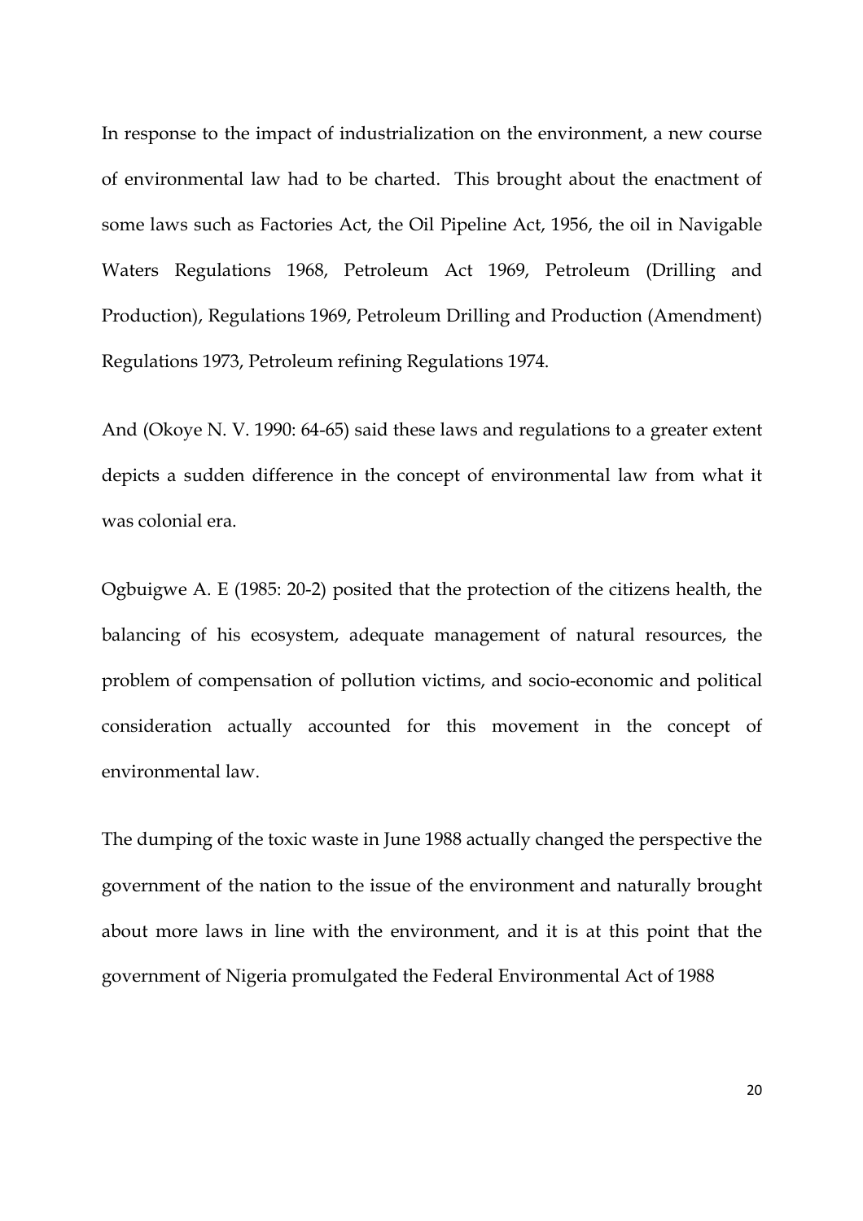In response to the impact of industrialization on the environment, a new course of environmental law had to be charted. This brought about the enactment of some laws such as Factories Act, the Oil Pipeline Act, 1956, the oil in Navigable Waters Regulations 1968, Petroleum Act 1969, Petroleum (Drilling and Production), Regulations 1969, Petroleum Drilling and Production (Amendment) Regulations 1973, Petroleum refining Regulations 1974.

And (Okoye N. V. 1990: 64-65) said these laws and regulations to a greater extent depicts a sudden difference in the concept of environmental law from what it was colonial era.

Ogbuigwe A. E (1985: 20-2) posited that the protection of the citizens health, the balancing of his ecosystem, adequate management of natural resources, the problem of compensation of pollution victims, and socio-economic and political consideration actually accounted for this movement in the concept of environmental law.

The dumping of the toxic waste in June 1988 actually changed the perspective the government of the nation to the issue of the environment and naturally brought about more laws in line with the environment, and it is at this point that the government of Nigeria promulgated the Federal Environmental Act of 1988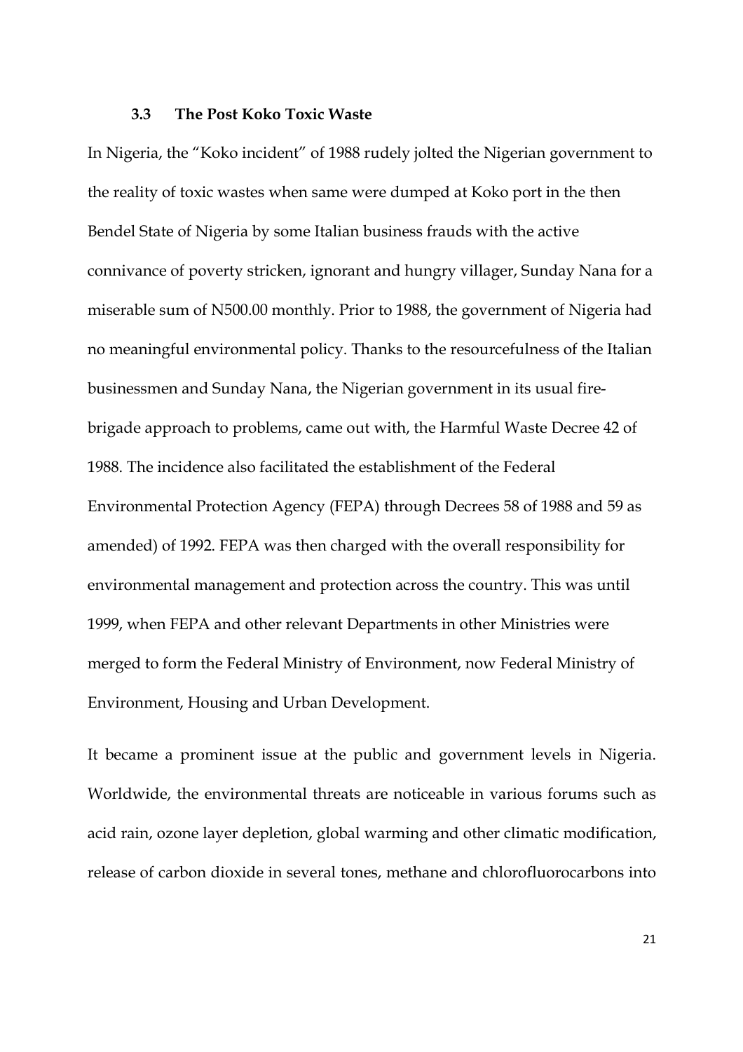### 3.3 The Post Koko Toxic Waste

In Nigeria, the "Koko incident" of 1988 rudely jolted the Nigerian government to the reality of toxic wastes when same were dumped at Koko port in the then Bendel State of Nigeria by some Italian business frauds with the active connivance of poverty stricken, ignorant and hungry villager, Sunday Nana for a miserable sum of N500.00 monthly. Prior to 1988, the government of Nigeria had no meaningful environmental policy. Thanks to the resourcefulness of the Italian businessmen and Sunday Nana, the Nigerian government in its usual fire-brigade approach to problems, came out with, the Harmful Waste Decree 42 of 1988. The incidence also facilitated the establishment of the Federal Environmental Protection Agency (FEPA) through Decrees 58 of 1988 and 59 as amended) of 1992. FEPA was then charged with the overall responsibility for environmental management and protection across the country. This was until 1999, when FEPA and other relevant Departments in other Ministries were merged to form the Federal Ministry of Environment, now Federal Ministry of Environment, Housing and Urban Development.

It became a prominent issue at the public and government levels in Nigeria. Worldwide, the environmental threats are noticeable in various forums such as acid rain, ozone layer depletion, global warming and other climatic modification, release of carbon dioxide in several tones, methane and chlorofluorocarbons into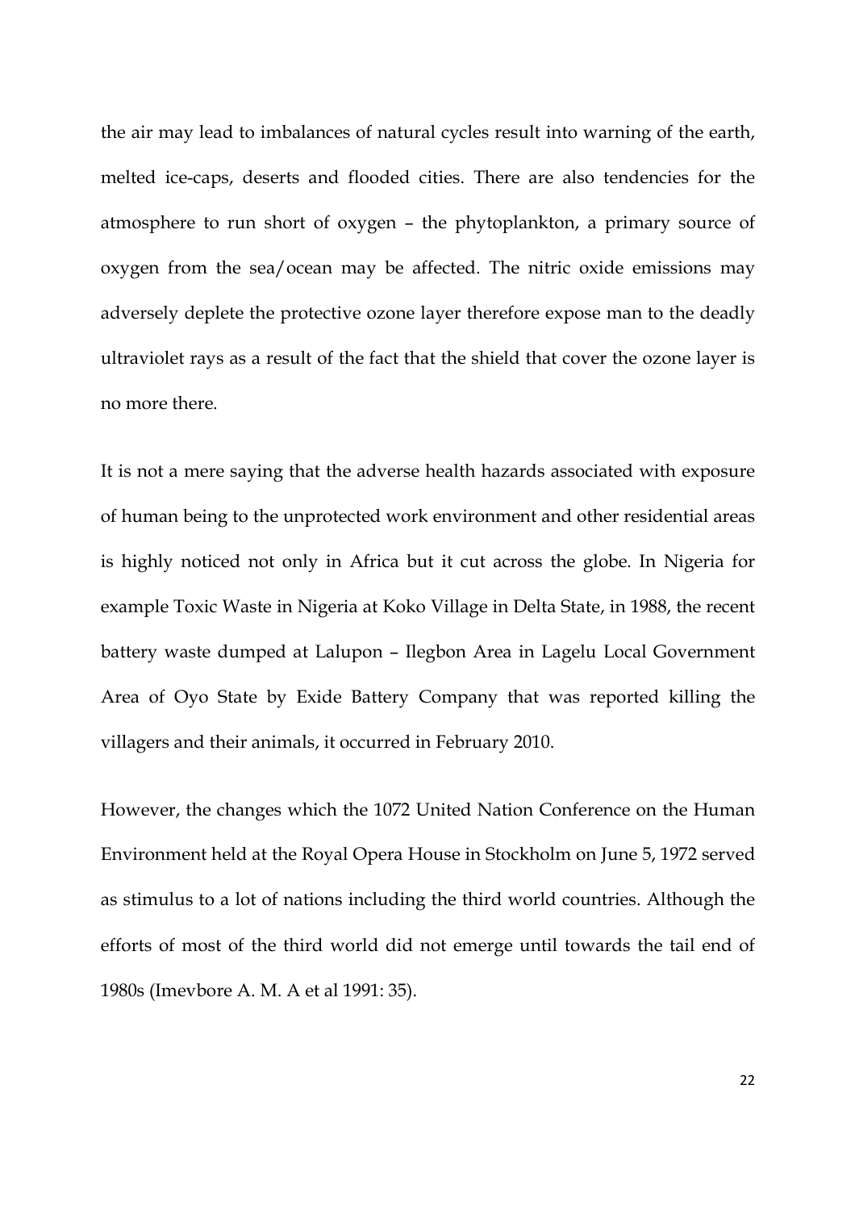the air may lead to imbalances of natural cycles result into warning of the earth, melted ice-caps, deserts and flooded cities. There are also tendencies for the atmosphere to run short of oxygen – the phytoplankton, a primary source of oxygen from the sea/ocean may be affected. The nitric oxide emissions may adversely deplete the protective ozone layer therefore expose man to the deadly ultraviolet rays as a result of the fact that the shield that cover the ozone layer is no more there.

It is not a mere saying that the adverse health hazards associated with exposure of human being to the unprotected work environment and other residential areas is highly noticed not only in Africa but it cut across the globe. In Nigeria for example Toxic Waste in Nigeria at Koko Village in Delta State, in 1988, the recent battery waste dumped at Lalupon – Ilegbon Area in Lagelu Local Government Area of Oyo State by Exide Battery Company that was reported killing the villagers and their animals, it occurred in February 2010.

However, the changes which the 1072 United Nation Conference on the Human Environment held at the Royal Opera House in Stockholm on June 5, 1972 served as stimulus to a lot of nations including the third world countries. Although the efforts of most of the third world did not emerge until towards the tail end of 1980s (Imevbore A. M. A et al 1991: 35).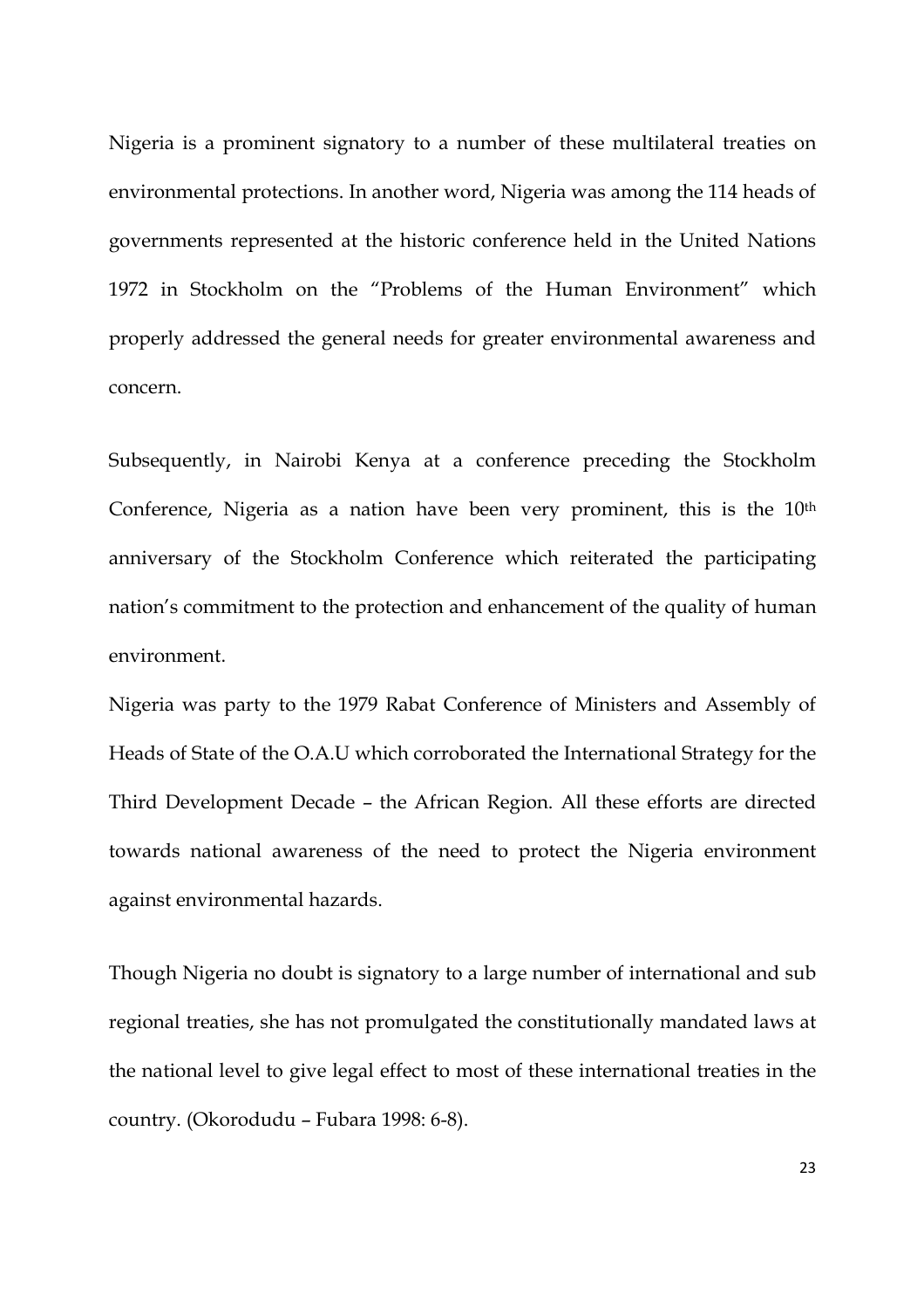Nigeria is a prominent signatory to a number of these multilateral treaties on environmental protections. In another word, Nigeria was among the 114 heads of governments represented at the historic conference held in the United Nations 1972 in Stockholm on the "Problems of the Human Environment" which properly addressed the general needs for greater environmental awareness and concern.

Subsequently, in Nairobi Kenya at a conference preceding the Stockholm Conference, Nigeria as a nation have been very prominent, this is the 10th anniversary of the Stockholm Conference which reiterated the participating nation's commitment to the protection and enhancement of the quality of human environment.

Nigeria was party to the 1979 Rabat Conference of Ministers and Assembly of Heads of State of the O.A.U which corroborated the International Strategy for the Third Development Decade – the African Region. All these efforts are directed towards national awareness of the need to protect the Nigeria environment against environmental hazards.

Though Nigeria no doubt is signatory to a large number of international and sub regional treaties, she has not promulgated the constitutionally mandated laws at the national level to give legal effect to most of these international treaties in the country. (Okorodudu – Fubara 1998: 6-8).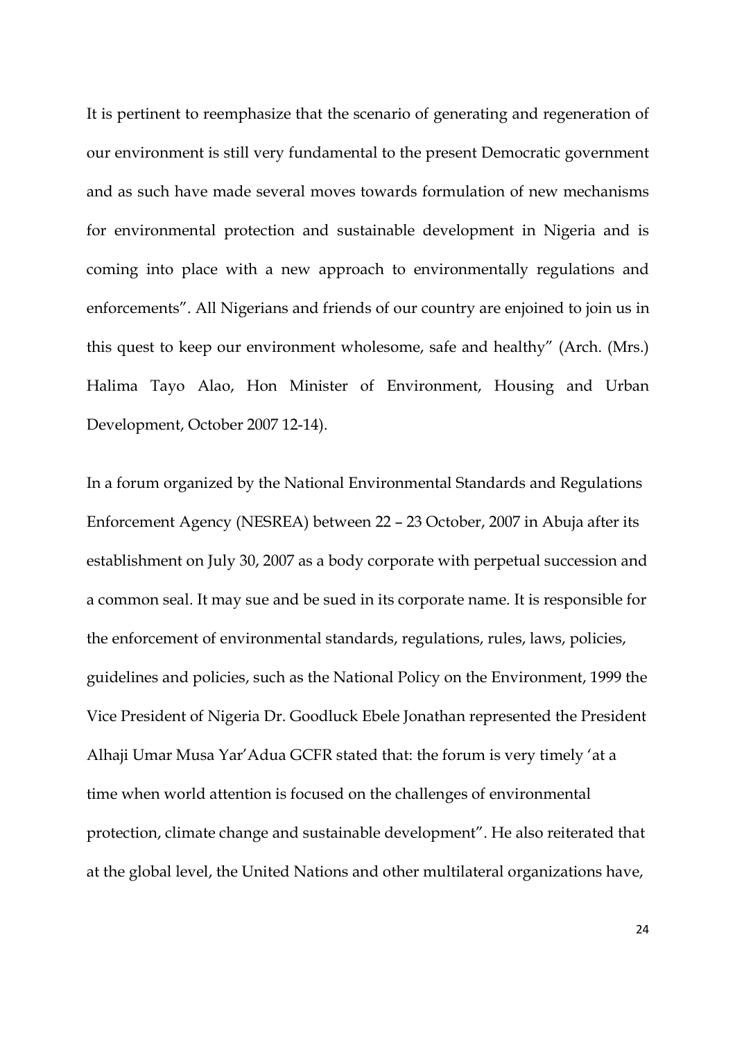It is pertinent to reemphasize that the scenario of generating and regeneration of our environment is still very fundamental to the present Democratic government and as such have made several moves towards formulation of new mechanisms for environmental protection and sustainable development in Nigeria and is coming into place with a new approach to environmentally regulations and enforcements". All Nigerians and friends of our country are enjoined to join us in this quest to keep our environment wholesome, safe and healthy" (Arch. (Mrs.) Halima Tayo Alao, Hon Minister of Environment, Housing and Urban Development, October 2007 12-14).

In a forum organized by the National Environmental Standards and Regulations Enforcement Agency (NESREA) between 22 – 23 October, 2007 in Abuja after its establishment on July 30, 2007 as a body corporate with perpetual succession and a common seal. It may sue and be sued in its corporate name. It is responsible for the enforcement of environmental standards, regulations, rules, laws, policies, guidelines and policies, such as the National Policy on the Environment, 1999 the Vice President of Nigeria Dr. Goodluck Ebele Jonathan represented the President Alhaji Umar Musa Yar'Adua GCFR stated that: the forum is very timely 'at a time when world attention is focused on the challenges of environmental protection, climate change and sustainable development". He also reiterated that at the global level, the United Nations and other multilateral organizations have,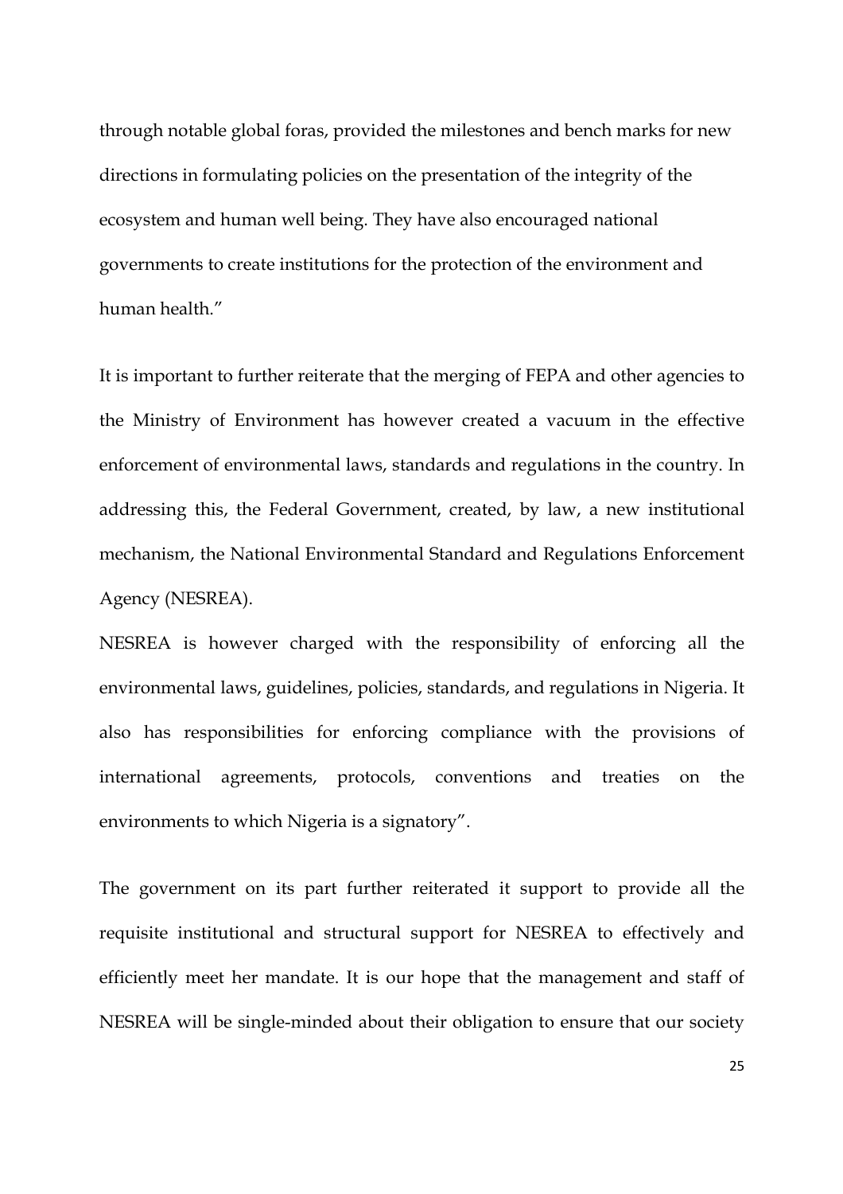through notable global foras, provided the milestones and bench marks for new directions in formulating policies on the presentation of the integrity of the ecosystem and human well being. They have also encouraged national governments to create institutions for the protection of the environment and human health."

It is important to further reiterate that the merging of FEPA and other agencies to the Ministry of Environment has however created a vacuum in the effective enforcement of environmental laws, standards and regulations in the country. In addressing this, the Federal Government, created, by law, a new institutional mechanism, the National Environmental Standard and Regulations Enforcement Agency (NESREA).

NESREA is however charged with the responsibility of enforcing all the environmental laws, guidelines, policies, standards, and regulations in Nigeria. It also has responsibilities for enforcing compliance with the provisions of international agreements, protocols, conventions and treaties on the environments to which Nigeria is a signatory".

The government on its part further reiterated it support to provide all the requisite institutional and structural support for NESREA to effectively and efficiently meet her mandate. It is our hope that the management and staff of NESREA will be single-minded about their obligation to ensure that our society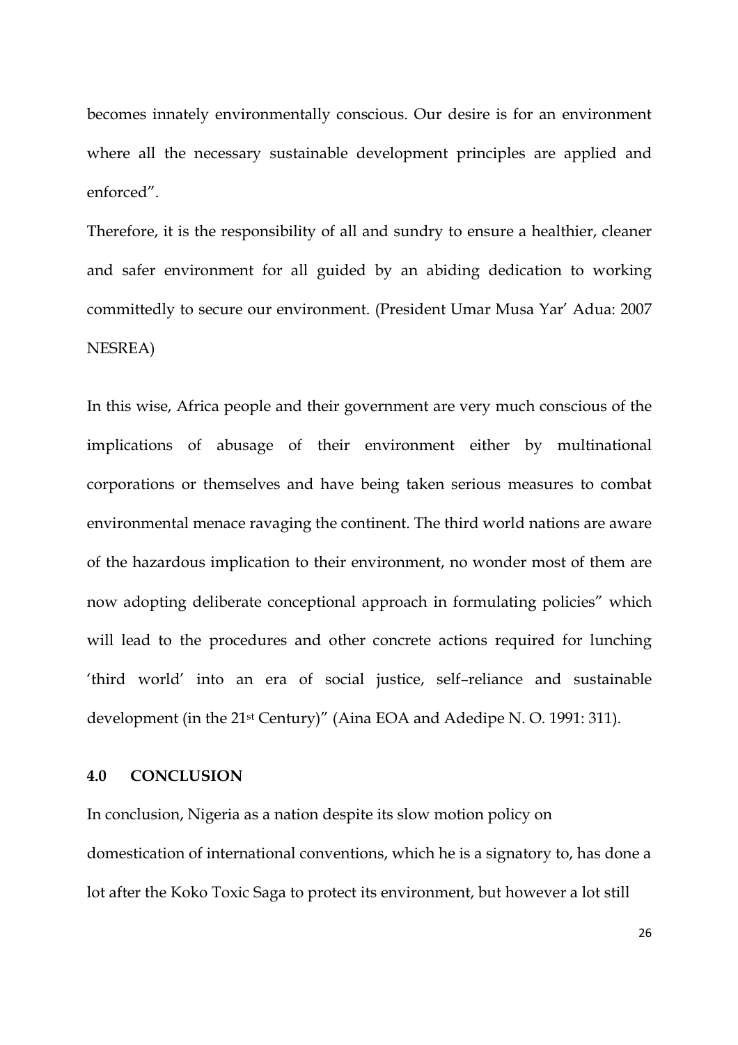becomes innately environmentally conscious. Our desire is for an environment where all the necessary sustainable development principles are applied and enforced".

Therefore, it is the responsibility of all and sundry to ensure a healthier, cleaner and safer environment for all guided by an abiding dedication to working committedly to secure our environment. (President Umar Musa Yar' Adua: 2007 NESREA)

In this wise, Africa people and their government are very much conscious of the implications of abusage of their environment either by multinational corporations or themselves and have being taken serious measures to combat environmental menace ravaging the continent. The third world nations are aware of the hazardous implication to their environment, no wonder most of them are now adopting deliberate conceptional approach in formulating policies" which will lead to the procedures and other concrete actions required for lunching 'third world' into an era of social justice, self–reliance and sustainable development (in the 21st Century)" (Aina EOA and Adedipe N. O. 1991: 311).

## 4.0 CONCLUSION

In conclusion, Nigeria as a nation despite its slow motion policy on domestication of international conventions, which he is a signatory to, has done a lot after the Koko Toxic Saga to protect its environment, but however a lot still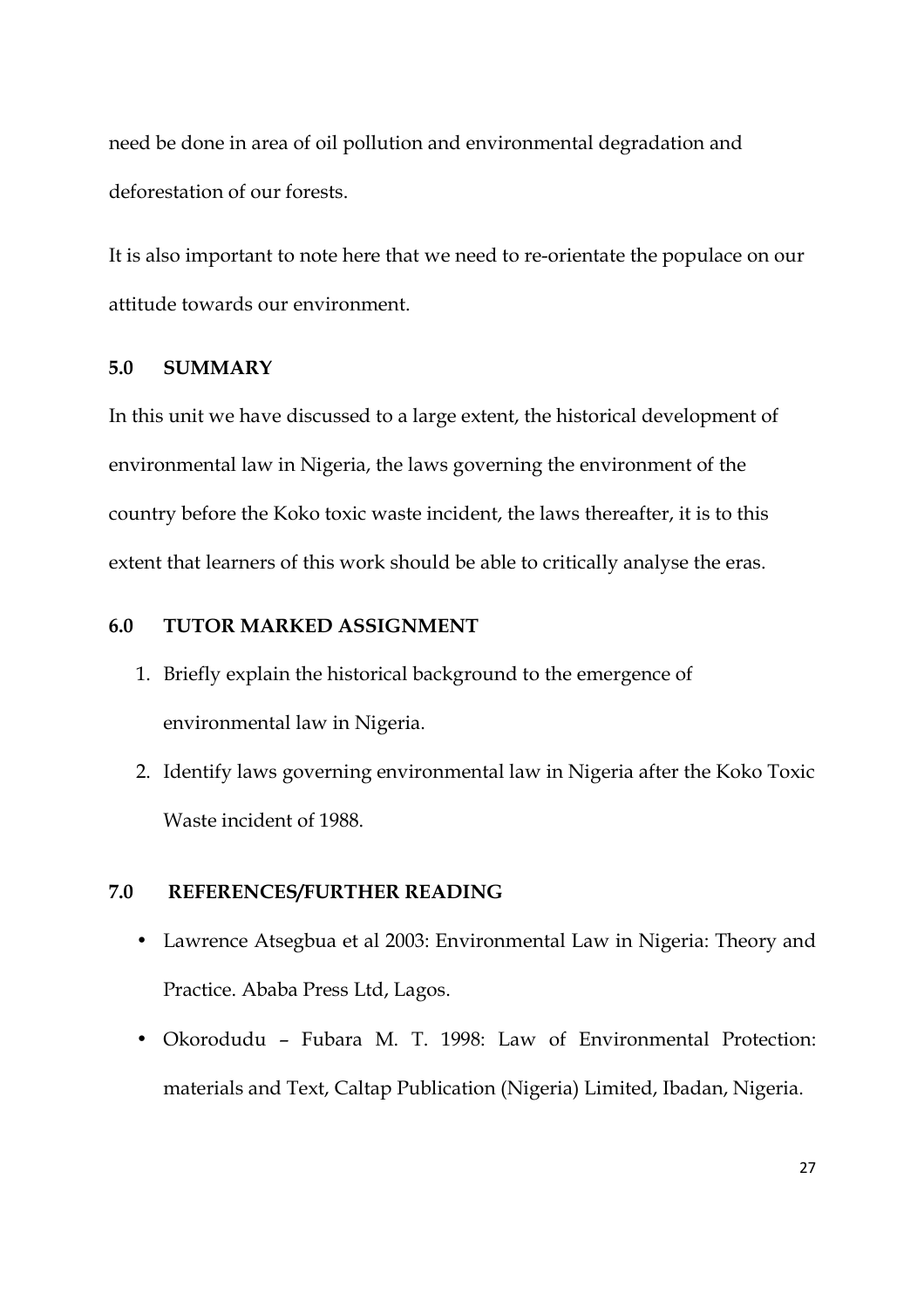need be done in area of oil pollution and environmental degradation and deforestation of our forests.

It is also important to note here that we need to re-orientate the populace on our attitude towards our environment.

## 5.0 SUMMARY

In this unit we have discussed to a large extent, the historical development of environmental law in Nigeria, the laws governing the environment of the country before the Koko toxic waste incident, the laws thereafter, it is to this extent that learners of this work should be able to critically analyse the eras.

## 6.0 TUTOR MARKED ASSIGNMENT

1. Briefly explain the historical background to the emergence of environmental law in Nigeria.
2. Identify laws governing environmental law in Nigeria after the Koko Toxic Waste incident of 1988.

## 7.0 REFERENCES/FURTHER READING

- Lawrence Atsegbua et al 2003: Environmental Law in Nigeria: Theory and Practice. Ababa Press Ltd, Lagos.
- Okorodudu – Fubara M. T. 1998: Law of Environmental Protection: materials and Text, Caltap Publication (Nigeria) Limited, Ibadan, Nigeria.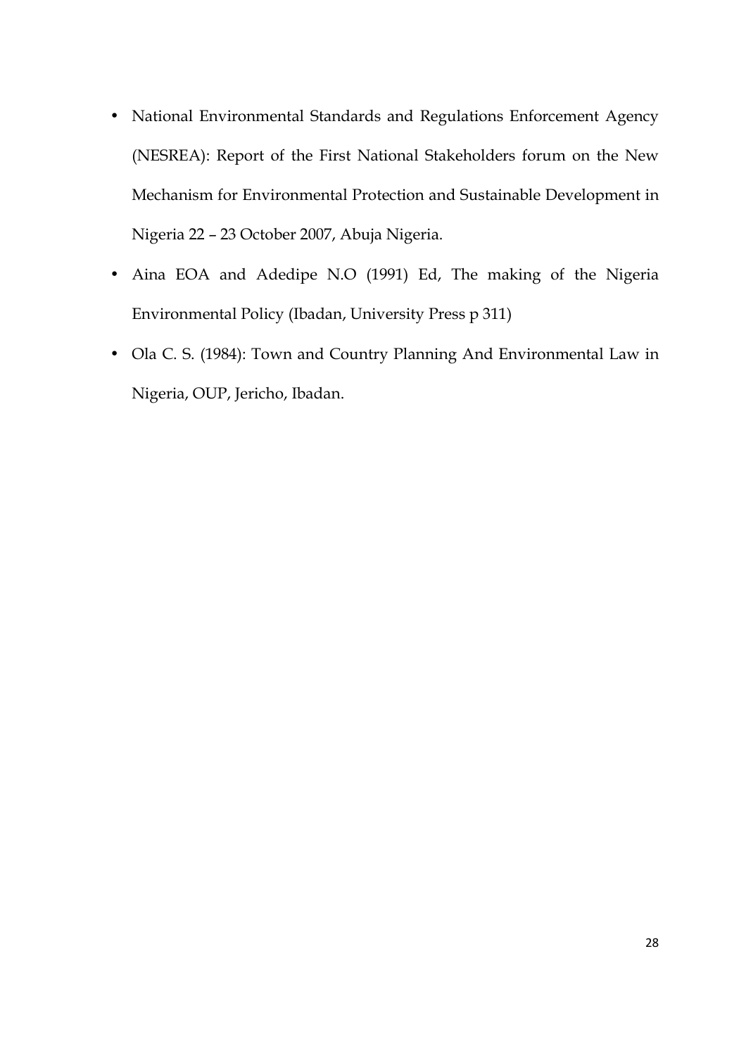- National Environmental Standards and Regulations Enforcement Agency (NESREA): Report of the First National Stakeholders forum on the New Mechanism for Environmental Protection and Sustainable Development in Nigeria 22 – 23 October 2007, Abuja Nigeria.
- Aina EOA and Adedipe N.O (1991) Ed, The making of the Nigeria Environmental Policy (Ibadan, University Press p 311)
- Ola C. S. (1984): Town and Country Planning And Environmental Law in Nigeria, OUP, Jericho, Ibadan.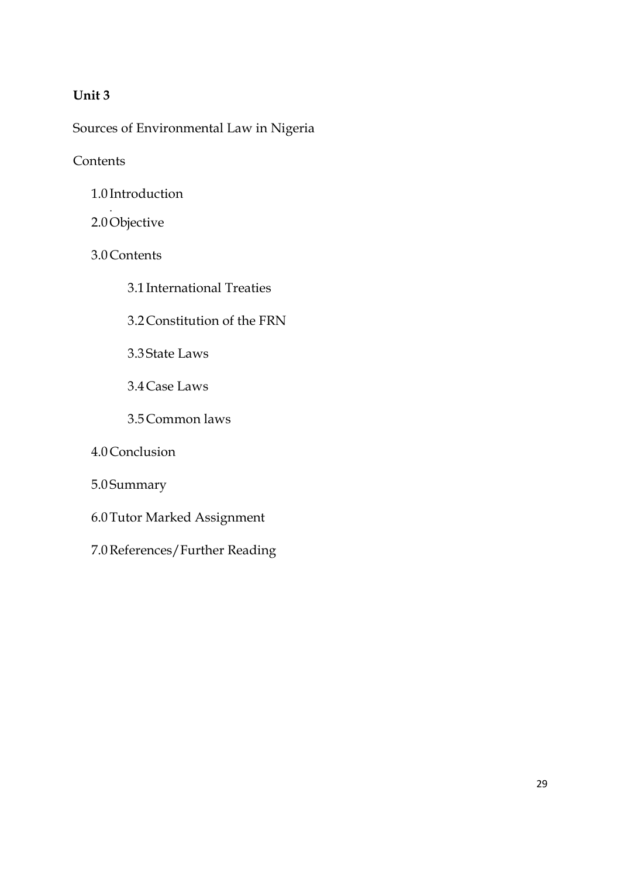**Unit 3**

Sources of Environmental Law in Nigeria

Contents

1.0 Introduction

2.0 Objective

3.0 Contents

  3.1 International Treaties

  3.2 Constitution of the FRN

  3.3 State Laws

  3.4 Case Laws

  3.5 Common laws

4.0 Conclusion

5.0 Summary

6.0 Tutor Marked Assignment

7.0 References/Further Reading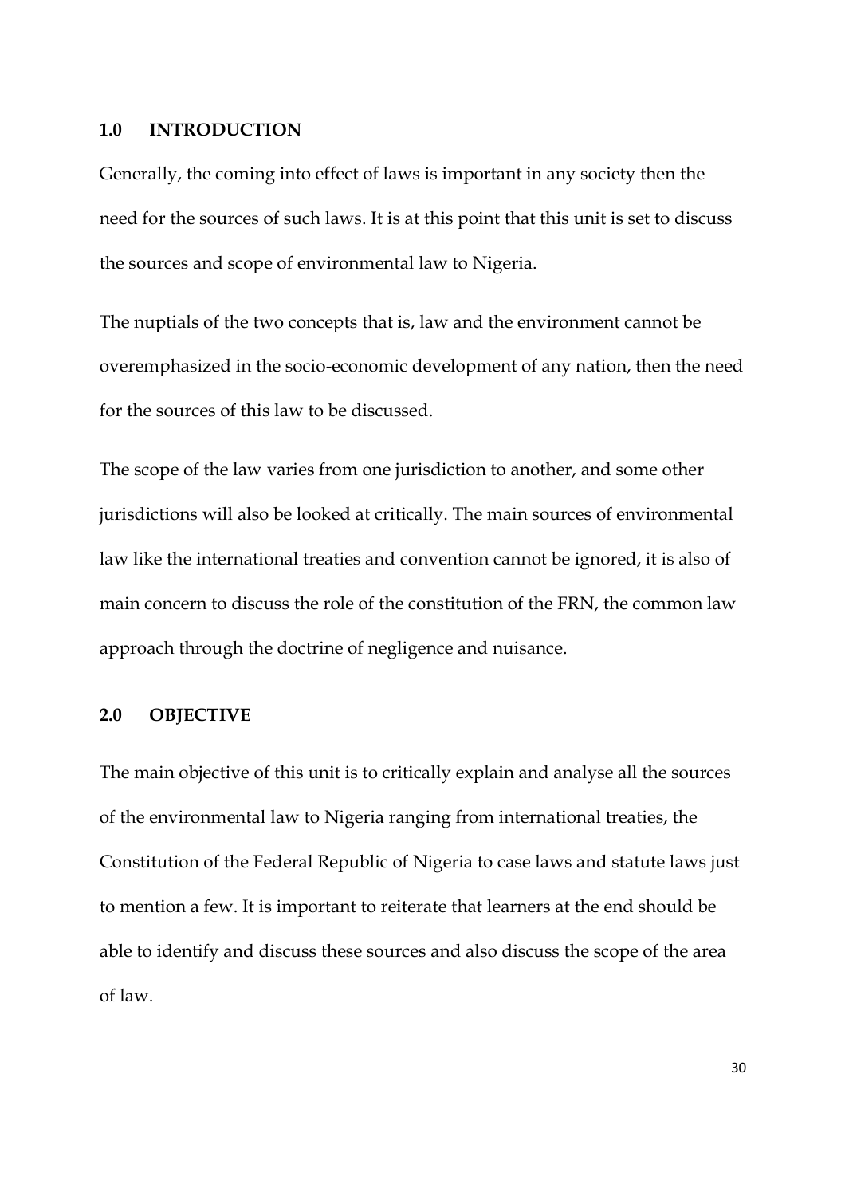## 1.0 INTRODUCTION

Generally, the coming into effect of laws is important in any society then the need for the sources of such laws. It is at this point that this unit is set to discuss the sources and scope of environmental law to Nigeria.

The nuptials of the two concepts that is, law and the environment cannot be overemphasized in the socio-economic development of any nation, then the need for the sources of this law to be discussed.

The scope of the law varies from one jurisdiction to another, and some other jurisdictions will also be looked at critically. The main sources of environmental law like the international treaties and convention cannot be ignored, it is also of main concern to discuss the role of the constitution of the FRN, the common law approach through the doctrine of negligence and nuisance.

## 2.0 OBJECTIVE

The main objective of this unit is to critically explain and analyse all the sources of the environmental law to Nigeria ranging from international treaties, the Constitution of the Federal Republic of Nigeria to case laws and statute laws just to mention a few. It is important to reiterate that learners at the end should be able to identify and discuss these sources and also discuss the scope of the area of law.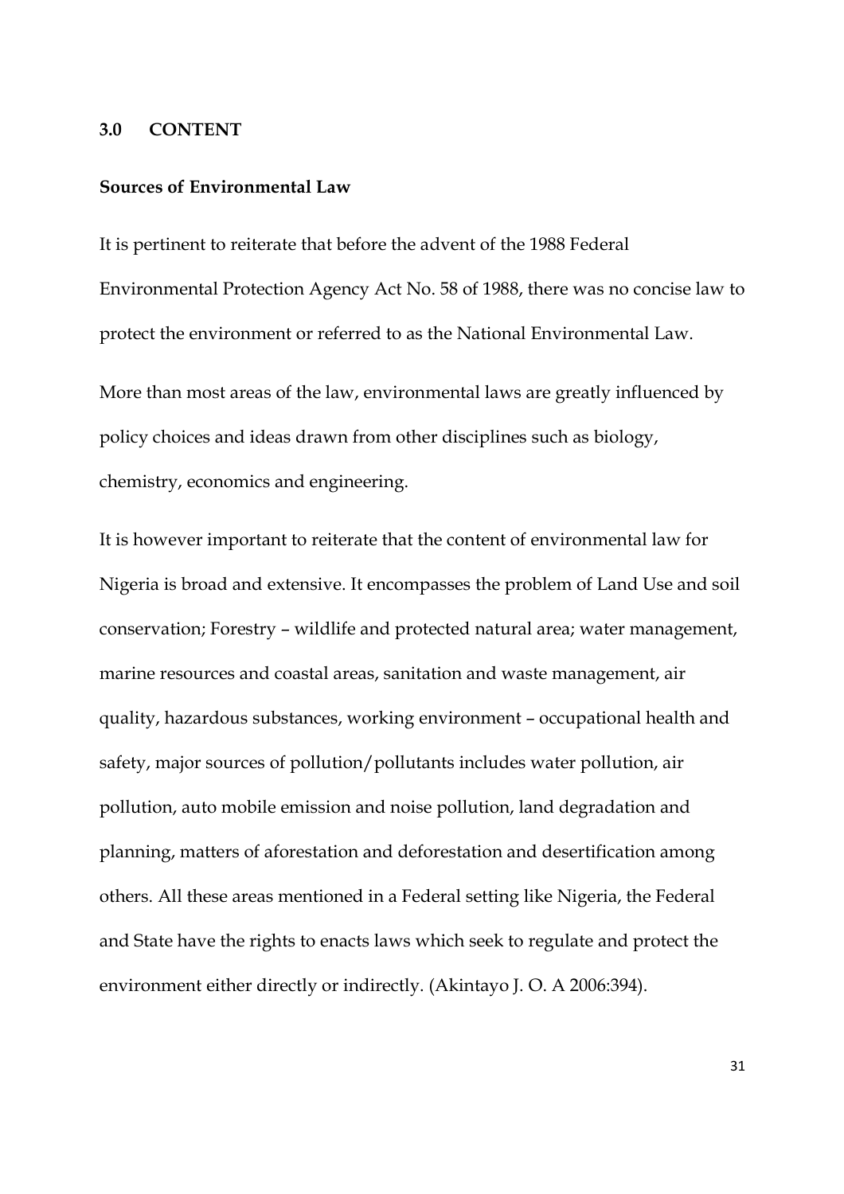## 3.0 CONTENT

### Sources of Environmental Law

It is pertinent to reiterate that before the advent of the 1988 Federal Environmental Protection Agency Act No. 58 of 1988, there was no concise law to protect the environment or referred to as the National Environmental Law.

More than most areas of the law, environmental laws are greatly influenced by policy choices and ideas drawn from other disciplines such as biology, chemistry, economics and engineering.

It is however important to reiterate that the content of environmental law for Nigeria is broad and extensive. It encompasses the problem of Land Use and soil conservation; Forestry – wildlife and protected natural area; water management, marine resources and coastal areas, sanitation and waste management, air quality, hazardous substances, working environment – occupational health and safety, major sources of pollution/pollutants includes water pollution, air pollution, auto mobile emission and noise pollution, land degradation and planning, matters of aforestation and deforestation and desertification among others. All these areas mentioned in a Federal setting like Nigeria, the Federal and State have the rights to enacts laws which seek to regulate and protect the environment either directly or indirectly. (Akintayo J. O. A 2006:394).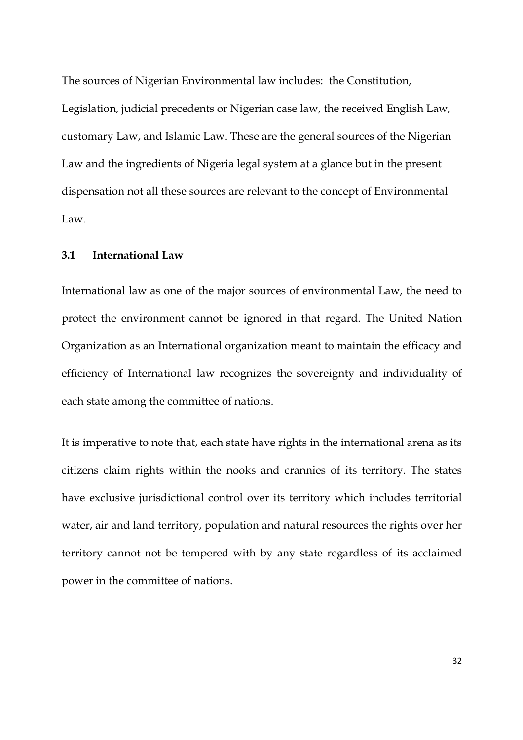The sources of Nigerian Environmental law includes: the Constitution, Legislation, judicial precedents or Nigerian case law, the received English Law, customary Law, and Islamic Law. These are the general sources of the Nigerian Law and the ingredients of Nigeria legal system at a glance but in the present dispensation not all these sources are relevant to the concept of Environmental Law.

### 3.1 International Law

International law as one of the major sources of environmental Law, the need to protect the environment cannot be ignored in that regard. The United Nation Organization as an International organization meant to maintain the efficacy and efficiency of International law recognizes the sovereignty and individuality of each state among the committee of nations.

It is imperative to note that, each state have rights in the international arena as its citizens claim rights within the nooks and crannies of its territory. The states have exclusive jurisdictional control over its territory which includes territorial water, air and land territory, population and natural resources the rights over her territory cannot not be tempered with by any state regardless of its acclaimed power in the committee of nations.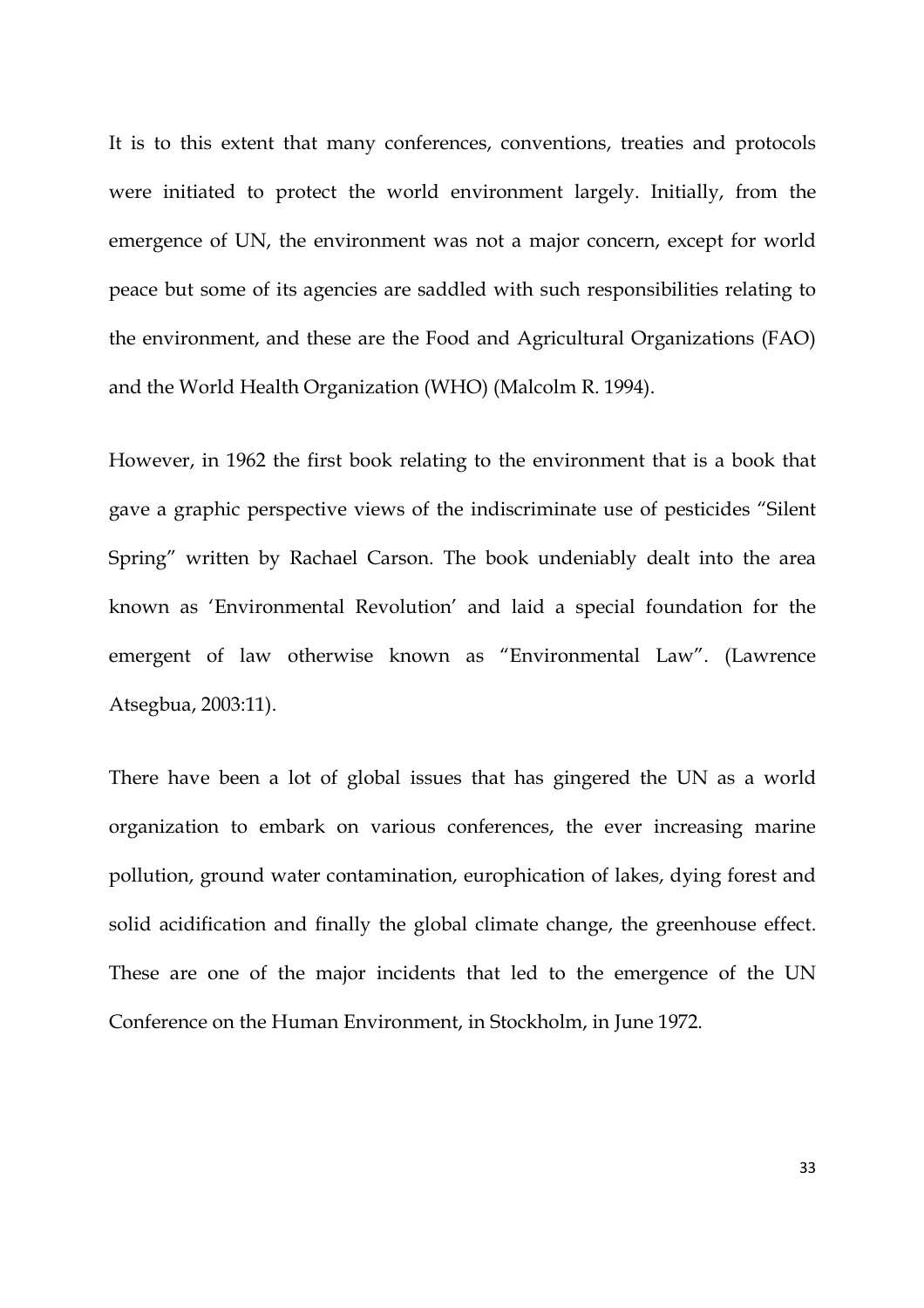It is to this extent that many conferences, conventions, treaties and protocols were initiated to protect the world environment largely. Initially, from the emergence of UN, the environment was not a major concern, except for world peace but some of its agencies are saddled with such responsibilities relating to the environment, and these are the Food and Agricultural Organizations (FAO) and the World Health Organization (WHO) (Malcolm R. 1994).

However, in 1962 the first book relating to the environment that is a book that gave a graphic perspective views of the indiscriminate use of pesticides "Silent Spring" written by Rachael Carson. The book undeniably dealt into the area known as 'Environmental Revolution' and laid a special foundation for the emergent of law otherwise known as "Environmental Law". (Lawrence Atsegbua, 2003:11).

There have been a lot of global issues that has gingered the UN as a world organization to embark on various conferences, the ever increasing marine pollution, ground water contamination, europhication of lakes, dying forest and solid acidification and finally the global climate change, the greenhouse effect. These are one of the major incidents that led to the emergence of the UN Conference on the Human Environment, in Stockholm, in June 1972.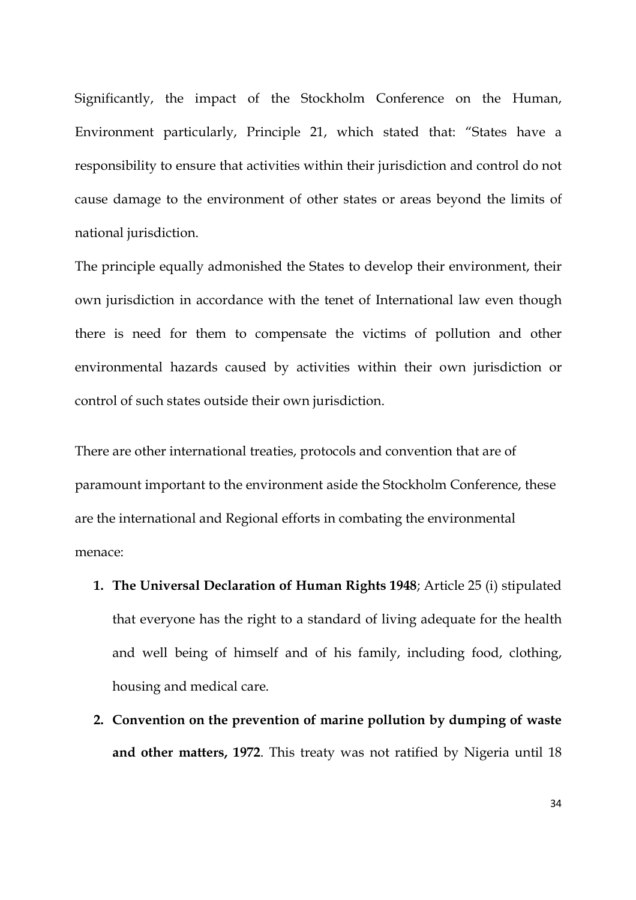Significantly, the impact of the Stockholm Conference on the Human, Environment particularly, Principle 21, which stated that: "States have a responsibility to ensure that activities within their jurisdiction and control do not cause damage to the environment of other states or areas beyond the limits of national jurisdiction.

The principle equally admonished the States to develop their environment, their own jurisdiction in accordance with the tenet of International law even though there is need for them to compensate the victims of pollution and other environmental hazards caused by activities within their own jurisdiction or control of such states outside their own jurisdiction.

There are other international treaties, protocols and convention that are of paramount important to the environment aside the Stockholm Conference, these are the international and Regional efforts in combating the environmental menace:

1. **The Universal Declaration of Human Rights 1948**; Article 25 (i) stipulated that everyone has the right to a standard of living adequate for the health and well being of himself and of his family, including food, clothing, housing and medical care.
2. **Convention on the prevention of marine pollution by dumping of waste and other matters, 1972**. This treaty was not ratified by Nigeria until 18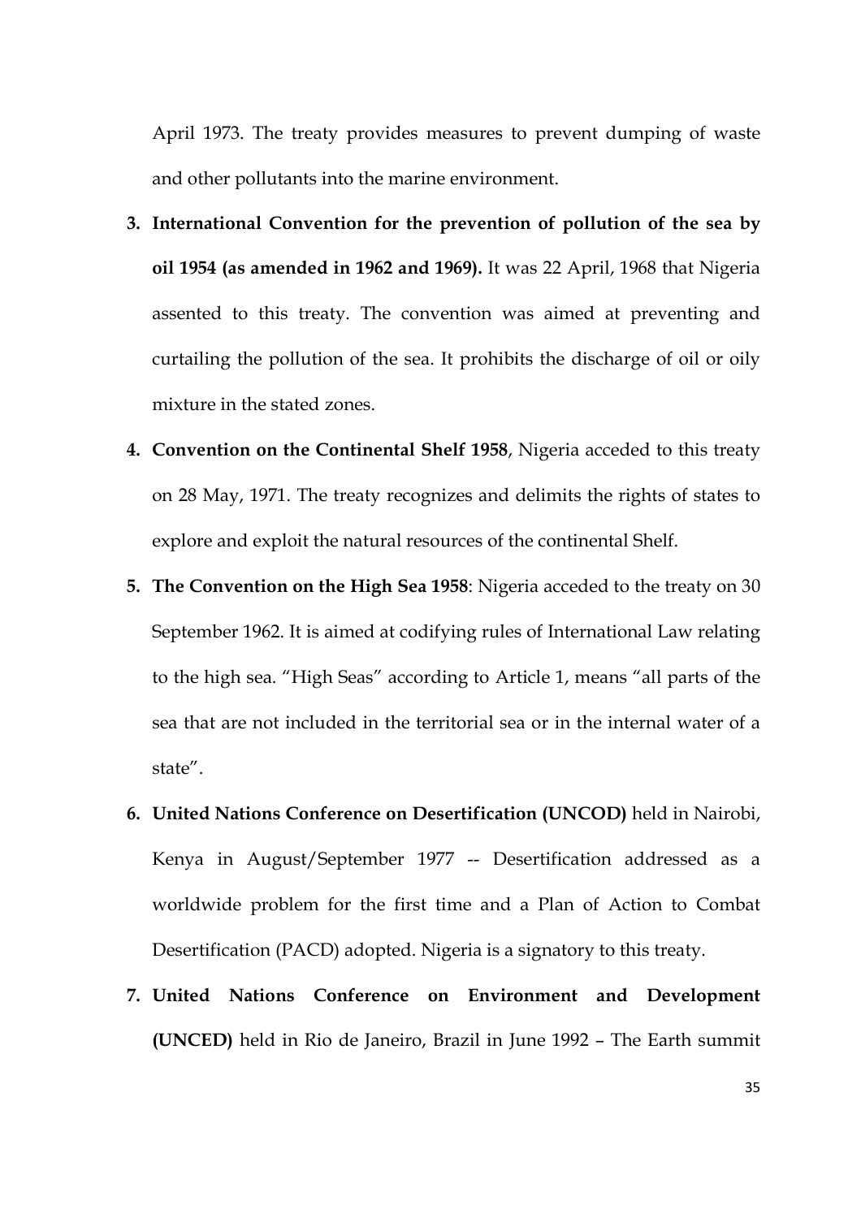April 1973. The treaty provides measures to prevent dumping of waste and other pollutants into the marine environment.

3. **International Convention for the prevention of pollution of the sea by oil 1954 (as amended in 1962 and 1969).** It was 22 April, 1968 that Nigeria assented to this treaty. The convention was aimed at preventing and curtailing the pollution of the sea. It prohibits the discharge of oil or oily mixture in the stated zones.
4. **Convention on the Continental Shelf 1958**, Nigeria acceded to this treaty on 28 May, 1971. The treaty recognizes and delimits the rights of states to explore and exploit the natural resources of the continental Shelf.
5. **The Convention on the High Sea 1958**: Nigeria acceded to the treaty on 30 September 1962. It is aimed at codifying rules of International Law relating to the high sea. "High Seas" according to Article 1, means "all parts of the sea that are not included in the territorial sea or in the internal water of a state".
6. **United Nations Conference on Desertification (UNCOD)** held in Nairobi, Kenya in August/September 1977 -- Desertification addressed as a worldwide problem for the first time and a Plan of Action to Combat Desertification (PACD) adopted. Nigeria is a signatory to this treaty.
7. **United Nations Conference on Environment and Development (UNCED)** held in Rio de Janeiro, Brazil in June 1992 – The Earth summit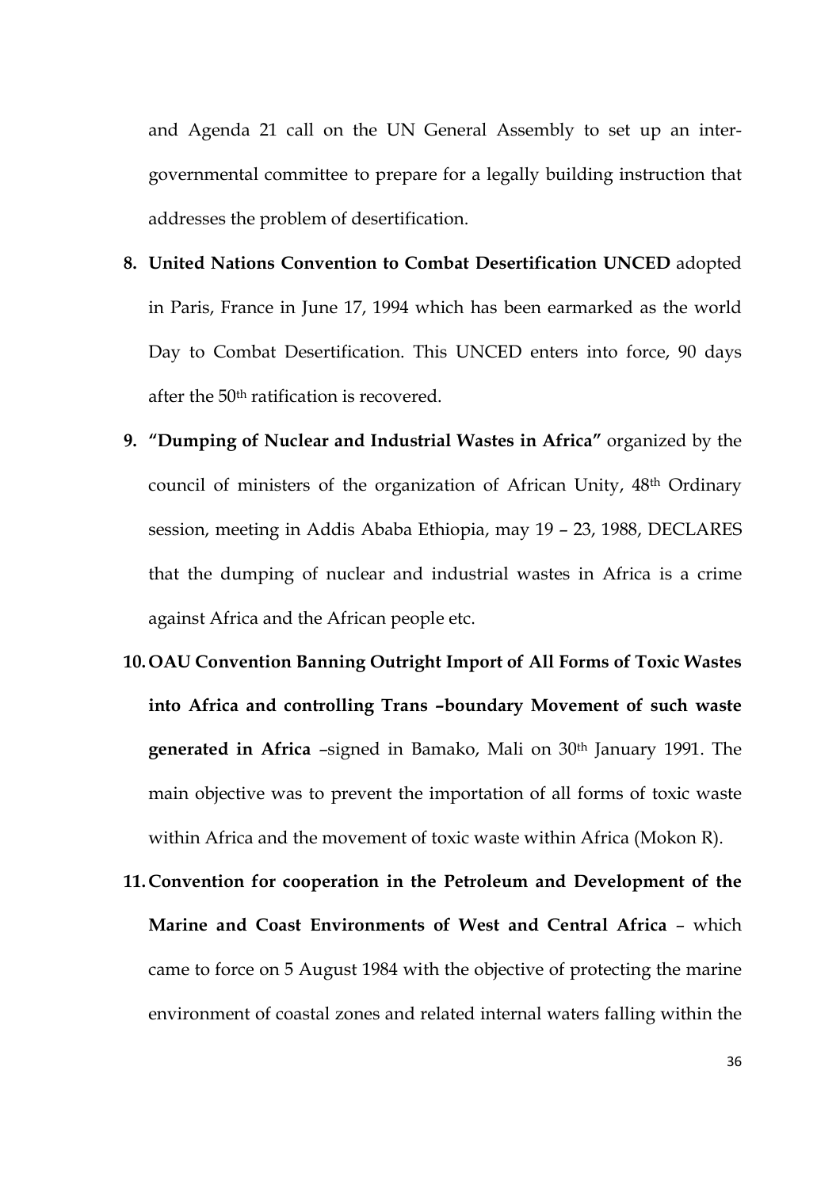and Agenda 21 call on the UN General Assembly to set up an inter-governmental committee to prepare for a legally building instruction that addresses the problem of desertification.

8. **United Nations Convention to Combat Desertification UNCED** adopted in Paris, France in June 17, 1994 which has been earmarked as the world Day to Combat Desertification. This UNCED enters into force, 90 days after the 50th ratification is recovered.
9. **"Dumping of Nuclear and Industrial Wastes in Africa"** organized by the council of ministers of the organization of African Unity, 48th Ordinary session, meeting in Addis Ababa Ethiopia, may 19 – 23, 1988, DECLARES that the dumping of nuclear and industrial wastes in Africa is a crime against Africa and the African people etc.
10. **OAU Convention Banning Outright Import of All Forms of Toxic Wastes into Africa and controlling Trans –boundary Movement of such waste generated in Africa** –signed in Bamako, Mali on 30th January 1991. The main objective was to prevent the importation of all forms of toxic waste within Africa and the movement of toxic waste within Africa (Mokon R).
11. **Convention for cooperation in the Petroleum and Development of the Marine and Coast Environments of West and Central Africa** – which came to force on 5 August 1984 with the objective of protecting the marine environment of coastal zones and related internal waters falling within the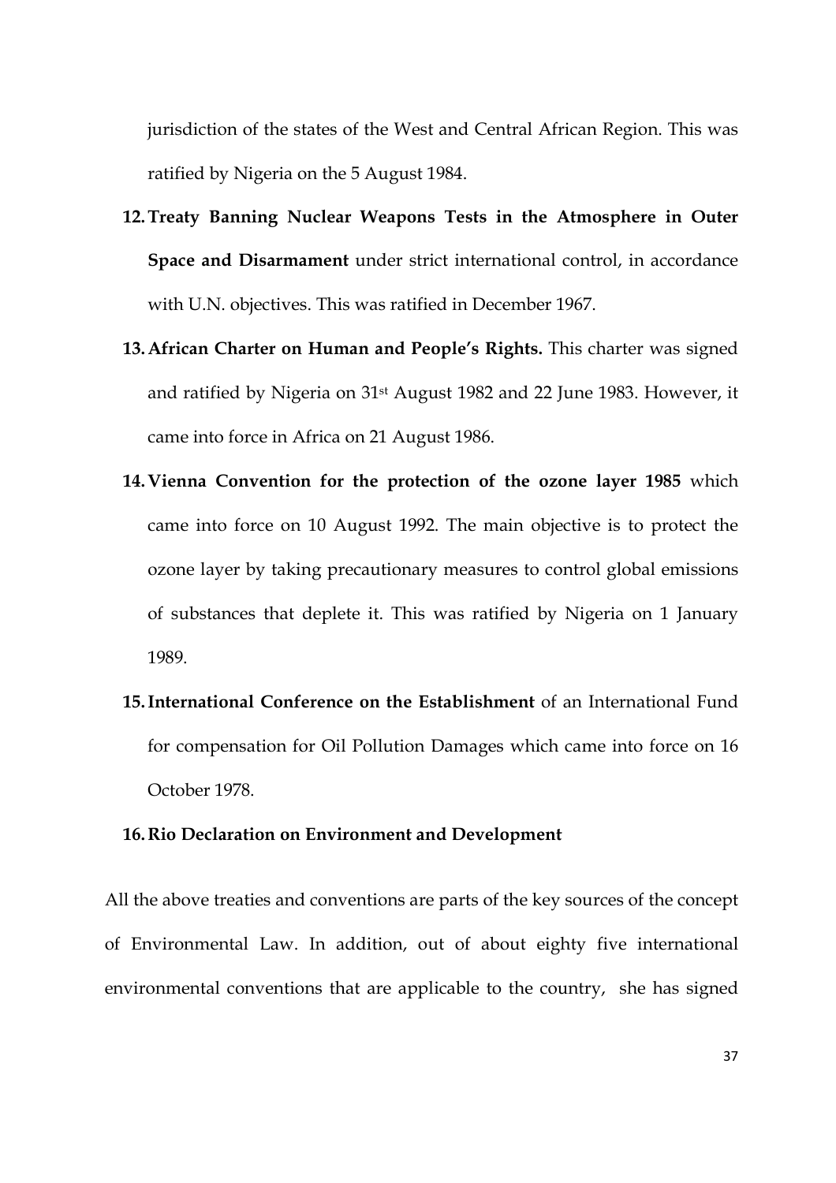jurisdiction of the states of the West and Central African Region. This was ratified by Nigeria on the 5 August 1984.

12. **Treaty Banning Nuclear Weapons Tests in the Atmosphere in Outer Space and Disarmament** under strict international control, in accordance with U.N. objectives. This was ratified in December 1967.

13. **African Charter on Human and People's Rights.** This charter was signed and ratified by Nigeria on 31st August 1982 and 22 June 1983. However, it came into force in Africa on 21 August 1986.

14. **Vienna Convention for the protection of the ozone layer 1985** which came into force on 10 August 1992. The main objective is to protect the ozone layer by taking precautionary measures to control global emissions of substances that deplete it. This was ratified by Nigeria on 1 January 1989.

15. **International Conference on the Establishment** of an International Fund for compensation for Oil Pollution Damages which came into force on 16 October 1978.

16. **Rio Declaration on Environment and Development**

All the above treaties and conventions are parts of the key sources of the concept of Environmental Law. In addition, out of about eighty five international environmental conventions that are applicable to the country, she has signed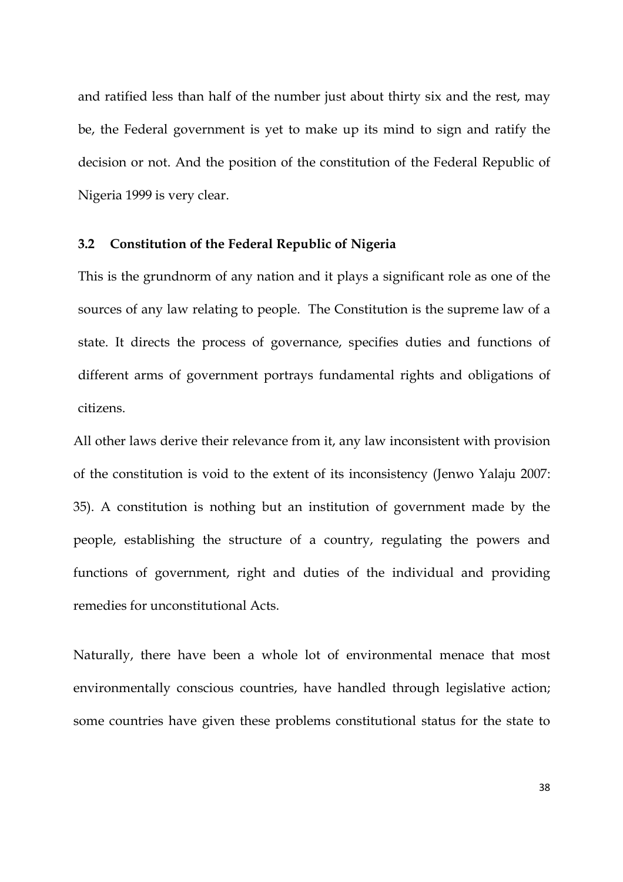and ratified less than half of the number just about thirty six and the rest, may be, the Federal government is yet to make up its mind to sign and ratify the decision or not. And the position of the constitution of the Federal Republic of Nigeria 1999 is very clear.

### 3.2 Constitution of the Federal Republic of Nigeria

This is the grundnorm of any nation and it plays a significant role as one of the sources of any law relating to people. The Constitution is the supreme law of a state. It directs the process of governance, specifies duties and functions of different arms of government portrays fundamental rights and obligations of citizens.

All other laws derive their relevance from it, any law inconsistent with provision of the constitution is void to the extent of its inconsistency (Jenwo Yalaju 2007: 35). A constitution is nothing but an institution of government made by the people, establishing the structure of a country, regulating the powers and functions of government, right and duties of the individual and providing remedies for unconstitutional Acts.

Naturally, there have been a whole lot of environmental menace that most environmentally conscious countries, have handled through legislative action; some countries have given these problems constitutional status for the state to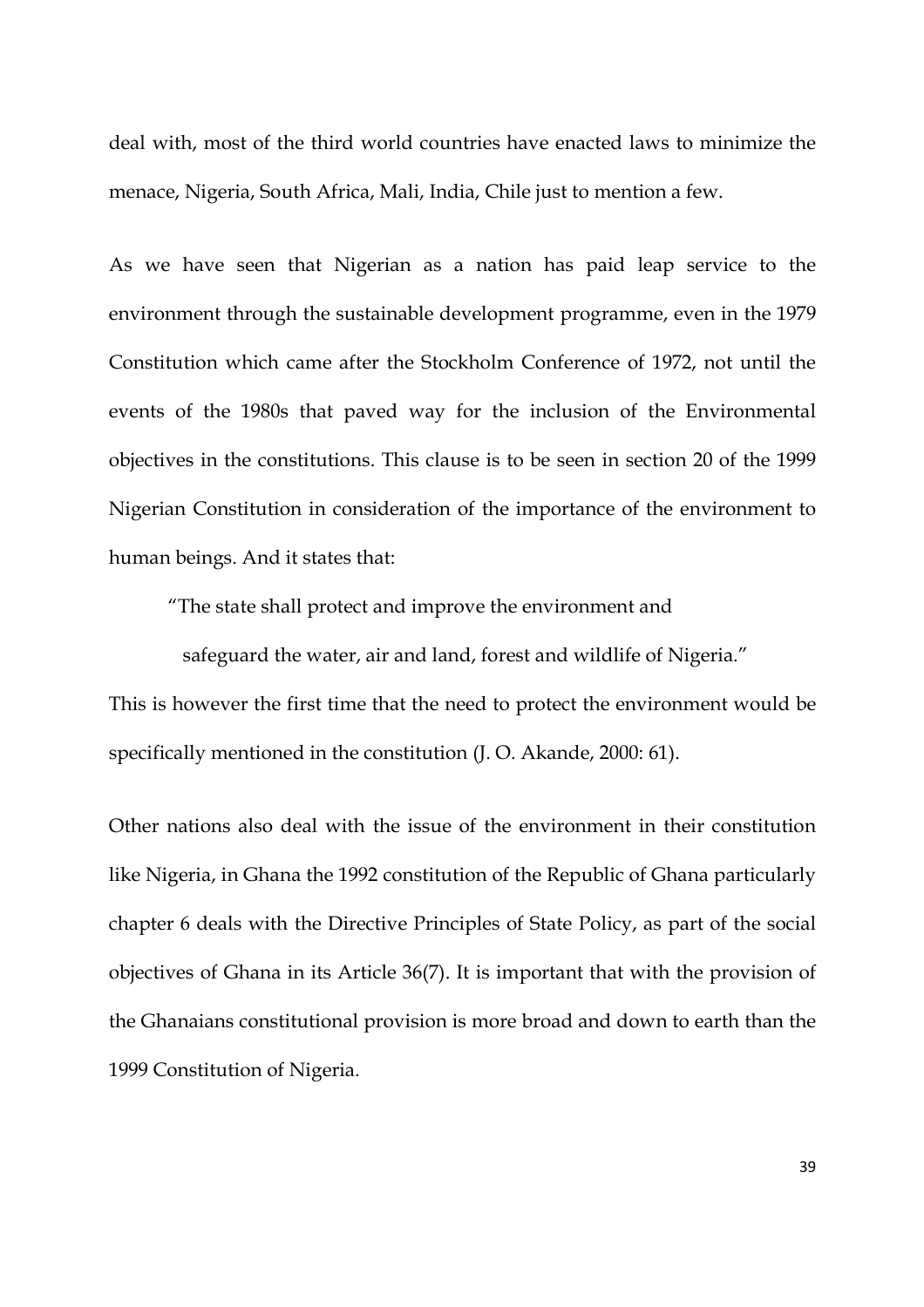deal with, most of the third world countries have enacted laws to minimize the menace, Nigeria, South Africa, Mali, India, Chile just to mention a few.

As we have seen that Nigerian as a nation has paid leap service to the environment through the sustainable development programme, even in the 1979 Constitution which came after the Stockholm Conference of 1972, not until the events of the 1980s that paved way for the inclusion of the Environmental objectives in the constitutions. This clause is to be seen in section 20 of the 1999 Nigerian Constitution in consideration of the importance of the environment to human beings. And it states that:

> "The state shall protect and improve the environment and
> safeguard the water, air and land, forest and wildlife of Nigeria."

This is however the first time that the need to protect the environment would be specifically mentioned in the constitution (J. O. Akande, 2000: 61).

Other nations also deal with the issue of the environment in their constitution like Nigeria, in Ghana the 1992 constitution of the Republic of Ghana particularly chapter 6 deals with the Directive Principles of State Policy, as part of the social objectives of Ghana in its Article 36(7). It is important that with the provision of the Ghanaians constitutional provision is more broad and down to earth than the 1999 Constitution of Nigeria.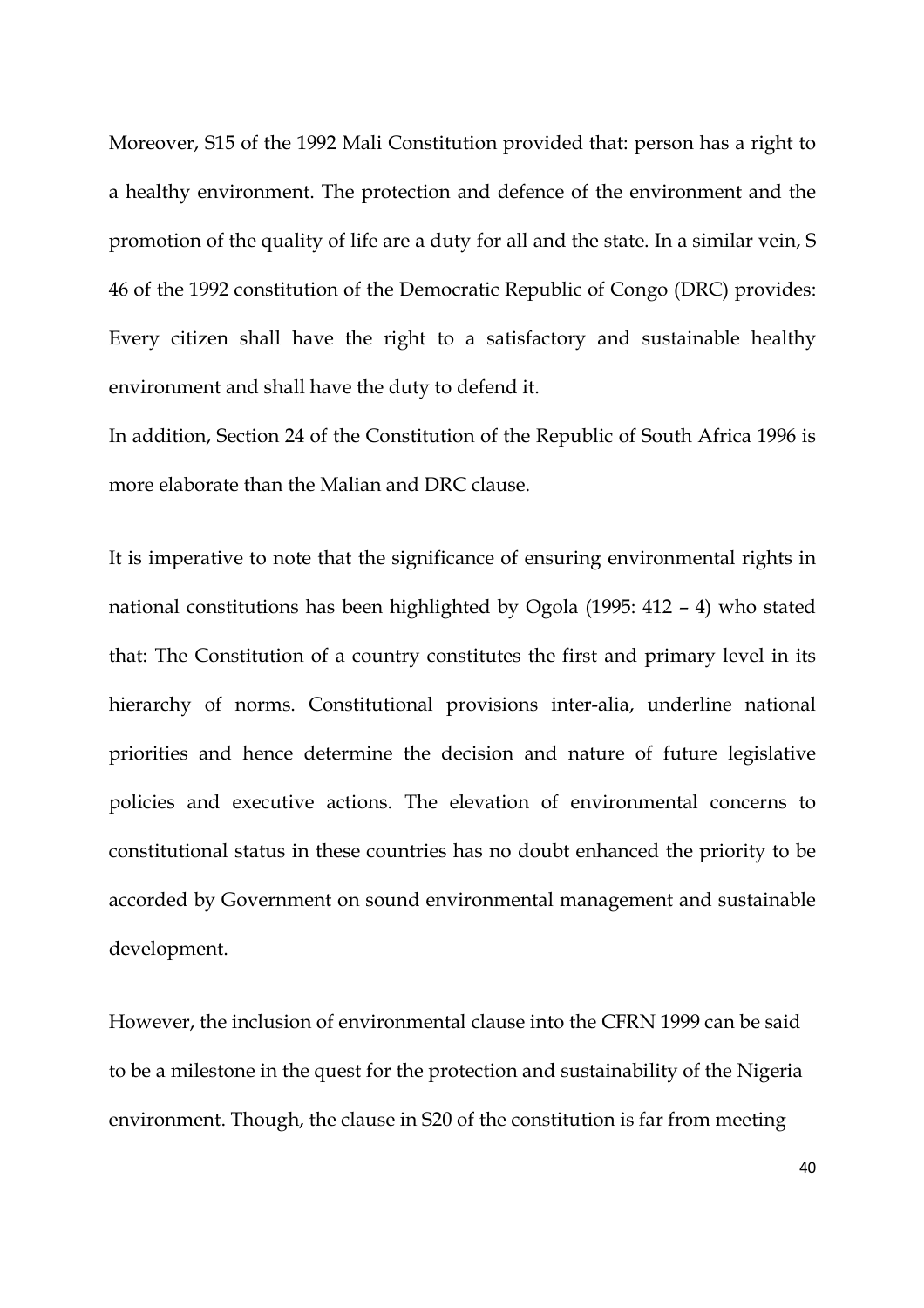Moreover, S15 of the 1992 Mali Constitution provided that: person has a right to a healthy environment. The protection and defence of the environment and the promotion of the quality of life are a duty for all and the state. In a similar vein, S 46 of the 1992 constitution of the Democratic Republic of Congo (DRC) provides: Every citizen shall have the right to a satisfactory and sustainable healthy environment and shall have the duty to defend it.

In addition, Section 24 of the Constitution of the Republic of South Africa 1996 is more elaborate than the Malian and DRC clause.

It is imperative to note that the significance of ensuring environmental rights in national constitutions has been highlighted by Ogola (1995: 412 – 4) who stated that: The Constitution of a country constitutes the first and primary level in its hierarchy of norms. Constitutional provisions inter-alia, underline national priorities and hence determine the decision and nature of future legislative policies and executive actions. The elevation of environmental concerns to constitutional status in these countries has no doubt enhanced the priority to be accorded by Government on sound environmental management and sustainable development.

However, the inclusion of environmental clause into the CFRN 1999 can be said to be a milestone in the quest for the protection and sustainability of the Nigeria environment. Though, the clause in S20 of the constitution is far from meeting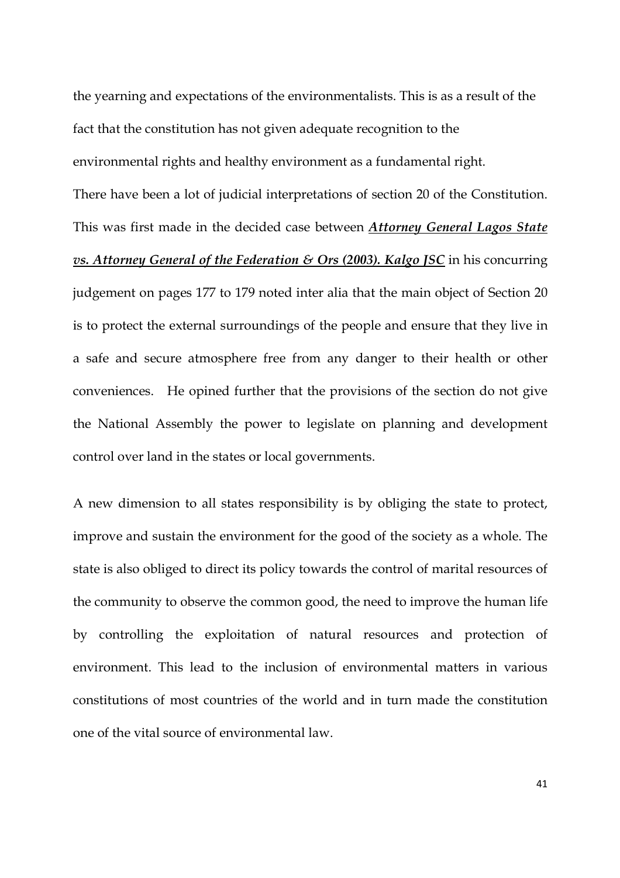the yearning and expectations of the environmentalists. This is as a result of the fact that the constitution has not given adequate recognition to the environmental rights and healthy environment as a fundamental right.

There have been a lot of judicial interpretations of section 20 of the Constitution. This was first made in the decided case between ***Attorney General Lagos State vs. Attorney General of the Federation & Ors (2003). Kalgo JSC*** in his concurring judgement on pages 177 to 179 noted inter alia that the main object of Section 20 is to protect the external surroundings of the people and ensure that they live in a safe and secure atmosphere free from any danger to their health or other conveniences. He opined further that the provisions of the section do not give the National Assembly the power to legislate on planning and development control over land in the states or local governments.

A new dimension to all states responsibility is by obliging the state to protect, improve and sustain the environment for the good of the society as a whole. The state is also obliged to direct its policy towards the control of marital resources of the community to observe the common good, the need to improve the human life by controlling the exploitation of natural resources and protection of environment. This lead to the inclusion of environmental matters in various constitutions of most countries of the world and in turn made the constitution one of the vital source of environmental law.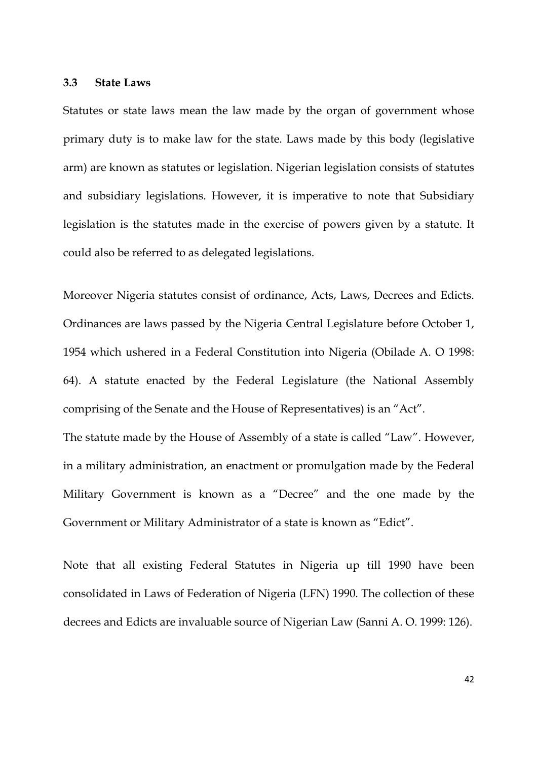### 3.3 State Laws

Statutes or state laws mean the law made by the organ of government whose primary duty is to make law for the state. Laws made by this body (legislative arm) are known as statutes or legislation. Nigerian legislation consists of statutes and subsidiary legislations. However, it is imperative to note that Subsidiary legislation is the statutes made in the exercise of powers given by a statute. It could also be referred to as delegated legislations.

Moreover Nigeria statutes consist of ordinance, Acts, Laws, Decrees and Edicts. Ordinances are laws passed by the Nigeria Central Legislature before October 1, 1954 which ushered in a Federal Constitution into Nigeria (Obilade A. O 1998: 64). A statute enacted by the Federal Legislature (the National Assembly comprising of the Senate and the House of Representatives) is an "Act".

The statute made by the House of Assembly of a state is called "Law". However, in a military administration, an enactment or promulgation made by the Federal Military Government is known as a "Decree" and the one made by the Government or Military Administrator of a state is known as "Edict".

Note that all existing Federal Statutes in Nigeria up till 1990 have been consolidated in Laws of Federation of Nigeria (LFN) 1990. The collection of these decrees and Edicts are invaluable source of Nigerian Law (Sanni A. O. 1999: 126).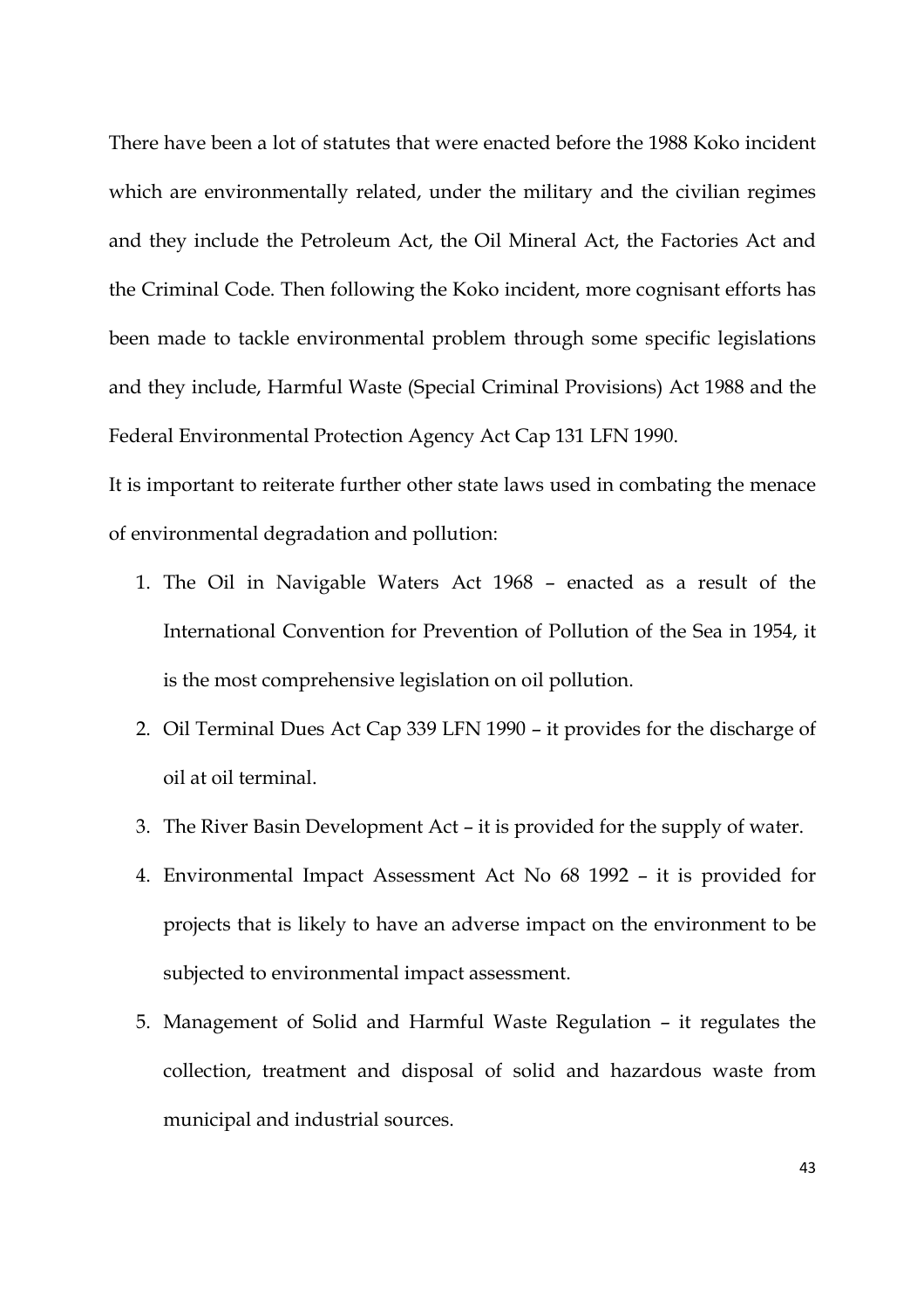There have been a lot of statutes that were enacted before the 1988 Koko incident which are environmentally related, under the military and the civilian regimes and they include the Petroleum Act, the Oil Mineral Act, the Factories Act and the Criminal Code. Then following the Koko incident, more cognisant efforts has been made to tackle environmental problem through some specific legislations and they include, Harmful Waste (Special Criminal Provisions) Act 1988 and the Federal Environmental Protection Agency Act Cap 131 LFN 1990.

It is important to reiterate further other state laws used in combating the menace of environmental degradation and pollution:

1. The Oil in Navigable Waters Act 1968 – enacted as a result of the International Convention for Prevention of Pollution of the Sea in 1954, it is the most comprehensive legislation on oil pollution.
2. Oil Terminal Dues Act Cap 339 LFN 1990 – it provides for the discharge of oil at oil terminal.
3. The River Basin Development Act – it is provided for the supply of water.
4. Environmental Impact Assessment Act No 68 1992 – it is provided for projects that is likely to have an adverse impact on the environment to be subjected to environmental impact assessment.
5. Management of Solid and Harmful Waste Regulation – it regulates the collection, treatment and disposal of solid and hazardous waste from municipal and industrial sources.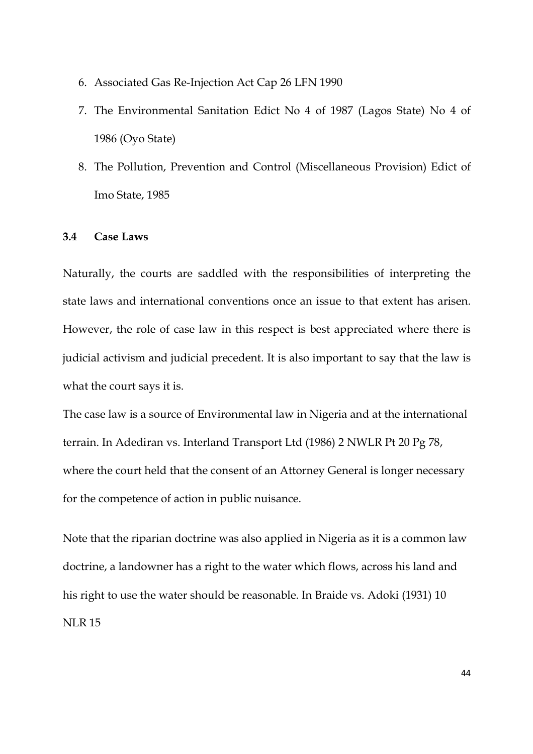6. Associated Gas Re-Injection Act Cap 26 LFN 1990
7. The Environmental Sanitation Edict No 4 of 1987 (Lagos State) No 4 of 1986 (Oyo State)
8. The Pollution, Prevention and Control (Miscellaneous Provision) Edict of Imo State, 1985

### 3.4 Case Laws

Naturally, the courts are saddled with the responsibilities of interpreting the state laws and international conventions once an issue to that extent has arisen. However, the role of case law in this respect is best appreciated where there is judicial activism and judicial precedent. It is also important to say that the law is what the court says it is.

The case law is a source of Environmental law in Nigeria and at the international terrain. In Adediran vs. Interland Transport Ltd (1986) 2 NWLR Pt 20 Pg 78, where the court held that the consent of an Attorney General is longer necessary for the competence of action in public nuisance.

Note that the riparian doctrine was also applied in Nigeria as it is a common law doctrine, a landowner has a right to the water which flows, across his land and his right to use the water should be reasonable. In Braide vs. Adoki (1931) 10 NLR 15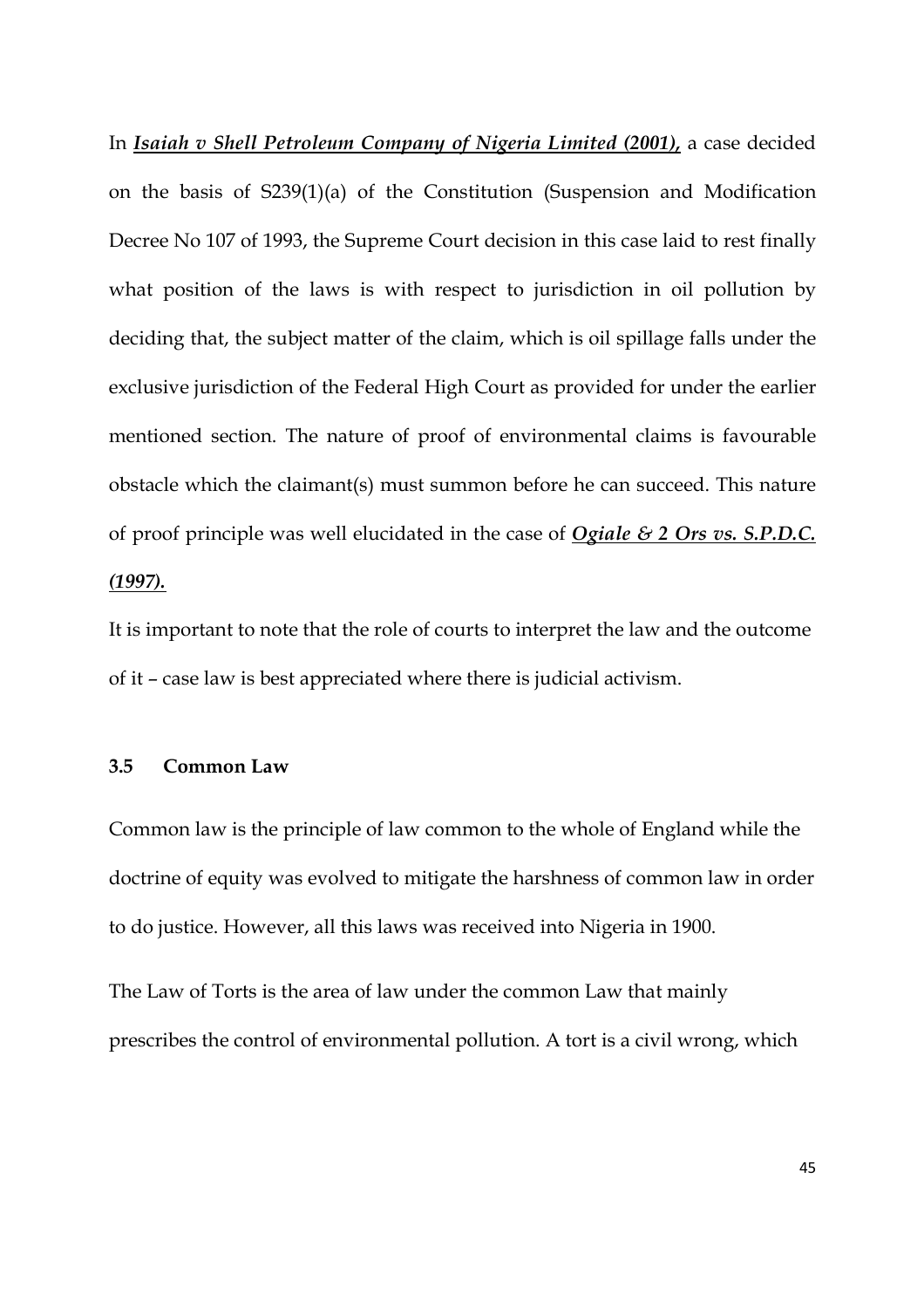In ***Isaiah v Shell Petroleum Company of Nigeria Limited* (2001),** a case decided on the basis of S239(1)(a) of the Constitution (Suspension and Modification Decree No 107 of 1993, the Supreme Court decision in this case laid to rest finally what position of the laws is with respect to jurisdiction in oil pollution by deciding that, the subject matter of the claim, which is oil spillage falls under the exclusive jurisdiction of the Federal High Court as provided for under the earlier mentioned section. The nature of proof of environmental claims is favourable obstacle which the claimant(s) must summon before he can succeed. This nature of proof principle was well elucidated in the case of ***Ogiale & 2 Ors vs. S.P.D.C. (1997).***

It is important to note that the role of courts to interpret the law and the outcome of it – case law is best appreciated where there is judicial activism.

### 3.5 Common Law

Common law is the principle of law common to the whole of England while the doctrine of equity was evolved to mitigate the harshness of common law in order to do justice. However, all this laws was received into Nigeria in 1900.

The Law of Torts is the area of law under the common Law that mainly prescribes the control of environmental pollution. A tort is a civil wrong, which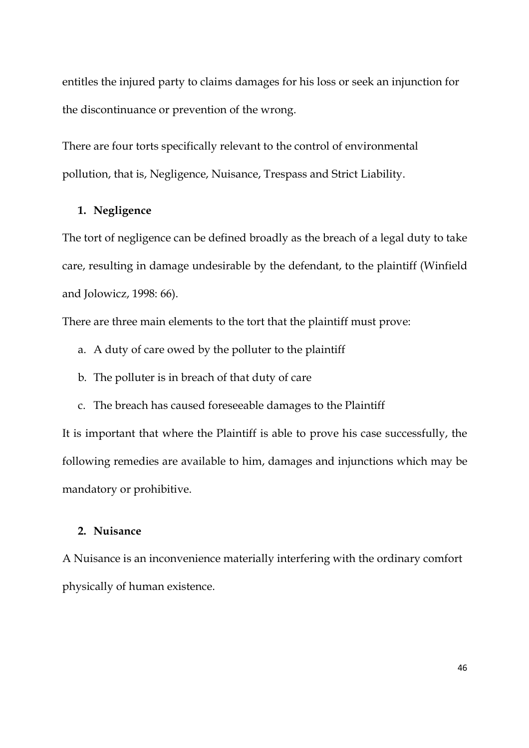entitles the injured party to claims damages for his loss or seek an injunction for the discontinuance or prevention of the wrong.

There are four torts specifically relevant to the control of environmental pollution, that is, Negligence, Nuisance, Trespass and Strict Liability.

### 1. Negligence

The tort of negligence can be defined broadly as the breach of a legal duty to take care, resulting in damage undesirable by the defendant, to the plaintiff (Winfield and Jolowicz, 1998: 66).

There are three main elements to the tort that the plaintiff must prove:

a. A duty of care owed by the polluter to the plaintiff
b. The polluter is in breach of that duty of care
c. The breach has caused foreseeable damages to the Plaintiff

It is important that where the Plaintiff is able to prove his case successfully, the following remedies are available to him, damages and injunctions which may be mandatory or prohibitive.

### 2. Nuisance

A Nuisance is an inconvenience materially interfering with the ordinary comfort physically of human existence.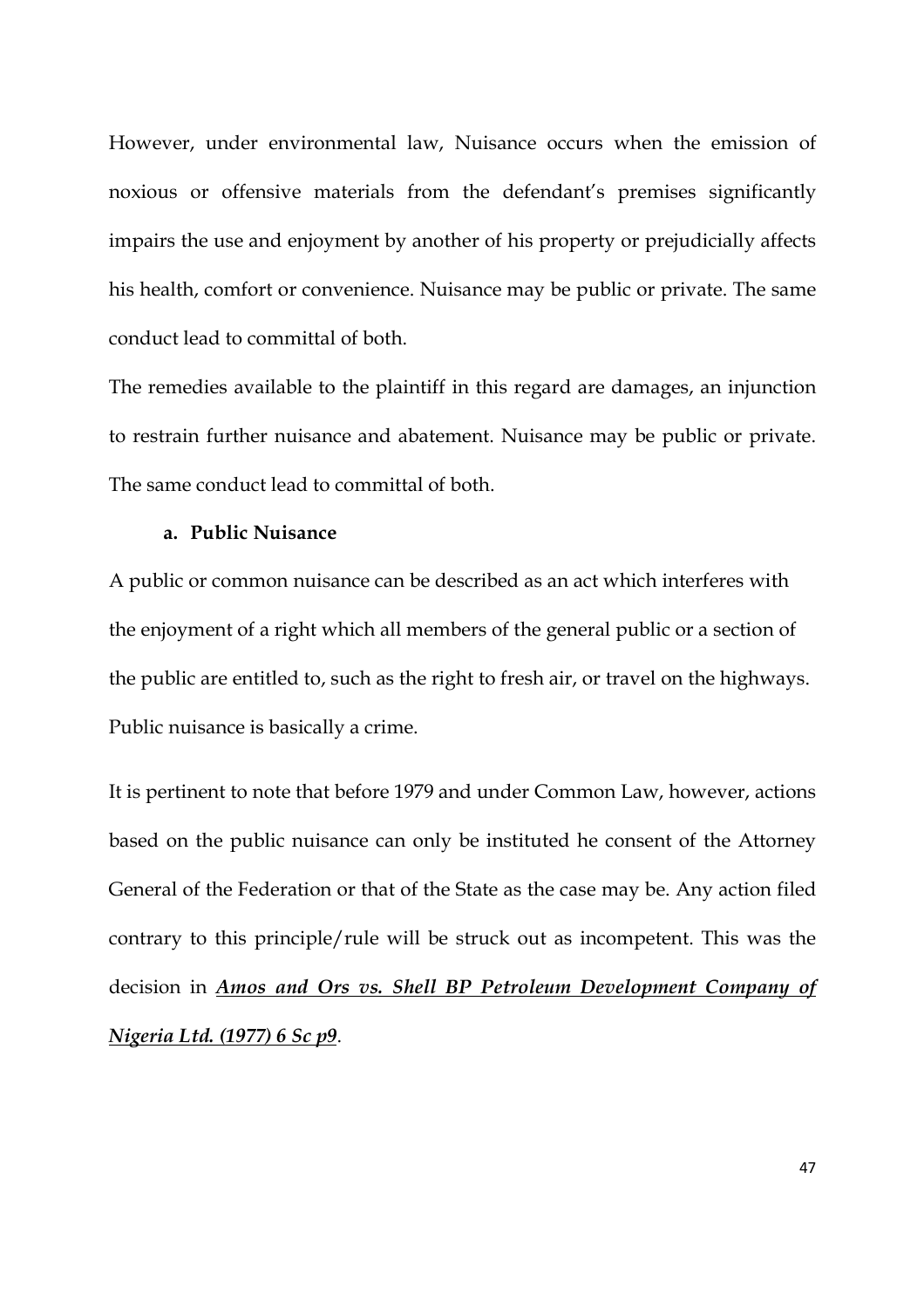However, under environmental law, Nuisance occurs when the emission of noxious or offensive materials from the defendant's premises significantly impairs the use and enjoyment by another of his property or prejudicially affects his health, comfort or convenience. Nuisance may be public or private. The same conduct lead to committal of both.

The remedies available to the plaintiff in this regard are damages, an injunction to restrain further nuisance and abatement. Nuisance may be public or private. The same conduct lead to committal of both.

**a. Public Nuisance**

A public or common nuisance can be described as an act which interferes with the enjoyment of a right which all members of the general public or a section of the public are entitled to, such as the right to fresh air, or travel on the highways. Public nuisance is basically a crime.

It is pertinent to note that before 1979 and under Common Law, however, actions based on the public nuisance can only be instituted he consent of the Attorney General of the Federation or that of the State as the case may be. Any action filed contrary to this principle/rule will be struck out as incompetent. This was the decision in ***Amos and Ors vs. Shell BP Petroleum Development Company of Nigeria Ltd. (1977) 6 Sc p9***.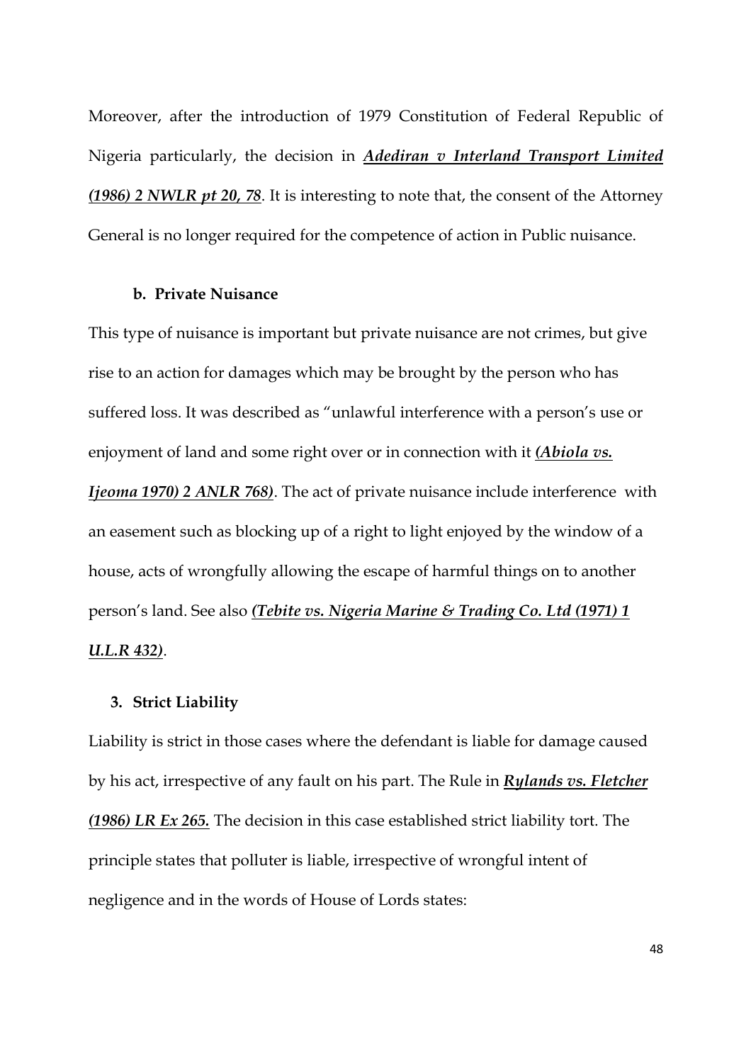Moreover, after the introduction of 1979 Constitution of Federal Republic of Nigeria particularly, the decision in ***Adediran v Interland Transport Limited (1986) 2 NWLR pt 20, 78***. It is interesting to note that, the consent of the Attorney General is no longer required for the competence of action in Public nuisance.

**b. Private Nuisance**

This type of nuisance is important but private nuisance are not crimes, but give rise to an action for damages which may be brought by the person who has suffered loss. It was described as "unlawful interference with a person's use or enjoyment of land and some right over or in connection with it ***(Abiola vs. Ijeoma 1970) 2 ANLR 768)***. The act of private nuisance include interference with an easement such as blocking up of a right to light enjoyed by the window of a house, acts of wrongfully allowing the escape of harmful things on to another person's land. See also ***(Tebite vs. Nigeria Marine & Trading Co. Ltd (1971) 1 U.L.R 432)***.

**3. Strict Liability**

Liability is strict in those cases where the defendant is liable for damage caused by his act, irrespective of any fault on his part. The Rule in ***Rylands vs. Fletcher (1986) LR Ex 265.*** The decision in this case established strict liability tort. The principle states that polluter is liable, irrespective of wrongful intent of negligence and in the words of House of Lords states: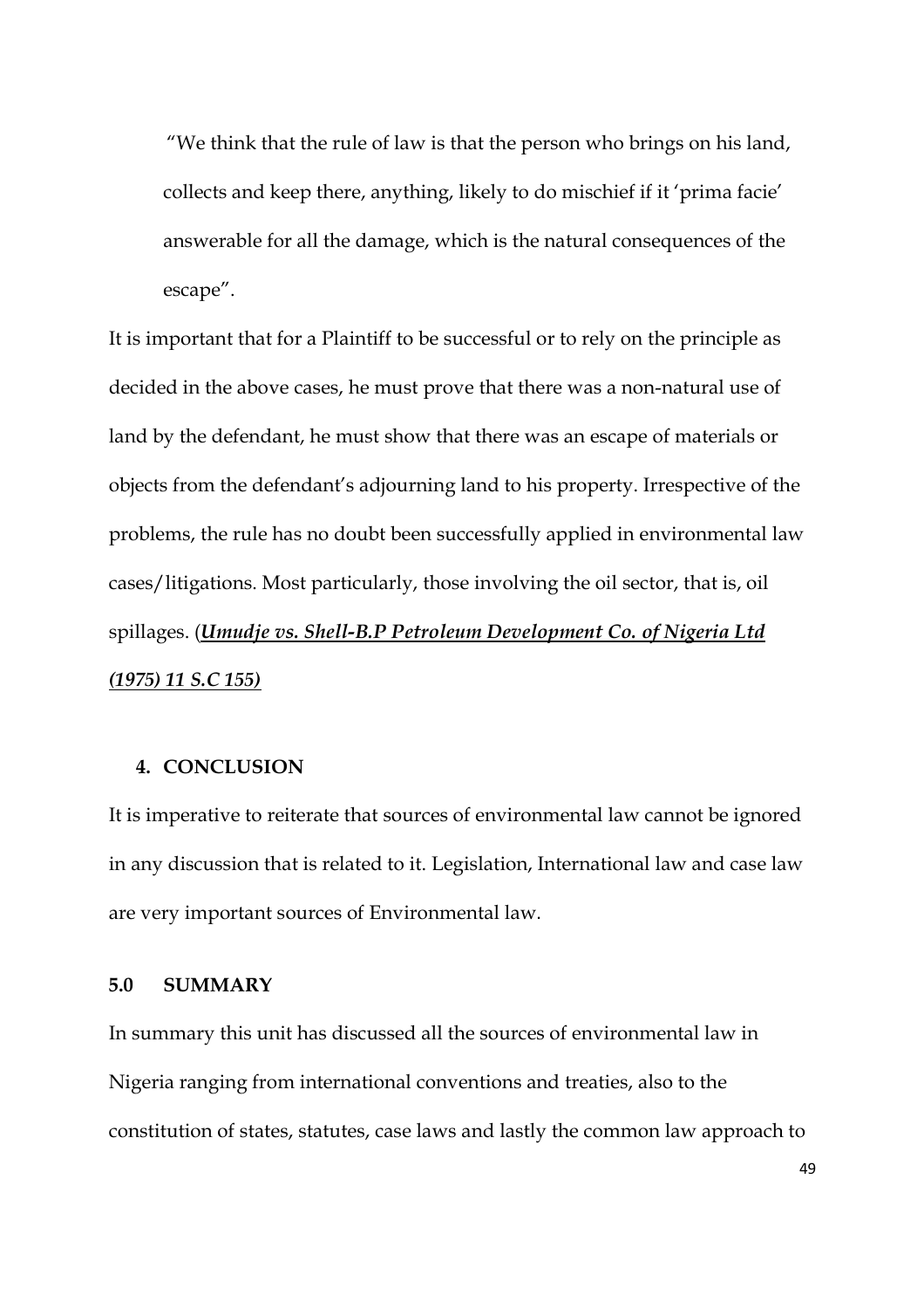> "We think that the rule of law is that the person who brings on his land, collects and keep there, anything, likely to do mischief if it 'prima facie' answerable for all the damage, which is the natural consequences of the escape".

It is important that for a Plaintiff to be successful or to rely on the principle as decided in the above cases, he must prove that there was a non-natural use of land by the defendant, he must show that there was an escape of materials or objects from the defendant's adjourning land to his property. Irrespective of the problems, the rule has no doubt been successfully applied in environmental law cases/litigations. Most particularly, those involving the oil sector, that is, oil spillages. (***Umudje vs. Shell-B.P Petroleum Development Co. of Nigeria Ltd (1975) 11 S.C 155)***

## 4. CONCLUSION

It is imperative to reiterate that sources of environmental law cannot be ignored in any discussion that is related to it. Legislation, International law and case law are very important sources of Environmental law.

## 5.0 SUMMARY

In summary this unit has discussed all the sources of environmental law in Nigeria ranging from international conventions and treaties, also to the constitution of states, statutes, case laws and lastly the common law approach to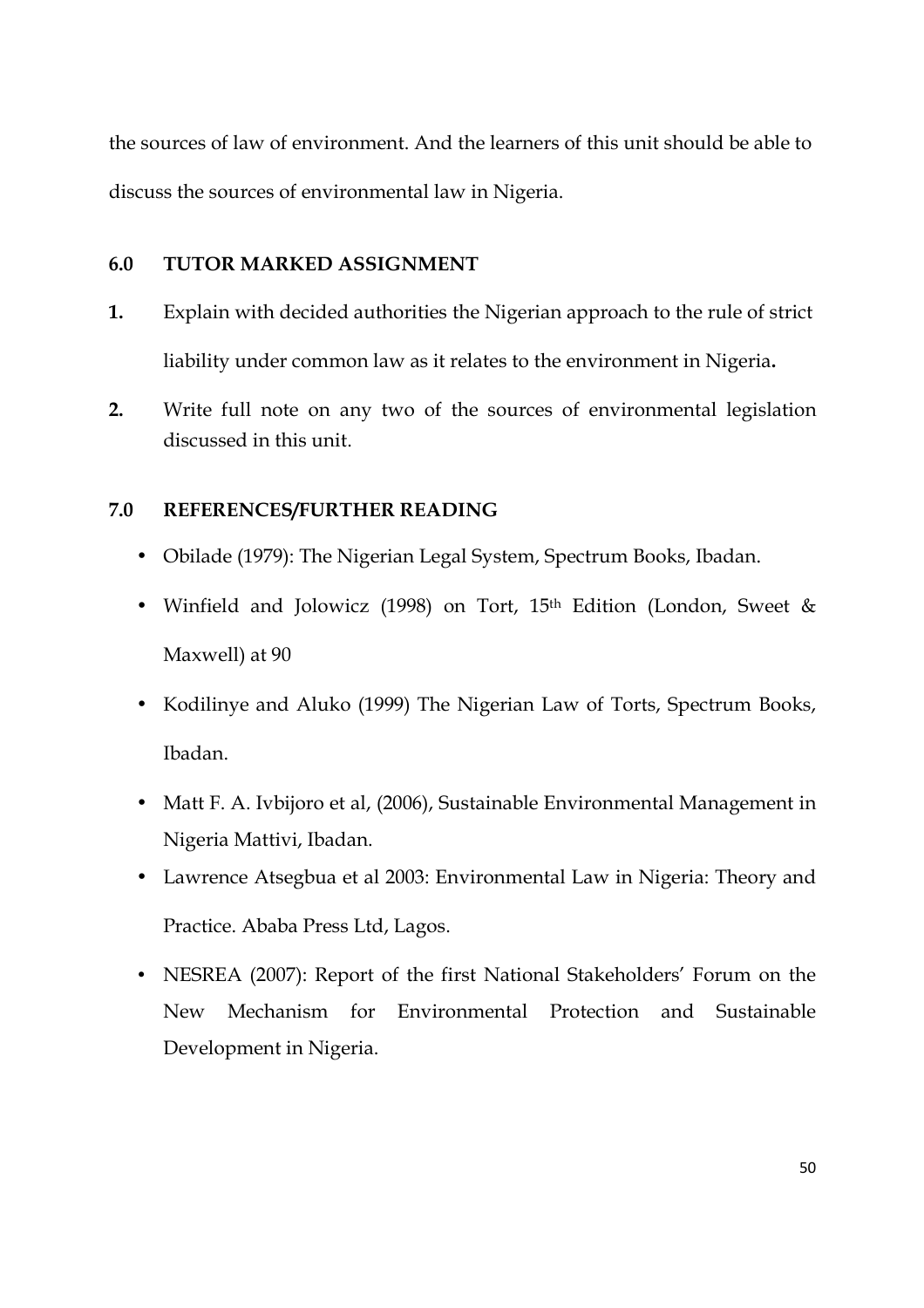the sources of law of environment. And the learners of this unit should be able to discuss the sources of environmental law in Nigeria.

## 6.0 TUTOR MARKED ASSIGNMENT

1. Explain with decided authorities the Nigerian approach to the rule of strict liability under common law as it relates to the environment in Nigeria**.**
2. Write full note on any two of the sources of environmental legislation discussed in this unit.

## 7.0 REFERENCES/FURTHER READING

- Obilade (1979): The Nigerian Legal System, Spectrum Books, Ibadan.
- Winfield and Jolowicz (1998) on Tort, 15th Edition (London, Sweet & Maxwell) at 90
- Kodilinye and Aluko (1999) The Nigerian Law of Torts, Spectrum Books, Ibadan.
- Matt F. A. Ivbijoro et al, (2006), Sustainable Environmental Management in Nigeria Mattivi, Ibadan.
- Lawrence Atsegbua et al 2003: Environmental Law in Nigeria: Theory and Practice. Ababa Press Ltd, Lagos.
- NESREA (2007): Report of the first National Stakeholders' Forum on the New Mechanism for Environmental Protection and Sustainable Development in Nigeria.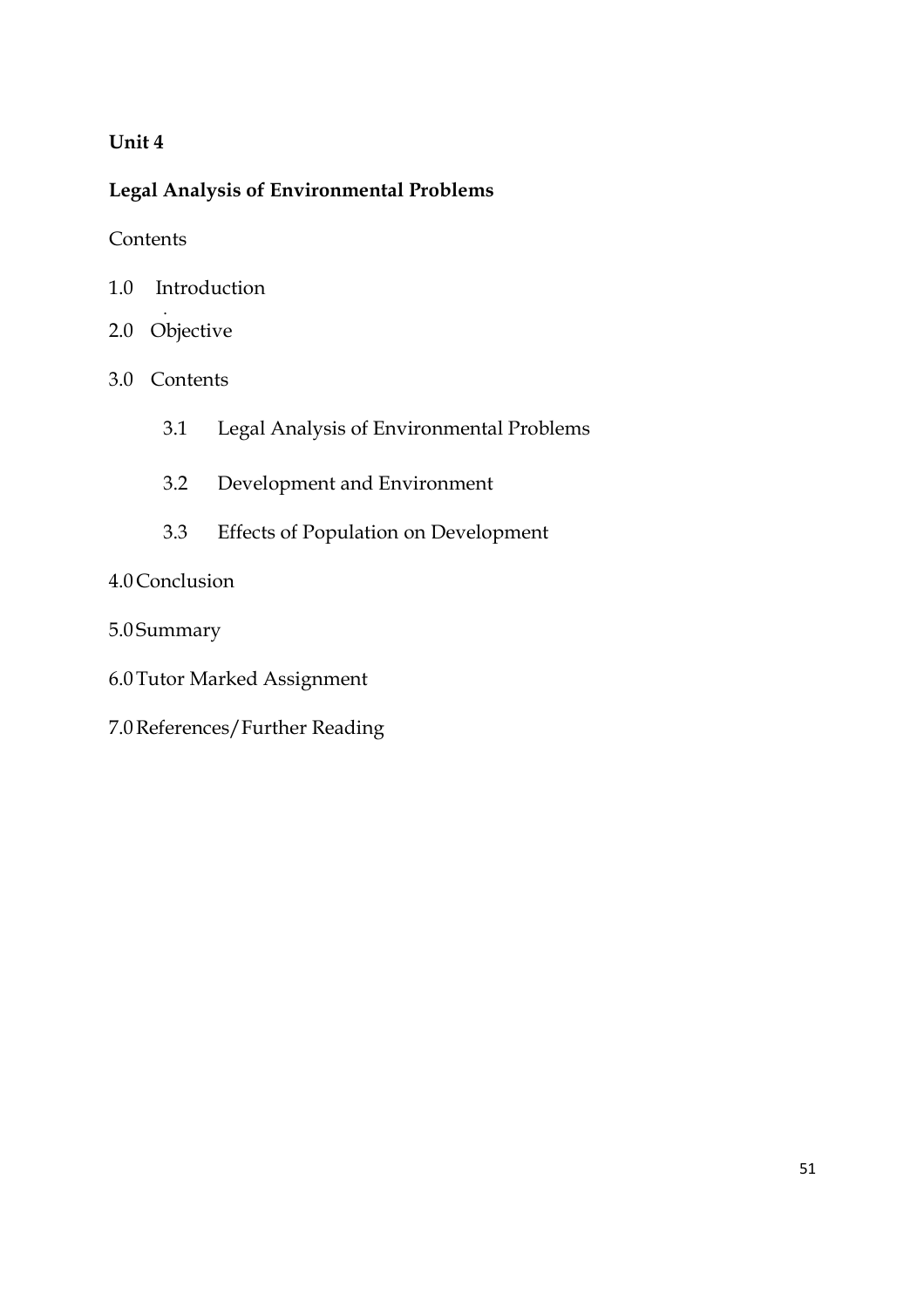**Unit 4**

**Legal Analysis of Environmental Problems**

Contents

1.0 Introduction

2.0 Objective

3.0 Contents

- 3.1 Legal Analysis of Environmental Problems
- 3.2 Development and Environment
- 3.3 Effects of Population on Development

4.0 Conclusion

5.0 Summary

6.0 Tutor Marked Assignment

7.0 References/Further Reading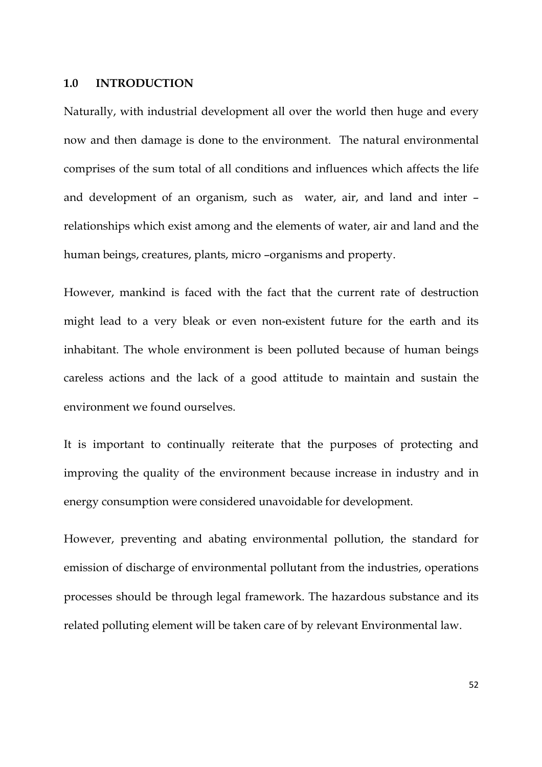## 1.0 INTRODUCTION

Naturally, with industrial development all over the world then huge and every now and then damage is done to the environment. The natural environmental comprises of the sum total of all conditions and influences which affects the life and development of an organism, such as water, air, and land and inter – relationships which exist among and the elements of water, air and land and the human beings, creatures, plants, micro –organisms and property.

However, mankind is faced with the fact that the current rate of destruction might lead to a very bleak or even non-existent future for the earth and its inhabitant. The whole environment is been polluted because of human beings careless actions and the lack of a good attitude to maintain and sustain the environment we found ourselves.

It is important to continually reiterate that the purposes of protecting and improving the quality of the environment because increase in industry and in energy consumption were considered unavoidable for development.

However, preventing and abating environmental pollution, the standard for emission of discharge of environmental pollutant from the industries, operations processes should be through legal framework. The hazardous substance and its related polluting element will be taken care of by relevant Environmental law.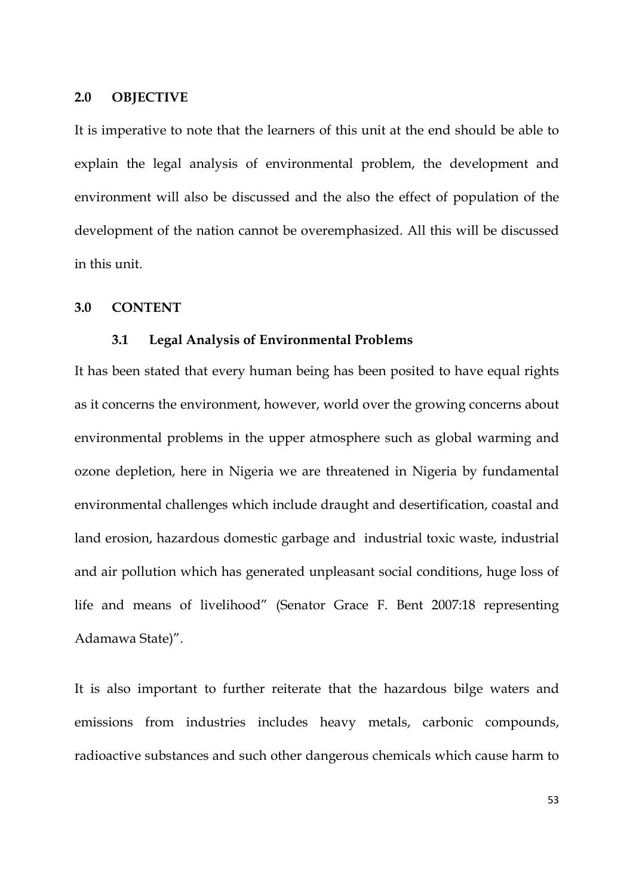## 2.0 OBJECTIVE

It is imperative to note that the learners of this unit at the end should be able to explain the legal analysis of environmental problem, the development and environment will also be discussed and the also the effect of population of the development of the nation cannot be overemphasized. All this will be discussed in this unit.

## 3.0 CONTENT

### 3.1 Legal Analysis of Environmental Problems

It has been stated that every human being has been posited to have equal rights as it concerns the environment, however, world over the growing concerns about environmental problems in the upper atmosphere such as global warming and ozone depletion, here in Nigeria we are threatened in Nigeria by fundamental environmental challenges which include draught and desertification, coastal and land erosion, hazardous domestic garbage and industrial toxic waste, industrial and air pollution which has generated unpleasant social conditions, huge loss of life and means of livelihood" (Senator Grace F. Bent 2007:18 representing Adamawa State)".

It is also important to further reiterate that the hazardous bilge waters and emissions from industries includes heavy metals, carbonic compounds, radioactive substances and such other dangerous chemicals which cause harm to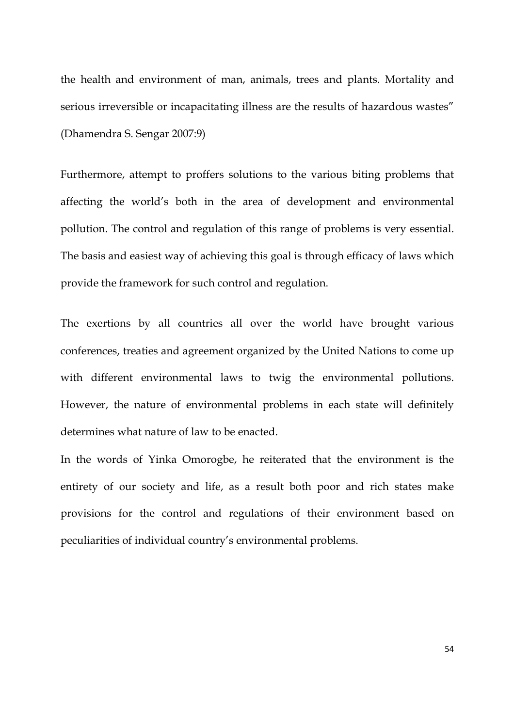the health and environment of man, animals, trees and plants. Mortality and serious irreversible or incapacitating illness are the results of hazardous wastes" (Dhamendra S. Sengar 2007:9)

Furthermore, attempt to proffers solutions to the various biting problems that affecting the world's both in the area of development and environmental pollution. The control and regulation of this range of problems is very essential. The basis and easiest way of achieving this goal is through efficacy of laws which provide the framework for such control and regulation.

The exertions by all countries all over the world have brought various conferences, treaties and agreement organized by the United Nations to come up with different environmental laws to twig the environmental pollutions. However, the nature of environmental problems in each state will definitely determines what nature of law to be enacted.

In the words of Yinka Omorogbe, he reiterated that the environment is the entirety of our society and life, as a result both poor and rich states make provisions for the control and regulations of their environment based on peculiarities of individual country's environmental problems.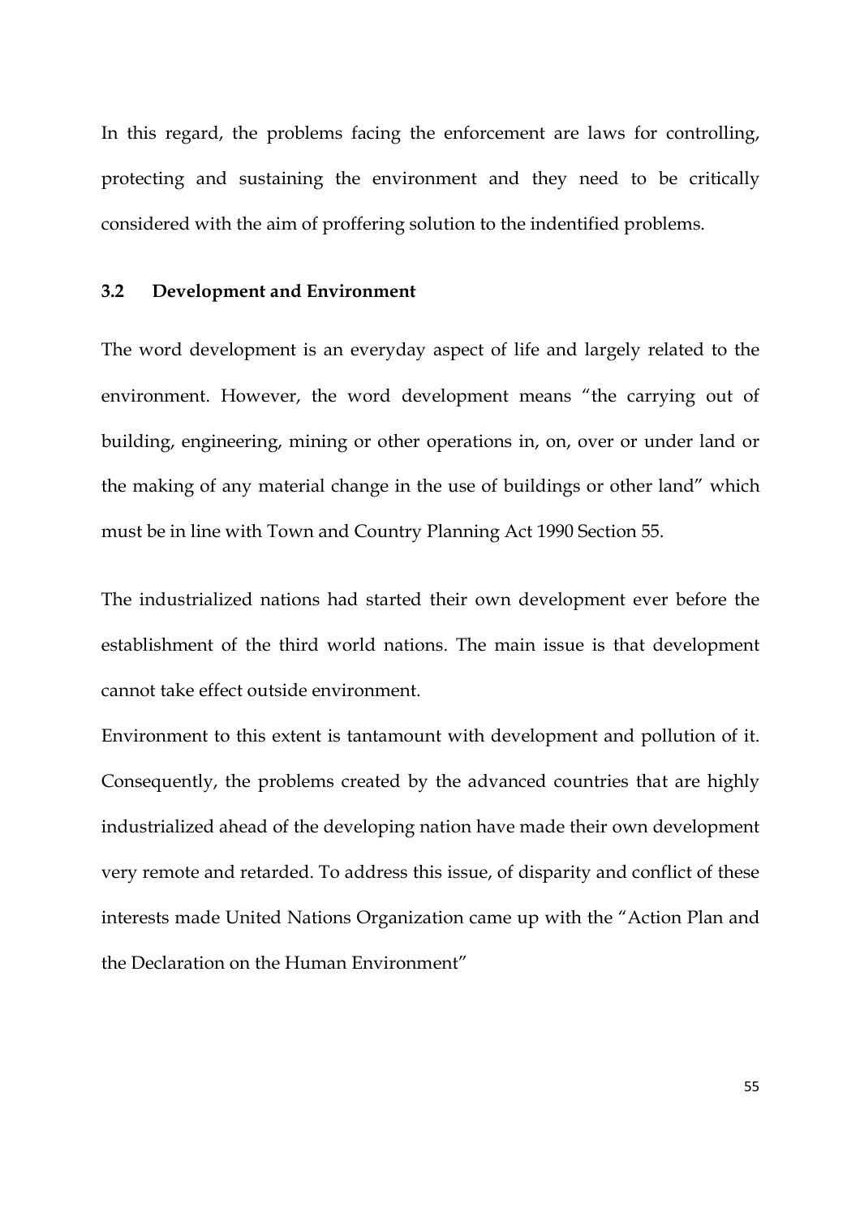In this regard, the problems facing the enforcement are laws for controlling, protecting and sustaining the environment and they need to be critically considered with the aim of proffering solution to the indentified problems.

### 3.2 Development and Environment

The word development is an everyday aspect of life and largely related to the environment. However, the word development means "the carrying out of building, engineering, mining or other operations in, on, over or under land or the making of any material change in the use of buildings or other land" which must be in line with Town and Country Planning Act 1990 Section 55.

The industrialized nations had started their own development ever before the establishment of the third world nations. The main issue is that development cannot take effect outside environment.

Environment to this extent is tantamount with development and pollution of it. Consequently, the problems created by the advanced countries that are highly industrialized ahead of the developing nation have made their own development very remote and retarded. To address this issue, of disparity and conflict of these interests made United Nations Organization came up with the "Action Plan and the Declaration on the Human Environment"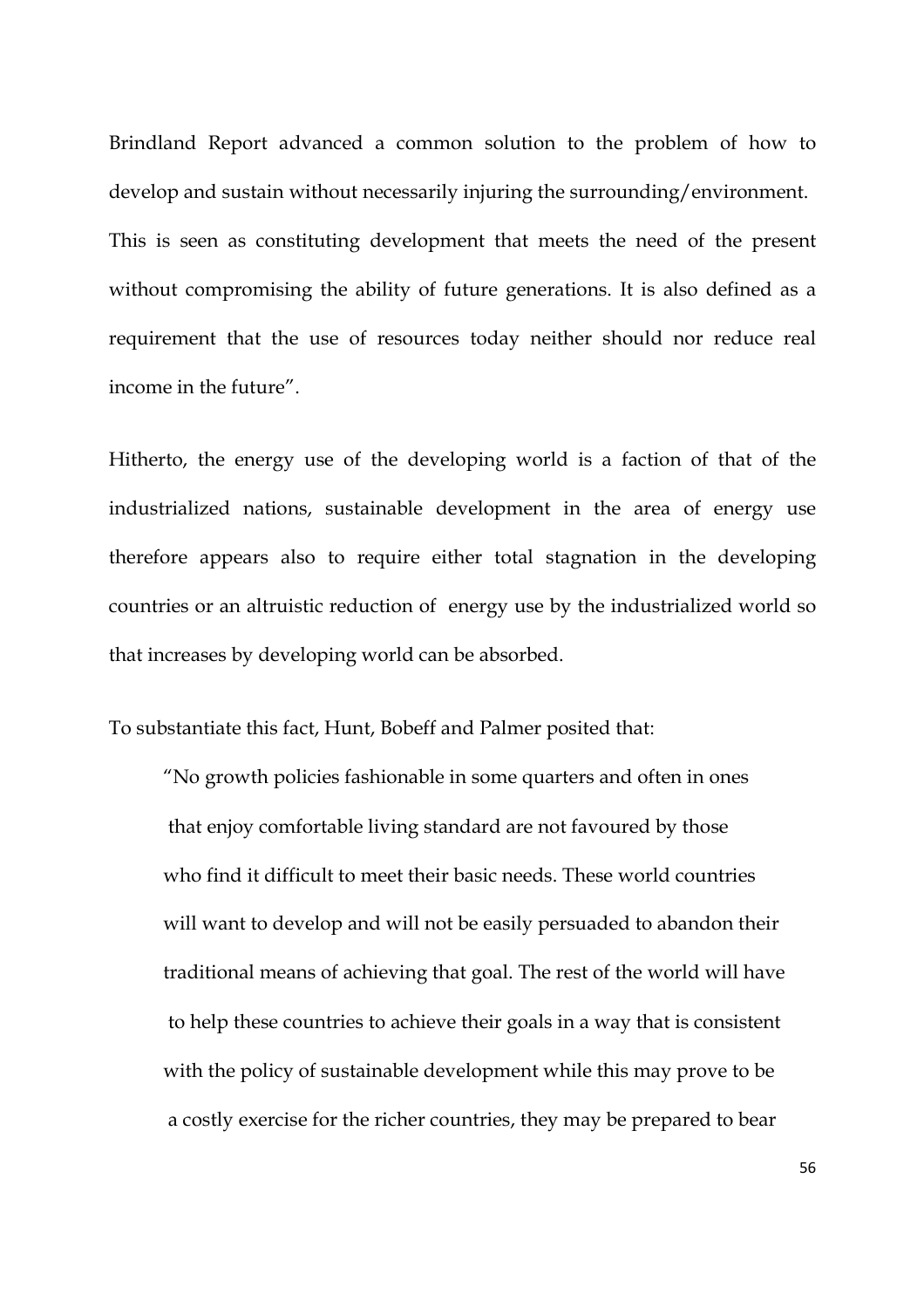Brindland Report advanced a common solution to the problem of how to develop and sustain without necessarily injuring the surrounding/environment. This is seen as constituting development that meets the need of the present without compromising the ability of future generations. It is also defined as a requirement that the use of resources today neither should nor reduce real income in the future".

Hitherto, the energy use of the developing world is a faction of that of the industrialized nations, sustainable development in the area of energy use therefore appears also to require either total stagnation in the developing countries or an altruistic reduction of energy use by the industrialized world so that increases by developing world can be absorbed.

To substantiate this fact, Hunt, Bobeff and Palmer posited that:

> "No growth policies fashionable in some quarters and often in ones that enjoy comfortable living standard are not favoured by those who find it difficult to meet their basic needs. These world countries will want to develop and will not be easily persuaded to abandon their traditional means of achieving that goal. The rest of the world will have to help these countries to achieve their goals in a way that is consistent with the policy of sustainable development while this may prove to be a costly exercise for the richer countries, they may be prepared to bear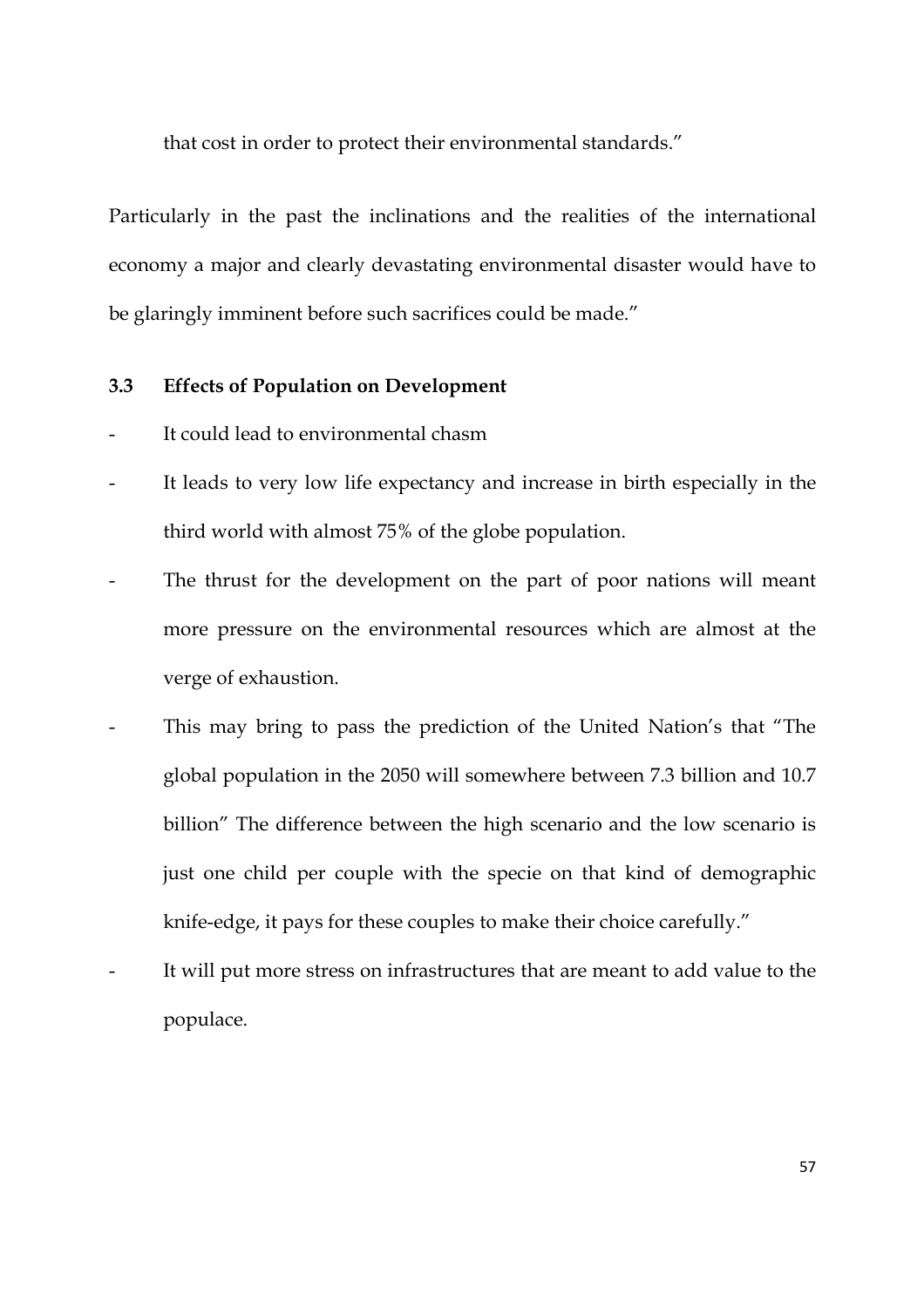that cost in order to protect their environmental standards."

Particularly in the past the inclinations and the realities of the international economy a major and clearly devastating environmental disaster would have to be glaringly imminent before such sacrifices could be made."

### 3.3 Effects of Population on Development

- It could lead to environmental chasm
- It leads to very low life expectancy and increase in birth especially in the third world with almost 75% of the globe population.
- The thrust for the development on the part of poor nations will meant more pressure on the environmental resources which are almost at the verge of exhaustion.
- This may bring to pass the prediction of the United Nation's that "The global population in the 2050 will somewhere between 7.3 billion and 10.7 billion" The difference between the high scenario and the low scenario is just one child per couple with the specie on that kind of demographic knife-edge, it pays for these couples to make their choice carefully."
- It will put more stress on infrastructures that are meant to add value to the populace.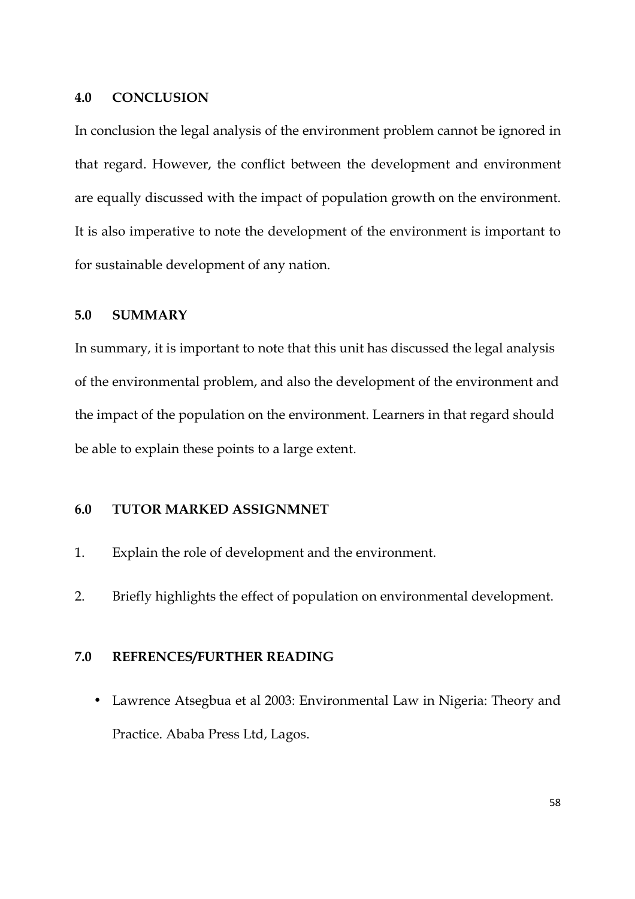## 4.0 CONCLUSION

In conclusion the legal analysis of the environment problem cannot be ignored in that regard. However, the conflict between the development and environment are equally discussed with the impact of population growth on the environment. It is also imperative to note the development of the environment is important to for sustainable development of any nation.

## 5.0 SUMMARY

In summary, it is important to note that this unit has discussed the legal analysis of the environmental problem, and also the development of the environment and the impact of the population on the environment. Learners in that regard should be able to explain these points to a large extent.

## 6.0 TUTOR MARKED ASSIGNMNET

1. Explain the role of development and the environment.
2. Briefly highlights the effect of population on environmental development.

## 7.0 REFRENCES/FURTHER READING

- Lawrence Atsegbua et al 2003: Environmental Law in Nigeria: Theory and Practice. Ababa Press Ltd, Lagos.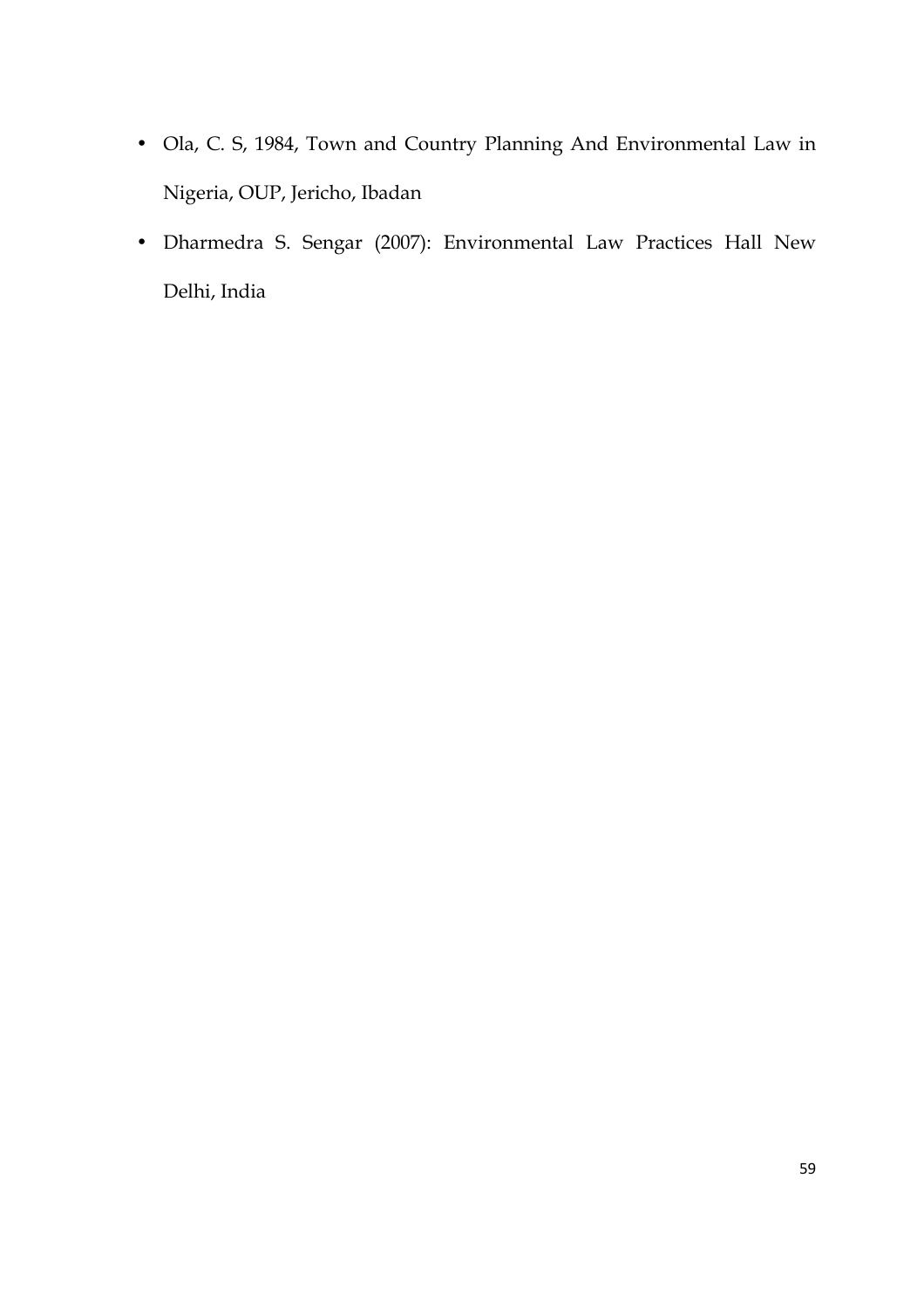- Ola, C. S, 1984, Town and Country Planning And Environmental Law in Nigeria, OUP, Jericho, Ibadan
- Dharmedra S. Sengar (2007): Environmental Law Practices Hall New Delhi, India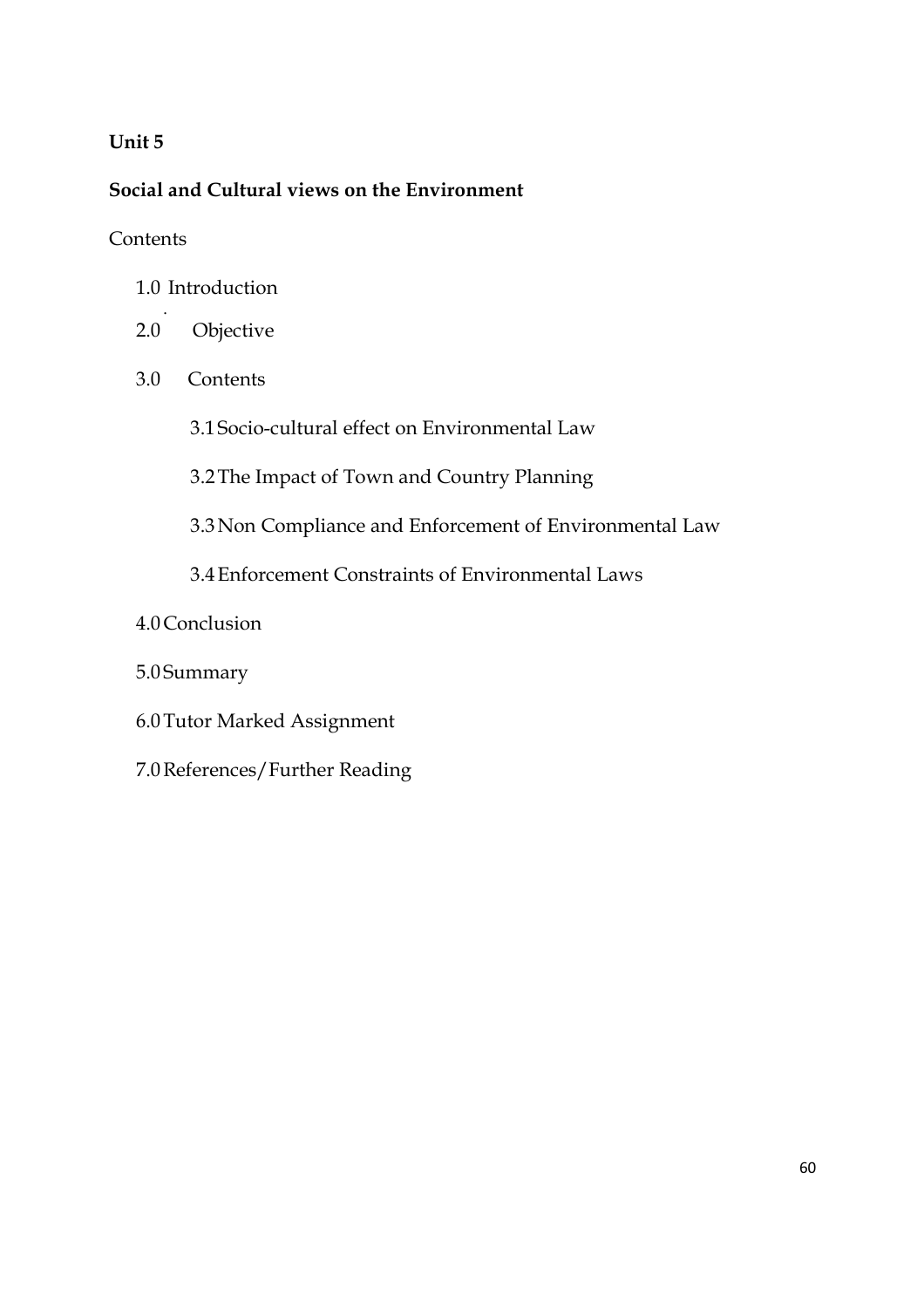**Unit 5**

**Social and Cultural views on the Environment**

Contents

- 1.0 Introduction
- 2.0 Objective
- 3.0 Contents
  - 3.1 Socio-cultural effect on Environmental Law
  - 3.2 The Impact of Town and Country Planning
  - 3.3 Non Compliance and Enforcement of Environmental Law
  - 3.4 Enforcement Constraints of Environmental Laws
- 4.0 Conclusion
- 5.0 Summary
- 6.0 Tutor Marked Assignment
- 7.0 References/Further Reading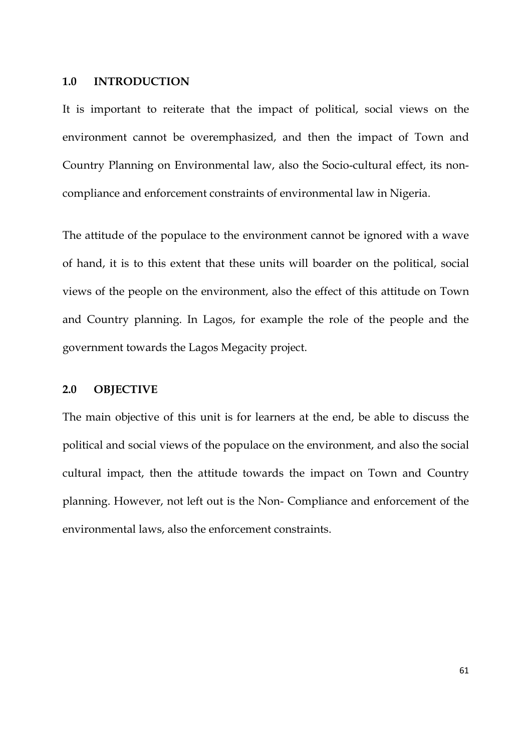## 1.0 INTRODUCTION

It is important to reiterate that the impact of political, social views on the environment cannot be overemphasized, and then the impact of Town and Country Planning on Environmental law, also the Socio-cultural effect, its non-compliance and enforcement constraints of environmental law in Nigeria.

The attitude of the populace to the environment cannot be ignored with a wave of hand, it is to this extent that these units will boarder on the political, social views of the people on the environment, also the effect of this attitude on Town and Country planning. In Lagos, for example the role of the people and the government towards the Lagos Megacity project.

## 2.0 OBJECTIVE

The main objective of this unit is for learners at the end, be able to discuss the political and social views of the populace on the environment, and also the social cultural impact, then the attitude towards the impact on Town and Country planning. However, not left out is the Non- Compliance and enforcement of the environmental laws, also the enforcement constraints.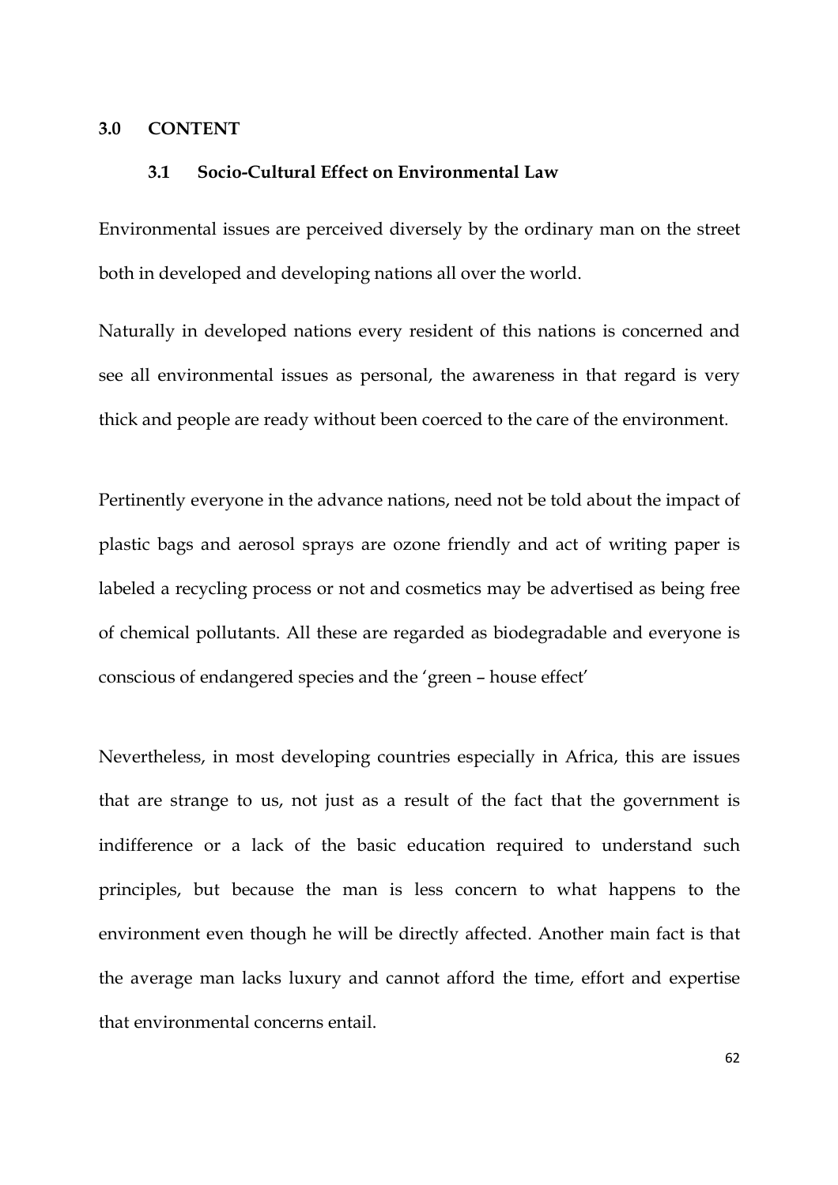## 3.0 CONTENT

### 3.1 Socio-Cultural Effect on Environmental Law

Environmental issues are perceived diversely by the ordinary man on the street both in developed and developing nations all over the world.

Naturally in developed nations every resident of this nations is concerned and see all environmental issues as personal, the awareness in that regard is very thick and people are ready without been coerced to the care of the environment.

Pertinently everyone in the advance nations, need not be told about the impact of plastic bags and aerosol sprays are ozone friendly and act of writing paper is labeled a recycling process or not and cosmetics may be advertised as being free of chemical pollutants. All these are regarded as biodegradable and everyone is conscious of endangered species and the 'green – house effect'

Nevertheless, in most developing countries especially in Africa, this are issues that are strange to us, not just as a result of the fact that the government is indifference or a lack of the basic education required to understand such principles, but because the man is less concern to what happens to the environment even though he will be directly affected. Another main fact is that the average man lacks luxury and cannot afford the time, effort and expertise that environmental concerns entail.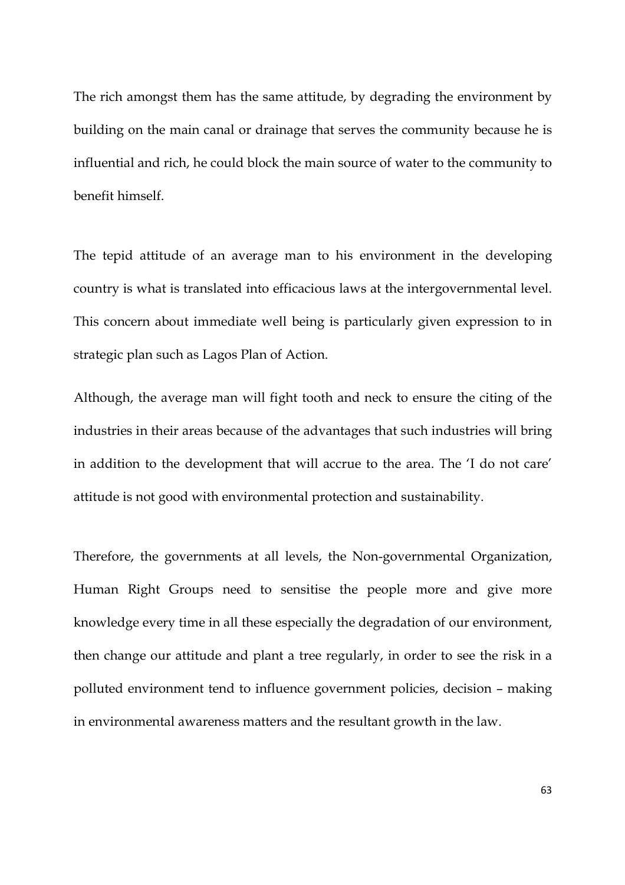The rich amongst them has the same attitude, by degrading the environment by building on the main canal or drainage that serves the community because he is influential and rich, he could block the main source of water to the community to benefit himself.

The tepid attitude of an average man to his environment in the developing country is what is translated into efficacious laws at the intergovernmental level. This concern about immediate well being is particularly given expression to in strategic plan such as Lagos Plan of Action.

Although, the average man will fight tooth and neck to ensure the citing of the industries in their areas because of the advantages that such industries will bring in addition to the development that will accrue to the area. The 'I do not care' attitude is not good with environmental protection and sustainability.

Therefore, the governments at all levels, the Non-governmental Organization, Human Right Groups need to sensitise the people more and give more knowledge every time in all these especially the degradation of our environment, then change our attitude and plant a tree regularly, in order to see the risk in a polluted environment tend to influence government policies, decision – making in environmental awareness matters and the resultant growth in the law.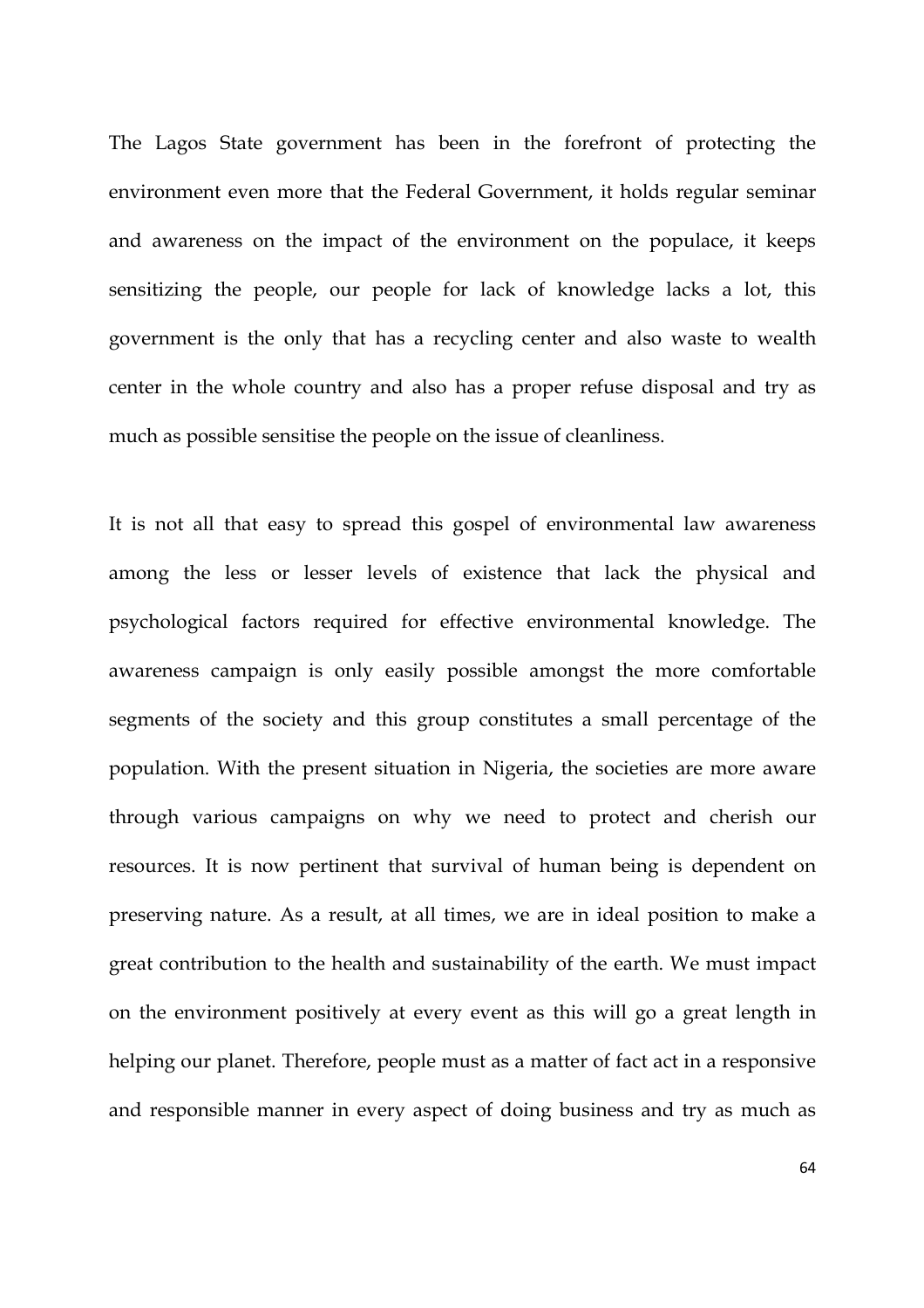The Lagos State government has been in the forefront of protecting the environment even more that the Federal Government, it holds regular seminar and awareness on the impact of the environment on the populace, it keeps sensitizing the people, our people for lack of knowledge lacks a lot, this government is the only that has a recycling center and also waste to wealth center in the whole country and also has a proper refuse disposal and try as much as possible sensitise the people on the issue of cleanliness.

It is not all that easy to spread this gospel of environmental law awareness among the less or lesser levels of existence that lack the physical and psychological factors required for effective environmental knowledge. The awareness campaign is only easily possible amongst the more comfortable segments of the society and this group constitutes a small percentage of the population. With the present situation in Nigeria, the societies are more aware through various campaigns on why we need to protect and cherish our resources. It is now pertinent that survival of human being is dependent on preserving nature. As a result, at all times, we are in ideal position to make a great contribution to the health and sustainability of the earth. We must impact on the environment positively at every event as this will go a great length in helping our planet. Therefore, people must as a matter of fact act in a responsive and responsible manner in every aspect of doing business and try as much as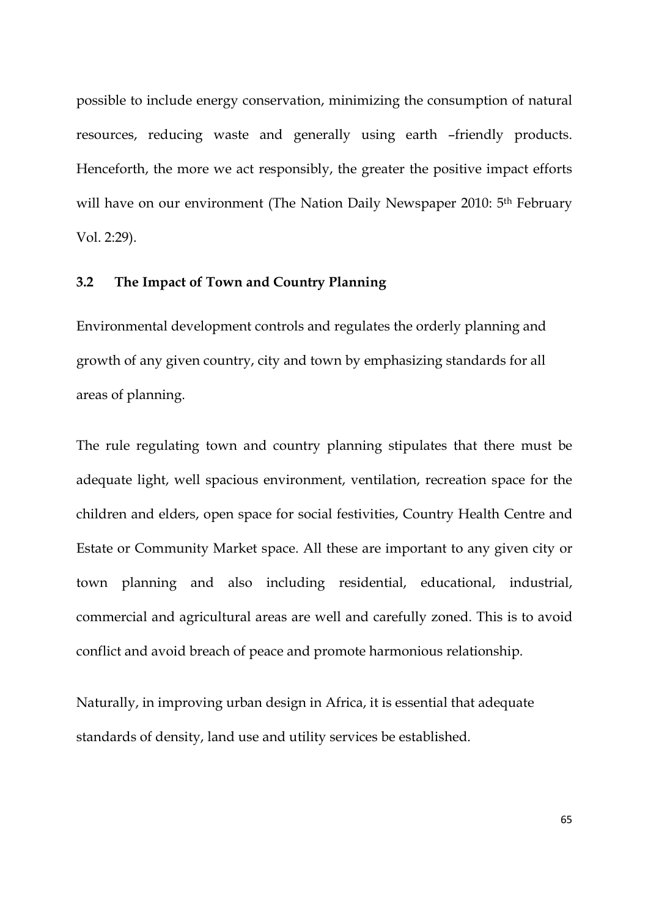possible to include energy conservation, minimizing the consumption of natural resources, reducing waste and generally using earth –friendly products. Henceforth, the more we act responsibly, the greater the positive impact efforts will have on our environment (The Nation Daily Newspaper 2010: 5th February Vol. 2:29).

### 3.2 The Impact of Town and Country Planning

Environmental development controls and regulates the orderly planning and growth of any given country, city and town by emphasizing standards for all areas of planning.

The rule regulating town and country planning stipulates that there must be adequate light, well spacious environment, ventilation, recreation space for the children and elders, open space for social festivities, Country Health Centre and Estate or Community Market space. All these are important to any given city or town planning and also including residential, educational, industrial, commercial and agricultural areas are well and carefully zoned. This is to avoid conflict and avoid breach of peace and promote harmonious relationship.

Naturally, in improving urban design in Africa, it is essential that adequate standards of density, land use and utility services be established.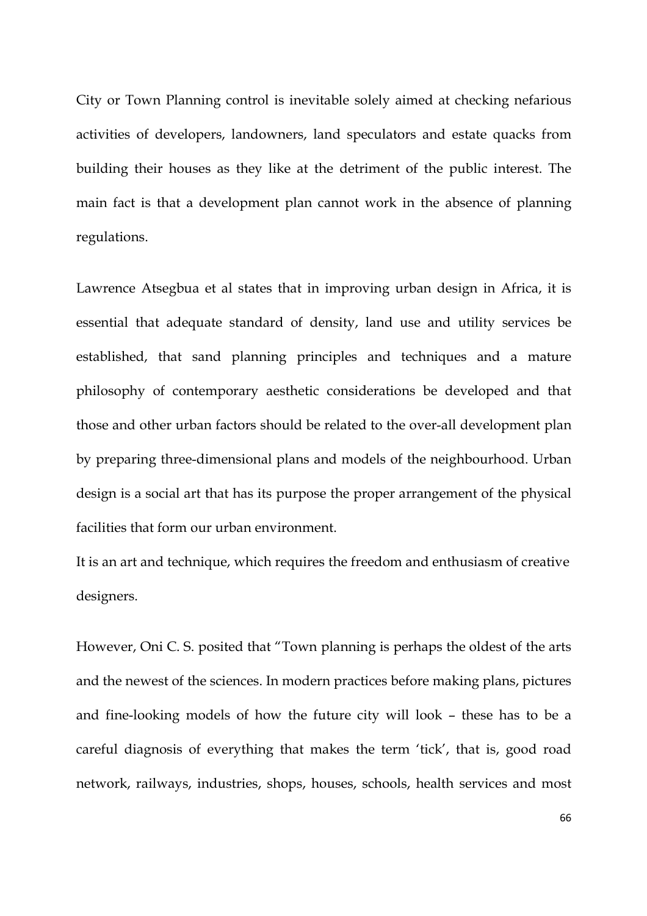City or Town Planning control is inevitable solely aimed at checking nefarious activities of developers, landowners, land speculators and estate quacks from building their houses as they like at the detriment of the public interest. The main fact is that a development plan cannot work in the absence of planning regulations.

Lawrence Atsegbua et al states that in improving urban design in Africa, it is essential that adequate standard of density, land use and utility services be established, that sand planning principles and techniques and a mature philosophy of contemporary aesthetic considerations be developed and that those and other urban factors should be related to the over-all development plan by preparing three-dimensional plans and models of the neighbourhood. Urban design is a social art that has its purpose the proper arrangement of the physical facilities that form our urban environment.

It is an art and technique, which requires the freedom and enthusiasm of creative designers.

However, Oni C. S. posited that "Town planning is perhaps the oldest of the arts and the newest of the sciences. In modern practices before making plans, pictures and fine-looking models of how the future city will look – these has to be a careful diagnosis of everything that makes the term 'tick', that is, good road network, railways, industries, shops, houses, schools, health services and most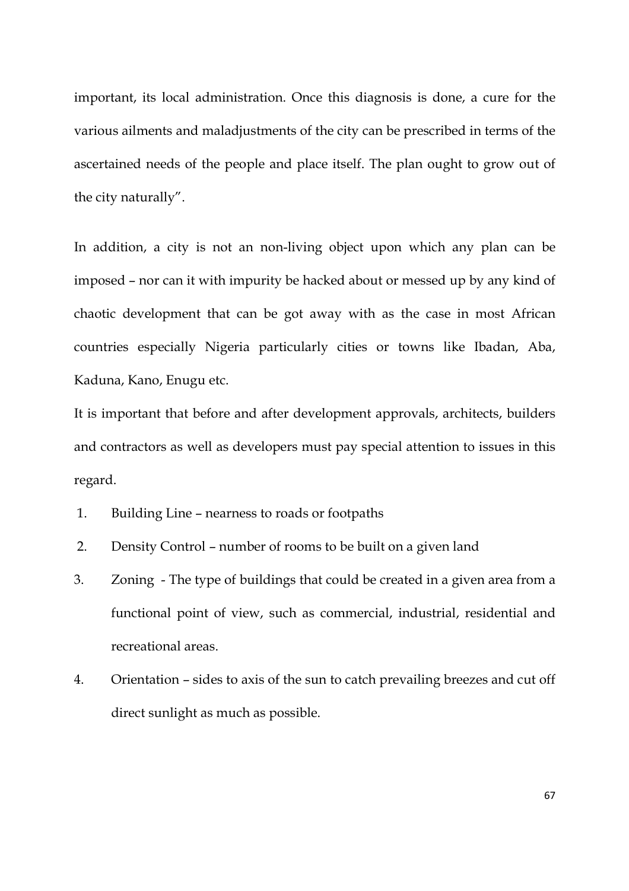important, its local administration. Once this diagnosis is done, a cure for the various ailments and maladjustments of the city can be prescribed in terms of the ascertained needs of the people and place itself. The plan ought to grow out of the city naturally".

In addition, a city is not an non-living object upon which any plan can be imposed – nor can it with impurity be hacked about or messed up by any kind of chaotic development that can be got away with as the case in most African countries especially Nigeria particularly cities or towns like Ibadan, Aba, Kaduna, Kano, Enugu etc.

It is important that before and after development approvals, architects, builders and contractors as well as developers must pay special attention to issues in this regard.

1. Building Line – nearness to roads or footpaths
2. Density Control – number of rooms to be built on a given land
3. Zoning - The type of buildings that could be created in a given area from a functional point of view, such as commercial, industrial, residential and recreational areas.
4. Orientation – sides to axis of the sun to catch prevailing breezes and cut off direct sunlight as much as possible.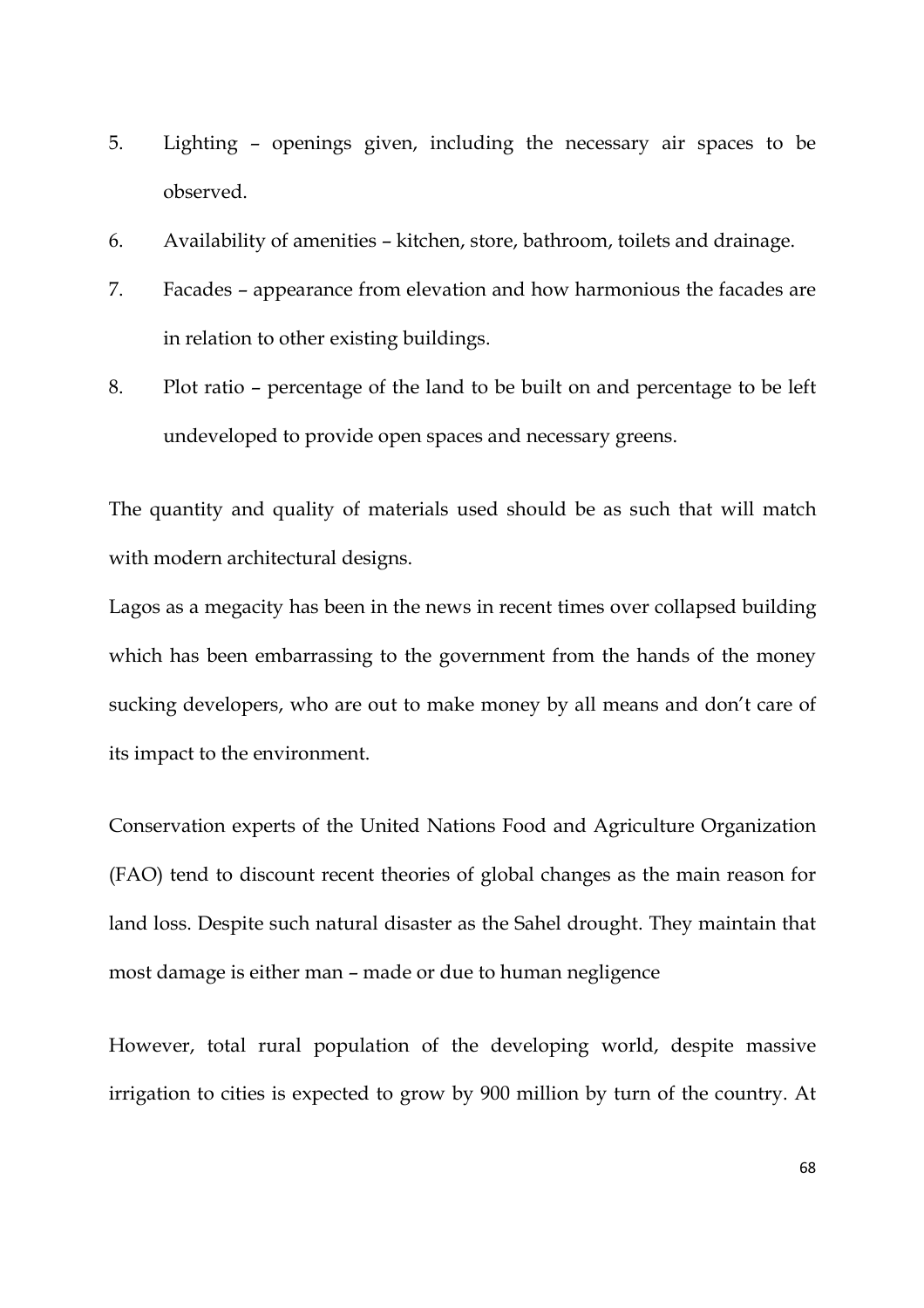5. Lighting – openings given, including the necessary air spaces to be observed.
6. Availability of amenities – kitchen, store, bathroom, toilets and drainage.
7. Facades – appearance from elevation and how harmonious the facades are in relation to other existing buildings.
8. Plot ratio – percentage of the land to be built on and percentage to be left undeveloped to provide open spaces and necessary greens.

The quantity and quality of materials used should be as such that will match with modern architectural designs.

Lagos as a megacity has been in the news in recent times over collapsed building which has been embarrassing to the government from the hands of the money sucking developers, who are out to make money by all means and don't care of its impact to the environment.

Conservation experts of the United Nations Food and Agriculture Organization (FAO) tend to discount recent theories of global changes as the main reason for land loss. Despite such natural disaster as the Sahel drought. They maintain that most damage is either man – made or due to human negligence

However, total rural population of the developing world, despite massive irrigation to cities is expected to grow by 900 million by turn of the country. At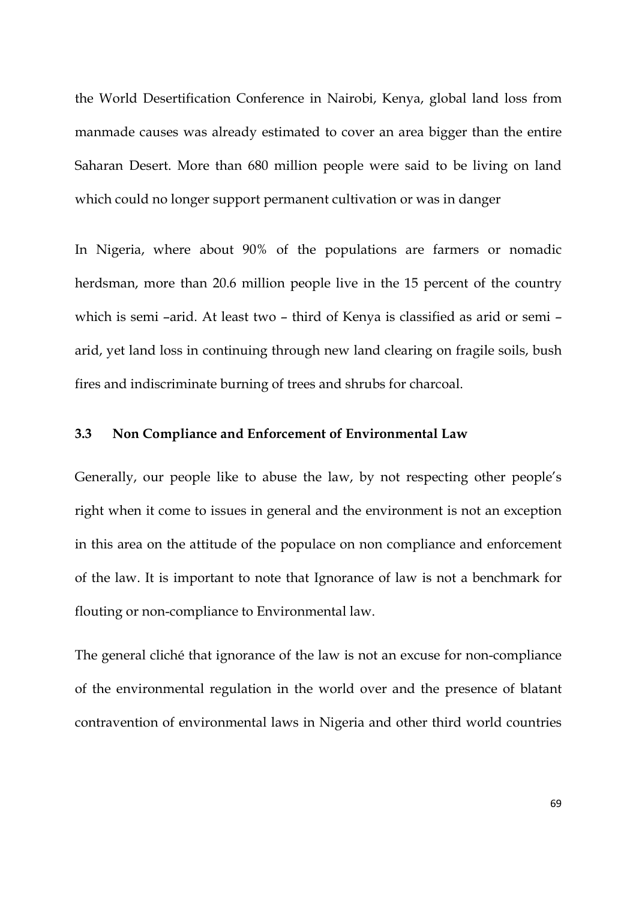the World Desertification Conference in Nairobi, Kenya, global land loss from manmade causes was already estimated to cover an area bigger than the entire Saharan Desert. More than 680 million people were said to be living on land which could no longer support permanent cultivation or was in danger

In Nigeria, where about 90% of the populations are farmers or nomadic herdsman, more than 20.6 million people live in the 15 percent of the country which is semi –arid. At least two – third of Kenya is classified as arid or semi – arid, yet land loss in continuing through new land clearing on fragile soils, bush fires and indiscriminate burning of trees and shrubs for charcoal.

### 3.3 Non Compliance and Enforcement of Environmental Law

Generally, our people like to abuse the law, by not respecting other people's right when it come to issues in general and the environment is not an exception in this area on the attitude of the populace on non compliance and enforcement of the law. It is important to note that Ignorance of law is not a benchmark for flouting or non-compliance to Environmental law.

The general cliché that ignorance of the law is not an excuse for non-compliance of the environmental regulation in the world over and the presence of blatant contravention of environmental laws in Nigeria and other third world countries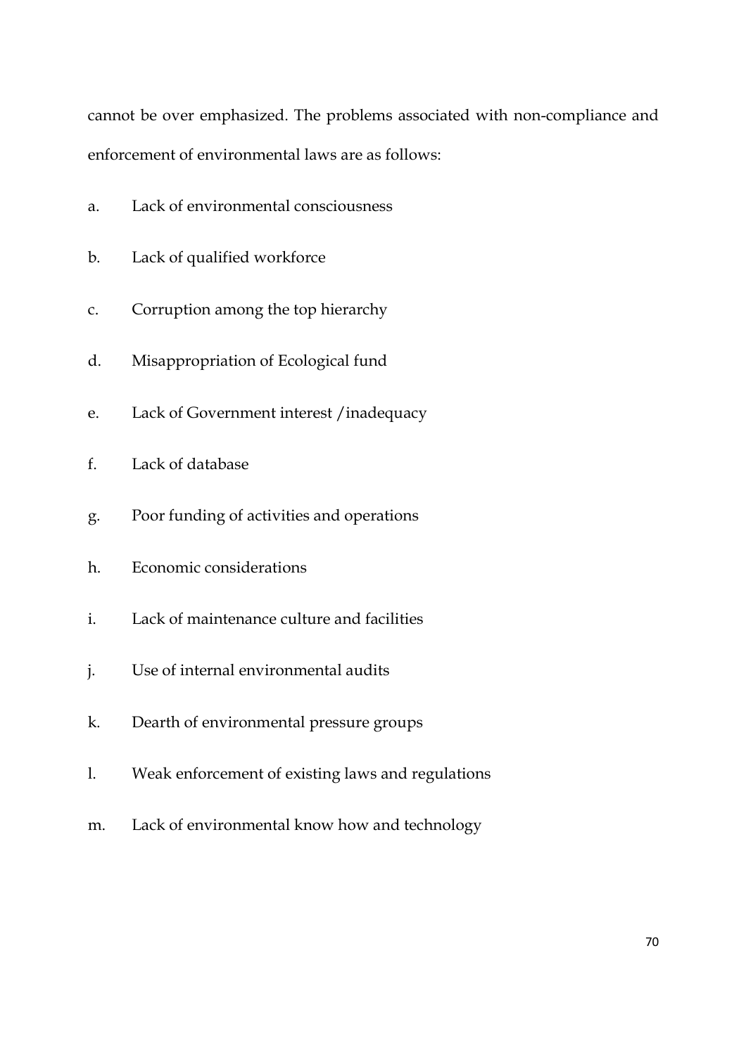cannot be over emphasized. The problems associated with non-compliance and enforcement of environmental laws are as follows:

a. Lack of environmental consciousness

b. Lack of qualified workforce

c. Corruption among the top hierarchy

d. Misappropriation of Ecological fund

e. Lack of Government interest /inadequacy

f. Lack of database

g. Poor funding of activities and operations

h. Economic considerations

i. Lack of maintenance culture and facilities

j. Use of internal environmental audits

k. Dearth of environmental pressure groups

l. Weak enforcement of existing laws and regulations

m. Lack of environmental know how and technology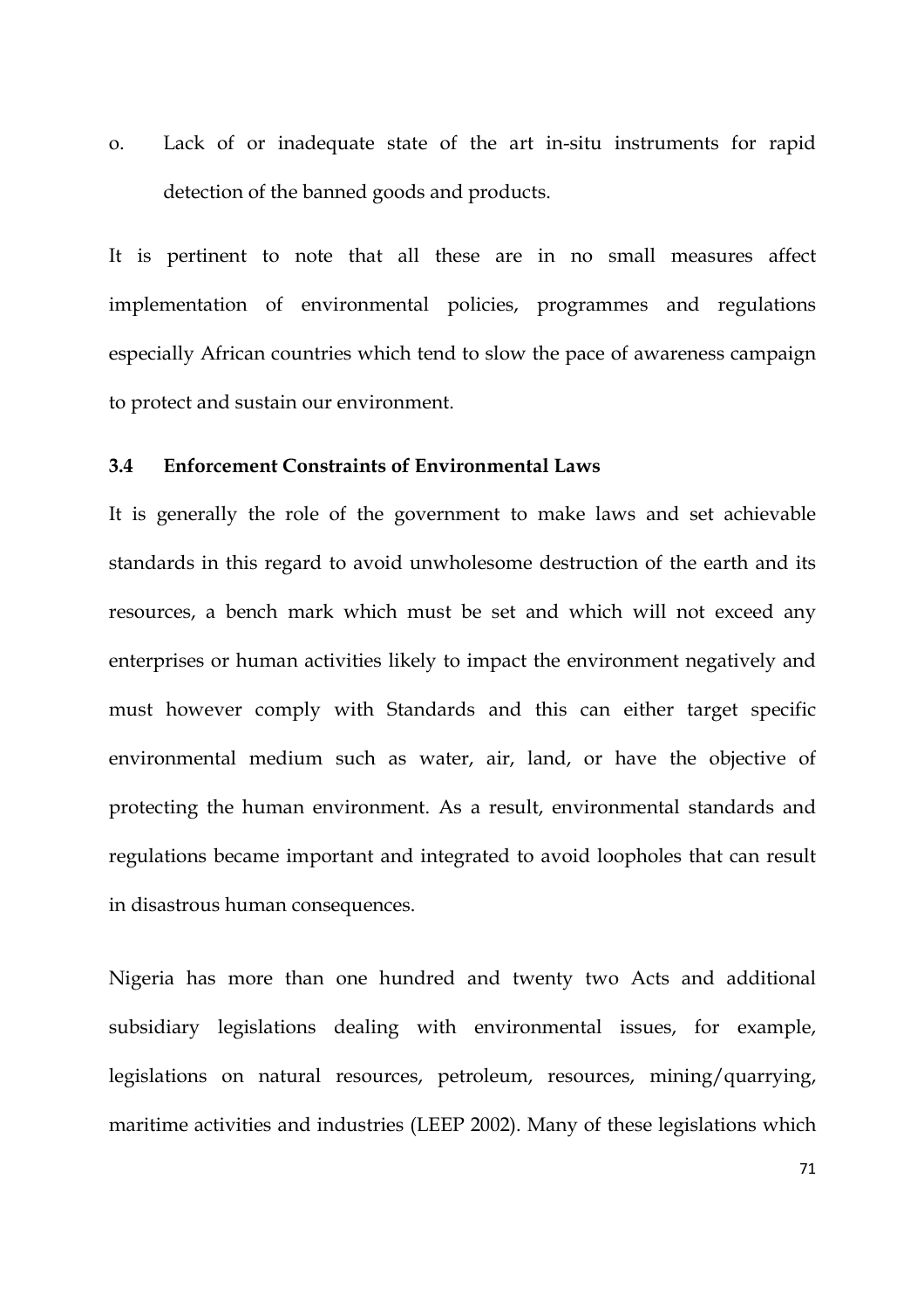o. Lack of or inadequate state of the art in-situ instruments for rapid detection of the banned goods and products.

It is pertinent to note that all these are in no small measures affect implementation of environmental policies, programmes and regulations especially African countries which tend to slow the pace of awareness campaign to protect and sustain our environment.

### 3.4 Enforcement Constraints of Environmental Laws

It is generally the role of the government to make laws and set achievable standards in this regard to avoid unwholesome destruction of the earth and its resources, a bench mark which must be set and which will not exceed any enterprises or human activities likely to impact the environment negatively and must however comply with Standards and this can either target specific environmental medium such as water, air, land, or have the objective of protecting the human environment. As a result, environmental standards and regulations became important and integrated to avoid loopholes that can result in disastrous human consequences.

Nigeria has more than one hundred and twenty two Acts and additional subsidiary legislations dealing with environmental issues, for example, legislations on natural resources, petroleum, resources, mining/quarrying, maritime activities and industries (LEEP 2002). Many of these legislations which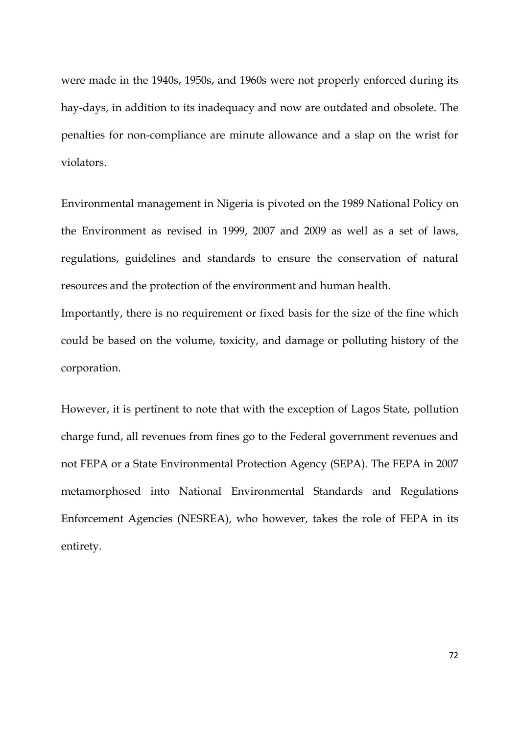were made in the 1940s, 1950s, and 1960s were not properly enforced during its hay-days, in addition to its inadequacy and now are outdated and obsolete. The penalties for non-compliance are minute allowance and a slap on the wrist for violators.

Environmental management in Nigeria is pivoted on the 1989 National Policy on the Environment as revised in 1999, 2007 and 2009 as well as a set of laws, regulations, guidelines and standards to ensure the conservation of natural resources and the protection of the environment and human health.

Importantly, there is no requirement or fixed basis for the size of the fine which could be based on the volume, toxicity, and damage or polluting history of the corporation.

However, it is pertinent to note that with the exception of Lagos State, pollution charge fund, all revenues from fines go to the Federal government revenues and not FEPA or a State Environmental Protection Agency (SEPA). The FEPA in 2007 metamorphosed into National Environmental Standards and Regulations Enforcement Agencies (NESREA), who however, takes the role of FEPA in its entirety.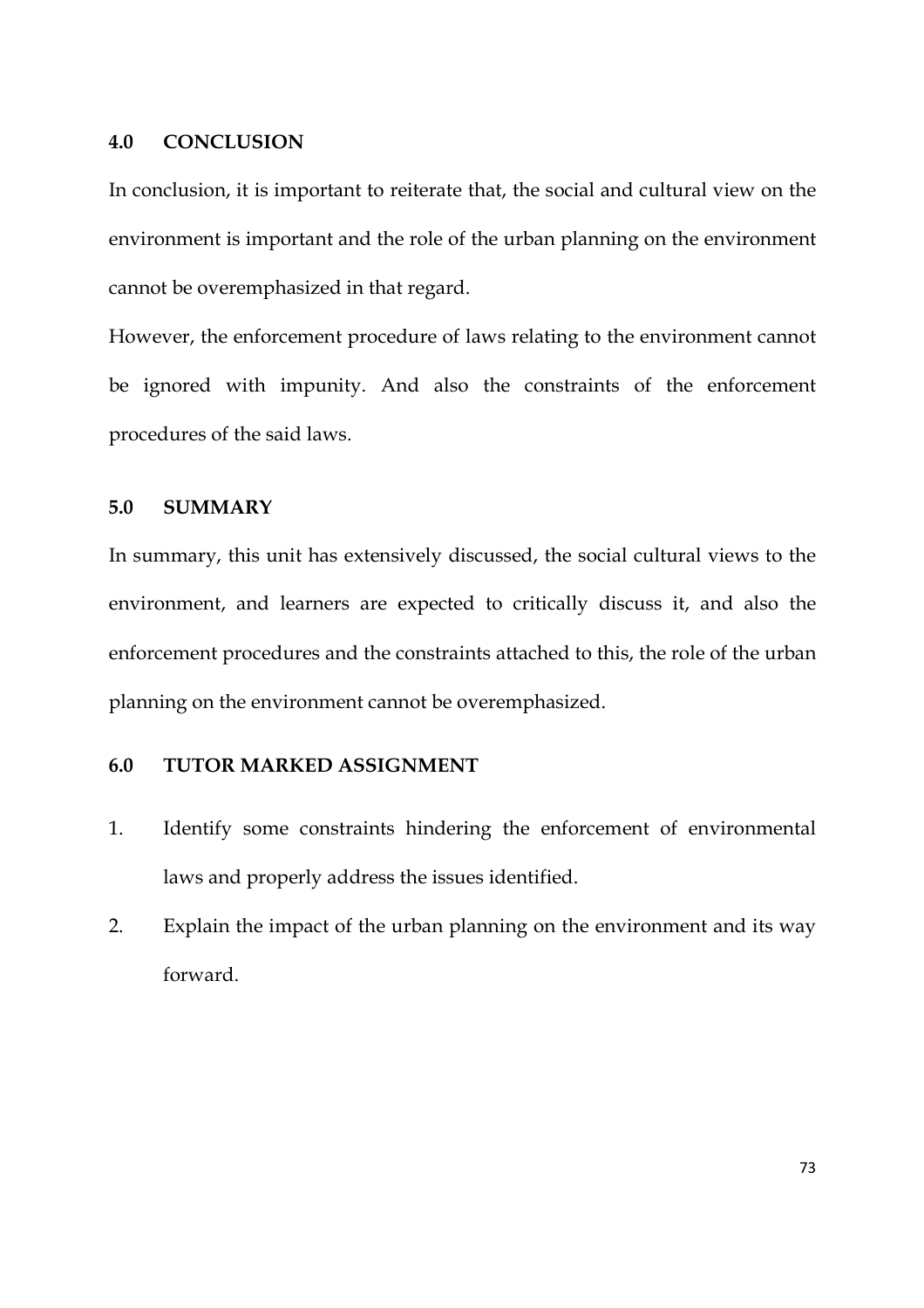## 4.0 CONCLUSION

In conclusion, it is important to reiterate that, the social and cultural view on the environment is important and the role of the urban planning on the environment cannot be overemphasized in that regard.

However, the enforcement procedure of laws relating to the environment cannot be ignored with impunity. And also the constraints of the enforcement procedures of the said laws.

## 5.0 SUMMARY

In summary, this unit has extensively discussed, the social cultural views to the environment, and learners are expected to critically discuss it, and also the enforcement procedures and the constraints attached to this, the role of the urban planning on the environment cannot be overemphasized.

## 6.0 TUTOR MARKED ASSIGNMENT

1. Identify some constraints hindering the enforcement of environmental laws and properly address the issues identified.
2. Explain the impact of the urban planning on the environment and its way forward.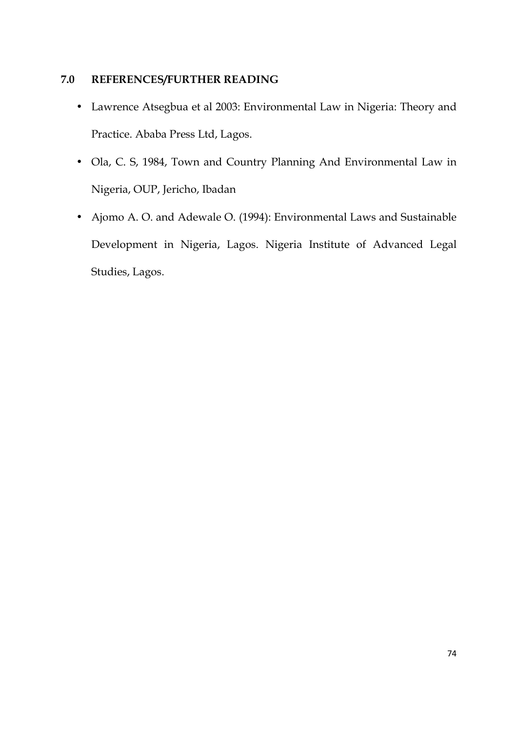## 7.0 REFERENCES/FURTHER READING

- Lawrence Atsegbua et al 2003: Environmental Law in Nigeria: Theory and Practice. Ababa Press Ltd, Lagos.
- Ola, C. S, 1984, Town and Country Planning And Environmental Law in Nigeria, OUP, Jericho, Ibadan
- Ajomo A. O. and Adewale O. (1994): Environmental Laws and Sustainable Development in Nigeria, Lagos. Nigeria Institute of Advanced Legal Studies, Lagos.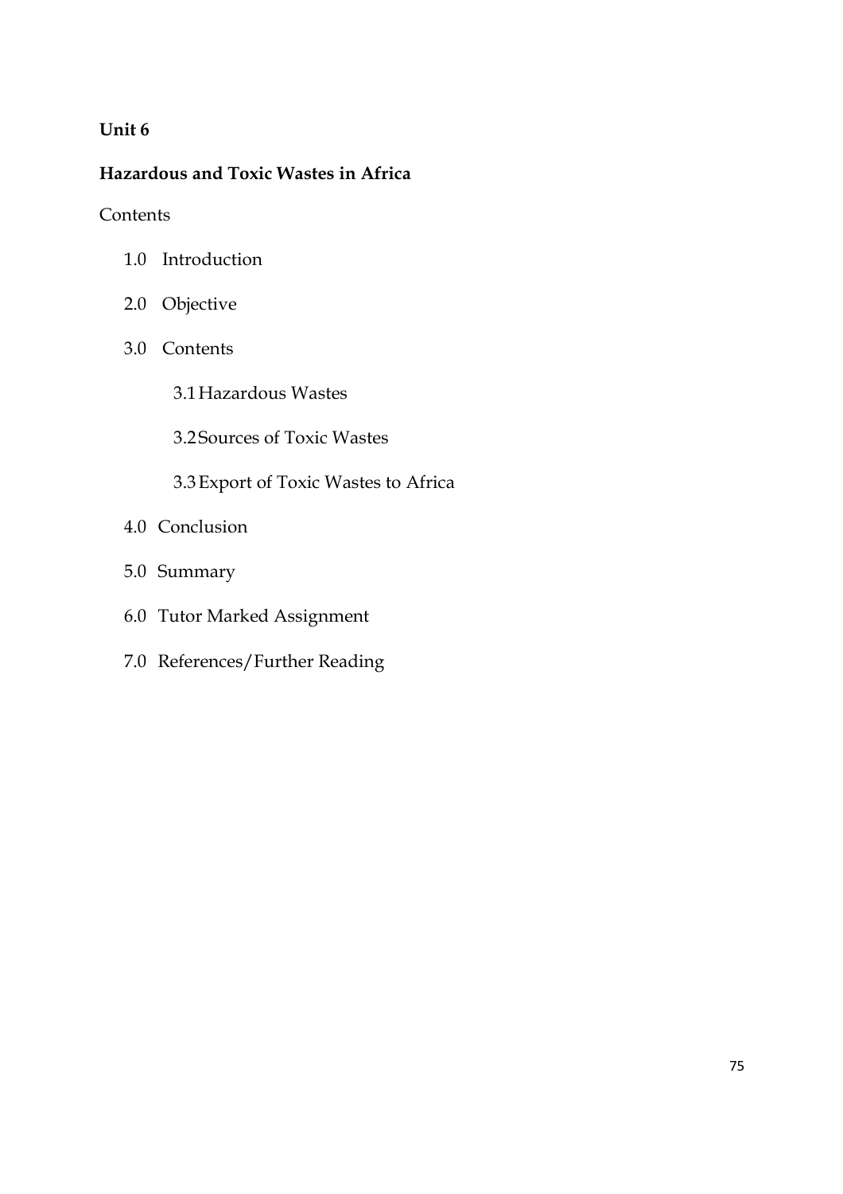**Unit 6**

**Hazardous and Toxic Wastes in Africa**

Contents

1.0 Introduction

2.0 Objective

3.0 Contents

3.1 Hazardous Wastes

3.2 Sources of Toxic Wastes

3.3 Export of Toxic Wastes to Africa

4.0 Conclusion

5.0 Summary

6.0 Tutor Marked Assignment

7.0 References/Further Reading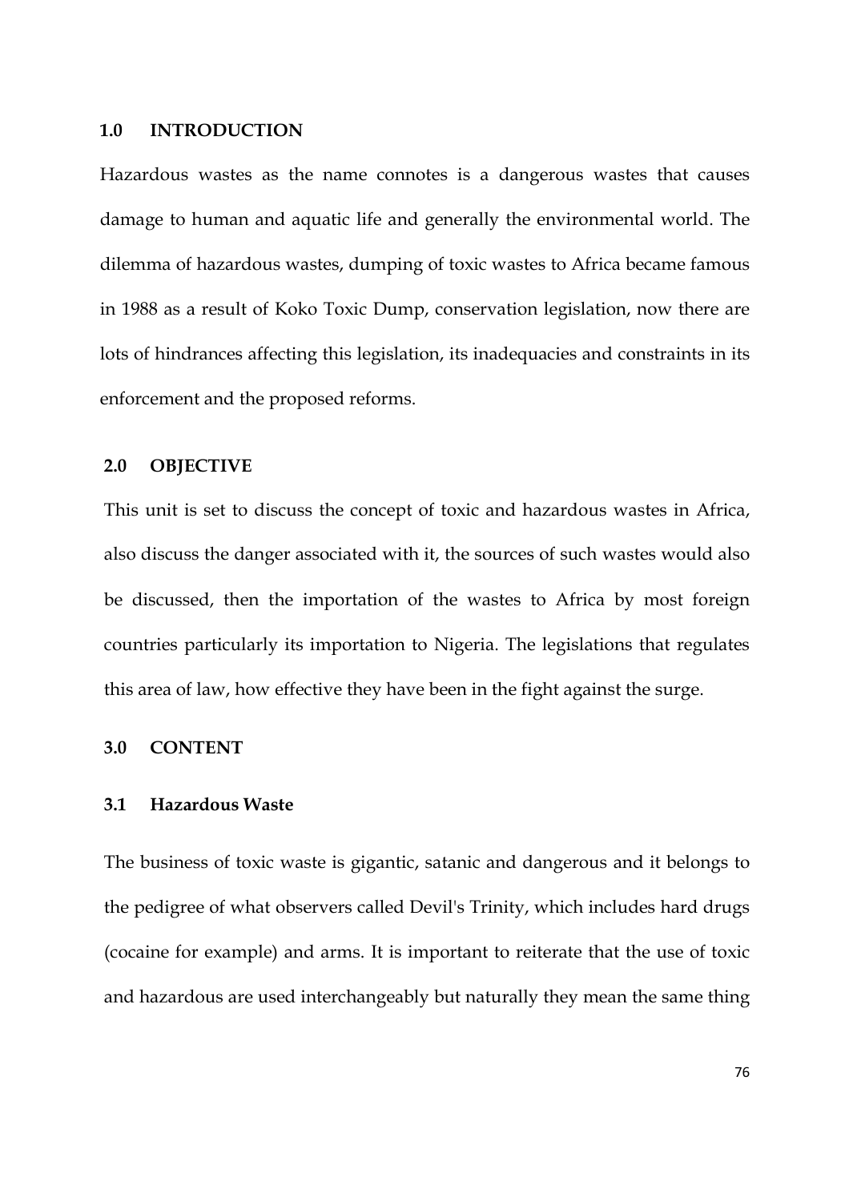## 1.0 INTRODUCTION

Hazardous wastes as the name connotes is a dangerous wastes that causes damage to human and aquatic life and generally the environmental world. The dilemma of hazardous wastes, dumping of toxic wastes to Africa became famous in 1988 as a result of Koko Toxic Dump, conservation legislation, now there are lots of hindrances affecting this legislation, its inadequacies and constraints in its enforcement and the proposed reforms.

## 2.0 OBJECTIVE

This unit is set to discuss the concept of toxic and hazardous wastes in Africa, also discuss the danger associated with it, the sources of such wastes would also be discussed, then the importation of the wastes to Africa by most foreign countries particularly its importation to Nigeria. The legislations that regulates this area of law, how effective they have been in the fight against the surge.

## 3.0 CONTENT

### 3.1 Hazardous Waste

The business of toxic waste is gigantic, satanic and dangerous and it belongs to the pedigree of what observers called Devil's Trinity, which includes hard drugs (cocaine for example) and arms. It is important to reiterate that the use of toxic and hazardous are used interchangeably but naturally they mean the same thing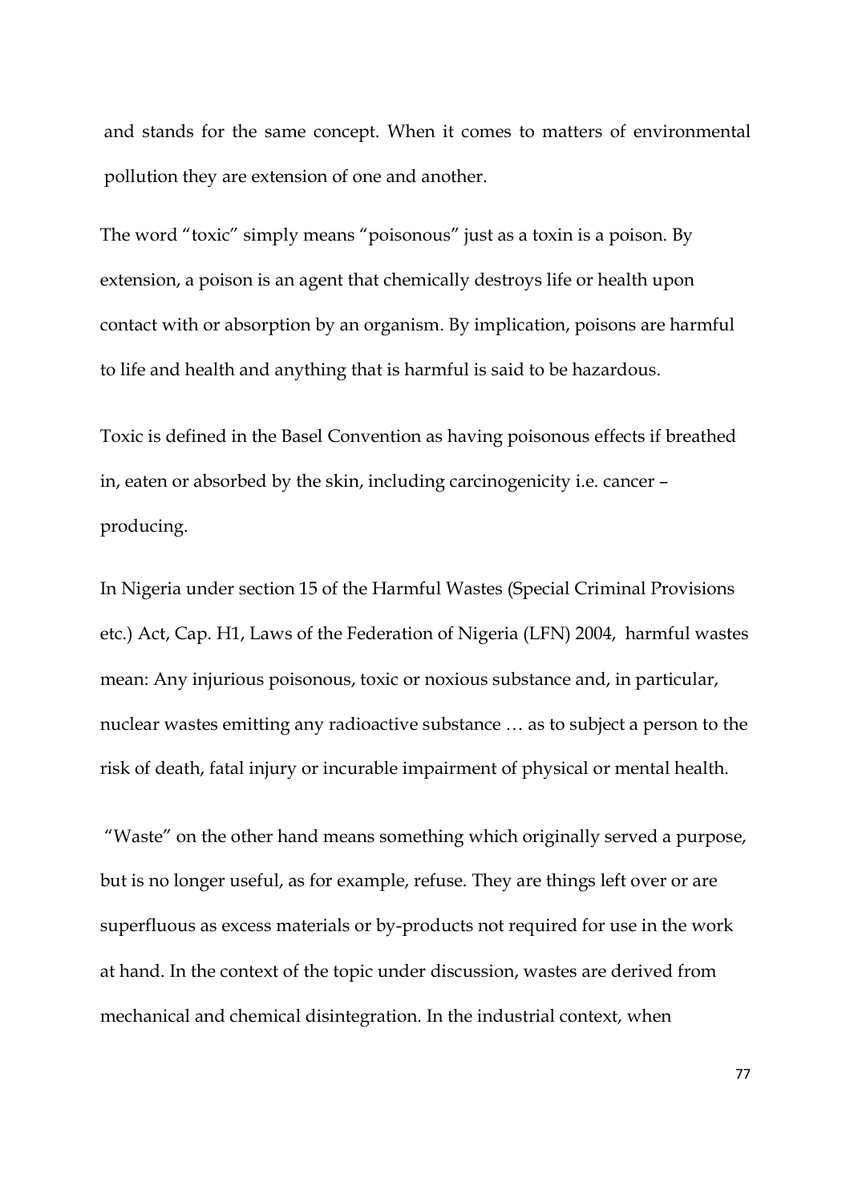and stands for the same concept. When it comes to matters of environmental pollution they are extension of one and another.

The word "toxic" simply means "poisonous" just as a toxin is a poison. By extension, a poison is an agent that chemically destroys life or health upon contact with or absorption by an organism. By implication, poisons are harmful to life and health and anything that is harmful is said to be hazardous.

Toxic is defined in the Basel Convention as having poisonous effects if breathed in, eaten or absorbed by the skin, including carcinogenicity i.e. cancer – producing.

In Nigeria under section 15 of the Harmful Wastes (Special Criminal Provisions etc.) Act, Cap. H1, Laws of the Federation of Nigeria (LFN) 2004, harmful wastes mean: Any injurious poisonous, toxic or noxious substance and, in particular, nuclear wastes emitting any radioactive substance … as to subject a person to the risk of death, fatal injury or incurable impairment of physical or mental health.

"Waste" on the other hand means something which originally served a purpose, but is no longer useful, as for example, refuse. They are things left over or are superfluous as excess materials or by-products not required for use in the work at hand. In the context of the topic under discussion, wastes are derived from mechanical and chemical disintegration. In the industrial context, when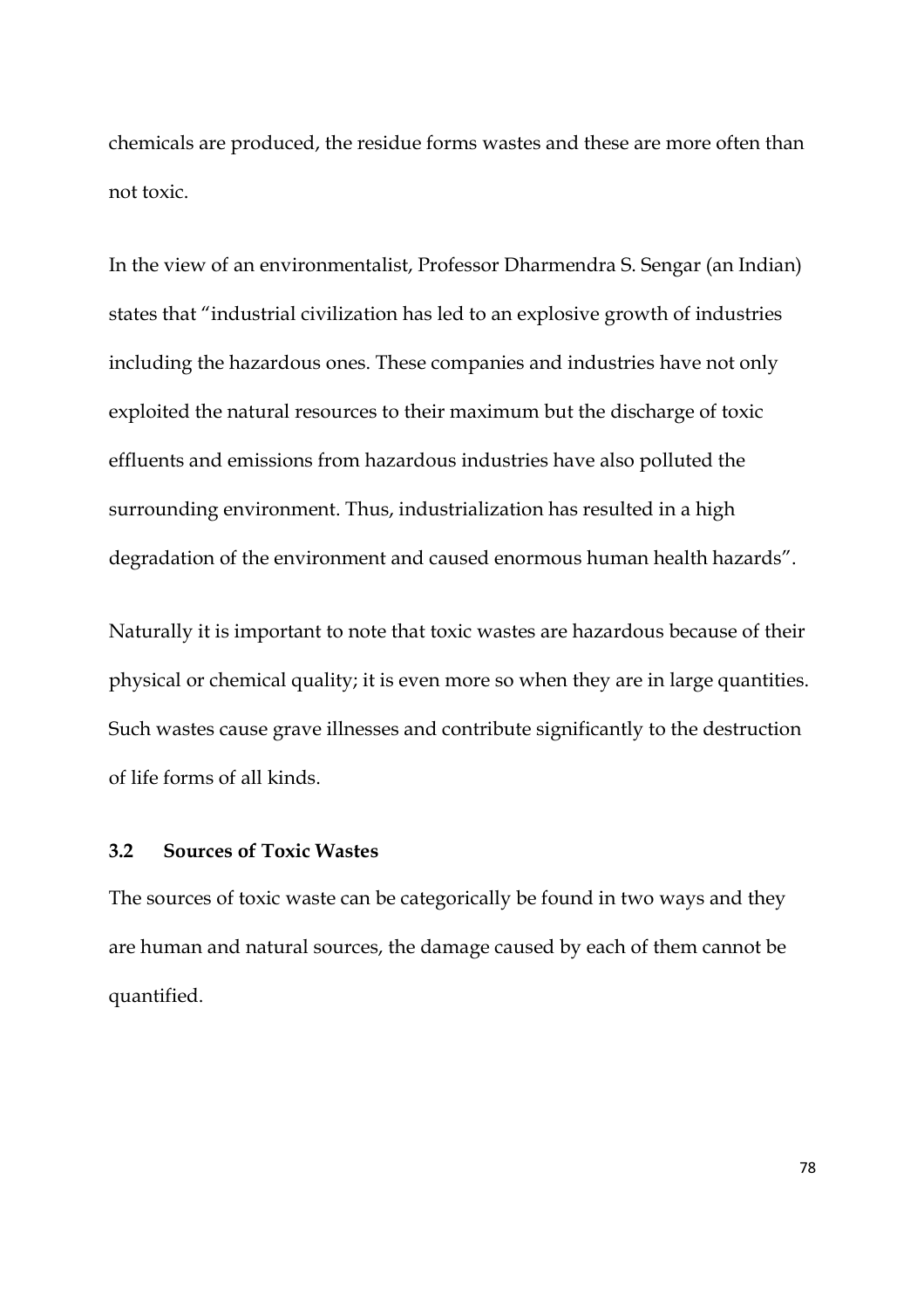chemicals are produced, the residue forms wastes and these are more often than not toxic.

In the view of an environmentalist, Professor Dharmendra S. Sengar (an Indian) states that "industrial civilization has led to an explosive growth of industries including the hazardous ones. These companies and industries have not only exploited the natural resources to their maximum but the discharge of toxic effluents and emissions from hazardous industries have also polluted the surrounding environment. Thus, industrialization has resulted in a high degradation of the environment and caused enormous human health hazards".

Naturally it is important to note that toxic wastes are hazardous because of their physical or chemical quality; it is even more so when they are in large quantities. Such wastes cause grave illnesses and contribute significantly to the destruction of life forms of all kinds.

### 3.2 Sources of Toxic Wastes

The sources of toxic waste can be categorically be found in two ways and they are human and natural sources, the damage caused by each of them cannot be quantified.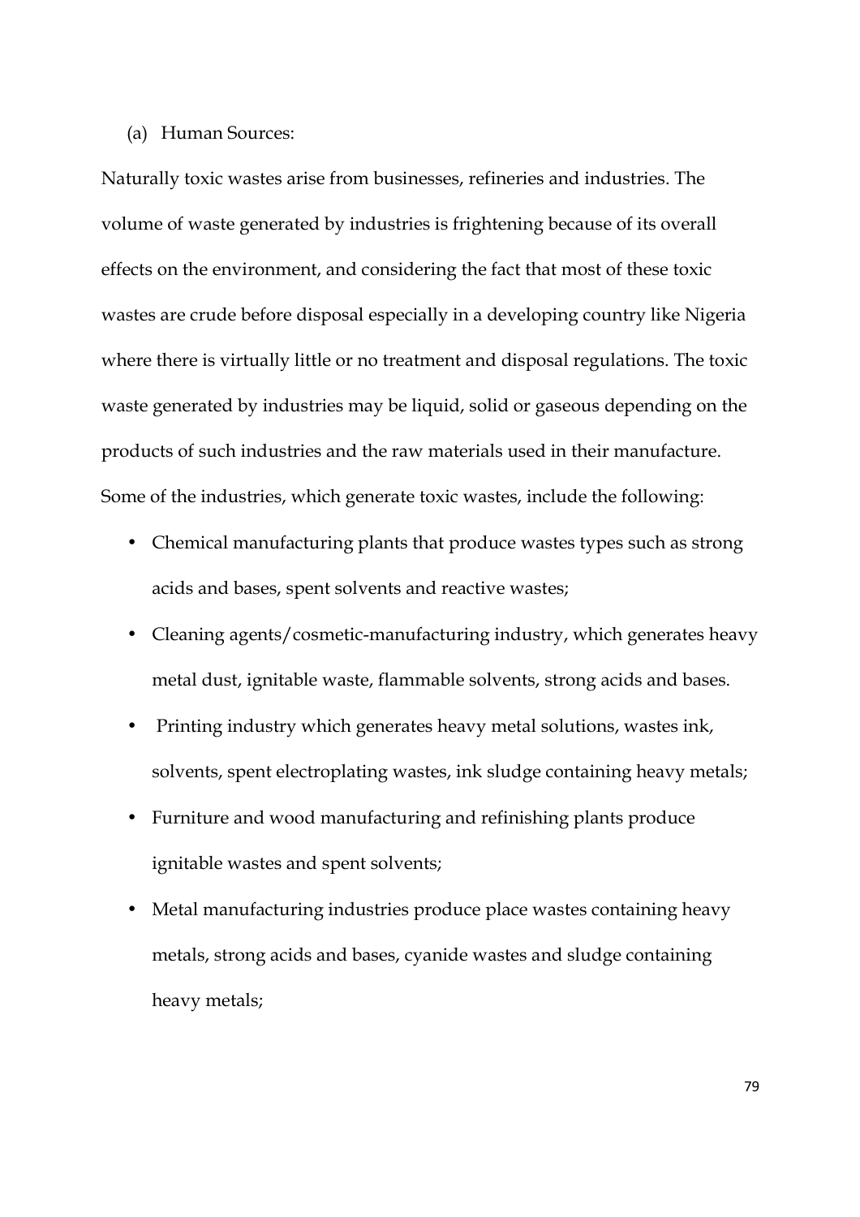(a) Human Sources:

Naturally toxic wastes arise from businesses, refineries and industries. The volume of waste generated by industries is frightening because of its overall effects on the environment, and considering the fact that most of these toxic wastes are crude before disposal especially in a developing country like Nigeria where there is virtually little or no treatment and disposal regulations. The toxic waste generated by industries may be liquid, solid or gaseous depending on the products of such industries and the raw materials used in their manufacture. Some of the industries, which generate toxic wastes, include the following:

- Chemical manufacturing plants that produce wastes types such as strong acids and bases, spent solvents and reactive wastes;
- Cleaning agents/cosmetic-manufacturing industry, which generates heavy metal dust, ignitable waste, flammable solvents, strong acids and bases.
- Printing industry which generates heavy metal solutions, wastes ink, solvents, spent electroplating wastes, ink sludge containing heavy metals;
- Furniture and wood manufacturing and refinishing plants produce ignitable wastes and spent solvents;
- Metal manufacturing industries produce place wastes containing heavy metals, strong acids and bases, cyanide wastes and sludge containing heavy metals;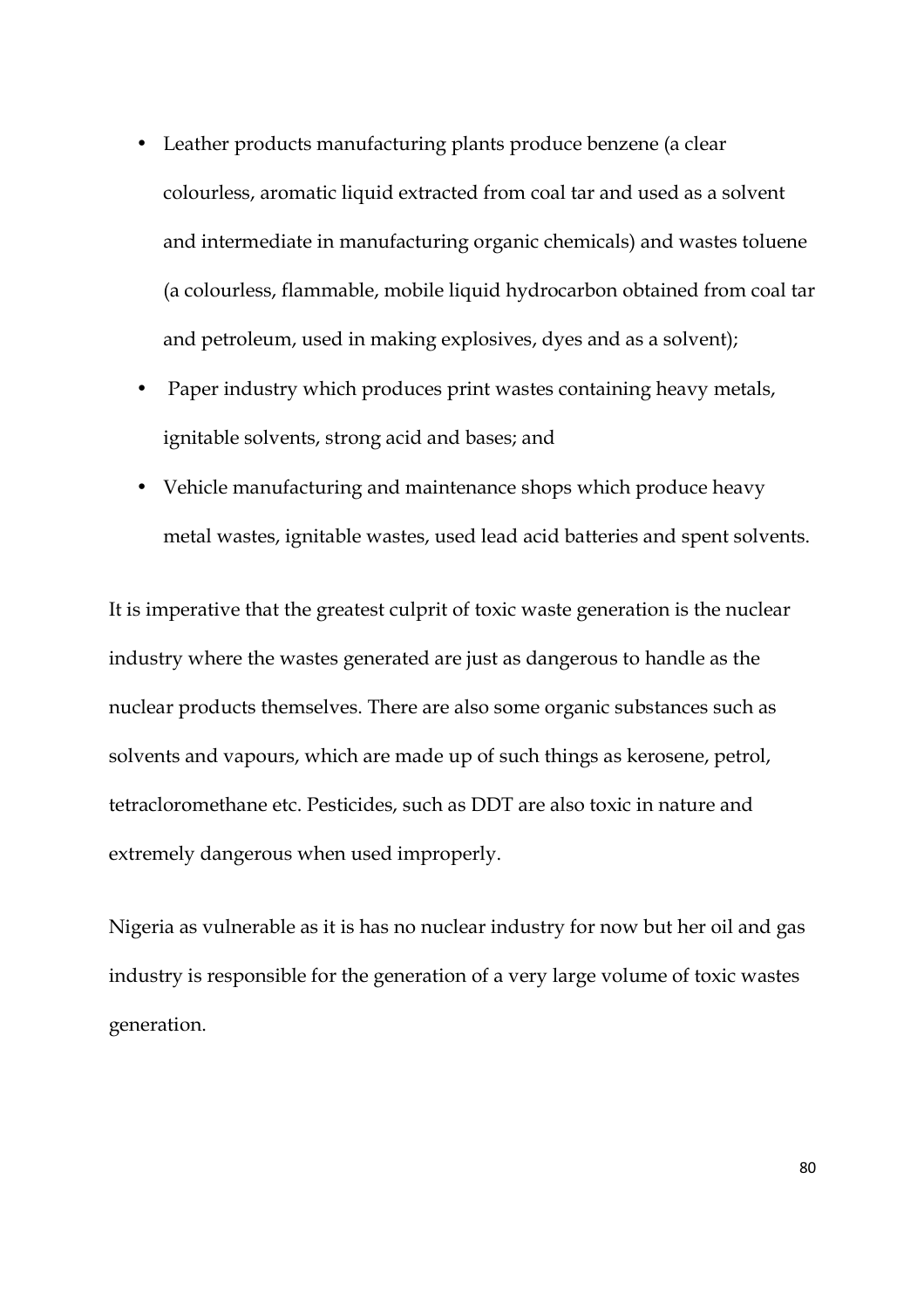- Leather products manufacturing plants produce benzene (a clear colourless, aromatic liquid extracted from coal tar and used as a solvent and intermediate in manufacturing organic chemicals) and wastes toluene (a colourless, flammable, mobile liquid hydrocarbon obtained from coal tar and petroleum, used in making explosives, dyes and as a solvent);
- Paper industry which produces print wastes containing heavy metals, ignitable solvents, strong acid and bases; and
- Vehicle manufacturing and maintenance shops which produce heavy metal wastes, ignitable wastes, used lead acid batteries and spent solvents.

It is imperative that the greatest culprit of toxic waste generation is the nuclear industry where the wastes generated are just as dangerous to handle as the nuclear products themselves. There are also some organic substances such as solvents and vapours, which are made up of such things as kerosene, petrol, tetracloromethane etc. Pesticides, such as DDT are also toxic in nature and extremely dangerous when used improperly.

Nigeria as vulnerable as it is has no nuclear industry for now but her oil and gas industry is responsible for the generation of a very large volume of toxic wastes generation.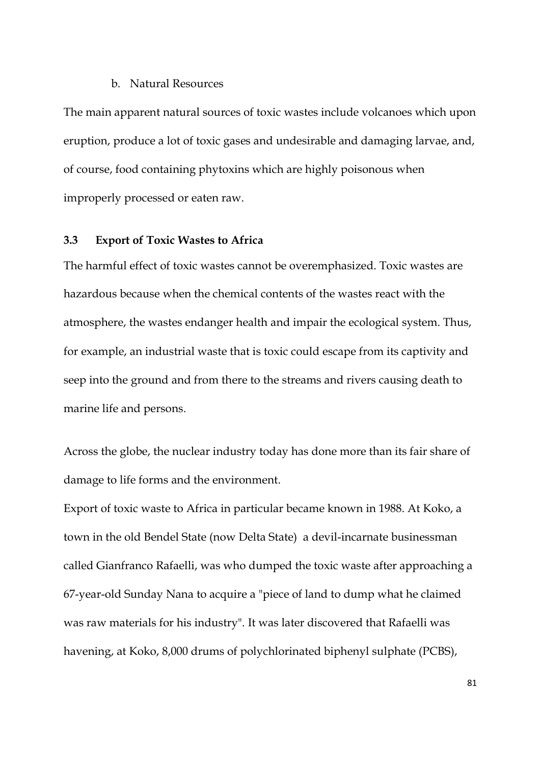b. Natural Resources

The main apparent natural sources of toxic wastes include volcanoes which upon eruption, produce a lot of toxic gases and undesirable and damaging larvae, and, of course, food containing phytoxins which are highly poisonous when improperly processed or eaten raw.

### 3.3 Export of Toxic Wastes to Africa

The harmful effect of toxic wastes cannot be overemphasized. Toxic wastes are hazardous because when the chemical contents of the wastes react with the atmosphere, the wastes endanger health and impair the ecological system. Thus, for example, an industrial waste that is toxic could escape from its captivity and seep into the ground and from there to the streams and rivers causing death to marine life and persons.

Across the globe, the nuclear industry today has done more than its fair share of damage to life forms and the environment.

Export of toxic waste to Africa in particular became known in 1988. At Koko, a town in the old Bendel State (now Delta State) a devil-incarnate businessman called Gianfranco Rafaelli, was who dumped the toxic waste after approaching a 67-year-old Sunday Nana to acquire a "piece of land to dump what he claimed was raw materials for his industry". It was later discovered that Rafaelli was havening, at Koko, 8,000 drums of polychlorinated biphenyl sulphate (PCBS),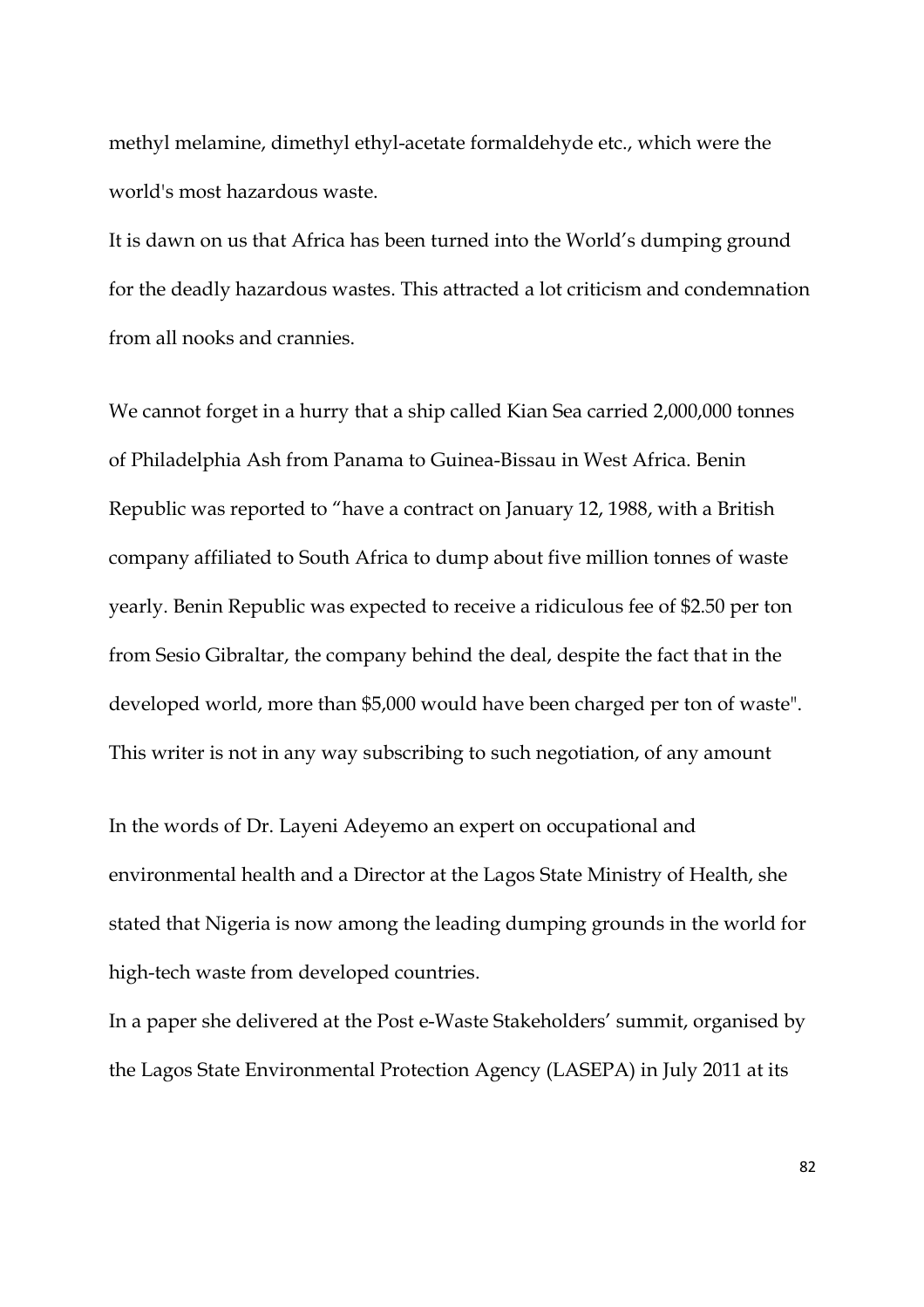methyl melamine, dimethyl ethyl-acetate formaldehyde etc., which were the world's most hazardous waste.

It is dawn on us that Africa has been turned into the World's dumping ground for the deadly hazardous wastes. This attracted a lot criticism and condemnation from all nooks and crannies.

We cannot forget in a hurry that a ship called Kian Sea carried 2,000,000 tonnes of Philadelphia Ash from Panama to Guinea-Bissau in West Africa. Benin Republic was reported to "have a contract on January 12, 1988, with a British company affiliated to South Africa to dump about five million tonnes of waste yearly. Benin Republic was expected to receive a ridiculous fee of $2.50 per ton from Sesio Gibraltar, the company behind the deal, despite the fact that in the developed world, more than $5,000 would have been charged per ton of waste". This writer is not in any way subscribing to such negotiation, of any amount

In the words of Dr. Layeni Adeyemo an expert on occupational and environmental health and a Director at the Lagos State Ministry of Health, she stated that Nigeria is now among the leading dumping grounds in the world for high-tech waste from developed countries.

In a paper she delivered at the Post e-Waste Stakeholders' summit, organised by the Lagos State Environmental Protection Agency (LASEPA) in July 2011 at its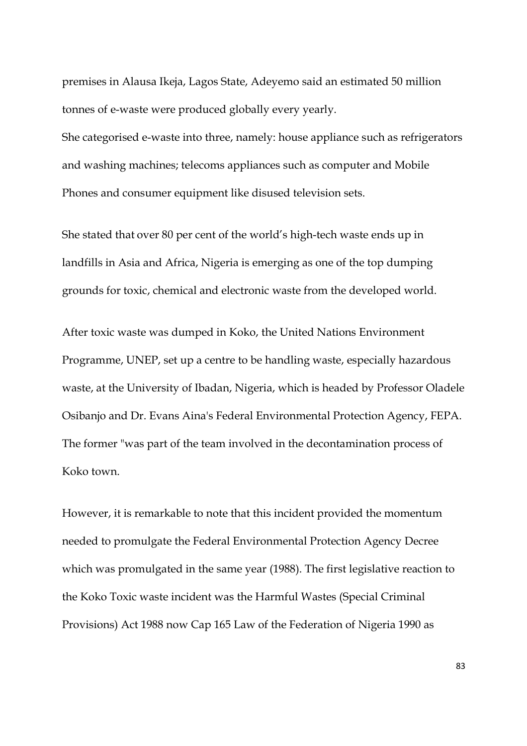premises in Alausa Ikeja, Lagos State, Adeyemo said an estimated 50 million tonnes of e-waste were produced globally every yearly.

She categorised e-waste into three, namely: house appliance such as refrigerators and washing machines; telecoms appliances such as computer and Mobile Phones and consumer equipment like disused television sets.

She stated that over 80 per cent of the world's high-tech waste ends up in landfills in Asia and Africa, Nigeria is emerging as one of the top dumping grounds for toxic, chemical and electronic waste from the developed world.

After toxic waste was dumped in Koko, the United Nations Environment Programme, UNEP, set up a centre to be handling waste, especially hazardous waste, at the University of Ibadan, Nigeria, which is headed by Professor Oladele Osibanjo and Dr. Evans Aina's Federal Environmental Protection Agency, FEPA. The former "was part of the team involved in the decontamination process of Koko town.

However, it is remarkable to note that this incident provided the momentum needed to promulgate the Federal Environmental Protection Agency Decree which was promulgated in the same year (1988). The first legislative reaction to the Koko Toxic waste incident was the Harmful Wastes (Special Criminal Provisions) Act 1988 now Cap 165 Law of the Federation of Nigeria 1990 as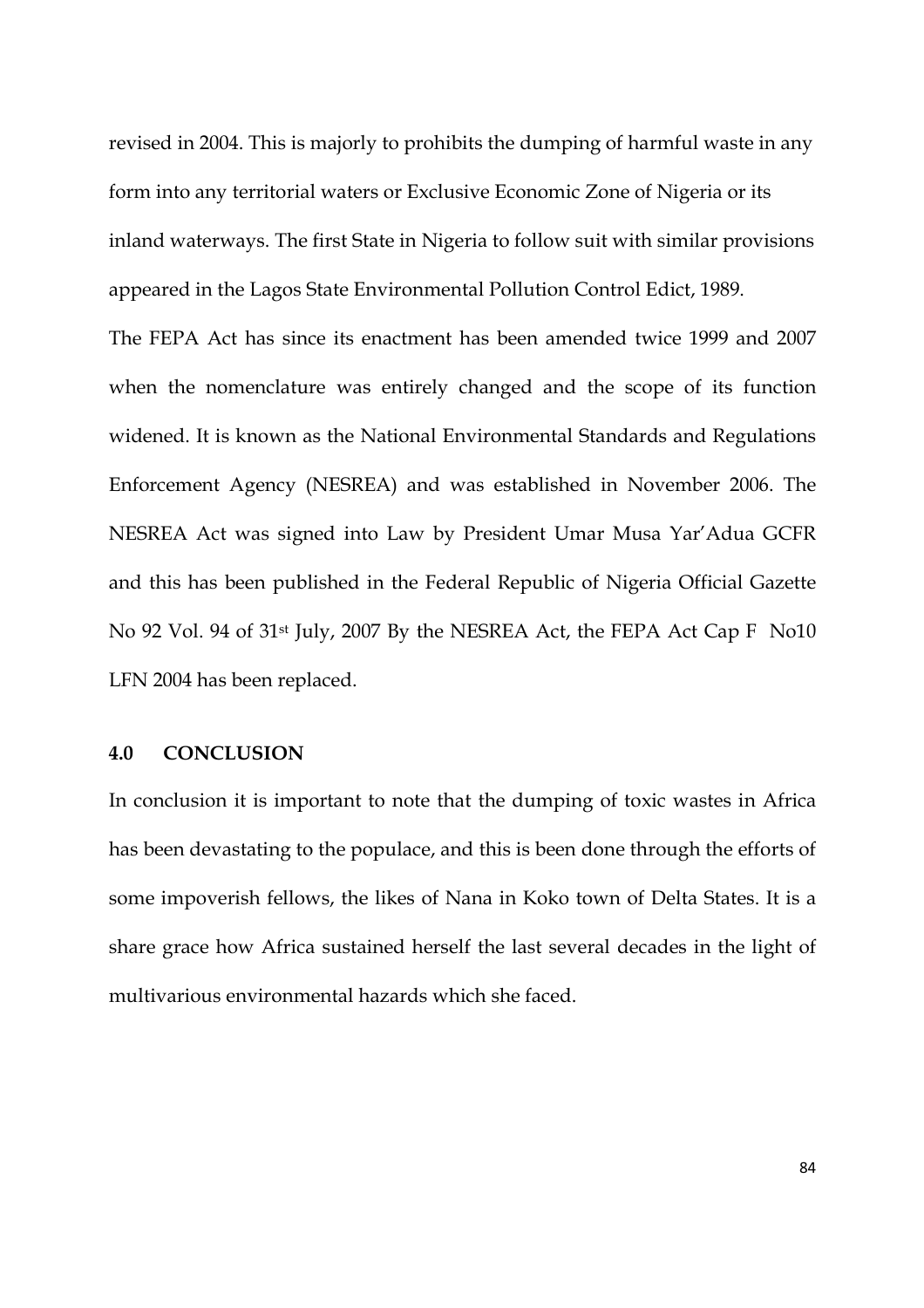revised in 2004. This is majorly to prohibits the dumping of harmful waste in any form into any territorial waters or Exclusive Economic Zone of Nigeria or its inland waterways. The first State in Nigeria to follow suit with similar provisions appeared in the Lagos State Environmental Pollution Control Edict, 1989.

The FEPA Act has since its enactment has been amended twice 1999 and 2007 when the nomenclature was entirely changed and the scope of its function widened. It is known as the National Environmental Standards and Regulations Enforcement Agency (NESREA) and was established in November 2006. The NESREA Act was signed into Law by President Umar Musa Yar'Adua GCFR and this has been published in the Federal Republic of Nigeria Official Gazette No 92 Vol. 94 of 31st July, 2007 By the NESREA Act, the FEPA Act Cap F No10 LFN 2004 has been replaced.

## 4.0 CONCLUSION

In conclusion it is important to note that the dumping of toxic wastes in Africa has been devastating to the populace, and this is been done through the efforts of some impoverish fellows, the likes of Nana in Koko town of Delta States. It is a share grace how Africa sustained herself the last several decades in the light of multivarious environmental hazards which she faced.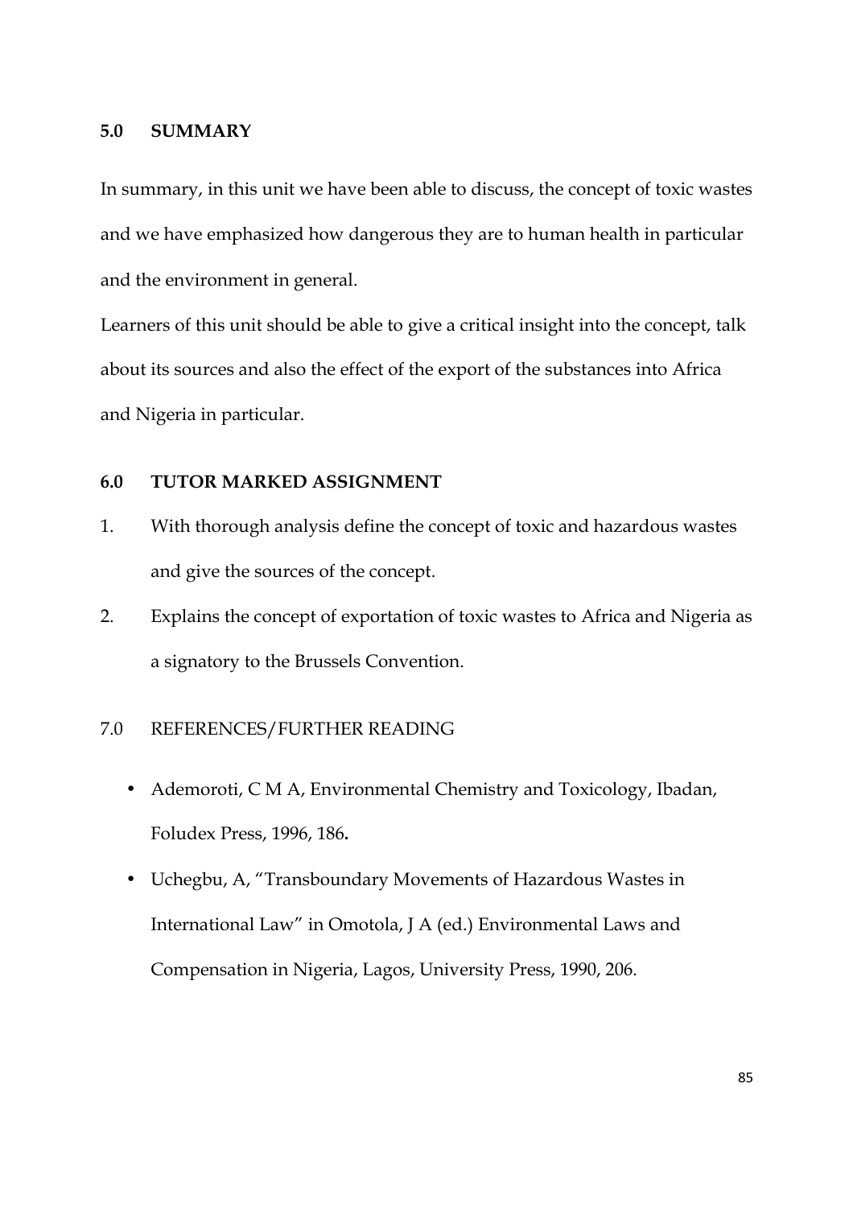## 5.0 SUMMARY

In summary, in this unit we have been able to discuss, the concept of toxic wastes and we have emphasized how dangerous they are to human health in particular and the environment in general.

Learners of this unit should be able to give a critical insight into the concept, talk about its sources and also the effect of the export of the substances into Africa and Nigeria in particular.

## 6.0 TUTOR MARKED ASSIGNMENT

1. With thorough analysis define the concept of toxic and hazardous wastes and give the sources of the concept.
2. Explains the concept of exportation of toxic wastes to Africa and Nigeria as a signatory to the Brussels Convention.

## 7.0 REFERENCES/FURTHER READING

- Ademoroti, C M A, Environmental Chemistry and Toxicology, Ibadan, Foludex Press, 1996, 186**.**
- Uchegbu, A, "Transboundary Movements of Hazardous Wastes in International Law" in Omotola, J A (ed.) Environmental Laws and Compensation in Nigeria, Lagos, University Press, 1990, 206.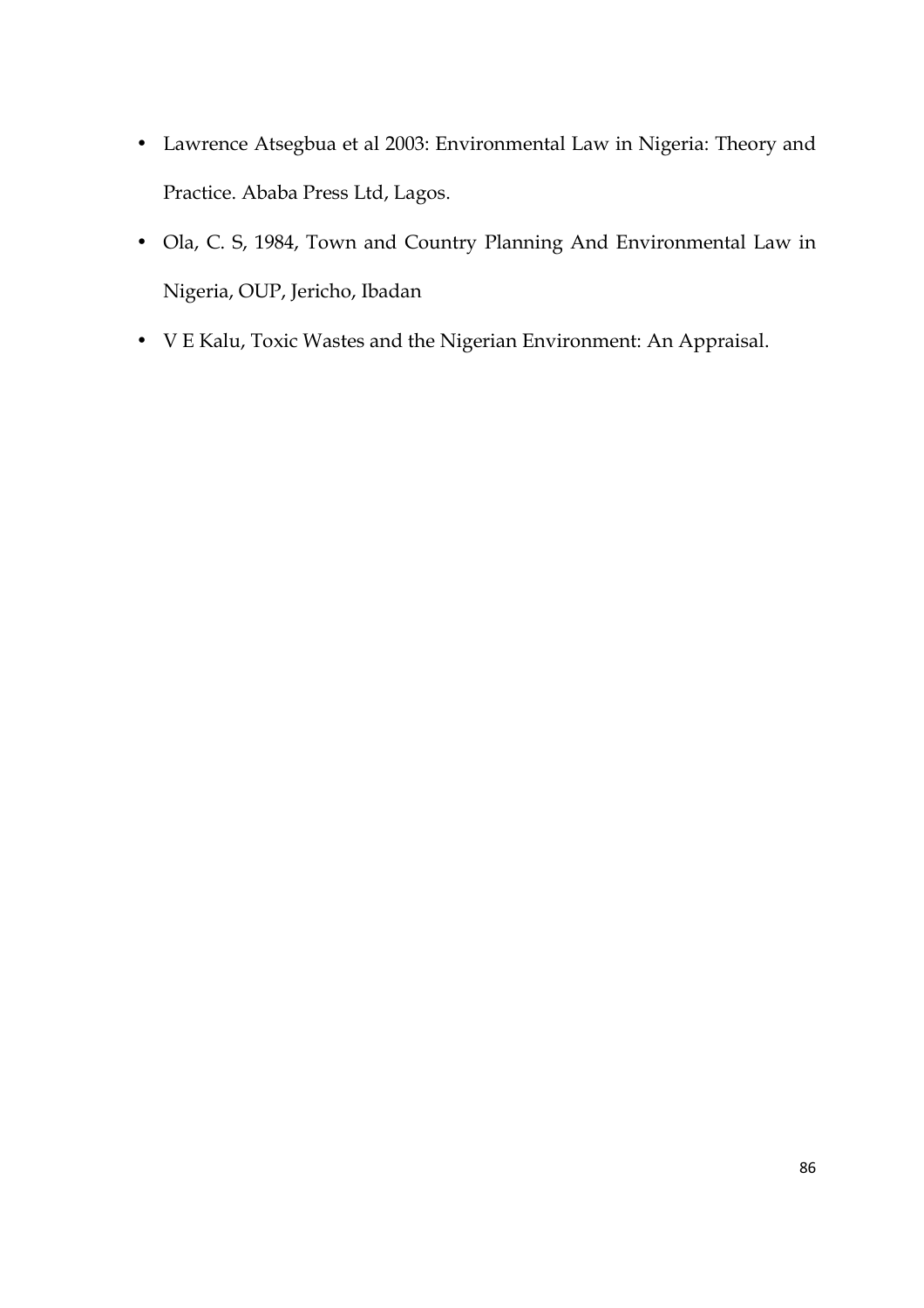- Lawrence Atsegbua et al 2003: Environmental Law in Nigeria: Theory and Practice. Ababa Press Ltd, Lagos.
- Ola, C. S, 1984, Town and Country Planning And Environmental Law in Nigeria, OUP, Jericho, Ibadan
- V E Kalu, Toxic Wastes and the Nigerian Environment: An Appraisal.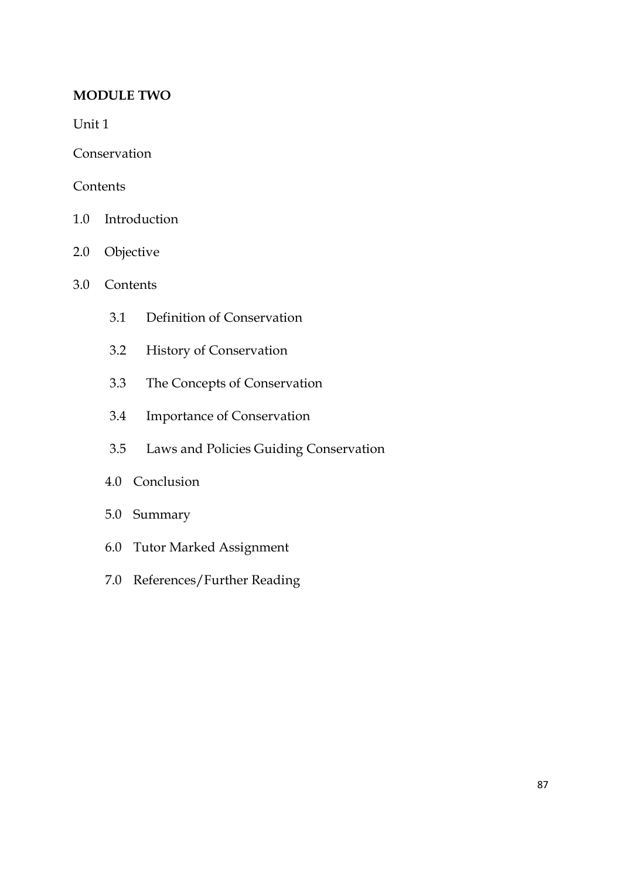**MODULE TWO**

Unit 1

Conservation

Contents

1.0 Introduction

2.0 Objective

3.0 Contents

- 3.1 Definition of Conservation
- 3.2 History of Conservation
- 3.3 The Concepts of Conservation
- 3.4 Importance of Conservation
- 3.5 Laws and Policies Guiding Conservation

4.0 Conclusion

5.0 Summary

6.0 Tutor Marked Assignment

7.0 References/Further Reading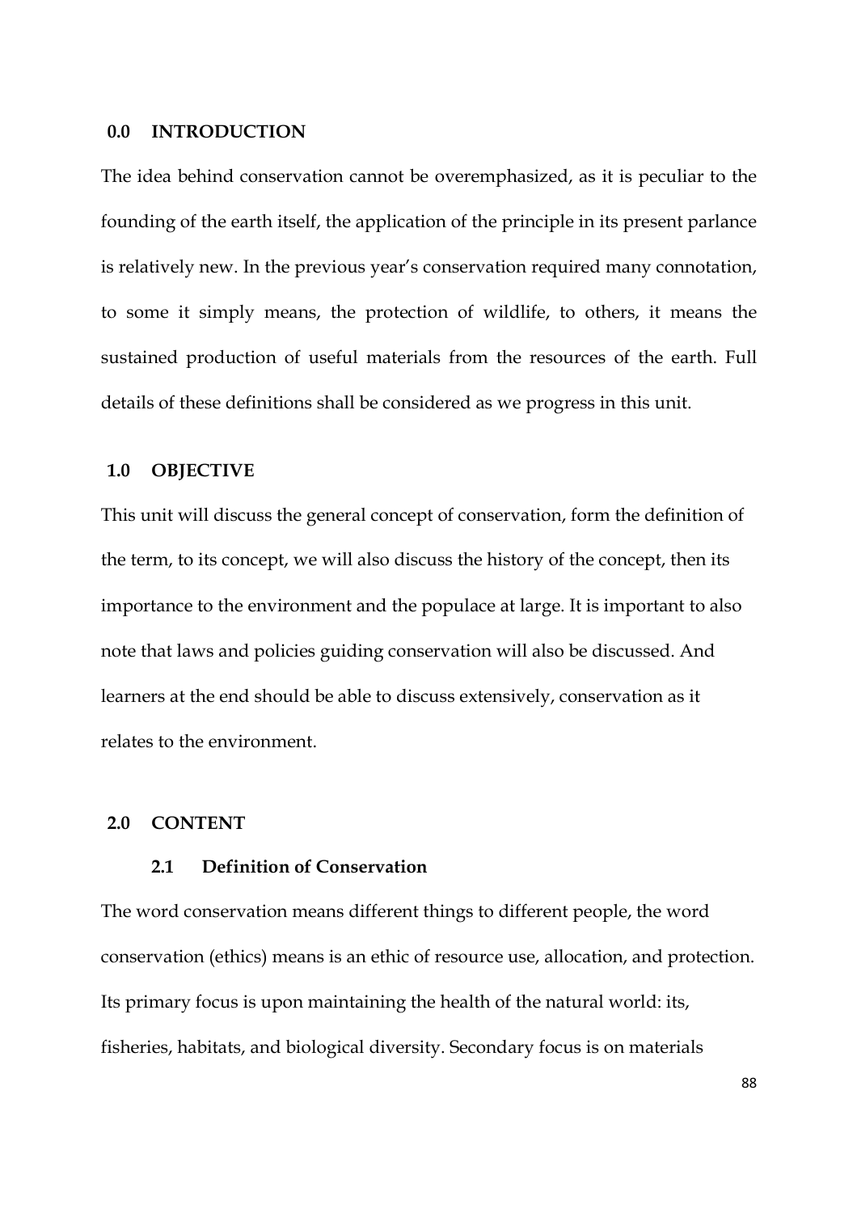## 0.0 INTRODUCTION

The idea behind conservation cannot be overemphasized, as it is peculiar to the founding of the earth itself, the application of the principle in its present parlance is relatively new. In the previous year's conservation required many connotation, to some it simply means, the protection of wildlife, to others, it means the sustained production of useful materials from the resources of the earth. Full details of these definitions shall be considered as we progress in this unit.

## 1.0 OBJECTIVE

This unit will discuss the general concept of conservation, form the definition of the term, to its concept, we will also discuss the history of the concept, then its importance to the environment and the populace at large. It is important to also note that laws and policies guiding conservation will also be discussed. And learners at the end should be able to discuss extensively, conservation as it relates to the environment.

## 2.0 CONTENT

### 2.1 Definition of Conservation

The word conservation means different things to different people, the word conservation (ethics) means is an ethic of resource use, allocation, and protection. Its primary focus is upon maintaining the health of the natural world: its, fisheries, habitats, and biological diversity. Secondary focus is on materials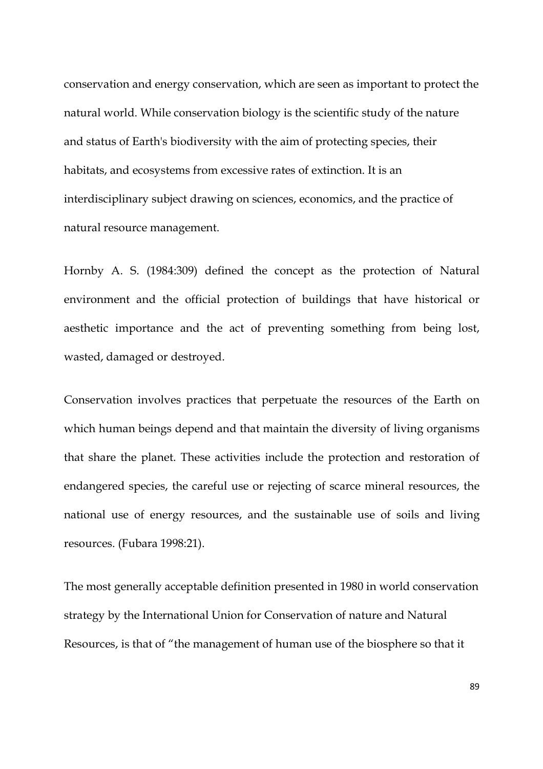conservation and energy conservation, which are seen as important to protect the natural world. While conservation biology is the scientific study of the nature and status of Earth's biodiversity with the aim of protecting species, their habitats, and ecosystems from excessive rates of extinction. It is an interdisciplinary subject drawing on sciences, economics, and the practice of natural resource management.

Hornby A. S. (1984:309) defined the concept as the protection of Natural environment and the official protection of buildings that have historical or aesthetic importance and the act of preventing something from being lost, wasted, damaged or destroyed.

Conservation involves practices that perpetuate the resources of the Earth on which human beings depend and that maintain the diversity of living organisms that share the planet. These activities include the protection and restoration of endangered species, the careful use or rejecting of scarce mineral resources, the national use of energy resources, and the sustainable use of soils and living resources. (Fubara 1998:21).

The most generally acceptable definition presented in 1980 in world conservation strategy by the International Union for Conservation of nature and Natural Resources, is that of "the management of human use of the biosphere so that it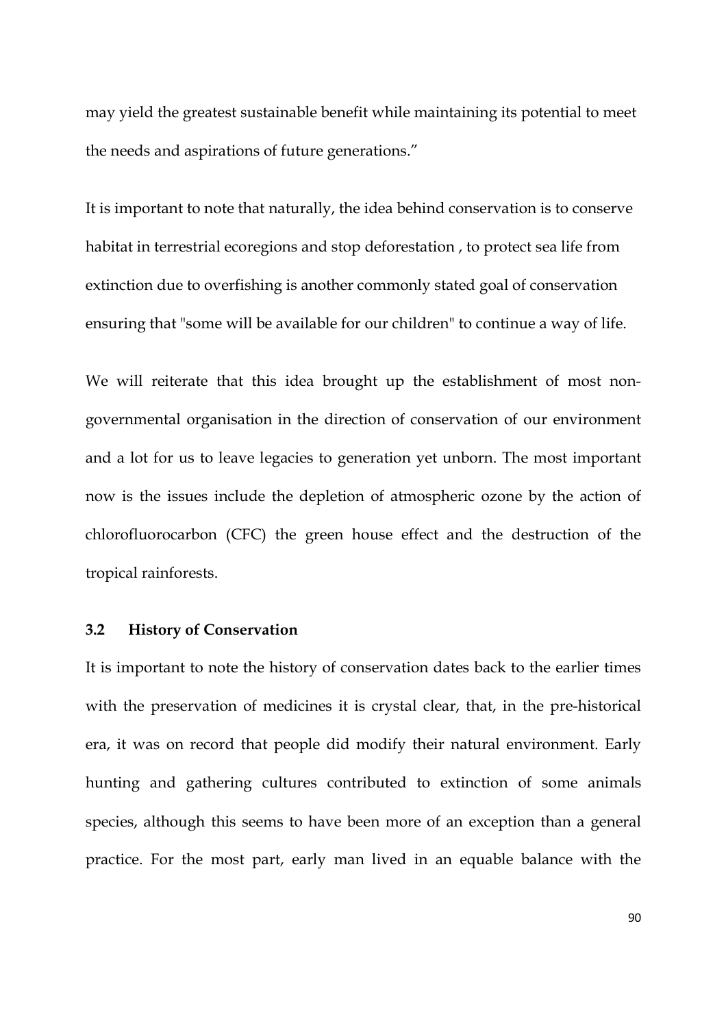may yield the greatest sustainable benefit while maintaining its potential to meet the needs and aspirations of future generations."

It is important to note that naturally, the idea behind conservation is to conserve habitat in terrestrial ecoregions and stop deforestation , to protect sea life from extinction due to overfishing is another commonly stated goal of conservation ensuring that "some will be available for our children" to continue a way of life.

We will reiterate that this idea brought up the establishment of most non-governmental organisation in the direction of conservation of our environment and a lot for us to leave legacies to generation yet unborn. The most important now is the issues include the depletion of atmospheric ozone by the action of chlorofluorocarbon (CFC) the green house effect and the destruction of the tropical rainforests.

### 3.2 History of Conservation

It is important to note the history of conservation dates back to the earlier times with the preservation of medicines it is crystal clear, that, in the pre-historical era, it was on record that people did modify their natural environment. Early hunting and gathering cultures contributed to extinction of some animals species, although this seems to have been more of an exception than a general practice. For the most part, early man lived in an equable balance with the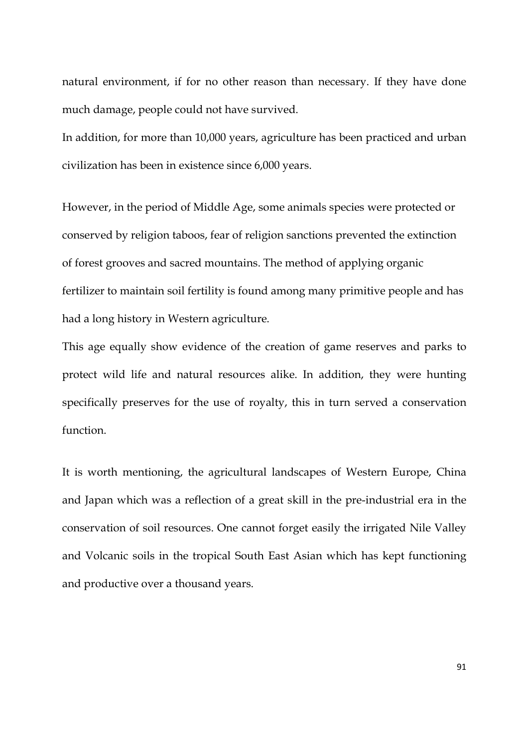natural environment, if for no other reason than necessary. If they have done much damage, people could not have survived.

In addition, for more than 10,000 years, agriculture has been practiced and urban civilization has been in existence since 6,000 years.

However, in the period of Middle Age, some animals species were protected or conserved by religion taboos, fear of religion sanctions prevented the extinction of forest grooves and sacred mountains. The method of applying organic fertilizer to maintain soil fertility is found among many primitive people and has had a long history in Western agriculture.

This age equally show evidence of the creation of game reserves and parks to protect wild life and natural resources alike. In addition, they were hunting specifically preserves for the use of royalty, this in turn served a conservation function.

It is worth mentioning, the agricultural landscapes of Western Europe, China and Japan which was a reflection of a great skill in the pre-industrial era in the conservation of soil resources. One cannot forget easily the irrigated Nile Valley and Volcanic soils in the tropical South East Asian which has kept functioning and productive over a thousand years.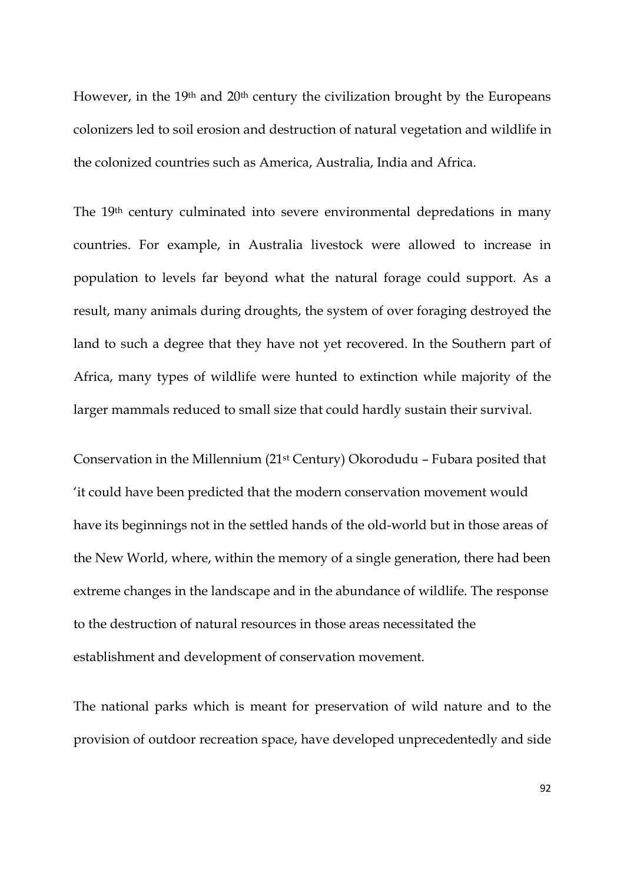However, in the 19th and 20th century the civilization brought by the Europeans colonizers led to soil erosion and destruction of natural vegetation and wildlife in the colonized countries such as America, Australia, India and Africa.

The 19th century culminated into severe environmental depredations in many countries. For example, in Australia livestock were allowed to increase in population to levels far beyond what the natural forage could support. As a result, many animals during droughts, the system of over foraging destroyed the land to such a degree that they have not yet recovered. In the Southern part of Africa, many types of wildlife were hunted to extinction while majority of the larger mammals reduced to small size that could hardly sustain their survival.

Conservation in the Millennium (21st Century) Okorodudu – Fubara posited that 'it could have been predicted that the modern conservation movement would have its beginnings not in the settled hands of the old-world but in those areas of the New World, where, within the memory of a single generation, there had been extreme changes in the landscape and in the abundance of wildlife. The response to the destruction of natural resources in those areas necessitated the establishment and development of conservation movement.

The national parks which is meant for preservation of wild nature and to the provision of outdoor recreation space, have developed unprecedentedly and side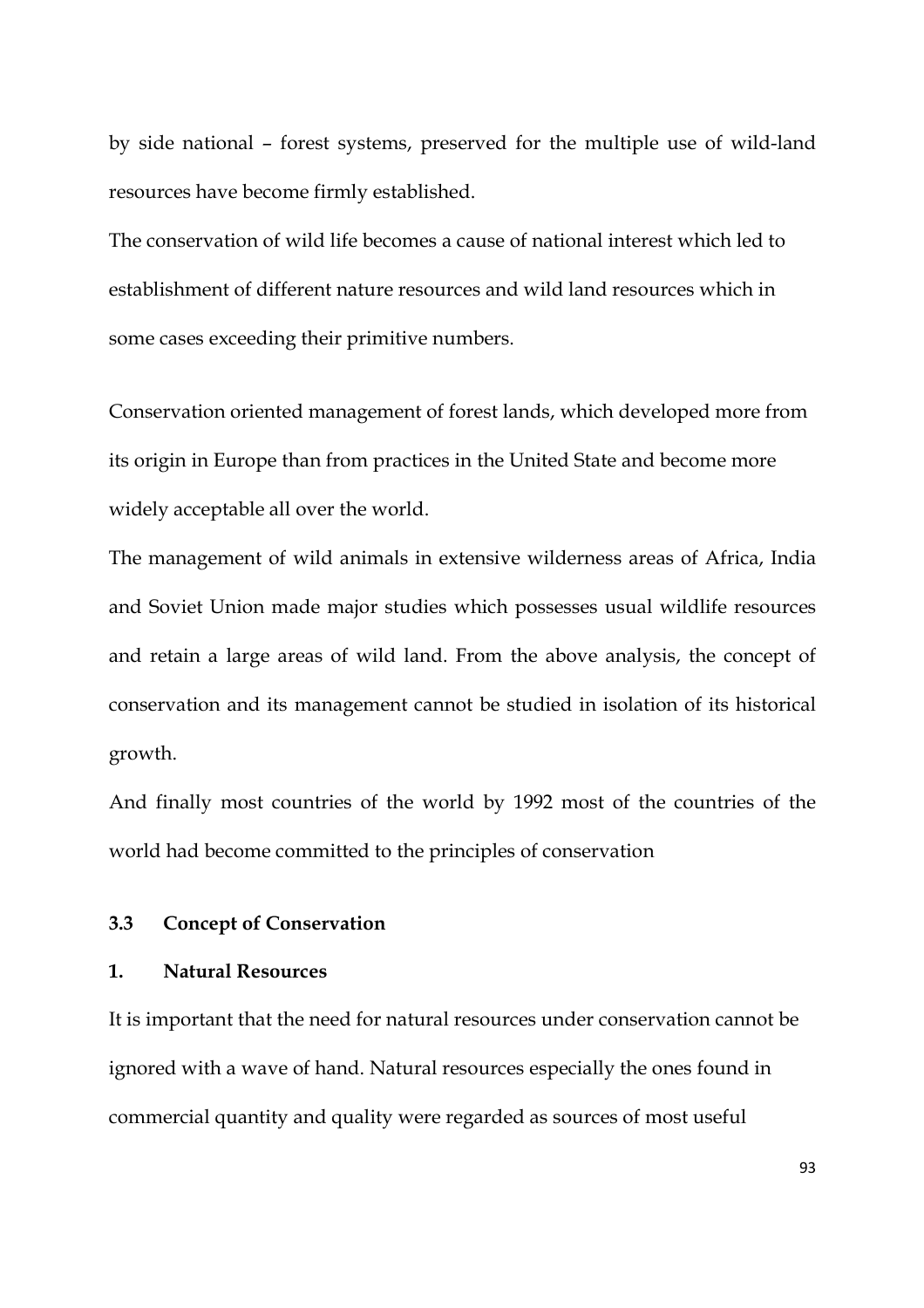by side national – forest systems, preserved for the multiple use of wild-land resources have become firmly established.

The conservation of wild life becomes a cause of national interest which led to establishment of different nature resources and wild land resources which in some cases exceeding their primitive numbers.

Conservation oriented management of forest lands, which developed more from its origin in Europe than from practices in the United State and become more widely acceptable all over the world.

The management of wild animals in extensive wilderness areas of Africa, India and Soviet Union made major studies which possesses usual wildlife resources and retain a large areas of wild land. From the above analysis, the concept of conservation and its management cannot be studied in isolation of its historical growth.

And finally most countries of the world by 1992 most of the countries of the world had become committed to the principles of conservation

### 3.3 Concept of Conservation

#### 1. Natural Resources

It is important that the need for natural resources under conservation cannot be ignored with a wave of hand. Natural resources especially the ones found in commercial quantity and quality were regarded as sources of most useful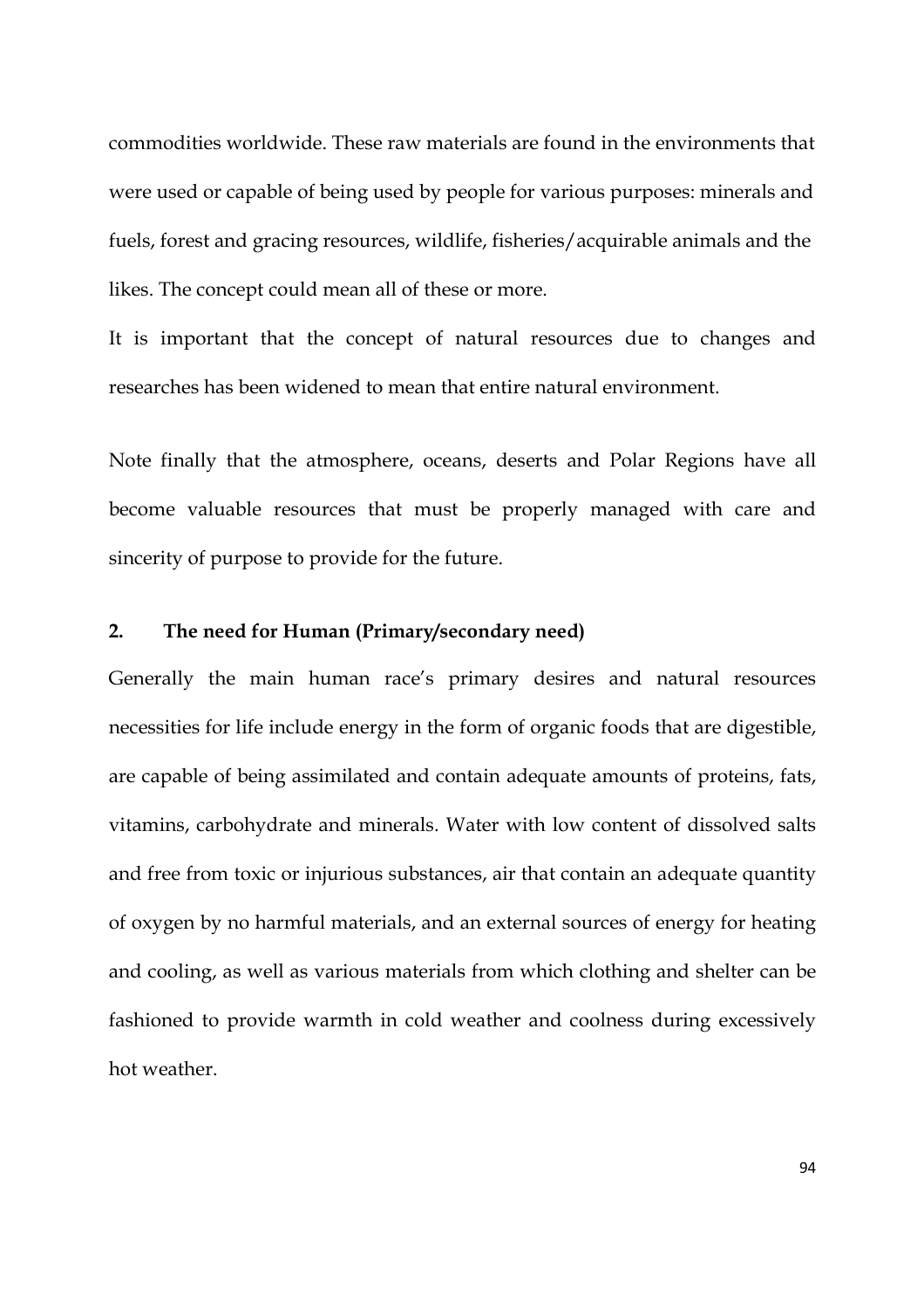commodities worldwide. These raw materials are found in the environments that were used or capable of being used by people for various purposes: minerals and fuels, forest and gracing resources, wildlife, fisheries/acquirable animals and the likes. The concept could mean all of these or more.

It is important that the concept of natural resources due to changes and researches has been widened to mean that entire natural environment.

Note finally that the atmosphere, oceans, deserts and Polar Regions have all become valuable resources that must be properly managed with care and sincerity of purpose to provide for the future.

## 2. The need for Human (Primary/secondary need)

Generally the main human race's primary desires and natural resources necessities for life include energy in the form of organic foods that are digestible, are capable of being assimilated and contain adequate amounts of proteins, fats, vitamins, carbohydrate and minerals. Water with low content of dissolved salts and free from toxic or injurious substances, air that contain an adequate quantity of oxygen by no harmful materials, and an external sources of energy for heating and cooling, as well as various materials from which clothing and shelter can be fashioned to provide warmth in cold weather and coolness during excessively hot weather.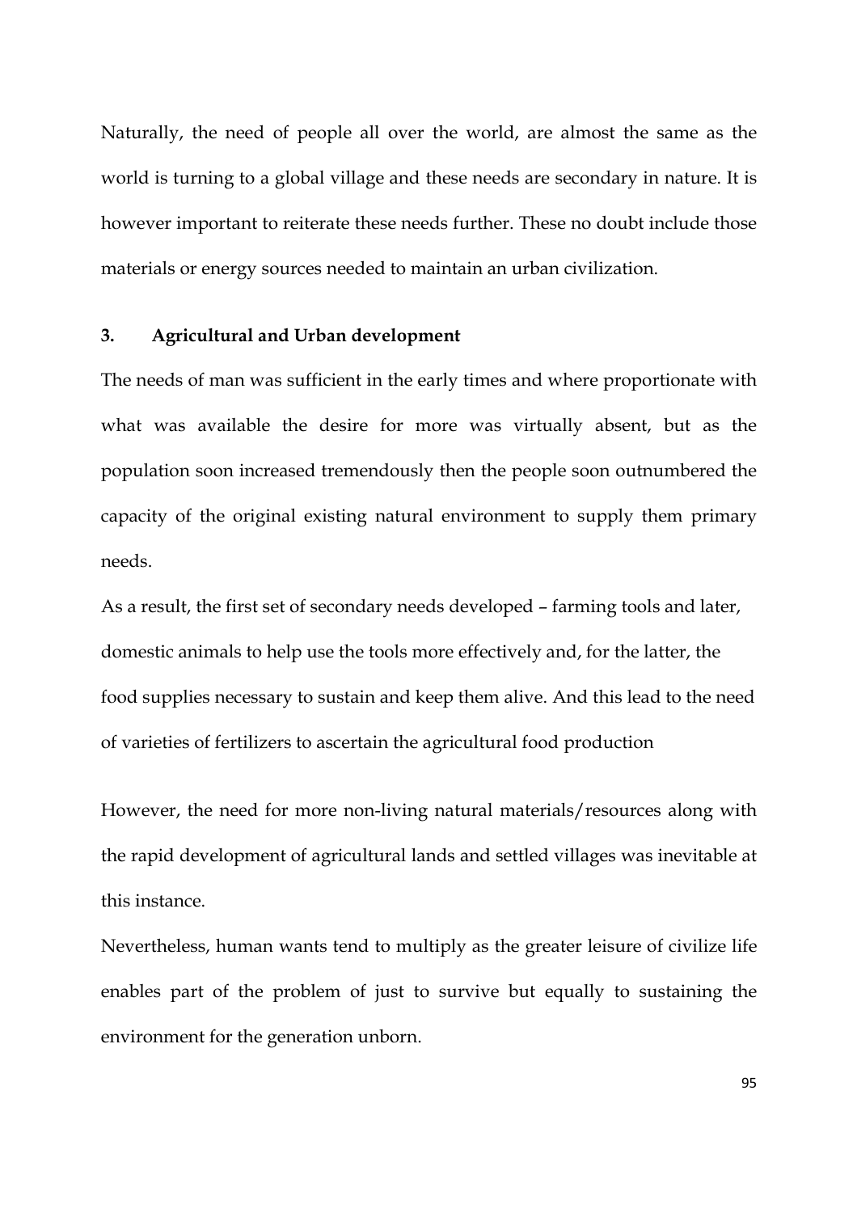Naturally, the need of people all over the world, are almost the same as the world is turning to a global village and these needs are secondary in nature. It is however important to reiterate these needs further. These no doubt include those materials or energy sources needed to maintain an urban civilization.

### 3. Agricultural and Urban development

The needs of man was sufficient in the early times and where proportionate with what was available the desire for more was virtually absent, but as the population soon increased tremendously then the people soon outnumbered the capacity of the original existing natural environment to supply them primary needs.

As a result, the first set of secondary needs developed – farming tools and later, domestic animals to help use the tools more effectively and, for the latter, the food supplies necessary to sustain and keep them alive. And this lead to the need of varieties of fertilizers to ascertain the agricultural food production

However, the need for more non-living natural materials/resources along with the rapid development of agricultural lands and settled villages was inevitable at this instance.

Nevertheless, human wants tend to multiply as the greater leisure of civilize life enables part of the problem of just to survive but equally to sustaining the environment for the generation unborn.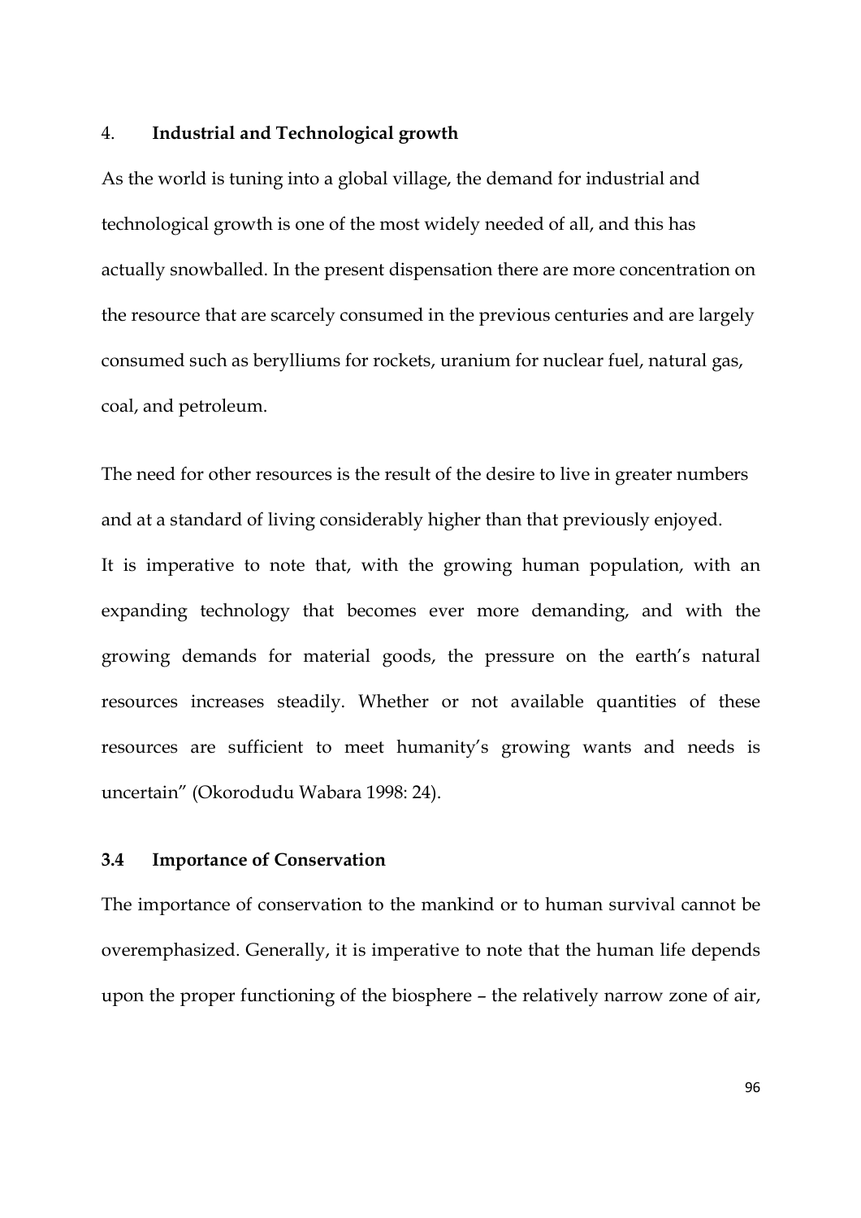4. **Industrial and Technological growth**

As the world is tuning into a global village, the demand for industrial and technological growth is one of the most widely needed of all, and this has actually snowballed. In the present dispensation there are more concentration on the resource that are scarcely consumed in the previous centuries and are largely consumed such as berylliums for rockets, uranium for nuclear fuel, natural gas, coal, and petroleum.

The need for other resources is the result of the desire to live in greater numbers and at a standard of living considerably higher than that previously enjoyed. It is imperative to note that, with the growing human population, with an expanding technology that becomes ever more demanding, and with the growing demands for material goods, the pressure on the earth's natural resources increases steadily. Whether or not available quantities of these resources are sufficient to meet humanity's growing wants and needs is uncertain" (Okorodudu Wabara 1998: 24).

### 3.4 Importance of Conservation

The importance of conservation to the mankind or to human survival cannot be overemphasized. Generally, it is imperative to note that the human life depends upon the proper functioning of the biosphere – the relatively narrow zone of air,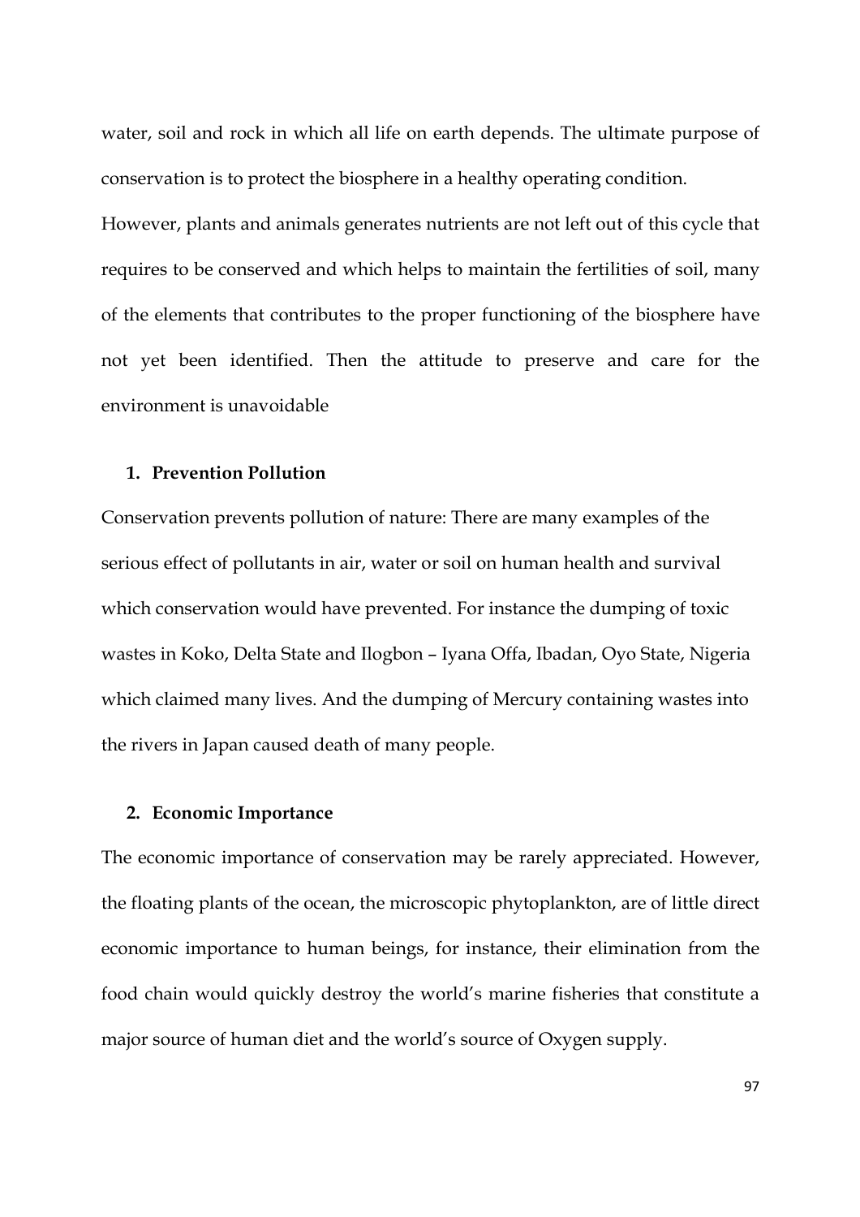water, soil and rock in which all life on earth depends. The ultimate purpose of conservation is to protect the biosphere in a healthy operating condition.

However, plants and animals generates nutrients are not left out of this cycle that requires to be conserved and which helps to maintain the fertilities of soil, many of the elements that contributes to the proper functioning of the biosphere have not yet been identified. Then the attitude to preserve and care for the environment is unavoidable

1. **Prevention Pollution**

Conservation prevents pollution of nature: There are many examples of the serious effect of pollutants in air, water or soil on human health and survival which conservation would have prevented. For instance the dumping of toxic wastes in Koko, Delta State and Ilogbon – Iyana Offa, Ibadan, Oyo State, Nigeria which claimed many lives. And the dumping of Mercury containing wastes into the rivers in Japan caused death of many people.

2. **Economic Importance**

The economic importance of conservation may be rarely appreciated. However, the floating plants of the ocean, the microscopic phytoplankton, are of little direct economic importance to human beings, for instance, their elimination from the food chain would quickly destroy the world's marine fisheries that constitute a major source of human diet and the world's source of Oxygen supply.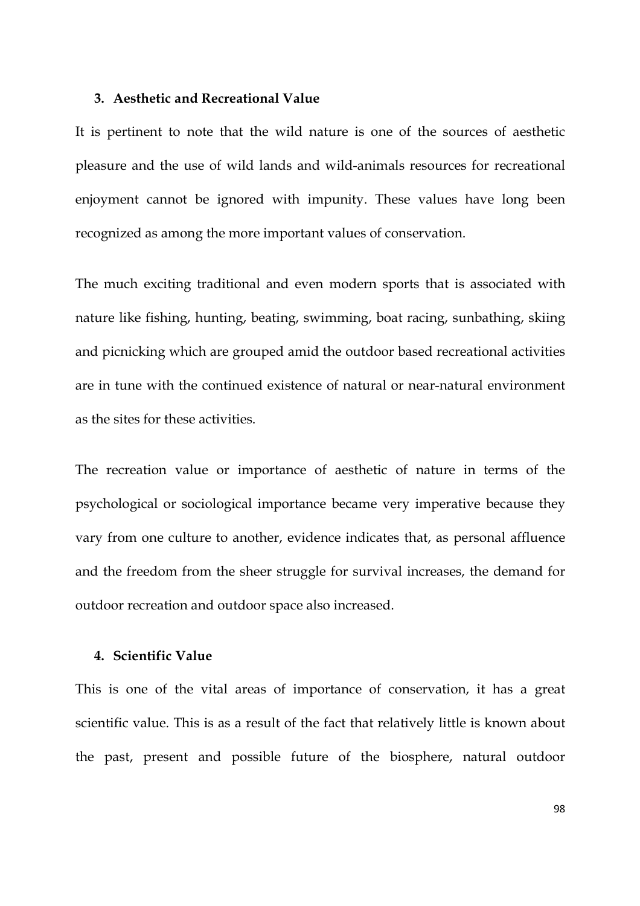### 3. Aesthetic and Recreational Value

It is pertinent to note that the wild nature is one of the sources of aesthetic pleasure and the use of wild lands and wild-animals resources for recreational enjoyment cannot be ignored with impunity. These values have long been recognized as among the more important values of conservation.

The much exciting traditional and even modern sports that is associated with nature like fishing, hunting, beating, swimming, boat racing, sunbathing, skiing and picnicking which are grouped amid the outdoor based recreational activities are in tune with the continued existence of natural or near-natural environment as the sites for these activities.

The recreation value or importance of aesthetic of nature in terms of the psychological or sociological importance became very imperative because they vary from one culture to another, evidence indicates that, as personal affluence and the freedom from the sheer struggle for survival increases, the demand for outdoor recreation and outdoor space also increased.

### 4. Scientific Value

This is one of the vital areas of importance of conservation, it has a great scientific value. This is as a result of the fact that relatively little is known about the past, present and possible future of the biosphere, natural outdoor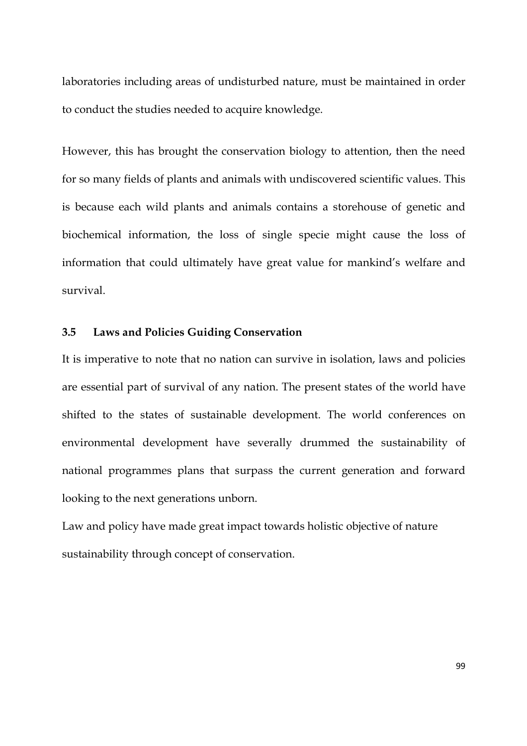laboratories including areas of undisturbed nature, must be maintained in order to conduct the studies needed to acquire knowledge.

However, this has brought the conservation biology to attention, then the need for so many fields of plants and animals with undiscovered scientific values. This is because each wild plants and animals contains a storehouse of genetic and biochemical information, the loss of single specie might cause the loss of information that could ultimately have great value for mankind's welfare and survival.

### 3.5 Laws and Policies Guiding Conservation

It is imperative to note that no nation can survive in isolation, laws and policies are essential part of survival of any nation. The present states of the world have shifted to the states of sustainable development. The world conferences on environmental development have severally drummed the sustainability of national programmes plans that surpass the current generation and forward looking to the next generations unborn.

Law and policy have made great impact towards holistic objective of nature sustainability through concept of conservation.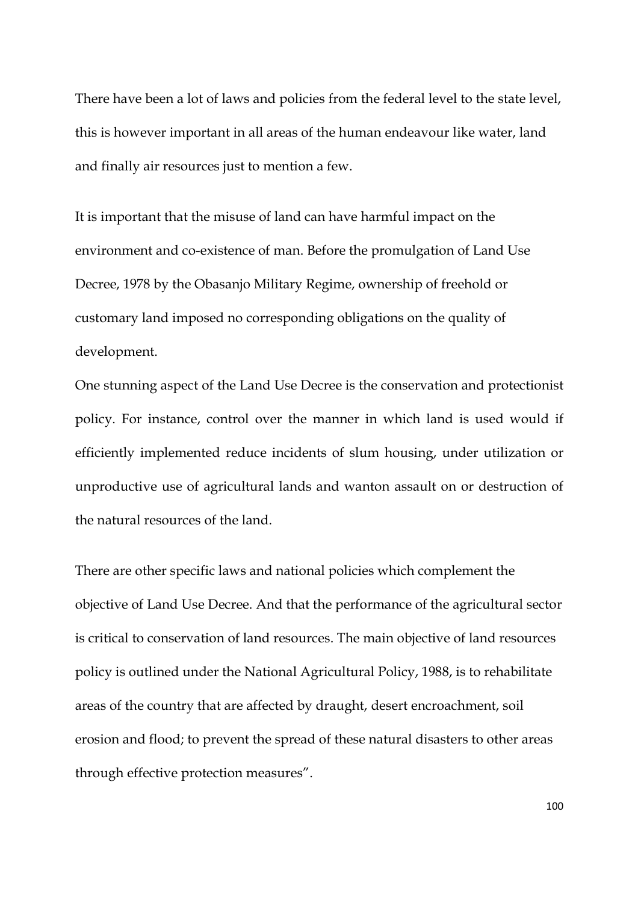There have been a lot of laws and policies from the federal level to the state level, this is however important in all areas of the human endeavour like water, land and finally air resources just to mention a few.

It is important that the misuse of land can have harmful impact on the environment and co-existence of man. Before the promulgation of Land Use Decree, 1978 by the Obasanjo Military Regime, ownership of freehold or customary land imposed no corresponding obligations on the quality of development.

One stunning aspect of the Land Use Decree is the conservation and protectionist policy. For instance, control over the manner in which land is used would if efficiently implemented reduce incidents of slum housing, under utilization or unproductive use of agricultural lands and wanton assault on or destruction of the natural resources of the land.

There are other specific laws and national policies which complement the objective of Land Use Decree. And that the performance of the agricultural sector is critical to conservation of land resources. The main objective of land resources policy is outlined under the National Agricultural Policy, 1988, is to rehabilitate areas of the country that are affected by draught, desert encroachment, soil erosion and flood; to prevent the spread of these natural disasters to other areas through effective protection measures".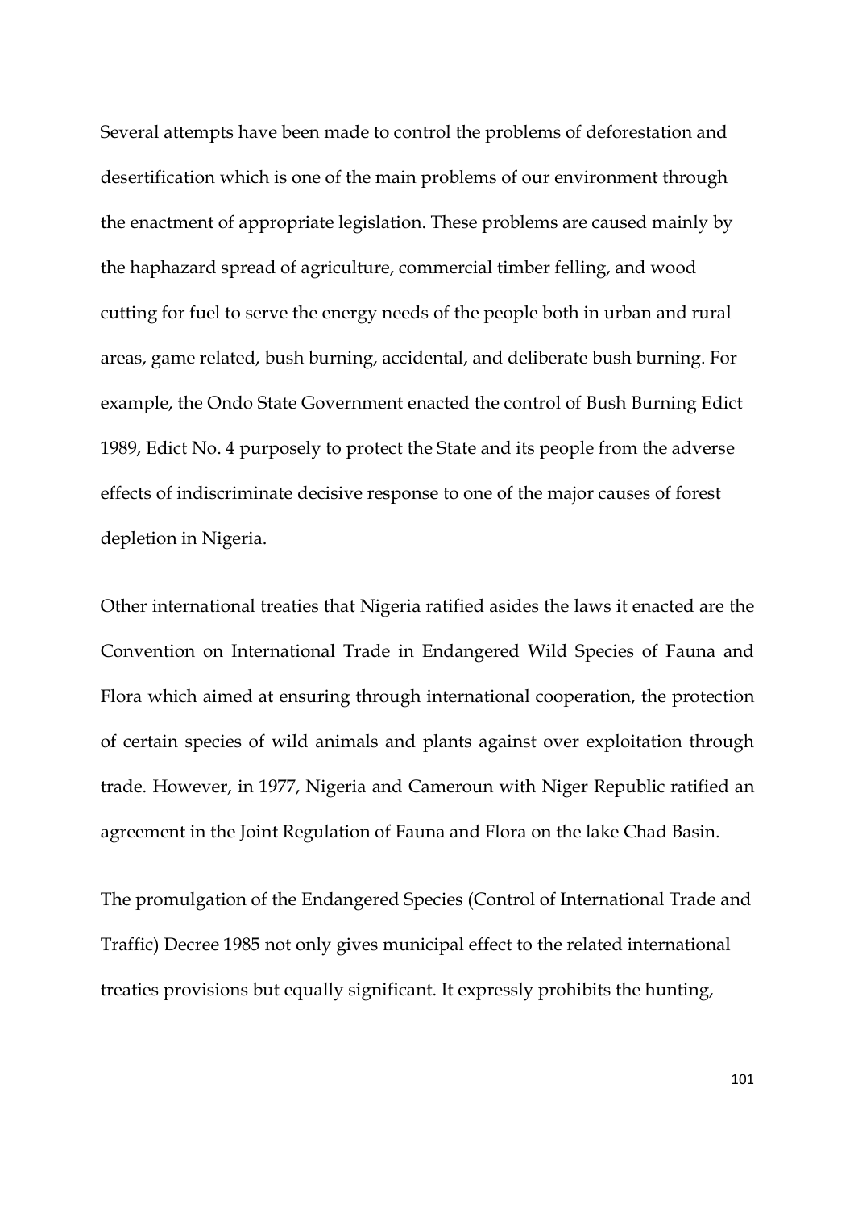Several attempts have been made to control the problems of deforestation and desertification which is one of the main problems of our environment through the enactment of appropriate legislation. These problems are caused mainly by the haphazard spread of agriculture, commercial timber felling, and wood cutting for fuel to serve the energy needs of the people both in urban and rural areas, game related, bush burning, accidental, and deliberate bush burning. For example, the Ondo State Government enacted the control of Bush Burning Edict 1989, Edict No. 4 purposely to protect the State and its people from the adverse effects of indiscriminate decisive response to one of the major causes of forest depletion in Nigeria.

Other international treaties that Nigeria ratified asides the laws it enacted are the Convention on International Trade in Endangered Wild Species of Fauna and Flora which aimed at ensuring through international cooperation, the protection of certain species of wild animals and plants against over exploitation through trade. However, in 1977, Nigeria and Cameroun with Niger Republic ratified an agreement in the Joint Regulation of Fauna and Flora on the lake Chad Basin.

The promulgation of the Endangered Species (Control of International Trade and Traffic) Decree 1985 not only gives municipal effect to the related international treaties provisions but equally significant. It expressly prohibits the hunting,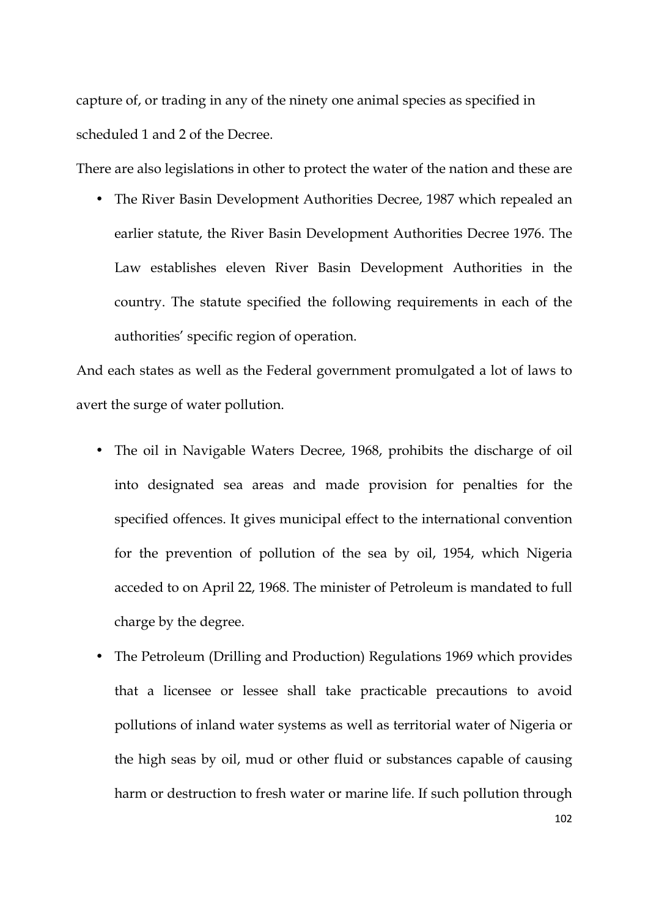capture of, or trading in any of the ninety one animal species as specified in scheduled 1 and 2 of the Decree.

There are also legislations in other to protect the water of the nation and these are

- The River Basin Development Authorities Decree, 1987 which repealed an earlier statute, the River Basin Development Authorities Decree 1976. The Law establishes eleven River Basin Development Authorities in the country. The statute specified the following requirements in each of the authorities' specific region of operation.

And each states as well as the Federal government promulgated a lot of laws to avert the surge of water pollution.

- The oil in Navigable Waters Decree, 1968, prohibits the discharge of oil into designated sea areas and made provision for penalties for the specified offences. It gives municipal effect to the international convention for the prevention of pollution of the sea by oil, 1954, which Nigeria acceded to on April 22, 1968. The minister of Petroleum is mandated to full charge by the degree.
- The Petroleum (Drilling and Production) Regulations 1969 which provides that a licensee or lessee shall take practicable precautions to avoid pollutions of inland water systems as well as territorial water of Nigeria or the high seas by oil, mud or other fluid or substances capable of causing harm or destruction to fresh water or marine life. If such pollution through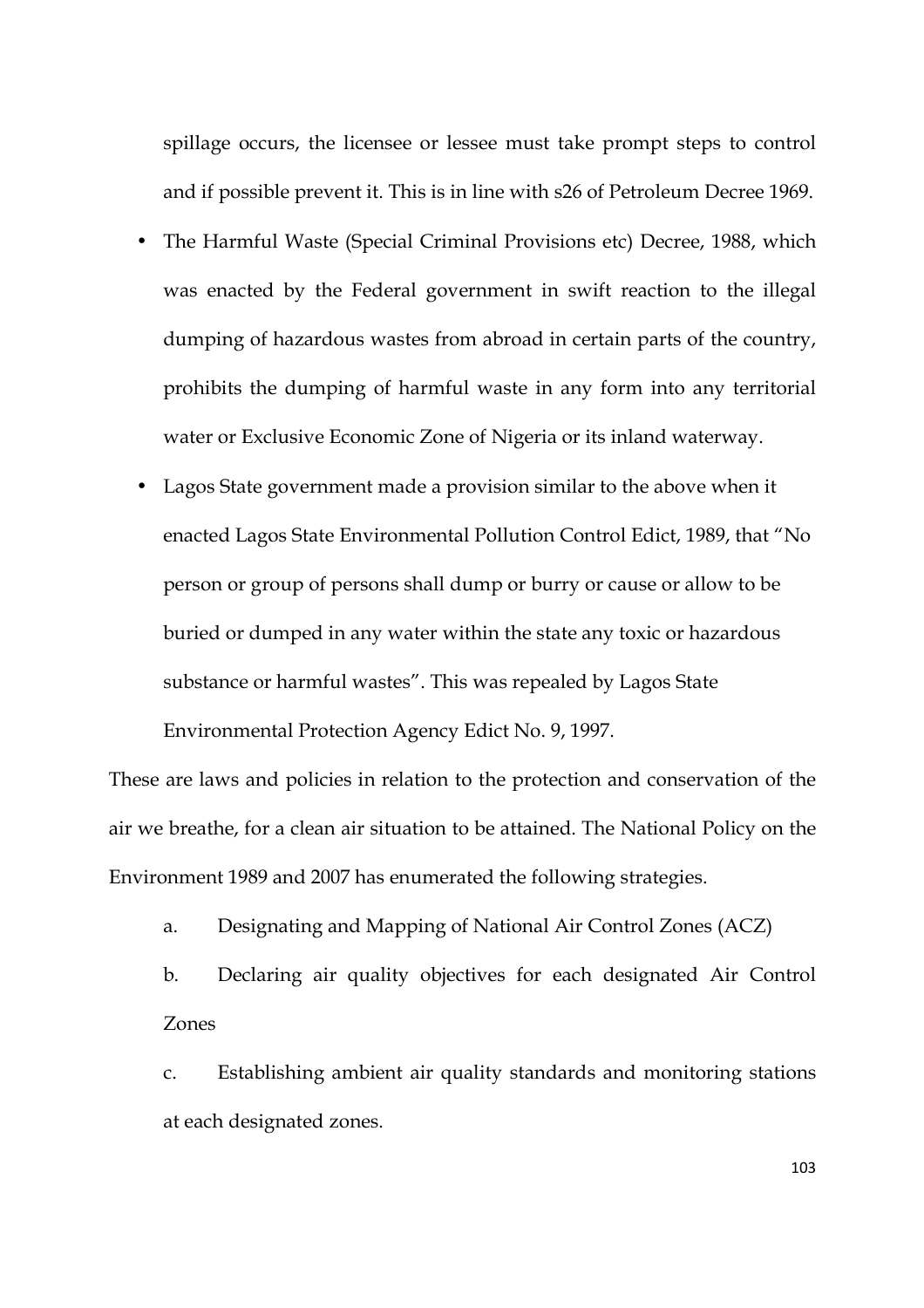spillage occurs, the licensee or lessee must take prompt steps to control and if possible prevent it. This is in line with s26 of Petroleum Decree 1969.

- The Harmful Waste (Special Criminal Provisions etc) Decree, 1988, which was enacted by the Federal government in swift reaction to the illegal dumping of hazardous wastes from abroad in certain parts of the country, prohibits the dumping of harmful waste in any form into any territorial water or Exclusive Economic Zone of Nigeria or its inland waterway.
- Lagos State government made a provision similar to the above when it enacted Lagos State Environmental Pollution Control Edict, 1989, that "No person or group of persons shall dump or burry or cause or allow to be buried or dumped in any water within the state any toxic or hazardous substance or harmful wastes". This was repealed by Lagos State Environmental Protection Agency Edict No. 9, 1997.

These are laws and policies in relation to the protection and conservation of the air we breathe, for a clean air situation to be attained. The National Policy on the Environment 1989 and 2007 has enumerated the following strategies.

a. Designating and Mapping of National Air Control Zones (ACZ)

b. Declaring air quality objectives for each designated Air Control Zones

c. Establishing ambient air quality standards and monitoring stations at each designated zones.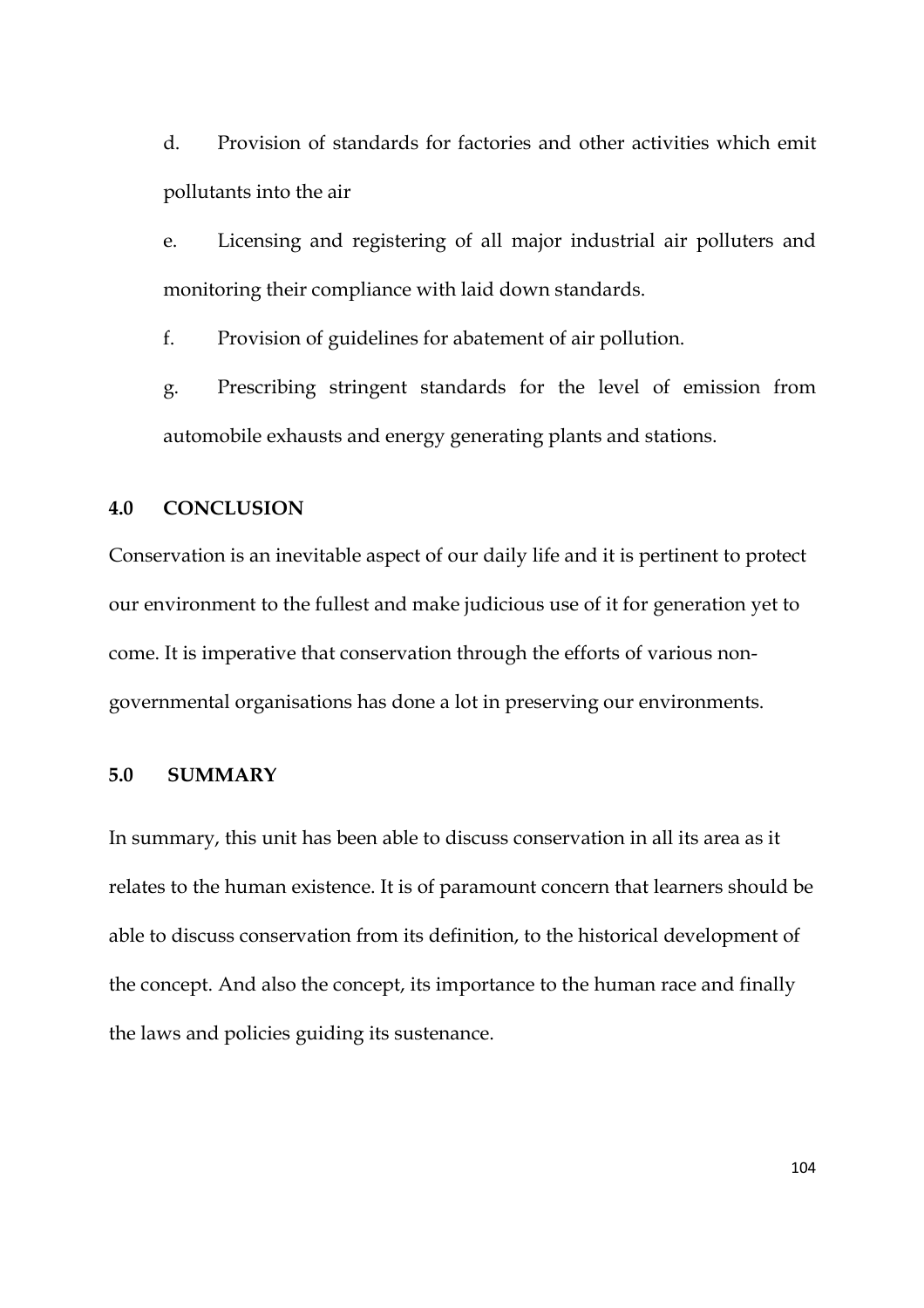d. Provision of standards for factories and other activities which emit pollutants into the air

e. Licensing and registering of all major industrial air polluters and monitoring their compliance with laid down standards.

f. Provision of guidelines for abatement of air pollution.

g. Prescribing stringent standards for the level of emission from automobile exhausts and energy generating plants and stations.

## 4.0 CONCLUSION

Conservation is an inevitable aspect of our daily life and it is pertinent to protect our environment to the fullest and make judicious use of it for generation yet to come. It is imperative that conservation through the efforts of various non-governmental organisations has done a lot in preserving our environments.

## 5.0 SUMMARY

In summary, this unit has been able to discuss conservation in all its area as it relates to the human existence. It is of paramount concern that learners should be able to discuss conservation from its definition, to the historical development of the concept. And also the concept, its importance to the human race and finally the laws and policies guiding its sustenance.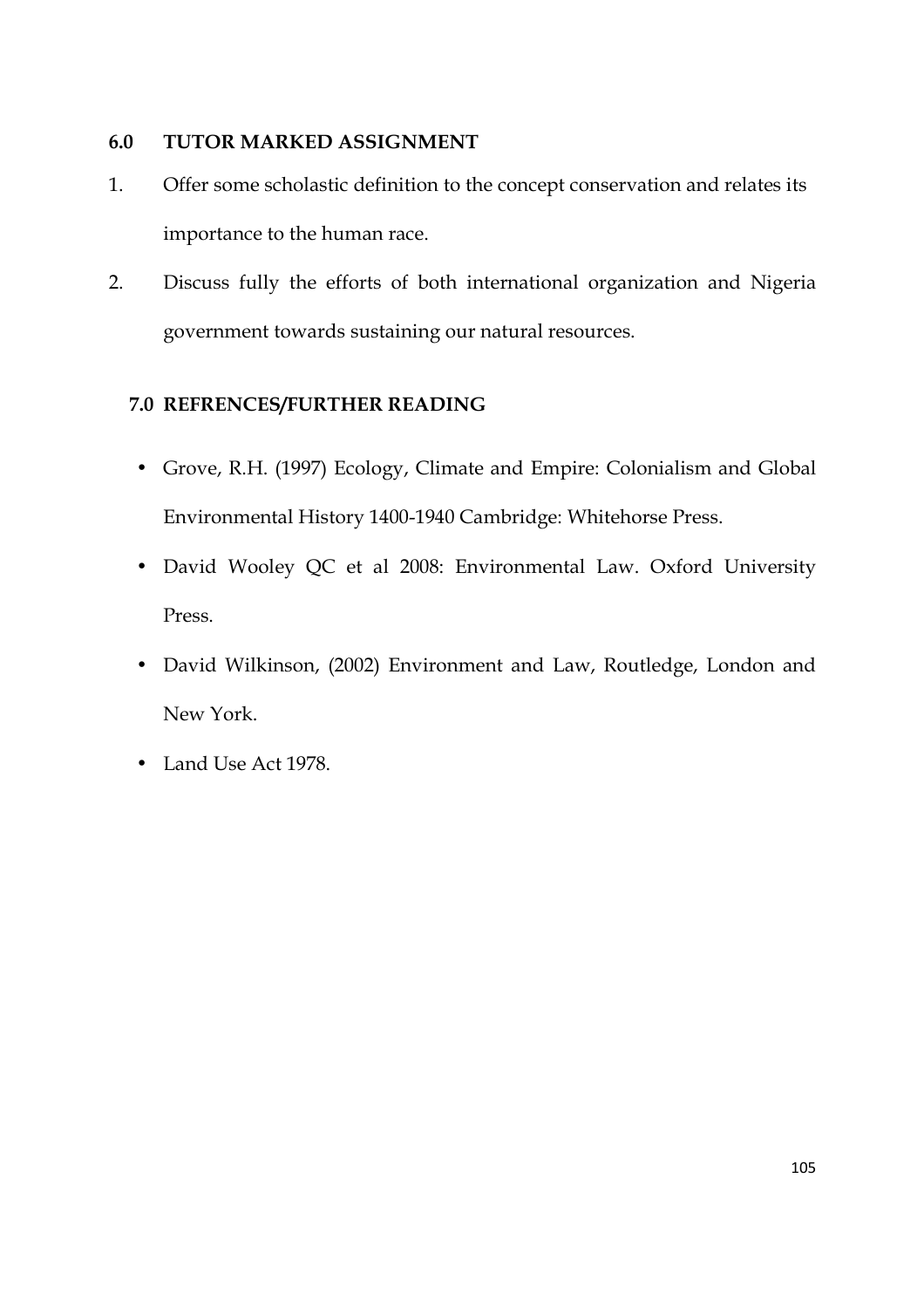## 6.0 TUTOR MARKED ASSIGNMENT

1. Offer some scholastic definition to the concept conservation and relates its importance to the human race.
2. Discuss fully the efforts of both international organization and Nigeria government towards sustaining our natural resources.

## 7.0 REFRENCES/FURTHER READING

- Grove, R.H. (1997) Ecology, Climate and Empire: Colonialism and Global Environmental History 1400-1940 Cambridge: Whitehorse Press.
- David Wooley QC et al 2008: Environmental Law. Oxford University Press.
- David Wilkinson, (2002) Environment and Law, Routledge, London and New York.
- Land Use Act 1978.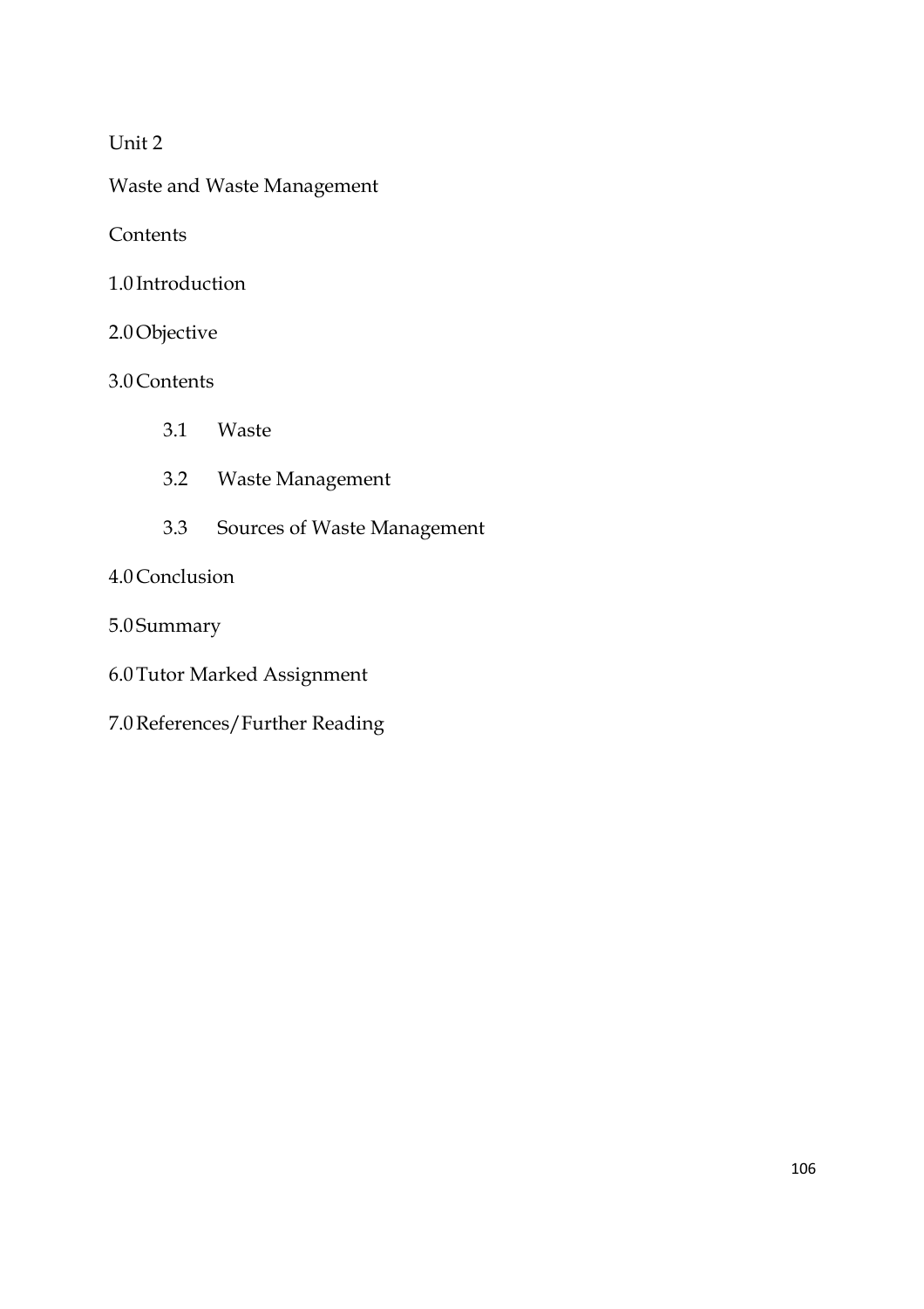# Unit 2

## Waste and Waste Management

Contents

1.0 Introduction

2.0 Objective

3.0 Contents

- 3.1 Waste
- 3.2 Waste Management
- 3.3 Sources of Waste Management

4.0 Conclusion

5.0 Summary

6.0 Tutor Marked Assignment

7.0 References/Further Reading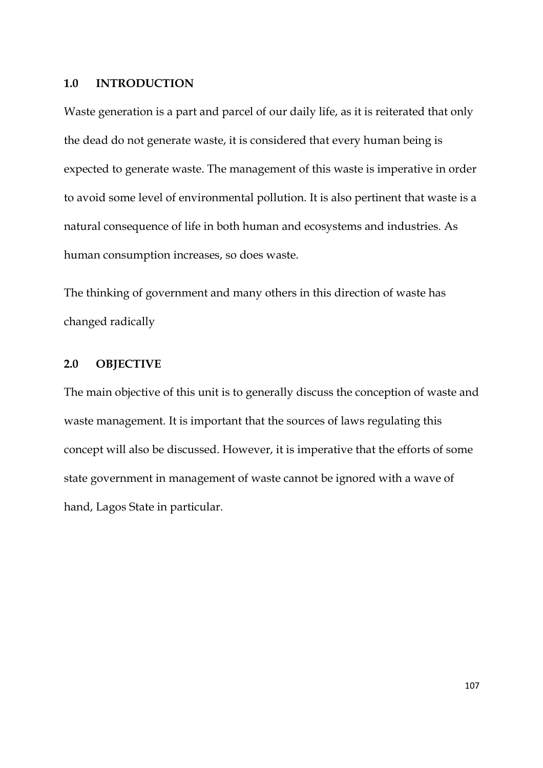## 1.0 INTRODUCTION

Waste generation is a part and parcel of our daily life, as it is reiterated that only the dead do not generate waste, it is considered that every human being is expected to generate waste. The management of this waste is imperative in order to avoid some level of environmental pollution. It is also pertinent that waste is a natural consequence of life in both human and ecosystems and industries. As human consumption increases, so does waste.

The thinking of government and many others in this direction of waste has changed radically

## 2.0 OBJECTIVE

The main objective of this unit is to generally discuss the conception of waste and waste management. It is important that the sources of laws regulating this concept will also be discussed. However, it is imperative that the efforts of some state government in management of waste cannot be ignored with a wave of hand, Lagos State in particular.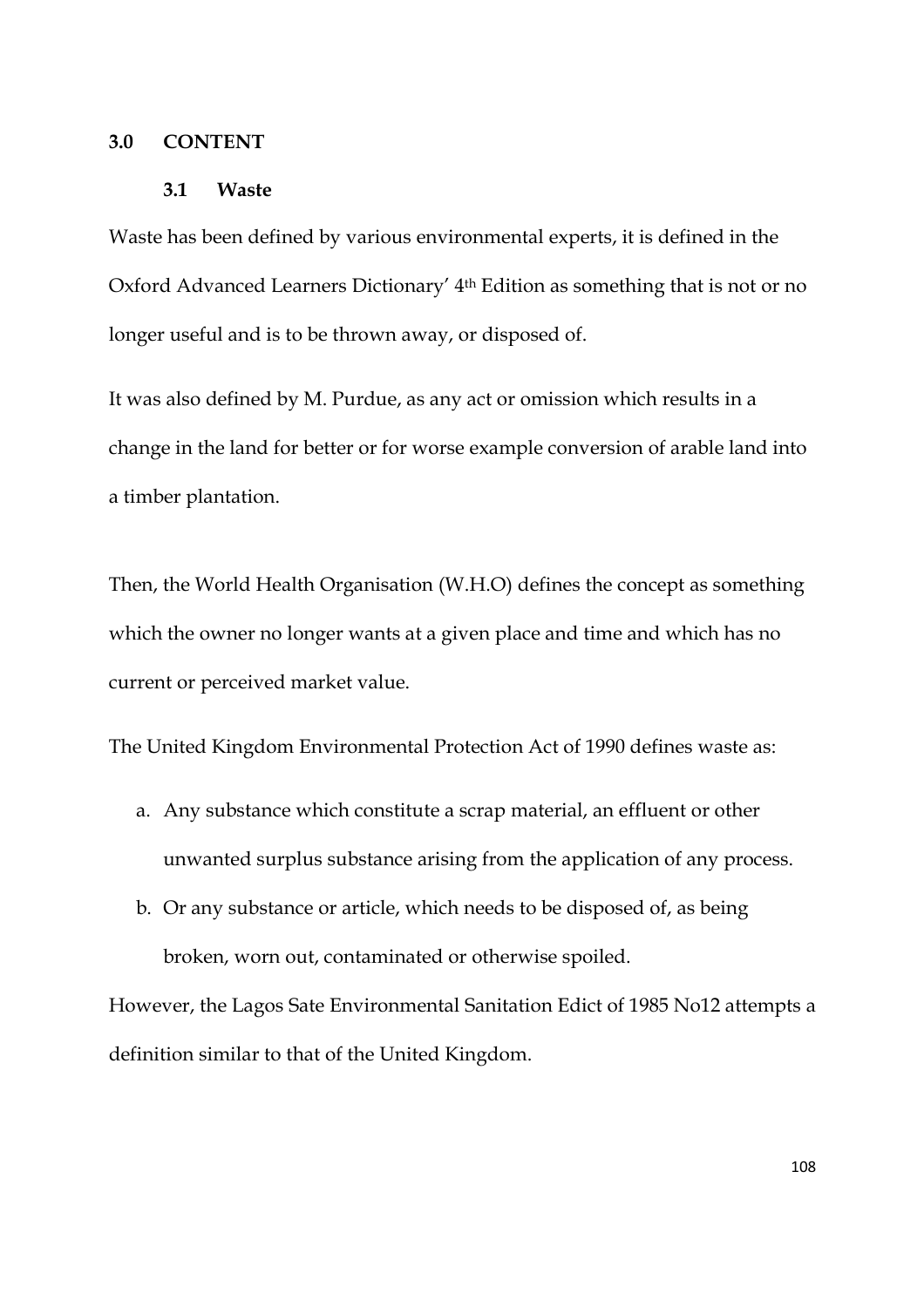## 3.0 CONTENT

### 3.1 Waste

Waste has been defined by various environmental experts, it is defined in the Oxford Advanced Learners Dictionary' 4th Edition as something that is not or no longer useful and is to be thrown away, or disposed of.

It was also defined by M. Purdue, as any act or omission which results in a change in the land for better or for worse example conversion of arable land into a timber plantation.

Then, the World Health Organisation (W.H.O) defines the concept as something which the owner no longer wants at a given place and time and which has no current or perceived market value.

The United Kingdom Environmental Protection Act of 1990 defines waste as:

a. Any substance which constitute a scrap material, an effluent or other unwanted surplus substance arising from the application of any process.
b. Or any substance or article, which needs to be disposed of, as being broken, worn out, contaminated or otherwise spoiled.

However, the Lagos Sate Environmental Sanitation Edict of 1985 No12 attempts a definition similar to that of the United Kingdom.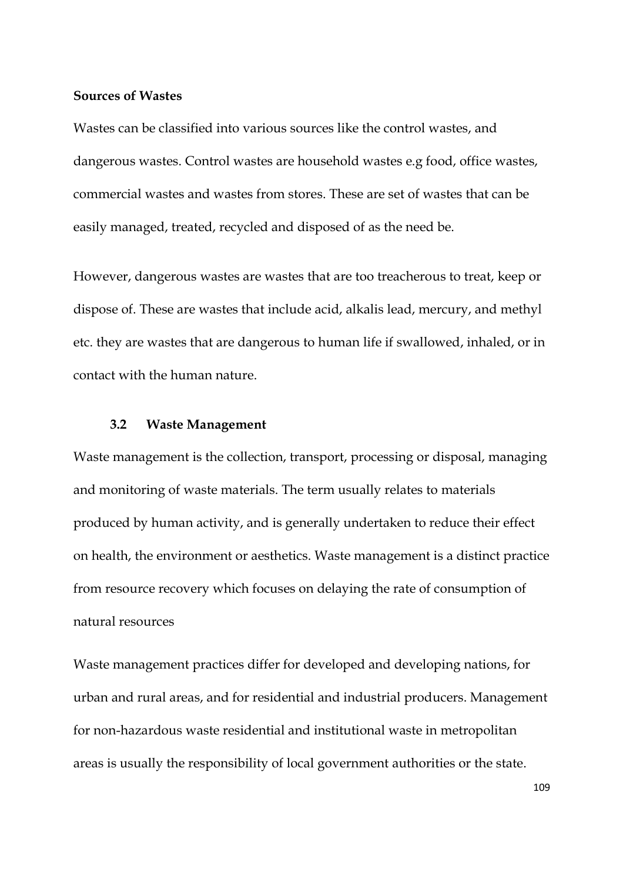**Sources of Wastes**

Wastes can be classified into various sources like the control wastes, and dangerous wastes. Control wastes are household wastes e.g food, office wastes, commercial wastes and wastes from stores. These are set of wastes that can be easily managed, treated, recycled and disposed of as the need be.

However, dangerous wastes are wastes that are too treacherous to treat, keep or dispose of. These are wastes that include acid, alkalis lead, mercury, and methyl etc. they are wastes that are dangerous to human life if swallowed, inhaled, or in contact with the human nature.

### 3.2 Waste Management

Waste management is the collection, transport, processing or disposal, managing and monitoring of waste materials. The term usually relates to materials produced by human activity, and is generally undertaken to reduce their effect on health, the environment or aesthetics. Waste management is a distinct practice from resource recovery which focuses on delaying the rate of consumption of natural resources

Waste management practices differ for developed and developing nations, for urban and rural areas, and for residential and industrial producers. Management for non-hazardous waste residential and institutional waste in metropolitan areas is usually the responsibility of local government authorities or the state.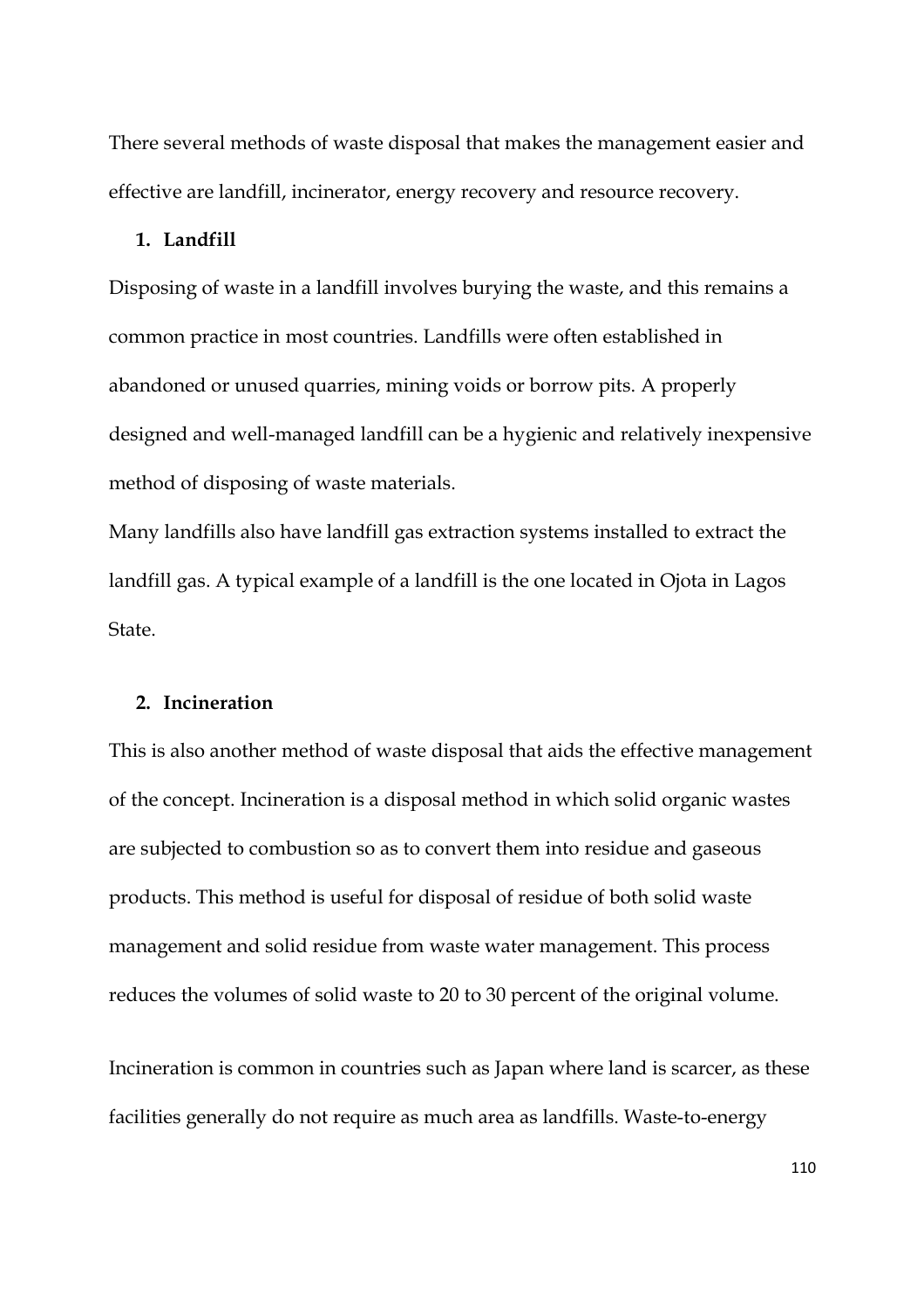There several methods of waste disposal that makes the management easier and effective are landfill, incinerator, energy recovery and resource recovery.

1. **Landfill**

Disposing of waste in a landfill involves burying the waste, and this remains a common practice in most countries. Landfills were often established in abandoned or unused quarries, mining voids or borrow pits. A properly designed and well-managed landfill can be a hygienic and relatively inexpensive method of disposing of waste materials.

Many landfills also have landfill gas extraction systems installed to extract the landfill gas. A typical example of a landfill is the one located in Ojota in Lagos State.

2. **Incineration**

This is also another method of waste disposal that aids the effective management of the concept. Incineration is a disposal method in which solid organic wastes are subjected to combustion so as to convert them into residue and gaseous products. This method is useful for disposal of residue of both solid waste management and solid residue from waste water management. This process reduces the volumes of solid waste to 20 to 30 percent of the original volume.

Incineration is common in countries such as Japan where land is scarcer, as these facilities generally do not require as much area as landfills. Waste-to-energy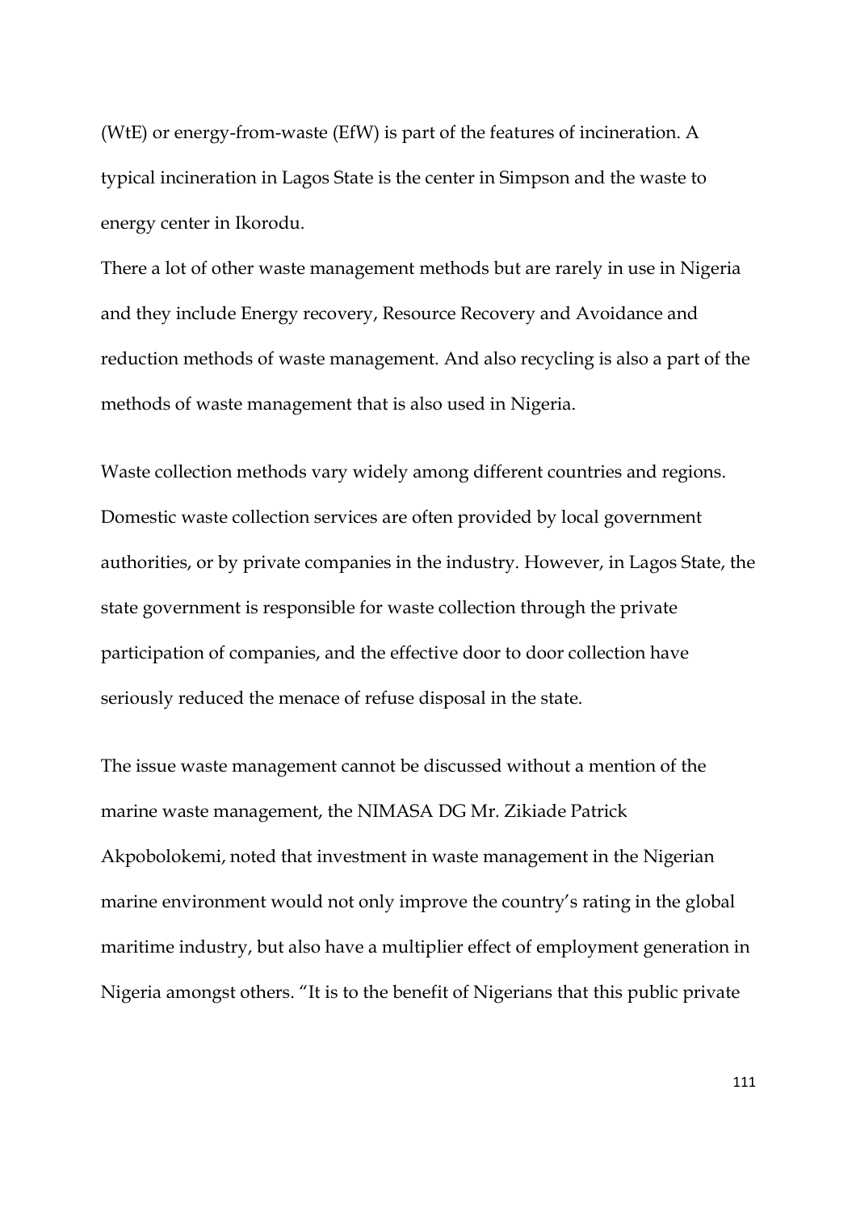(WtE) or energy-from-waste (EfW) is part of the features of incineration. A typical incineration in Lagos State is the center in Simpson and the waste to energy center in Ikorodu.

There a lot of other waste management methods but are rarely in use in Nigeria and they include Energy recovery, Resource Recovery and Avoidance and reduction methods of waste management. And also recycling is also a part of the methods of waste management that is also used in Nigeria.

Waste collection methods vary widely among different countries and regions. Domestic waste collection services are often provided by local government authorities, or by private companies in the industry. However, in Lagos State, the state government is responsible for waste collection through the private participation of companies, and the effective door to door collection have seriously reduced the menace of refuse disposal in the state.

The issue waste management cannot be discussed without a mention of the marine waste management, the NIMASA DG Mr. Zikiade Patrick Akpobolokemi, noted that investment in waste management in the Nigerian marine environment would not only improve the country's rating in the global maritime industry, but also have a multiplier effect of employment generation in Nigeria amongst others. "It is to the benefit of Nigerians that this public private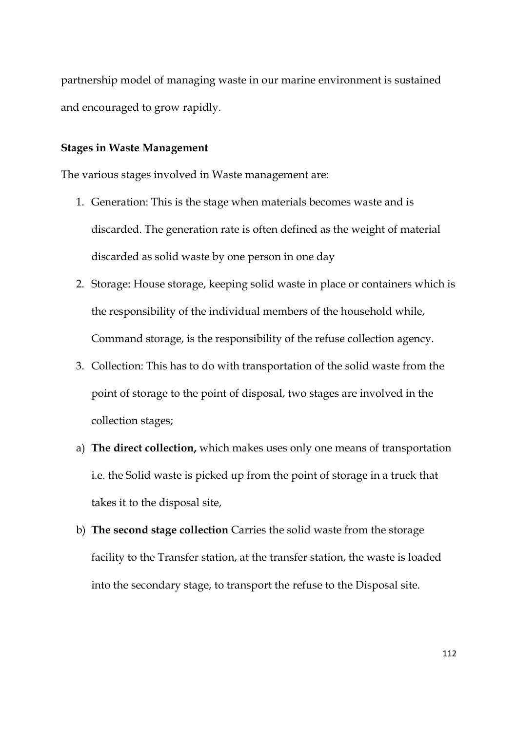partnership model of managing waste in our marine environment is sustained and encouraged to grow rapidly.

**Stages in Waste Management**

The various stages involved in Waste management are:

1. Generation: This is the stage when materials becomes waste and is discarded. The generation rate is often defined as the weight of material discarded as solid waste by one person in one day
2. Storage: House storage, keeping solid waste in place or containers which is the responsibility of the individual members of the household while, Command storage, is the responsibility of the refuse collection agency.
3. Collection: This has to do with transportation of the solid waste from the point of storage to the point of disposal, two stages are involved in the collection stages;

a) **The direct collection,** which makes uses only one means of transportation i.e. the Solid waste is picked up from the point of storage in a truck that takes it to the disposal site,

b) **The second stage collection** Carries the solid waste from the storage facility to the Transfer station, at the transfer station, the waste is loaded into the secondary stage, to transport the refuse to the Disposal site.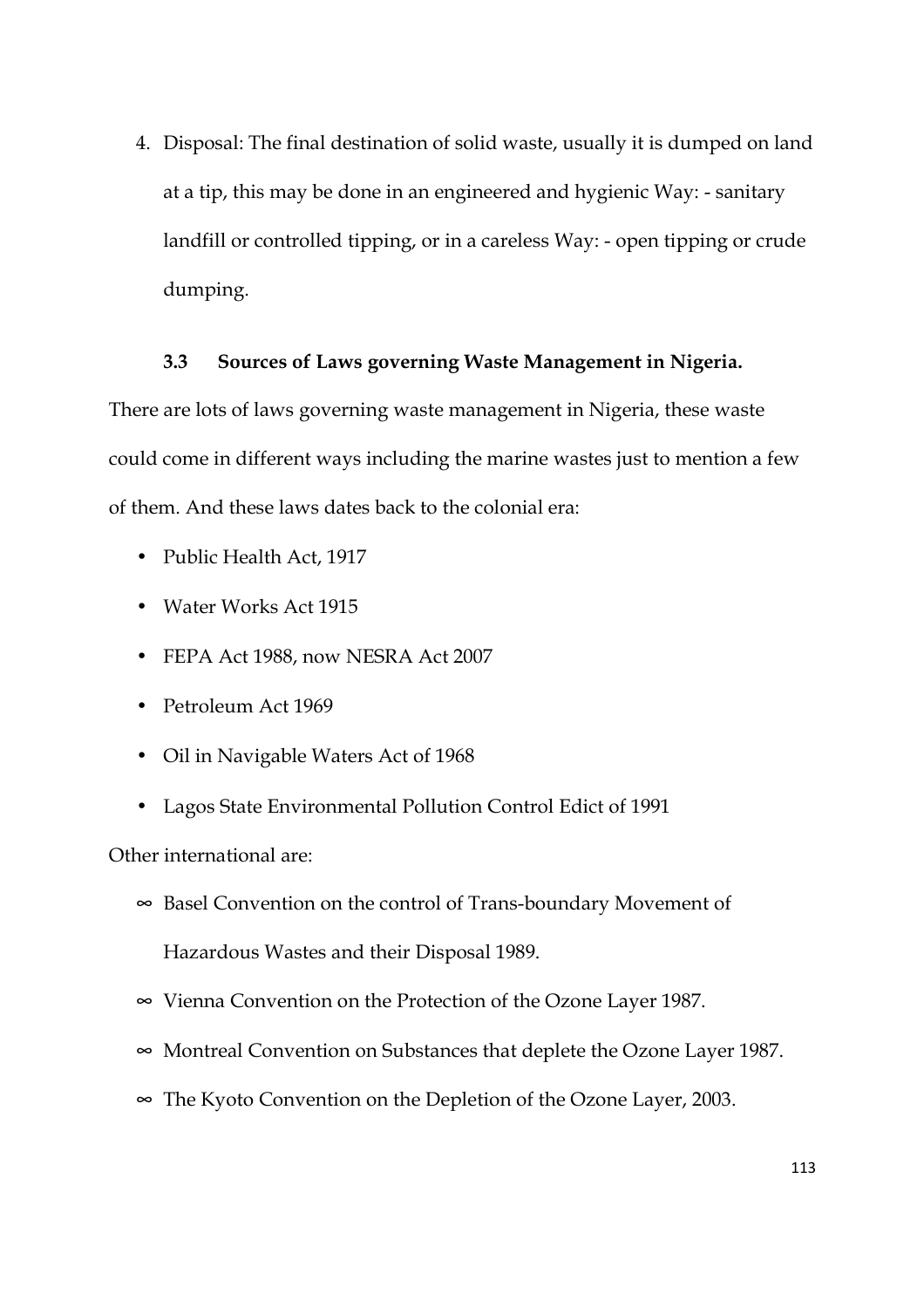4. Disposal: The final destination of solid waste, usually it is dumped on land at a tip, this may be done in an engineered and hygienic Way: - sanitary landfill or controlled tipping, or in a careless Way: - open tipping or crude dumping.

### 3.3 Sources of Laws governing Waste Management in Nigeria.

There are lots of laws governing waste management in Nigeria, these waste could come in different ways including the marine wastes just to mention a few of them. And these laws dates back to the colonial era:

- Public Health Act, 1917
- Water Works Act 1915
- FEPA Act 1988, now NESRA Act 2007
- Petroleum Act 1969
- Oil in Navigable Waters Act of 1968
- Lagos State Environmental Pollution Control Edict of 1991

Other international are:

- Basel Convention on the control of Trans-boundary Movement of Hazardous Wastes and their Disposal 1989.
- Vienna Convention on the Protection of the Ozone Layer 1987.
- Montreal Convention on Substances that deplete the Ozone Layer 1987.
- The Kyoto Convention on the Depletion of the Ozone Layer, 2003.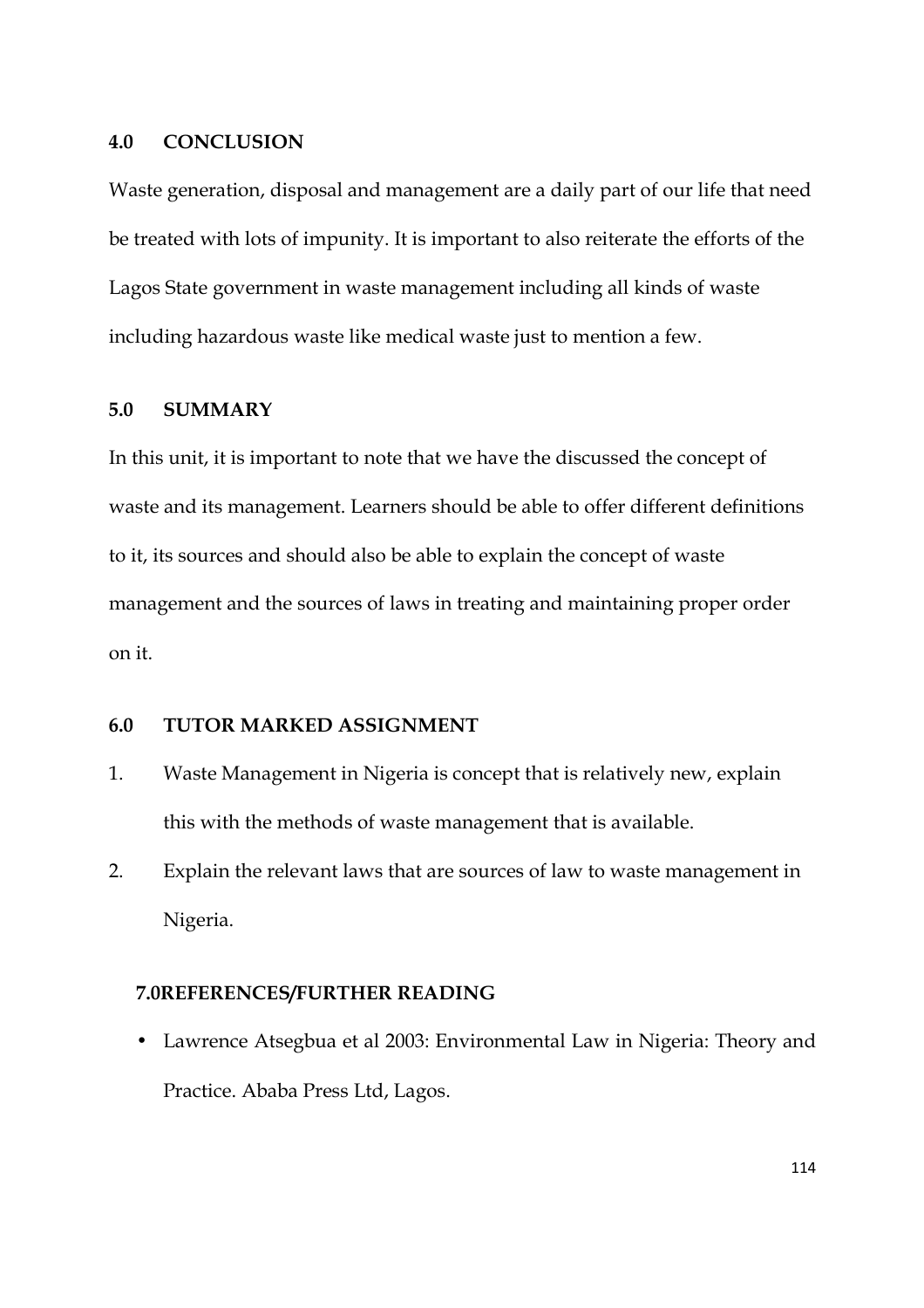## 4.0 CONCLUSION

Waste generation, disposal and management are a daily part of our life that need be treated with lots of impunity. It is important to also reiterate the efforts of the Lagos State government in waste management including all kinds of waste including hazardous waste like medical waste just to mention a few.

## 5.0 SUMMARY

In this unit, it is important to note that we have the discussed the concept of waste and its management. Learners should be able to offer different definitions to it, its sources and should also be able to explain the concept of waste management and the sources of laws in treating and maintaining proper order on it.

## 6.0 TUTOR MARKED ASSIGNMENT

1. Waste Management in Nigeria is concept that is relatively new, explain this with the methods of waste management that is available.
2. Explain the relevant laws that are sources of law to waste management in Nigeria.

## 7.0REFERENCES/FURTHER READING

- Lawrence Atsegbua et al 2003: Environmental Law in Nigeria: Theory and Practice. Ababa Press Ltd, Lagos.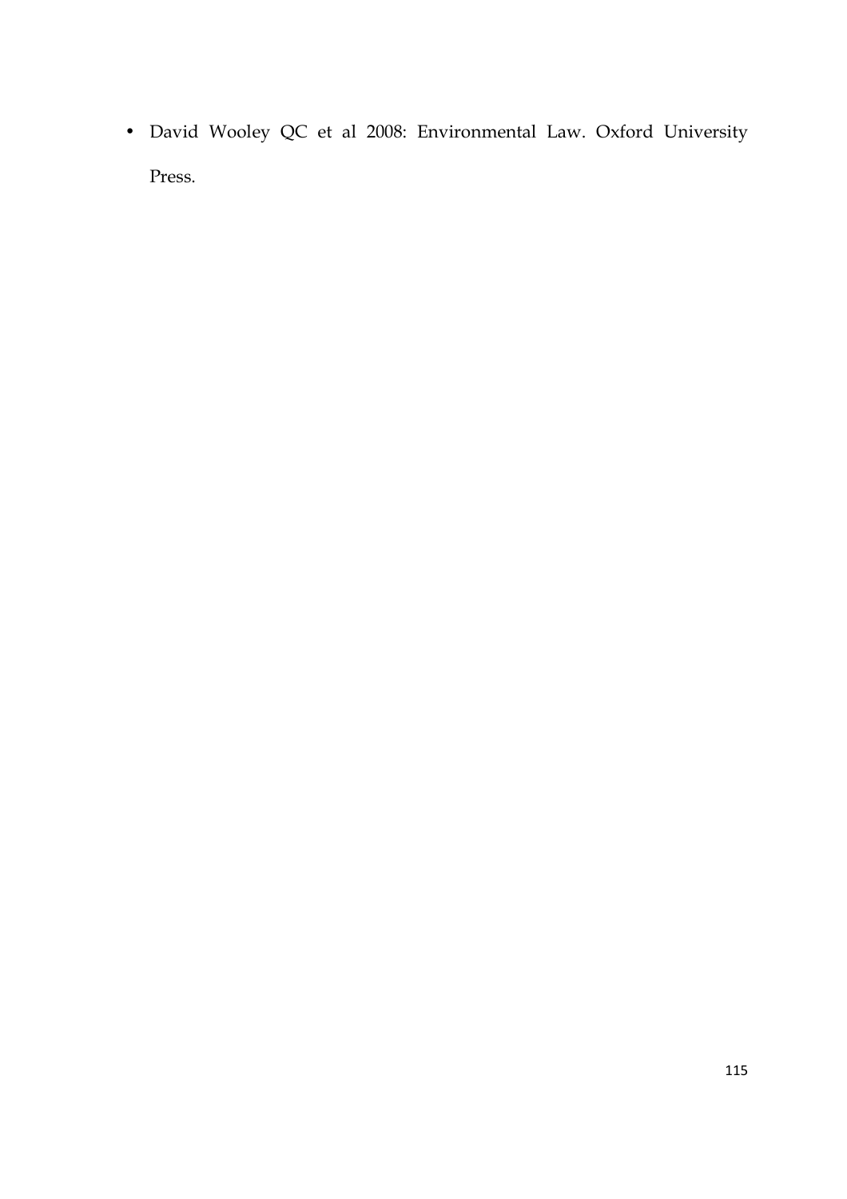- David Wooley QC et al 2008: Environmental Law. Oxford University Press.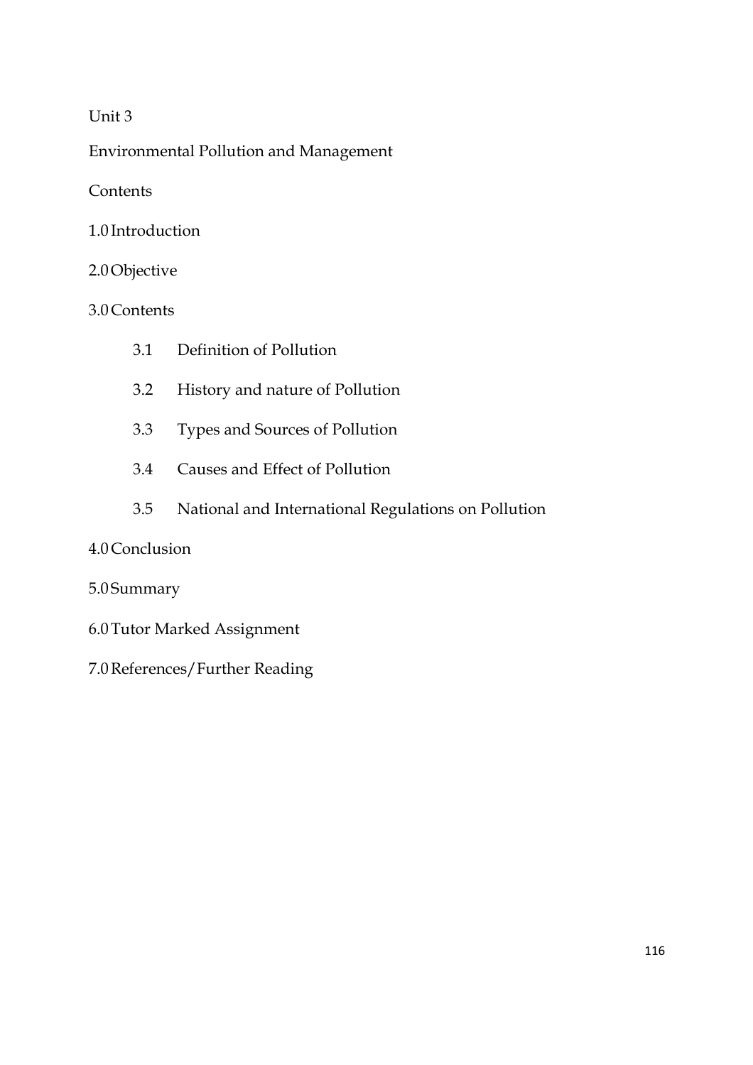Unit 3

Environmental Pollution and Management

Contents

1.0 Introduction

2.0 Objective

3.0 Contents

- 3.1 Definition of Pollution
- 3.2 History and nature of Pollution
- 3.3 Types and Sources of Pollution
- 3.4 Causes and Effect of Pollution
- 3.5 National and International Regulations on Pollution

4.0 Conclusion

5.0 Summary

6.0 Tutor Marked Assignment

7.0 References/Further Reading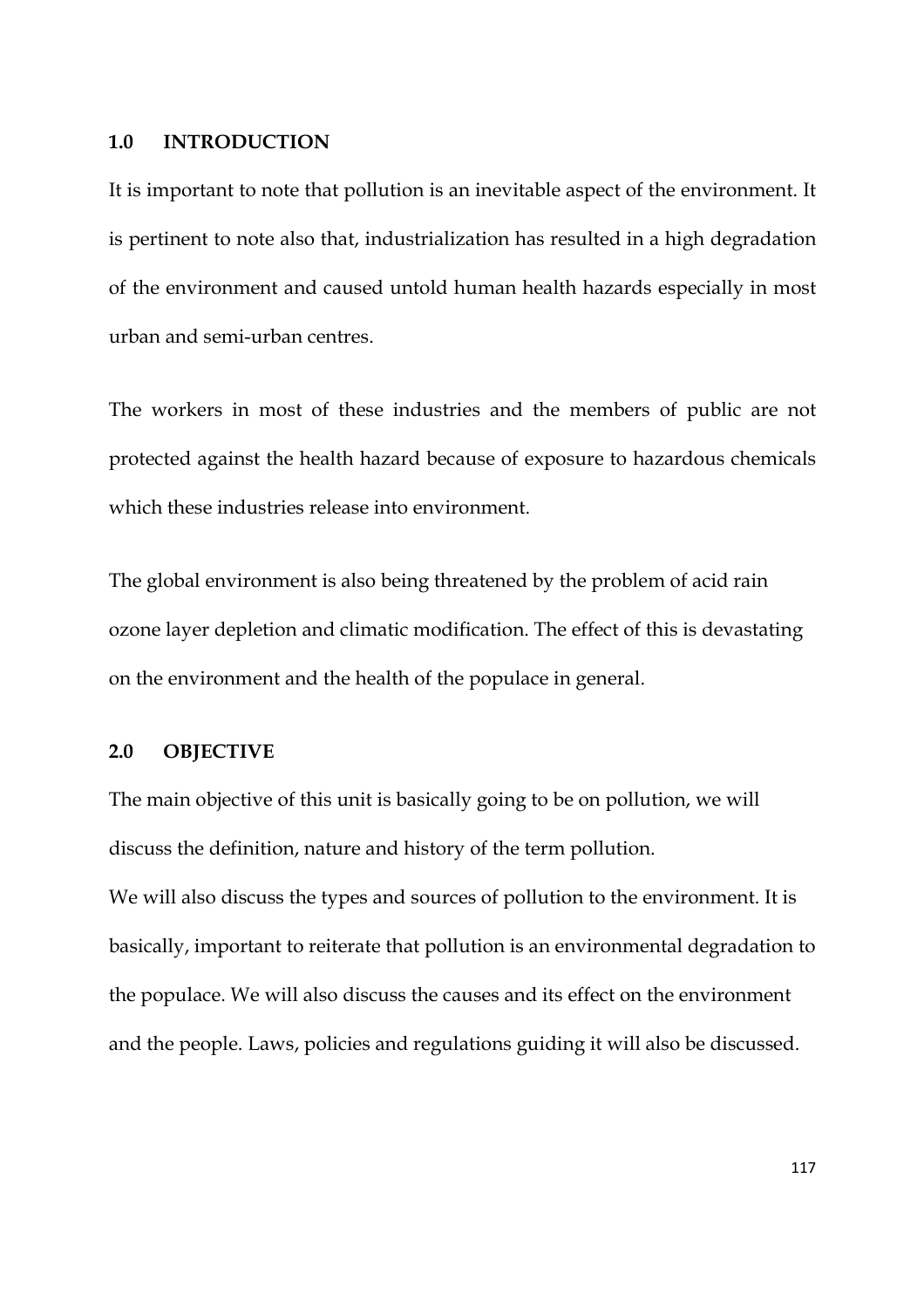## 1.0 INTRODUCTION

It is important to note that pollution is an inevitable aspect of the environment. It is pertinent to note also that, industrialization has resulted in a high degradation of the environment and caused untold human health hazards especially in most urban and semi-urban centres.

The workers in most of these industries and the members of public are not protected against the health hazard because of exposure to hazardous chemicals which these industries release into environment.

The global environment is also being threatened by the problem of acid rain ozone layer depletion and climatic modification. The effect of this is devastating on the environment and the health of the populace in general.

## 2.0 OBJECTIVE

The main objective of this unit is basically going to be on pollution, we will discuss the definition, nature and history of the term pollution.

We will also discuss the types and sources of pollution to the environment. It is basically, important to reiterate that pollution is an environmental degradation to the populace. We will also discuss the causes and its effect on the environment and the people. Laws, policies and regulations guiding it will also be discussed.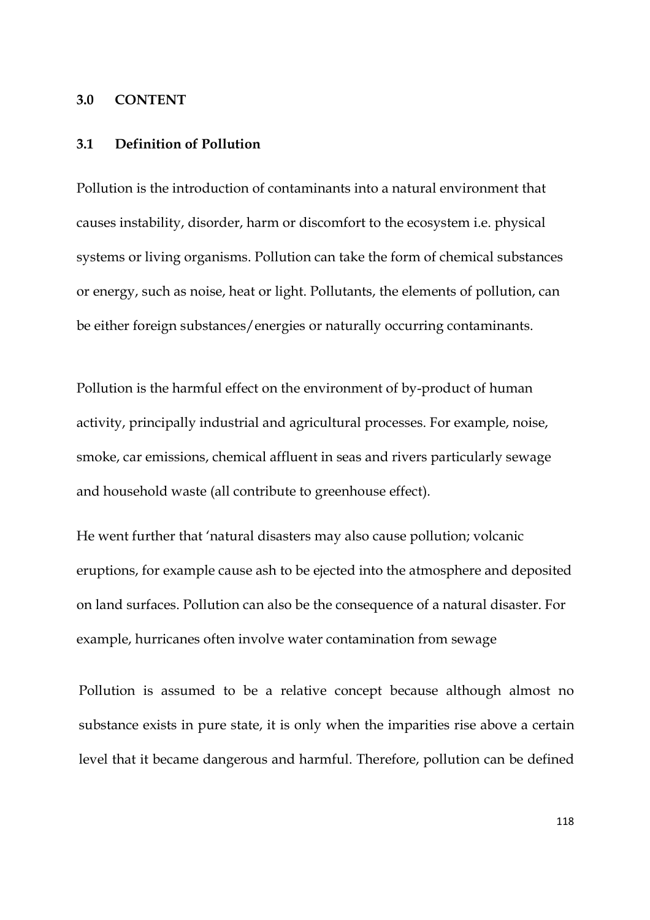## 3.0 CONTENT

### 3.1 Definition of Pollution

Pollution is the introduction of contaminants into a natural environment that causes instability, disorder, harm or discomfort to the ecosystem i.e. physical systems or living organisms. Pollution can take the form of chemical substances or energy, such as noise, heat or light. Pollutants, the elements of pollution, can be either foreign substances/energies or naturally occurring contaminants.

Pollution is the harmful effect on the environment of by-product of human activity, principally industrial and agricultural processes. For example, noise, smoke, car emissions, chemical affluent in seas and rivers particularly sewage and household waste (all contribute to greenhouse effect).

He went further that 'natural disasters may also cause pollution; volcanic eruptions, for example cause ash to be ejected into the atmosphere and deposited on land surfaces. Pollution can also be the consequence of a natural disaster. For example, hurricanes often involve water contamination from sewage

Pollution is assumed to be a relative concept because although almost no substance exists in pure state, it is only when the imparities rise above a certain level that it became dangerous and harmful. Therefore, pollution can be defined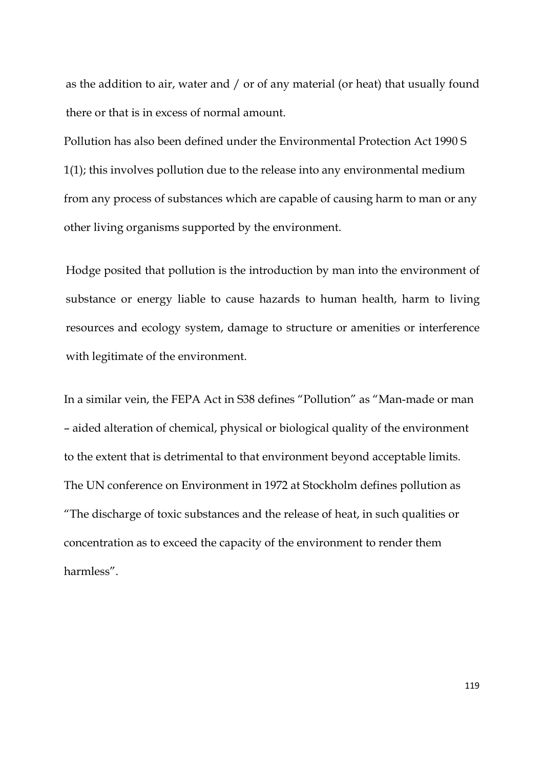as the addition to air, water and / or of any material (or heat) that usually found there or that is in excess of normal amount.

Pollution has also been defined under the Environmental Protection Act 1990 S 1(1); this involves pollution due to the release into any environmental medium from any process of substances which are capable of causing harm to man or any other living organisms supported by the environment.

Hodge posited that pollution is the introduction by man into the environment of substance or energy liable to cause hazards to human health, harm to living resources and ecology system, damage to structure or amenities or interference with legitimate of the environment.

In a similar vein, the FEPA Act in S38 defines "Pollution" as "Man-made or man – aided alteration of chemical, physical or biological quality of the environment to the extent that is detrimental to that environment beyond acceptable limits. The UN conference on Environment in 1972 at Stockholm defines pollution as "The discharge of toxic substances and the release of heat, in such qualities or concentration as to exceed the capacity of the environment to render them harmless".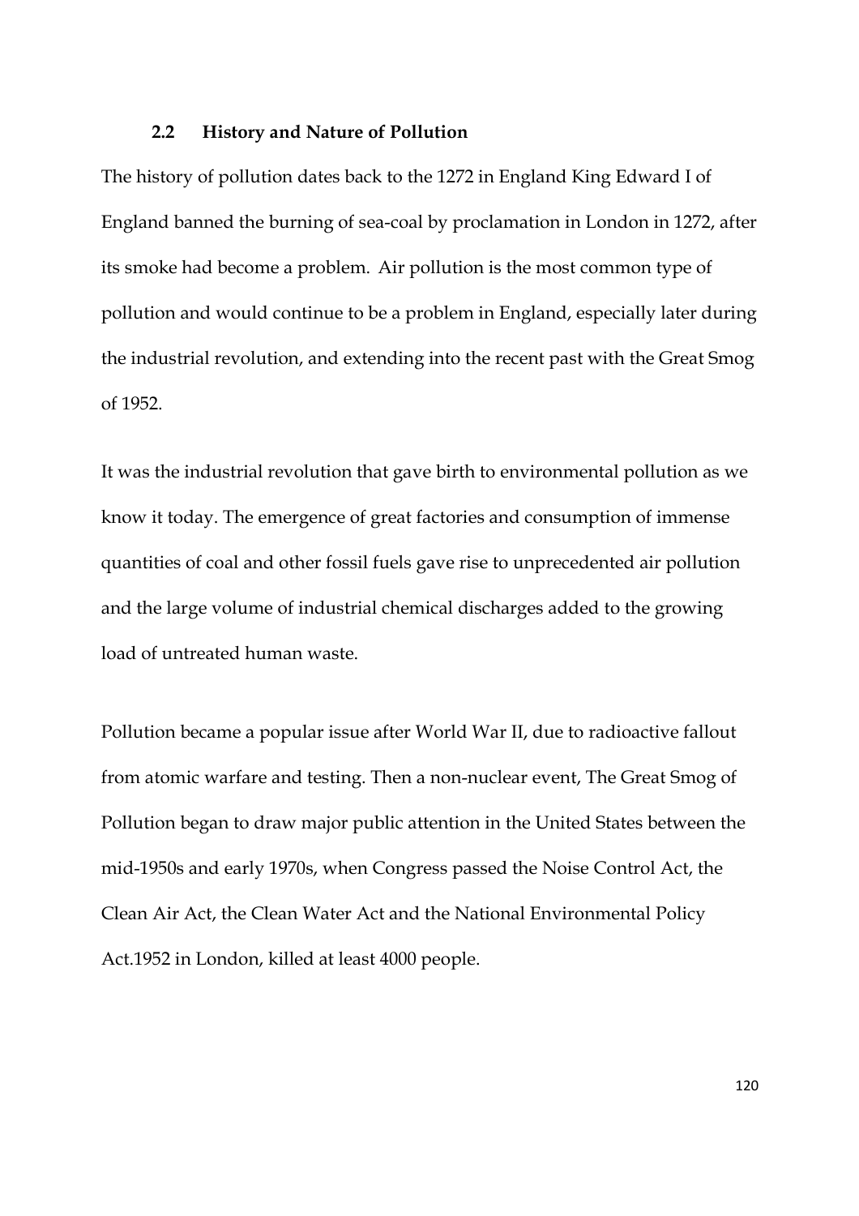### 2.2 History and Nature of Pollution

The history of pollution dates back to the 1272 in England King Edward I of England banned the burning of sea-coal by proclamation in London in 1272, after its smoke had become a problem. Air pollution is the most common type of pollution and would continue to be a problem in England, especially later during the industrial revolution, and extending into the recent past with the Great Smog of 1952.

It was the industrial revolution that gave birth to environmental pollution as we know it today. The emergence of great factories and consumption of immense quantities of coal and other fossil fuels gave rise to unprecedented air pollution and the large volume of industrial chemical discharges added to the growing load of untreated human waste.

Pollution became a popular issue after World War II, due to radioactive fallout from atomic warfare and testing. Then a non-nuclear event, The Great Smog of Pollution began to draw major public attention in the United States between the mid-1950s and early 1970s, when Congress passed the Noise Control Act, the Clean Air Act, the Clean Water Act and the National Environmental Policy Act.1952 in London, killed at least 4000 people.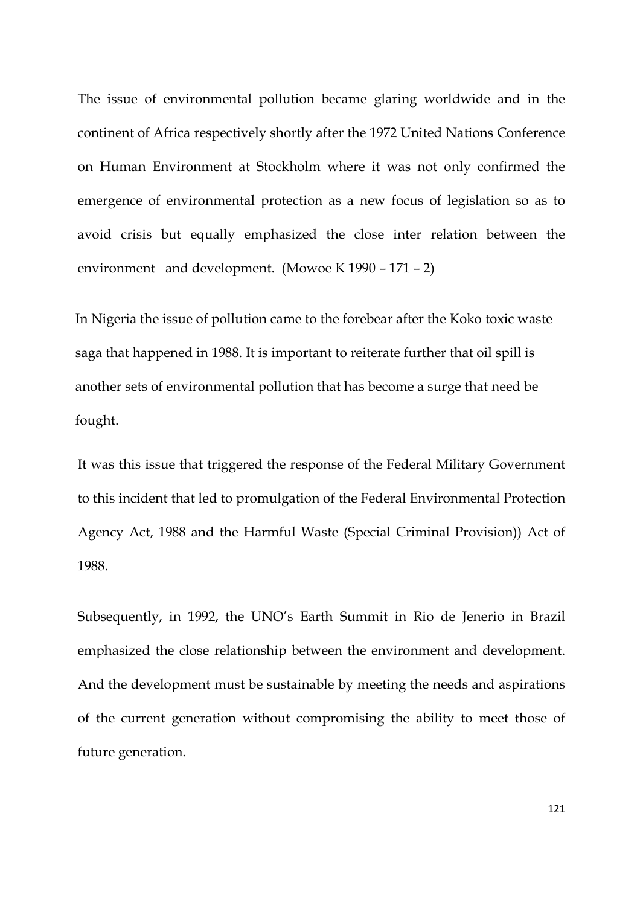The issue of environmental pollution became glaring worldwide and in the continent of Africa respectively shortly after the 1972 United Nations Conference on Human Environment at Stockholm where it was not only confirmed the emergence of environmental protection as a new focus of legislation so as to avoid crisis but equally emphasized the close inter relation between the environment and development. (Mowoe K 1990 – 171 – 2)

In Nigeria the issue of pollution came to the forebear after the Koko toxic waste saga that happened in 1988. It is important to reiterate further that oil spill is another sets of environmental pollution that has become a surge that need be fought.

It was this issue that triggered the response of the Federal Military Government to this incident that led to promulgation of the Federal Environmental Protection Agency Act, 1988 and the Harmful Waste (Special Criminal Provision)) Act of 1988.

Subsequently, in 1992, the UNO's Earth Summit in Rio de Jenerio in Brazil emphasized the close relationship between the environment and development. And the development must be sustainable by meeting the needs and aspirations of the current generation without compromising the ability to meet those of future generation.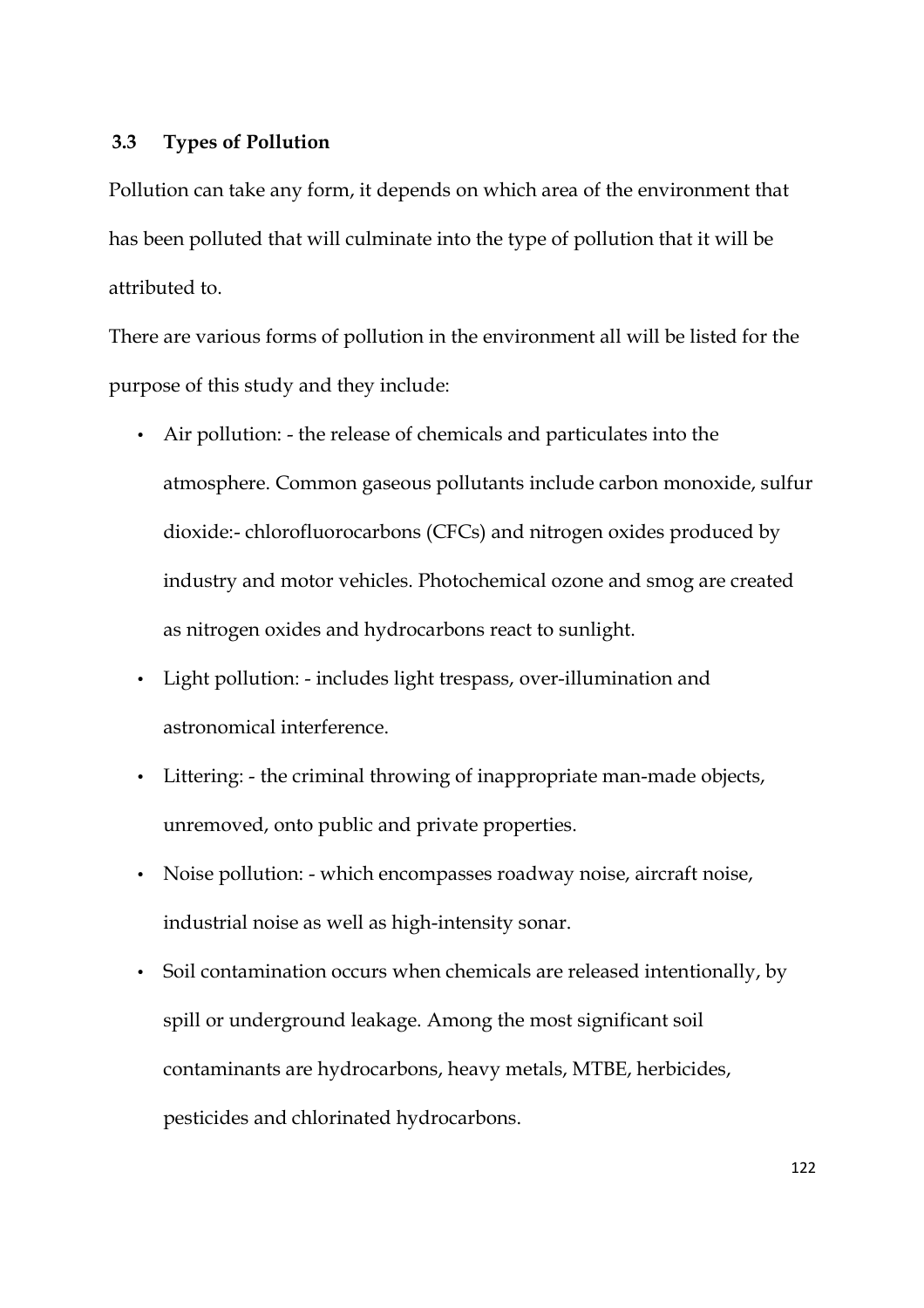### 3.3 Types of Pollution

Pollution can take any form, it depends on which area of the environment that has been polluted that will culminate into the type of pollution that it will be attributed to.

There are various forms of pollution in the environment all will be listed for the purpose of this study and they include:

- Air pollution: - the release of chemicals and particulates into the atmosphere. Common gaseous pollutants include carbon monoxide, sulfur dioxide:- chlorofluorocarbons (CFCs) and nitrogen oxides produced by industry and motor vehicles. Photochemical ozone and smog are created as nitrogen oxides and hydrocarbons react to sunlight.
- Light pollution: - includes light trespass, over-illumination and astronomical interference.
- Littering: - the criminal throwing of inappropriate man-made objects, unremoved, onto public and private properties.
- Noise pollution: - which encompasses roadway noise, aircraft noise, industrial noise as well as high-intensity sonar.
- Soil contamination occurs when chemicals are released intentionally, by spill or underground leakage. Among the most significant soil contaminants are hydrocarbons, heavy metals, MTBE, herbicides, pesticides and chlorinated hydrocarbons.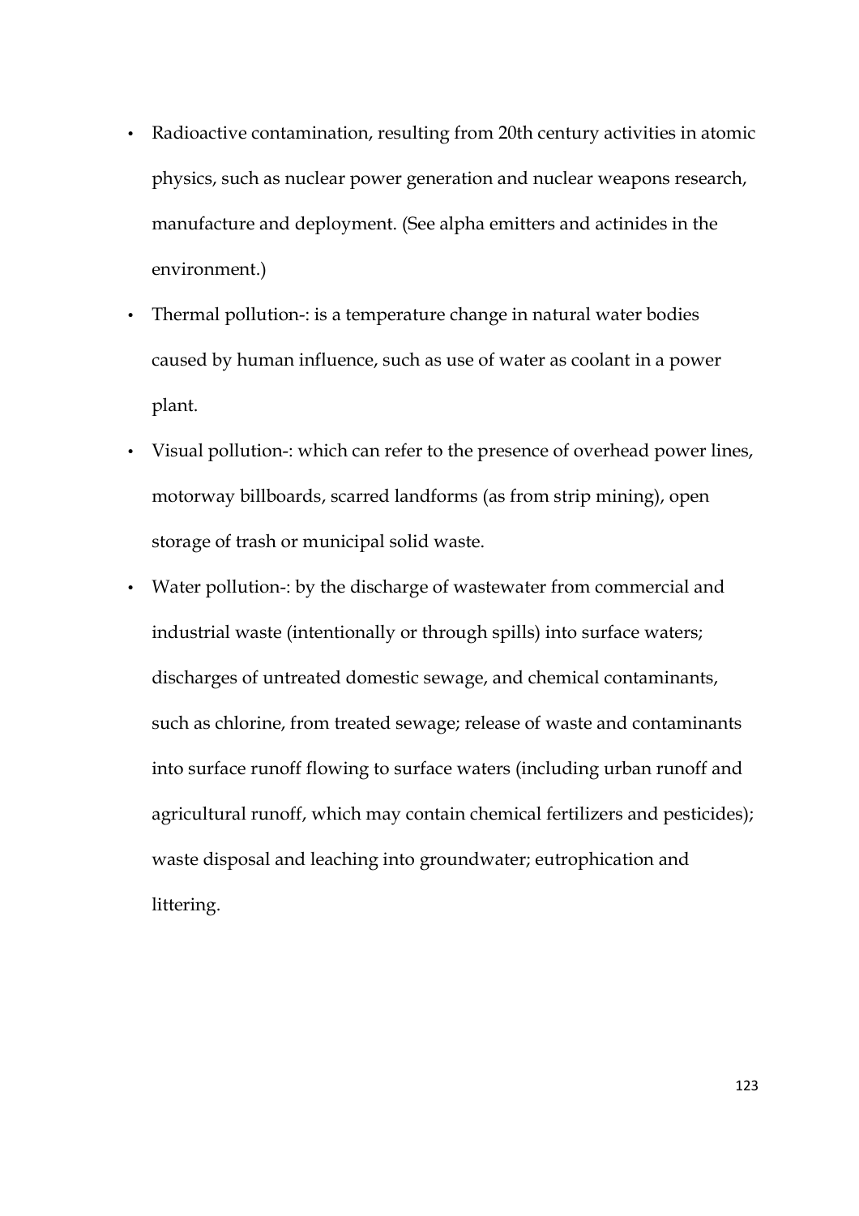- Radioactive contamination, resulting from 20th century activities in atomic physics, such as nuclear power generation and nuclear weapons research, manufacture and deployment. (See alpha emitters and actinides in the environment.)
- Thermal pollution-: is a temperature change in natural water bodies caused by human influence, such as use of water as coolant in a power plant.
- Visual pollution-: which can refer to the presence of overhead power lines, motorway billboards, scarred landforms (as from strip mining), open storage of trash or municipal solid waste.
- Water pollution-: by the discharge of wastewater from commercial and industrial waste (intentionally or through spills) into surface waters; discharges of untreated domestic sewage, and chemical contaminants, such as chlorine, from treated sewage; release of waste and contaminants into surface runoff flowing to surface waters (including urban runoff and agricultural runoff, which may contain chemical fertilizers and pesticides); waste disposal and leaching into groundwater; eutrophication and littering.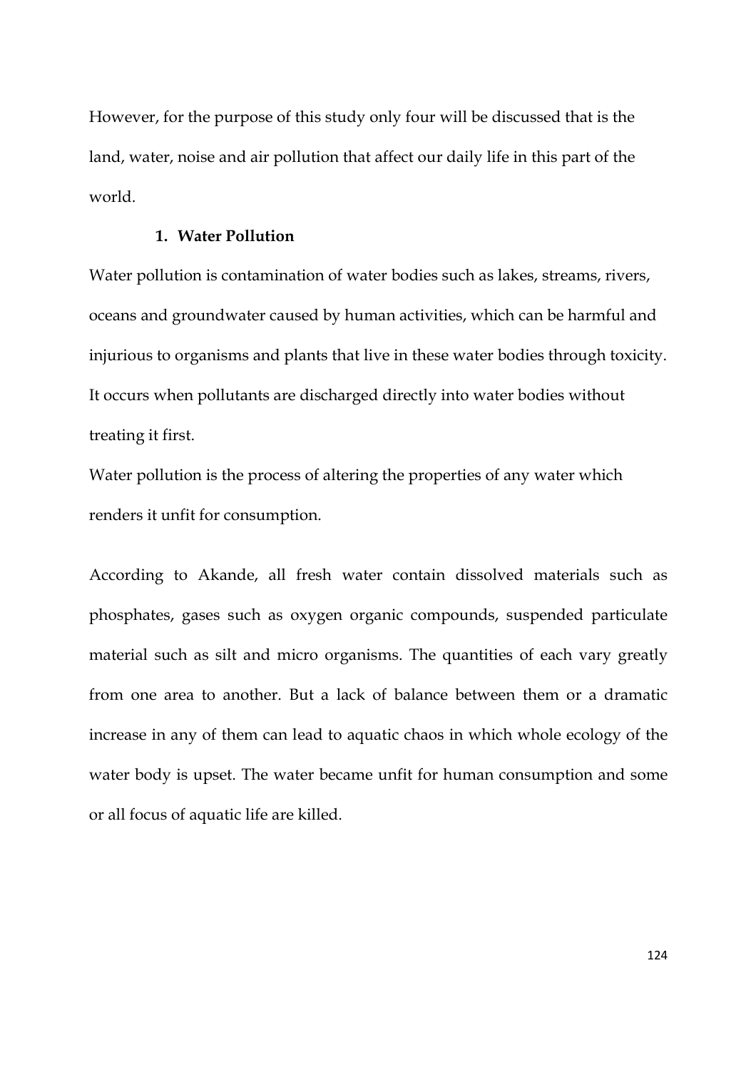However, for the purpose of this study only four will be discussed that is the land, water, noise and air pollution that affect our daily life in this part of the world.

1. **Water Pollution**

Water pollution is contamination of water bodies such as lakes, streams, rivers, oceans and groundwater caused by human activities, which can be harmful and injurious to organisms and plants that live in these water bodies through toxicity. It occurs when pollutants are discharged directly into water bodies without treating it first.

Water pollution is the process of altering the properties of any water which renders it unfit for consumption.

According to Akande, all fresh water contain dissolved materials such as phosphates, gases such as oxygen organic compounds, suspended particulate material such as silt and micro organisms. The quantities of each vary greatly from one area to another. But a lack of balance between them or a dramatic increase in any of them can lead to aquatic chaos in which whole ecology of the water body is upset. The water became unfit for human consumption and some or all focus of aquatic life are killed.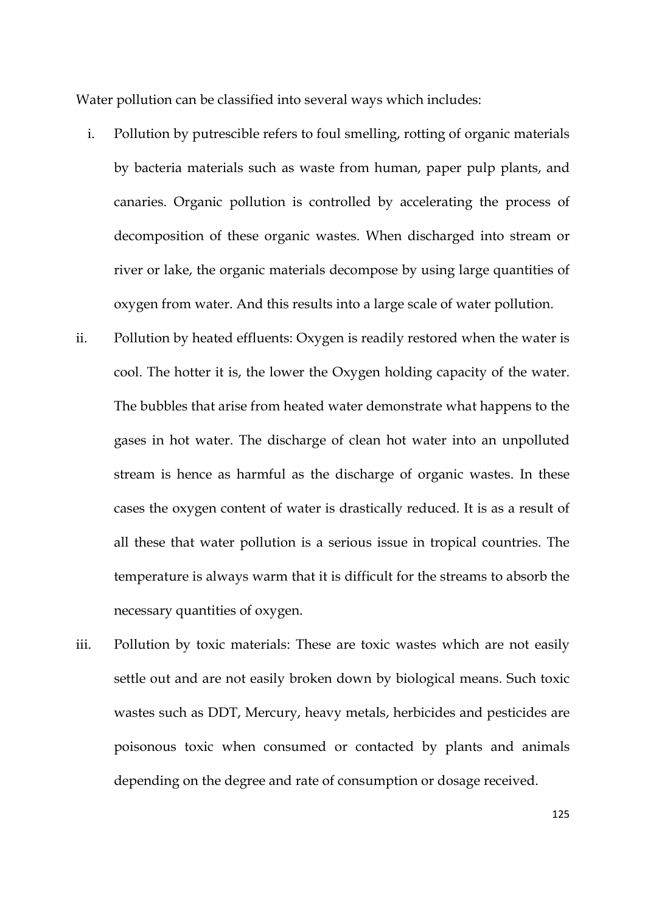Water pollution can be classified into several ways which includes:

i. Pollution by putrescible refers to foul smelling, rotting of organic materials by bacteria materials such as waste from human, paper pulp plants, and canaries. Organic pollution is controlled by accelerating the process of decomposition of these organic wastes. When discharged into stream or river or lake, the organic materials decompose by using large quantities of oxygen from water. And this results into a large scale of water pollution.

ii. Pollution by heated effluents: Oxygen is readily restored when the water is cool. The hotter it is, the lower the Oxygen holding capacity of the water. The bubbles that arise from heated water demonstrate what happens to the gases in hot water. The discharge of clean hot water into an unpolluted stream is hence as harmful as the discharge of organic wastes. In these cases the oxygen content of water is drastically reduced. It is as a result of all these that water pollution is a serious issue in tropical countries. The temperature is always warm that it is difficult for the streams to absorb the necessary quantities of oxygen.

iii. Pollution by toxic materials: These are toxic wastes which are not easily settle out and are not easily broken down by biological means. Such toxic wastes such as DDT, Mercury, heavy metals, herbicides and pesticides are poisonous toxic when consumed or contacted by plants and animals depending on the degree and rate of consumption or dosage received.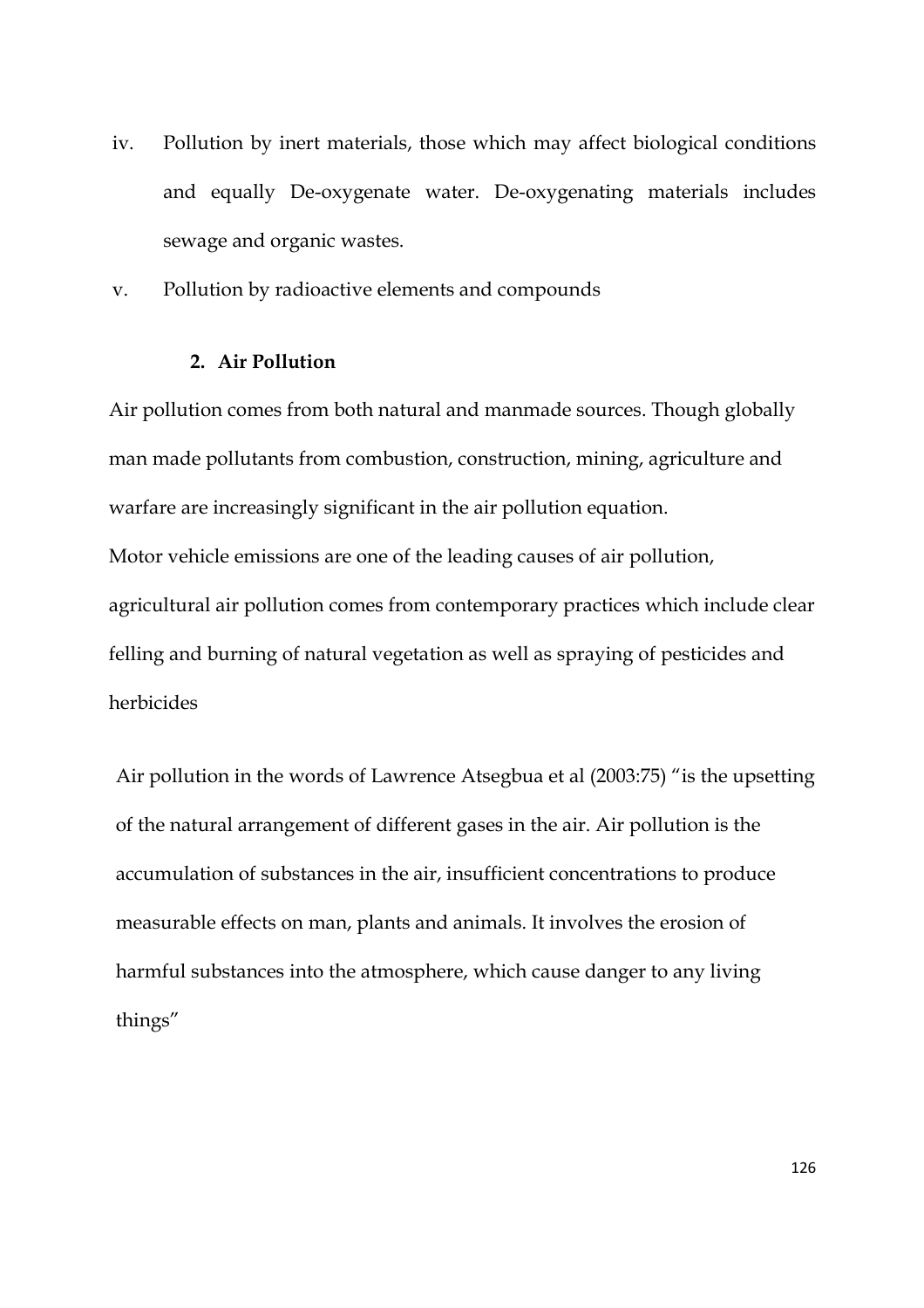iv. Pollution by inert materials, those which may affect biological conditions and equally De-oxygenate water. De-oxygenating materials includes sewage and organic wastes.

v. Pollution by radioactive elements and compounds

### 2. Air Pollution

Air pollution comes from both natural and manmade sources. Though globally man made pollutants from combustion, construction, mining, agriculture and warfare are increasingly significant in the air pollution equation.

Motor vehicle emissions are one of the leading causes of air pollution, agricultural air pollution comes from contemporary practices which include clear felling and burning of natural vegetation as well as spraying of pesticides and herbicides

Air pollution in the words of Lawrence Atsegbua et al (2003:75) "is the upsetting of the natural arrangement of different gases in the air. Air pollution is the accumulation of substances in the air, insufficient concentrations to produce measurable effects on man, plants and animals. It involves the erosion of harmful substances into the atmosphere, which cause danger to any living things"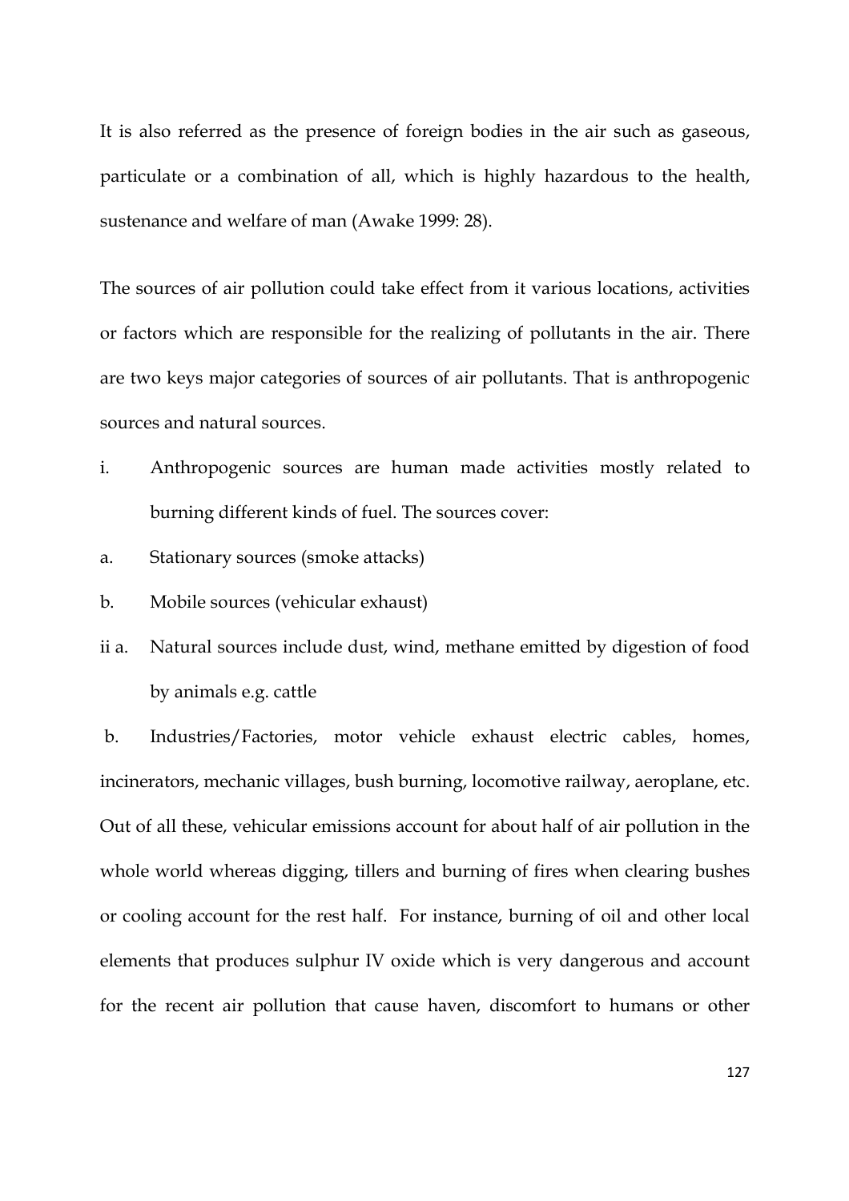It is also referred as the presence of foreign bodies in the air such as gaseous, particulate or a combination of all, which is highly hazardous to the health, sustenance and welfare of man (Awake 1999: 28).

The sources of air pollution could take effect from it various locations, activities or factors which are responsible for the realizing of pollutants in the air. There are two keys major categories of sources of air pollutants. That is anthropogenic sources and natural sources.

i. Anthropogenic sources are human made activities mostly related to burning different kinds of fuel. The sources cover:

a. Stationary sources (smoke attacks)

b. Mobile sources (vehicular exhaust)

ii a. Natural sources include dust, wind, methane emitted by digestion of food by animals e.g. cattle

b. Industries/Factories, motor vehicle exhaust electric cables, homes, incinerators, mechanic villages, bush burning, locomotive railway, aeroplane, etc. Out of all these, vehicular emissions account for about half of air pollution in the whole world whereas digging, tillers and burning of fires when clearing bushes or cooling account for the rest half. For instance, burning of oil and other local elements that produces sulphur IV oxide which is very dangerous and account for the recent air pollution that cause haven, discomfort to humans or other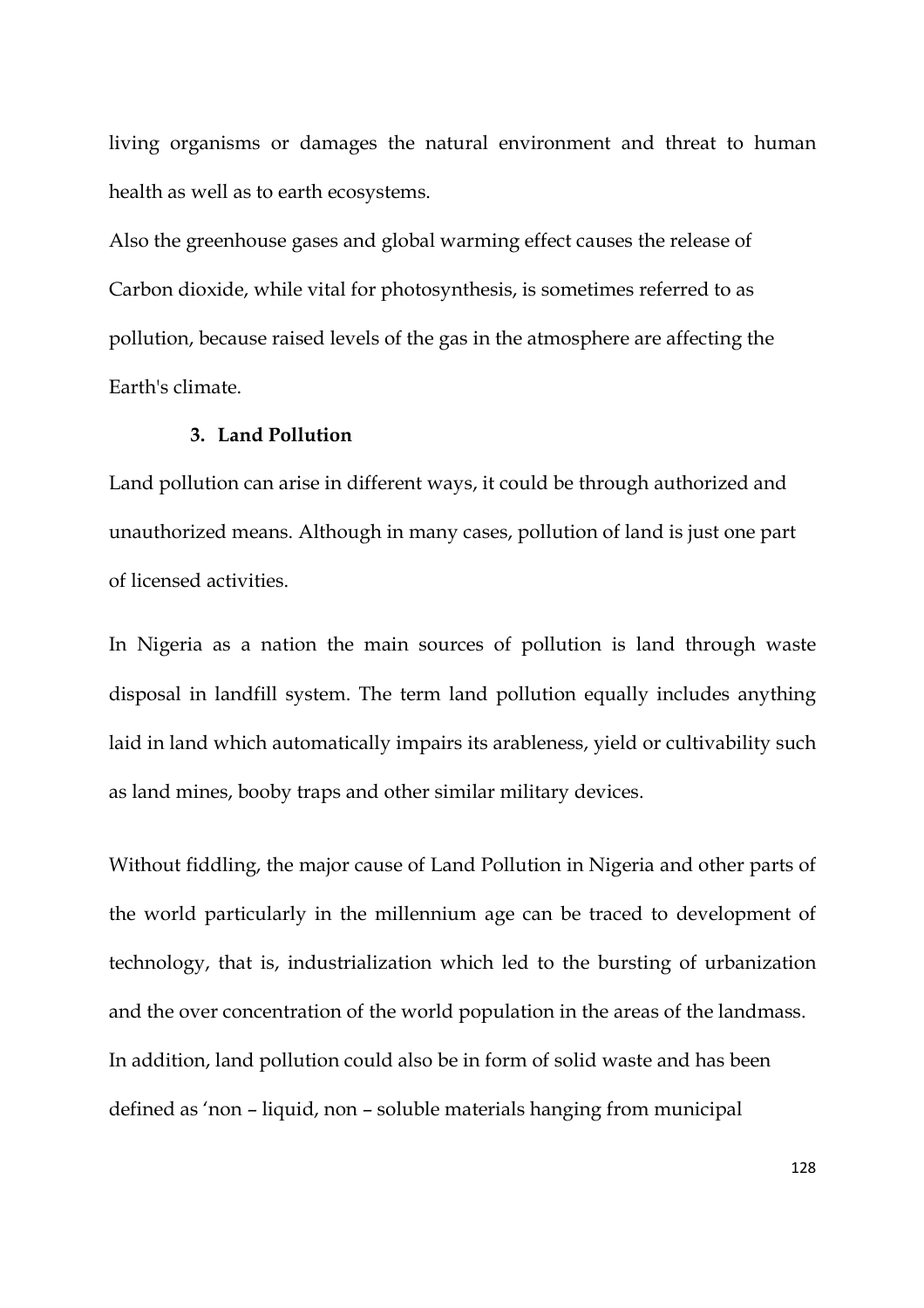living organisms or damages the natural environment and threat to human health as well as to earth ecosystems.

Also the greenhouse gases and global warming effect causes the release of Carbon dioxide, while vital for photosynthesis, is sometimes referred to as pollution, because raised levels of the gas in the atmosphere are affecting the Earth's climate.

### 3. Land Pollution

Land pollution can arise in different ways, it could be through authorized and unauthorized means. Although in many cases, pollution of land is just one part of licensed activities.

In Nigeria as a nation the main sources of pollution is land through waste disposal in landfill system. The term land pollution equally includes anything laid in land which automatically impairs its arableness, yield or cultivability such as land mines, booby traps and other similar military devices.

Without fiddling, the major cause of Land Pollution in Nigeria and other parts of the world particularly in the millennium age can be traced to development of technology, that is, industrialization which led to the bursting of urbanization and the over concentration of the world population in the areas of the landmass. In addition, land pollution could also be in form of solid waste and has been defined as 'non – liquid, non – soluble materials hanging from municipal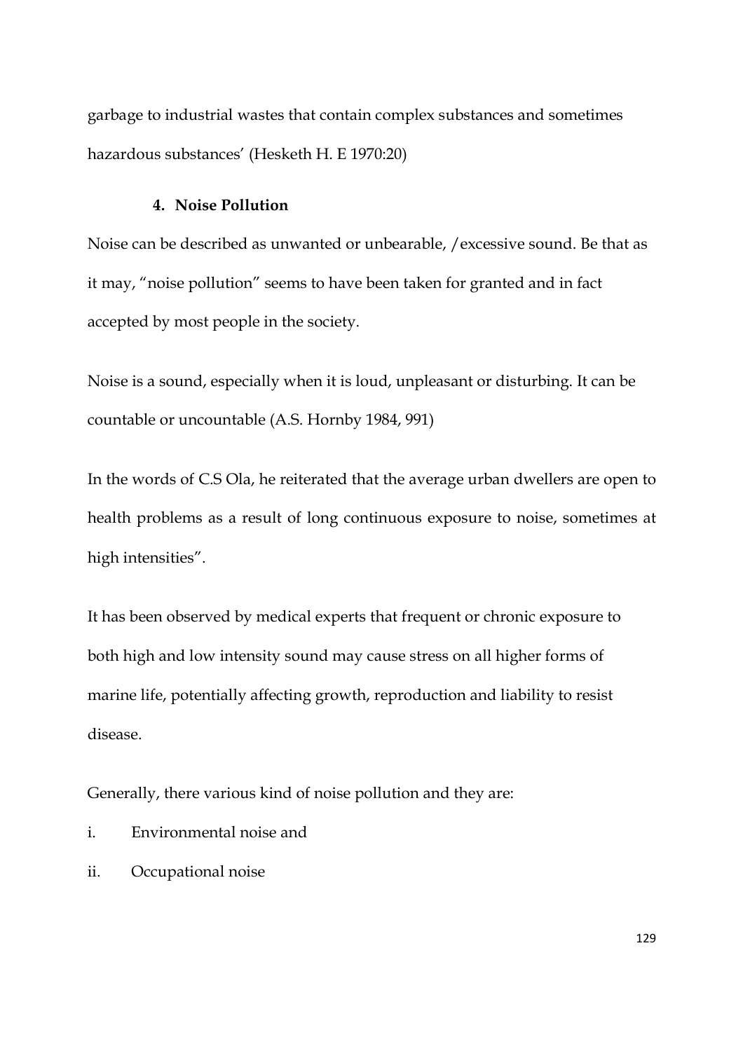garbage to industrial wastes that contain complex substances and sometimes hazardous substances' (Hesketh H. E 1970:20)

4. **Noise Pollution**

Noise can be described as unwanted or unbearable, /excessive sound. Be that as it may, "noise pollution" seems to have been taken for granted and in fact accepted by most people in the society.

Noise is a sound, especially when it is loud, unpleasant or disturbing. It can be countable or uncountable (A.S. Hornby 1984, 991)

In the words of C.S Ola, he reiterated that the average urban dwellers are open to health problems as a result of long continuous exposure to noise, sometimes at high intensities".

It has been observed by medical experts that frequent or chronic exposure to both high and low intensity sound may cause stress on all higher forms of marine life, potentially affecting growth, reproduction and liability to resist disease.

Generally, there various kind of noise pollution and they are:

i. Environmental noise and

ii. Occupational noise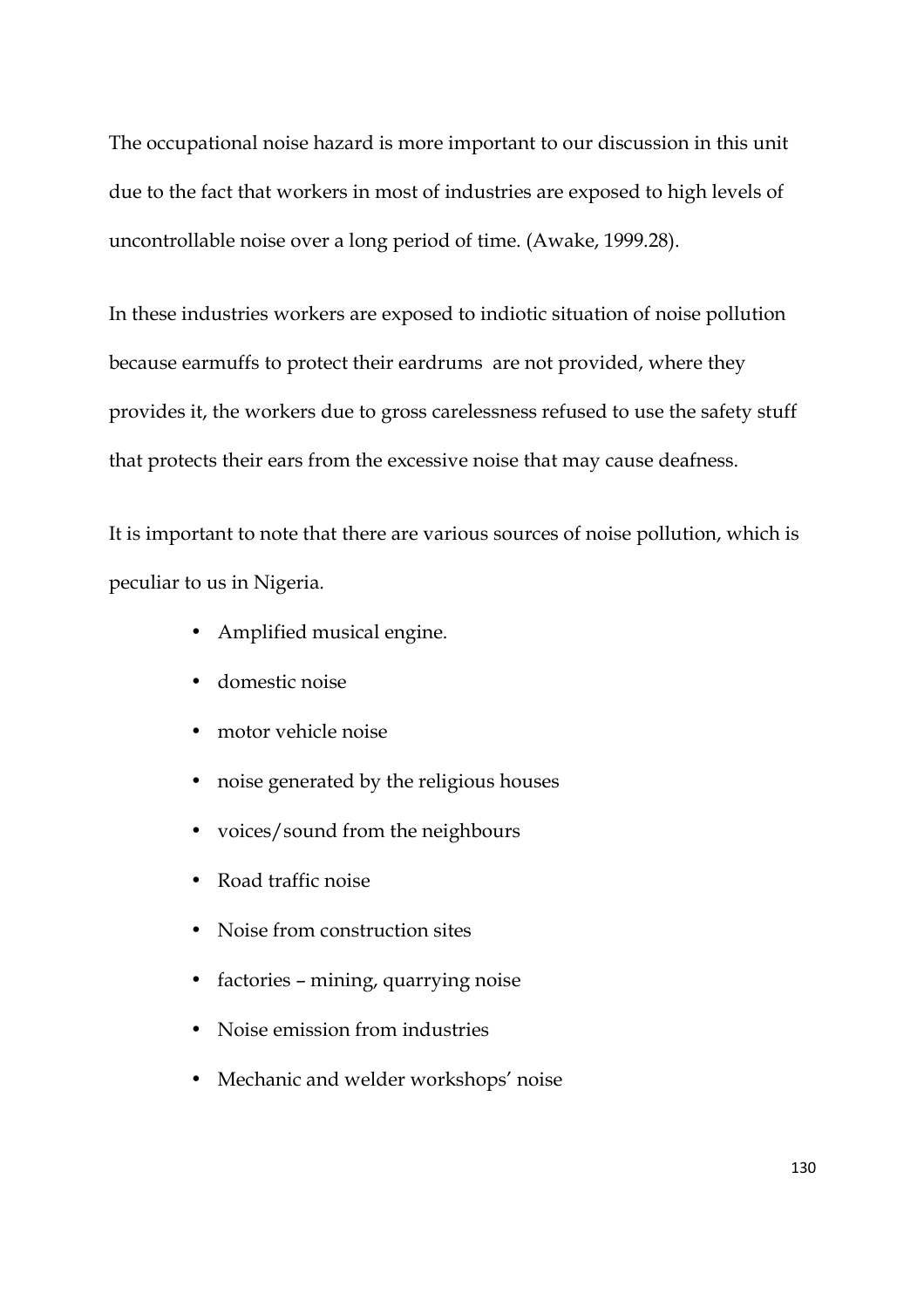The occupational noise hazard is more important to our discussion in this unit due to the fact that workers in most of industries are exposed to high levels of uncontrollable noise over a long period of time. (Awake, 1999.28).

In these industries workers are exposed to indiotic situation of noise pollution because earmuffs to protect their eardrums are not provided, where they provides it, the workers due to gross carelessness refused to use the safety stuff that protects their ears from the excessive noise that may cause deafness.

It is important to note that there are various sources of noise pollution, which is peculiar to us in Nigeria.

- Amplified musical engine.
- domestic noise
- motor vehicle noise
- noise generated by the religious houses
- voices/sound from the neighbours
- Road traffic noise
- Noise from construction sites
- factories – mining, quarrying noise
- Noise emission from industries
- Mechanic and welder workshops' noise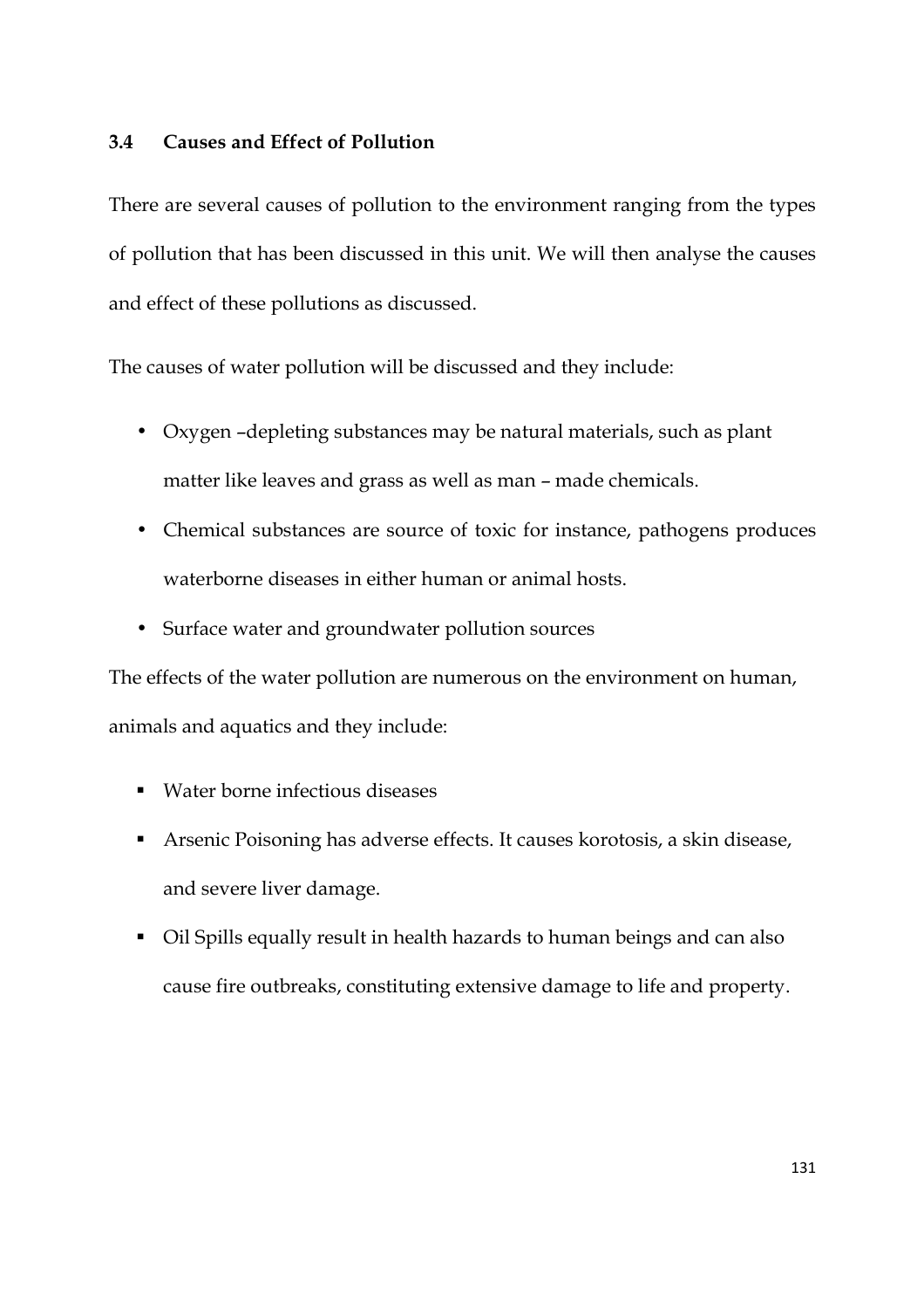### 3.4 Causes and Effect of Pollution

There are several causes of pollution to the environment ranging from the types of pollution that has been discussed in this unit. We will then analyse the causes and effect of these pollutions as discussed.

The causes of water pollution will be discussed and they include:

- Oxygen –depleting substances may be natural materials, such as plant matter like leaves and grass as well as man – made chemicals.
- Chemical substances are source of toxic for instance, pathogens produces waterborne diseases in either human or animal hosts.
- Surface water and groundwater pollution sources

The effects of the water pollution are numerous on the environment on human, animals and aquatics and they include:

- Water borne infectious diseases
- Arsenic Poisoning has adverse effects. It causes korotosis, a skin disease, and severe liver damage.
- Oil Spills equally result in health hazards to human beings and can also cause fire outbreaks, constituting extensive damage to life and property.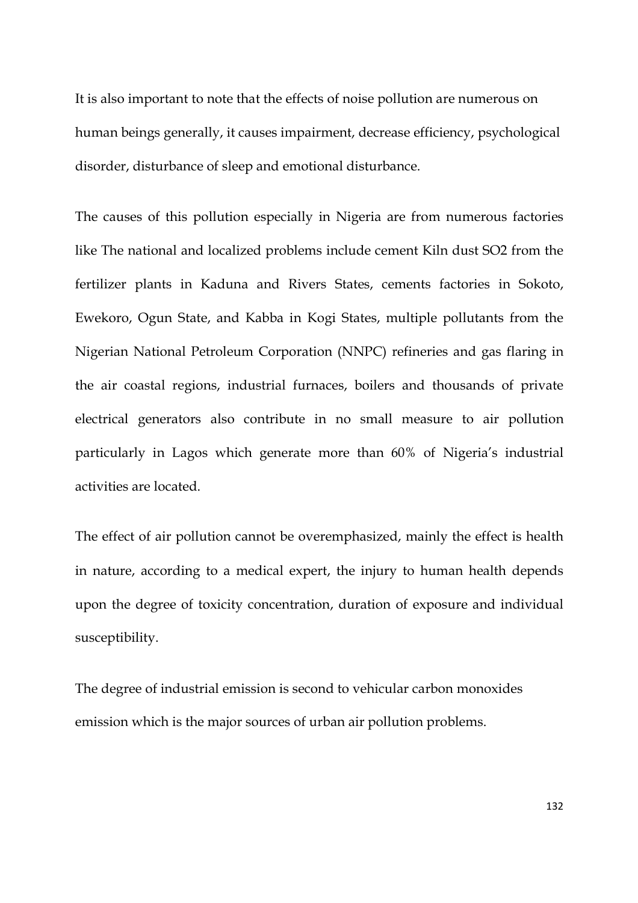It is also important to note that the effects of noise pollution are numerous on human beings generally, it causes impairment, decrease efficiency, psychological disorder, disturbance of sleep and emotional disturbance.

The causes of this pollution especially in Nigeria are from numerous factories like The national and localized problems include cement Kiln dust $SO_2$ from the fertilizer plants in Kaduna and Rivers States, cements factories in Sokoto, Ewekoro, Ogun State, and Kabba in Kogi States, multiple pollutants from the Nigerian National Petroleum Corporation (NNPC) refineries and gas flaring in the air coastal regions, industrial furnaces, boilers and thousands of private electrical generators also contribute in no small measure to air pollution particularly in Lagos which generate more than 60% of Nigeria's industrial activities are located.

The effect of air pollution cannot be overemphasized, mainly the effect is health in nature, according to a medical expert, the injury to human health depends upon the degree of toxicity concentration, duration of exposure and individual susceptibility.

The degree of industrial emission is second to vehicular carbon monoxides emission which is the major sources of urban air pollution problems.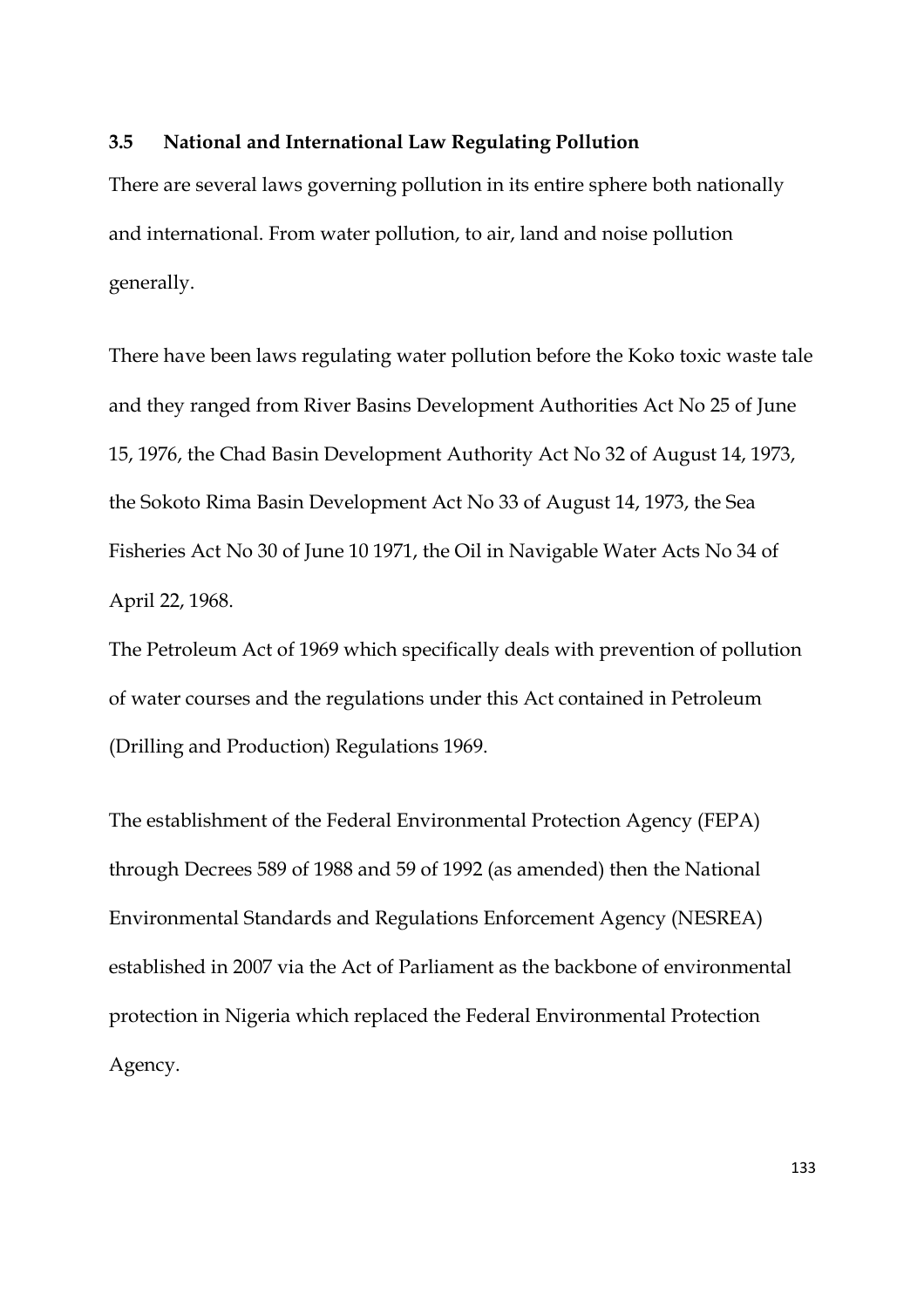### 3.5 National and International Law Regulating Pollution

There are several laws governing pollution in its entire sphere both nationally and international. From water pollution, to air, land and noise pollution generally.

There have been laws regulating water pollution before the Koko toxic waste tale and they ranged from River Basins Development Authorities Act No 25 of June 15, 1976, the Chad Basin Development Authority Act No 32 of August 14, 1973, the Sokoto Rima Basin Development Act No 33 of August 14, 1973, the Sea Fisheries Act No 30 of June 10 1971, the Oil in Navigable Water Acts No 34 of April 22, 1968.

The Petroleum Act of 1969 which specifically deals with prevention of pollution of water courses and the regulations under this Act contained in Petroleum (Drilling and Production) Regulations 1969.

The establishment of the Federal Environmental Protection Agency (FEPA) through Decrees 589 of 1988 and 59 of 1992 (as amended) then the National Environmental Standards and Regulations Enforcement Agency (NESREA) established in 2007 via the Act of Parliament as the backbone of environmental protection in Nigeria which replaced the Federal Environmental Protection Agency.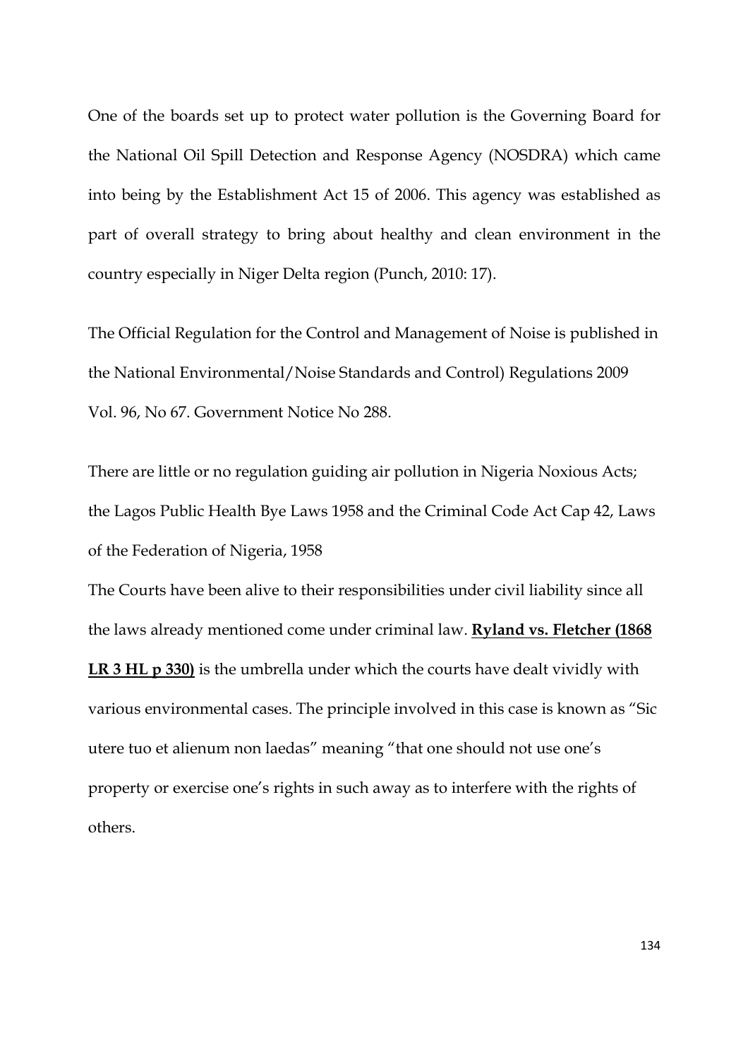One of the boards set up to protect water pollution is the Governing Board for the National Oil Spill Detection and Response Agency (NOSDRA) which came into being by the Establishment Act 15 of 2006. This agency was established as part of overall strategy to bring about healthy and clean environment in the country especially in Niger Delta region (Punch, 2010: 17).

The Official Regulation for the Control and Management of Noise is published in the National Environmental/Noise Standards and Control) Regulations 2009 Vol. 96, No 67. Government Notice No 288.

There are little or no regulation guiding air pollution in Nigeria Noxious Acts; the Lagos Public Health Bye Laws 1958 and the Criminal Code Act Cap 42, Laws of the Federation of Nigeria, 1958

The Courts have been alive to their responsibilities under civil liability since all the laws already mentioned come under criminal law. **Ryland vs. Fletcher (1868 LR 3 HL p 330)** is the umbrella under which the courts have dealt vividly with various environmental cases. The principle involved in this case is known as "Sic utere tuo et alienum non laedas" meaning "that one should not use one's property or exercise one's rights in such away as to interfere with the rights of others.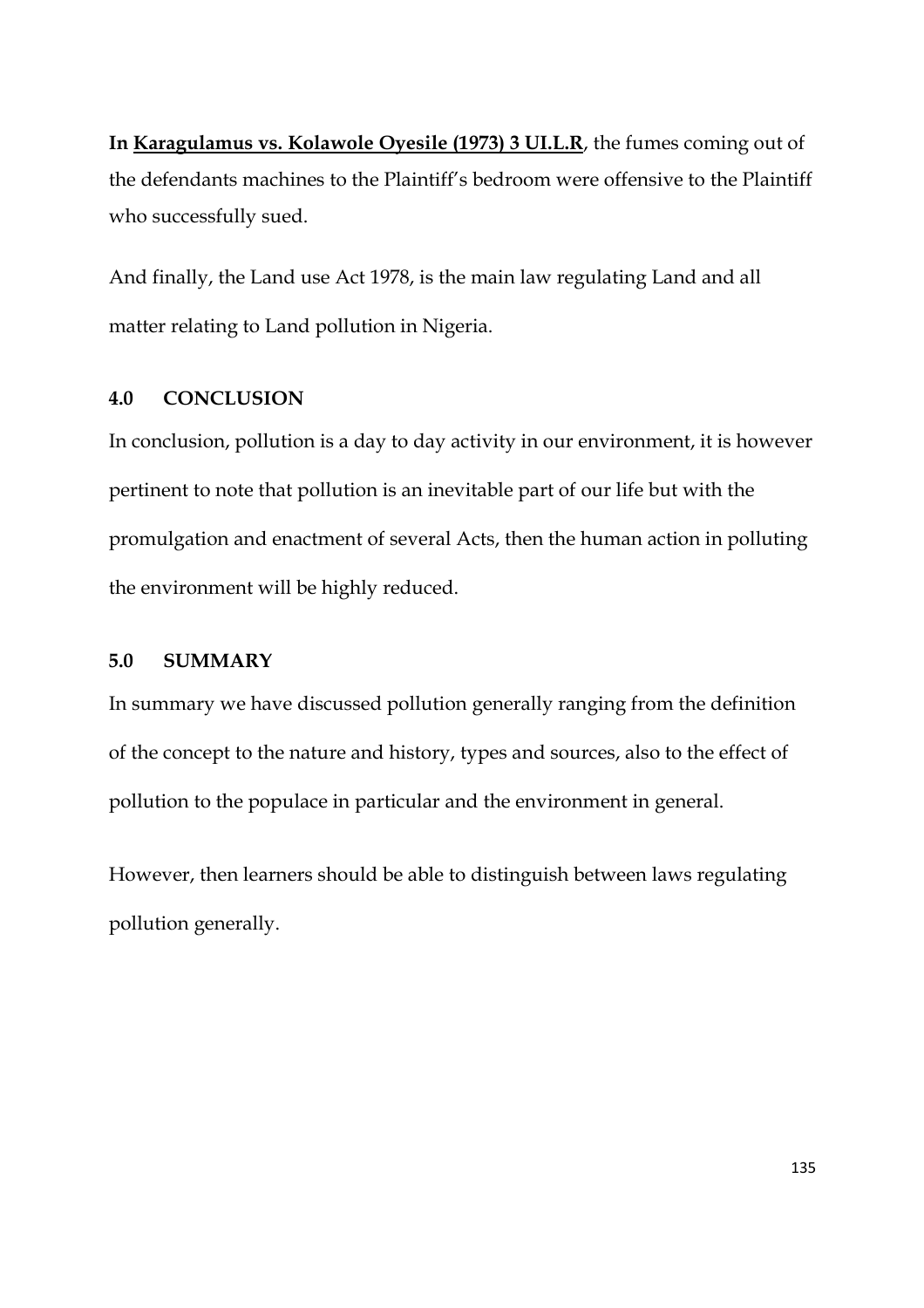**In <u>Karagulamus vs. Kolawole Oyesile (1973) 3 UI.L.R</u>**, the fumes coming out of the defendants machines to the Plaintiff's bedroom were offensive to the Plaintiff who successfully sued.

And finally, the Land use Act 1978, is the main law regulating Land and all matter relating to Land pollution in Nigeria.

## 4.0 CONCLUSION

In conclusion, pollution is a day to day activity in our environment, it is however pertinent to note that pollution is an inevitable part of our life but with the promulgation and enactment of several Acts, then the human action in polluting the environment will be highly reduced.

## 5.0 SUMMARY

In summary we have discussed pollution generally ranging from the definition of the concept to the nature and history, types and sources, also to the effect of pollution to the populace in particular and the environment in general.

However, then learners should be able to distinguish between laws regulating pollution generally.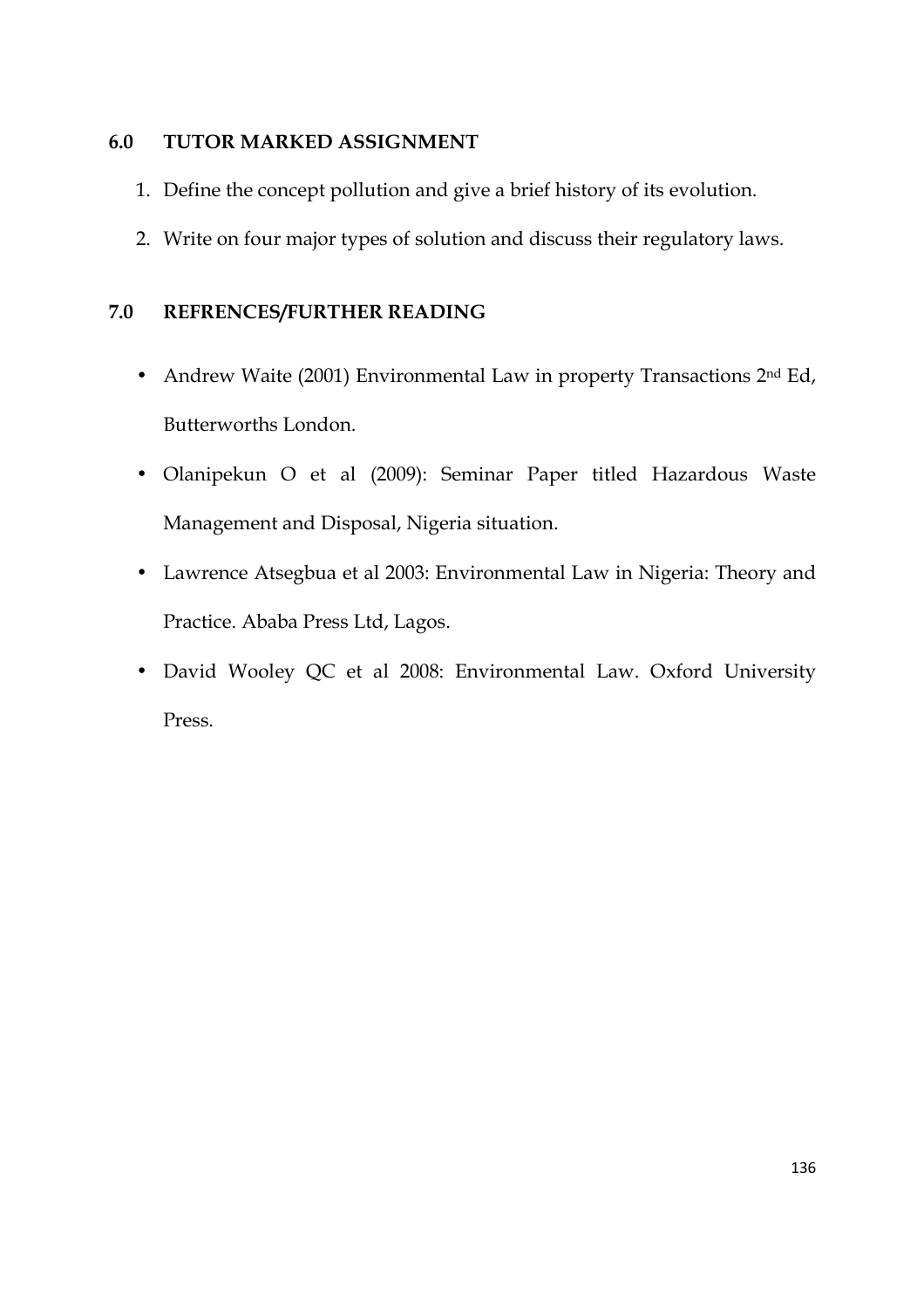## 6.0 TUTOR MARKED ASSIGNMENT

1. Define the concept pollution and give a brief history of its evolution.
2. Write on four major types of solution and discuss their regulatory laws.

## 7.0 REFRENCES/FURTHER READING

- Andrew Waite (2001) Environmental Law in property Transactions 2nd Ed, Butterworths London.
- Olanipekun O et al (2009): Seminar Paper titled Hazardous Waste Management and Disposal, Nigeria situation.
- Lawrence Atsegbua et al 2003: Environmental Law in Nigeria: Theory and Practice. Ababa Press Ltd, Lagos.
- David Wooley QC et al 2008: Environmental Law. Oxford University Press.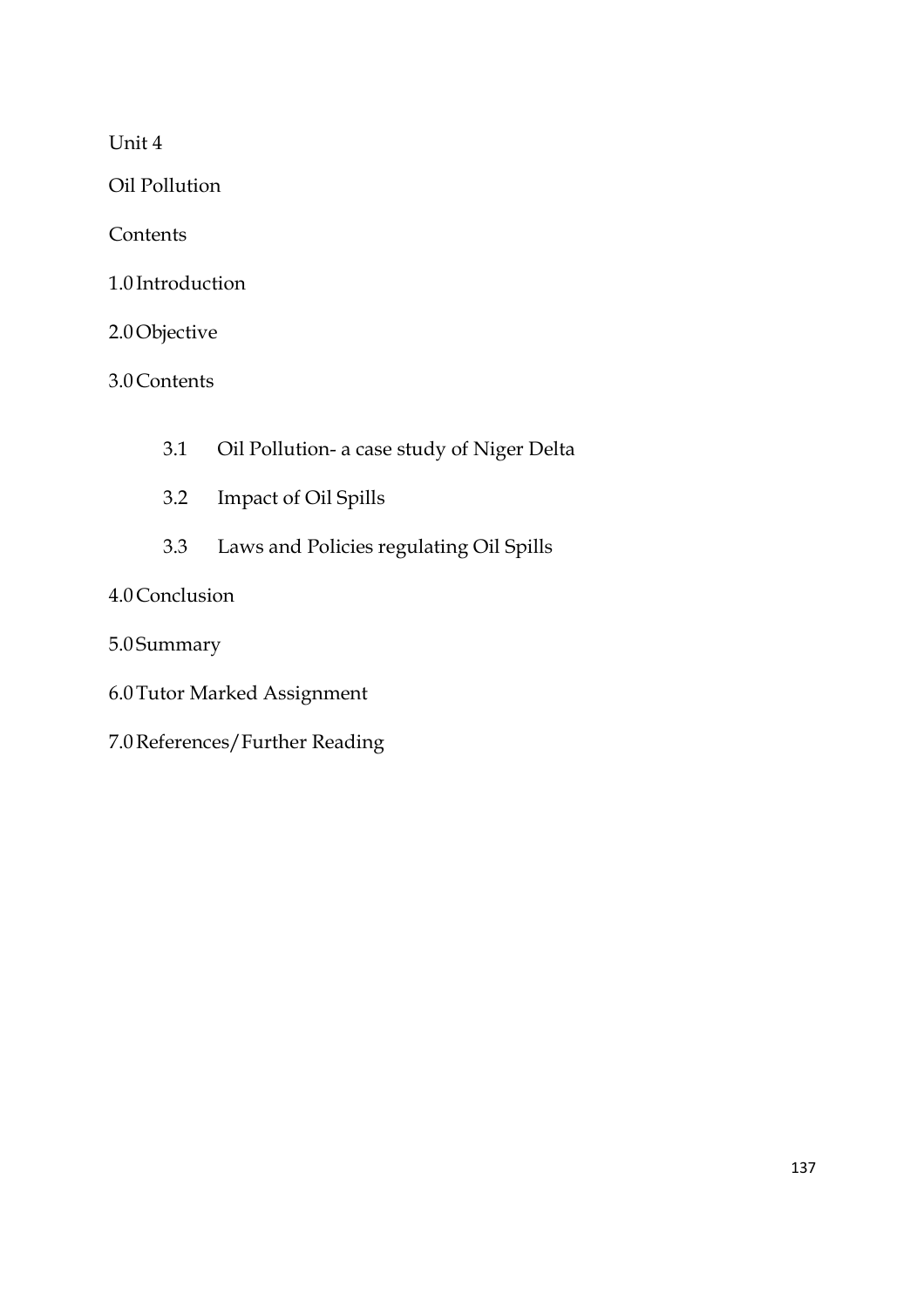Unit 4

Oil Pollution

Contents

1.0 Introduction

2.0 Objective

3.0 Contents

- 3.1 Oil Pollution- a case study of Niger Delta
- 3.2 Impact of Oil Spills
- 3.3 Laws and Policies regulating Oil Spills

4.0 Conclusion

5.0 Summary

6.0 Tutor Marked Assignment

7.0 References/Further Reading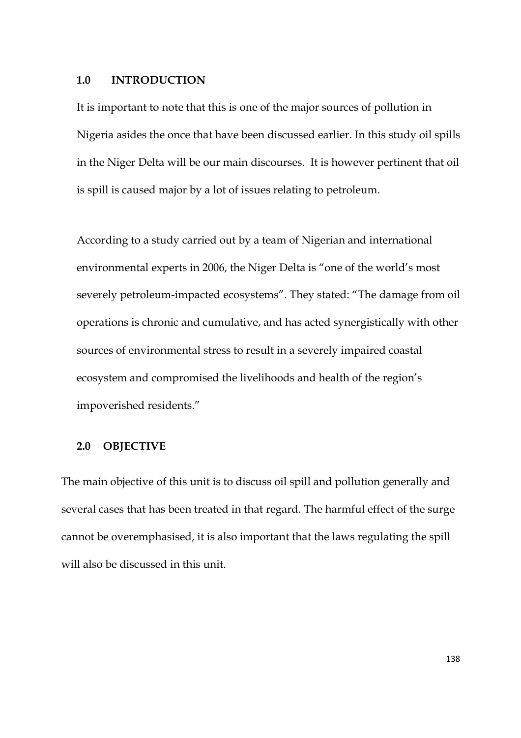## 1.0 INTRODUCTION

It is important to note that this is one of the major sources of pollution in Nigeria asides the once that have been discussed earlier. In this study oil spills in the Niger Delta will be our main discourses. It is however pertinent that oil is spill is caused major by a lot of issues relating to petroleum.

According to a study carried out by a team of Nigerian and international environmental experts in 2006, the Niger Delta is "one of the world's most severely petroleum-impacted ecosystems". They stated: "The damage from oil operations is chronic and cumulative, and has acted synergistically with other sources of environmental stress to result in a severely impaired coastal ecosystem and compromised the livelihoods and health of the region's impoverished residents."

## 2.0 OBJECTIVE

The main objective of this unit is to discuss oil spill and pollution generally and several cases that has been treated in that regard. The harmful effect of the surge cannot be overemphasised, it is also important that the laws regulating the spill will also be discussed in this unit.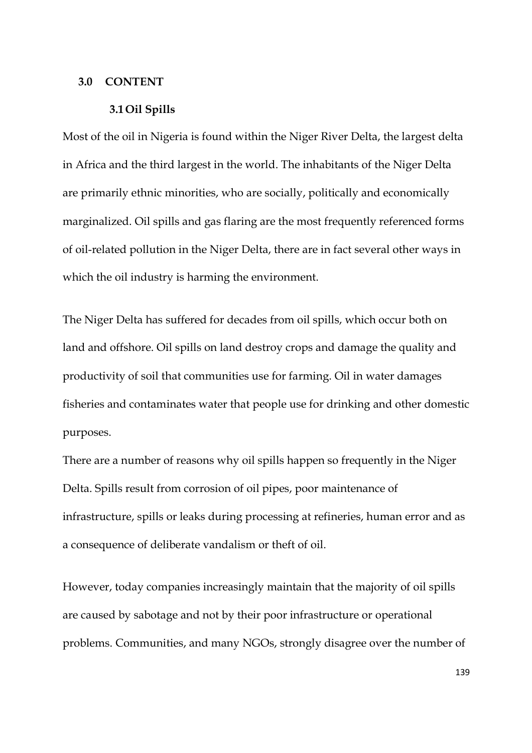## 3.0 CONTENT

### 3.1 Oil Spills

Most of the oil in Nigeria is found within the Niger River Delta, the largest delta in Africa and the third largest in the world. The inhabitants of the Niger Delta are primarily ethnic minorities, who are socially, politically and economically marginalized. Oil spills and gas flaring are the most frequently referenced forms of oil-related pollution in the Niger Delta, there are in fact several other ways in which the oil industry is harming the environment.

The Niger Delta has suffered for decades from oil spills, which occur both on land and offshore. Oil spills on land destroy crops and damage the quality and productivity of soil that communities use for farming. Oil in water damages fisheries and contaminates water that people use for drinking and other domestic purposes.

There are a number of reasons why oil spills happen so frequently in the Niger Delta. Spills result from corrosion of oil pipes, poor maintenance of infrastructure, spills or leaks during processing at refineries, human error and as a consequence of deliberate vandalism or theft of oil.

However, today companies increasingly maintain that the majority of oil spills are caused by sabotage and not by their poor infrastructure or operational problems. Communities, and many NGOs, strongly disagree over the number of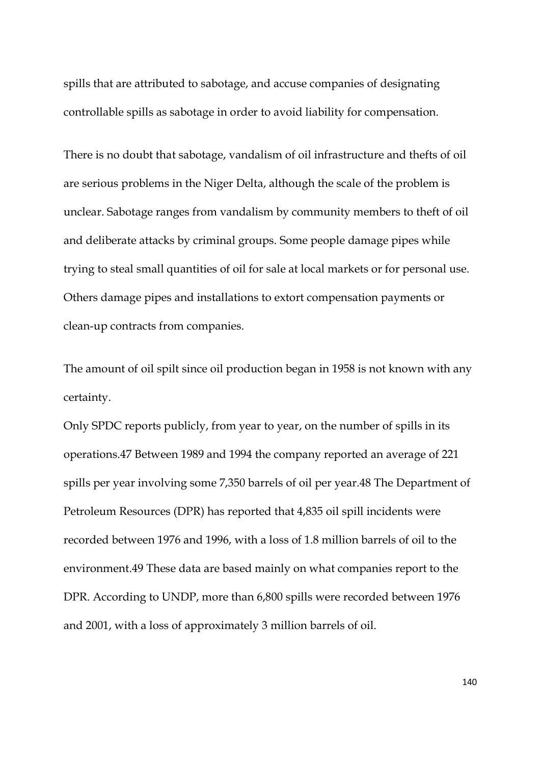spills that are attributed to sabotage, and accuse companies of designating controllable spills as sabotage in order to avoid liability for compensation.

There is no doubt that sabotage, vandalism of oil infrastructure and thefts of oil are serious problems in the Niger Delta, although the scale of the problem is unclear. Sabotage ranges from vandalism by community members to theft of oil and deliberate attacks by criminal groups. Some people damage pipes while trying to steal small quantities of oil for sale at local markets or for personal use. Others damage pipes and installations to extort compensation payments or clean-up contracts from companies.

The amount of oil spilt since oil production began in 1958 is not known with any certainty.

Only SPDC reports publicly, from year to year, on the number of spills in its operations.47 Between 1989 and 1994 the company reported an average of 221 spills per year involving some 7,350 barrels of oil per year.48 The Department of Petroleum Resources (DPR) has reported that 4,835 oil spill incidents were recorded between 1976 and 1996, with a loss of 1.8 million barrels of oil to the environment.49 These data are based mainly on what companies report to the DPR. According to UNDP, more than 6,800 spills were recorded between 1976 and 2001, with a loss of approximately 3 million barrels of oil.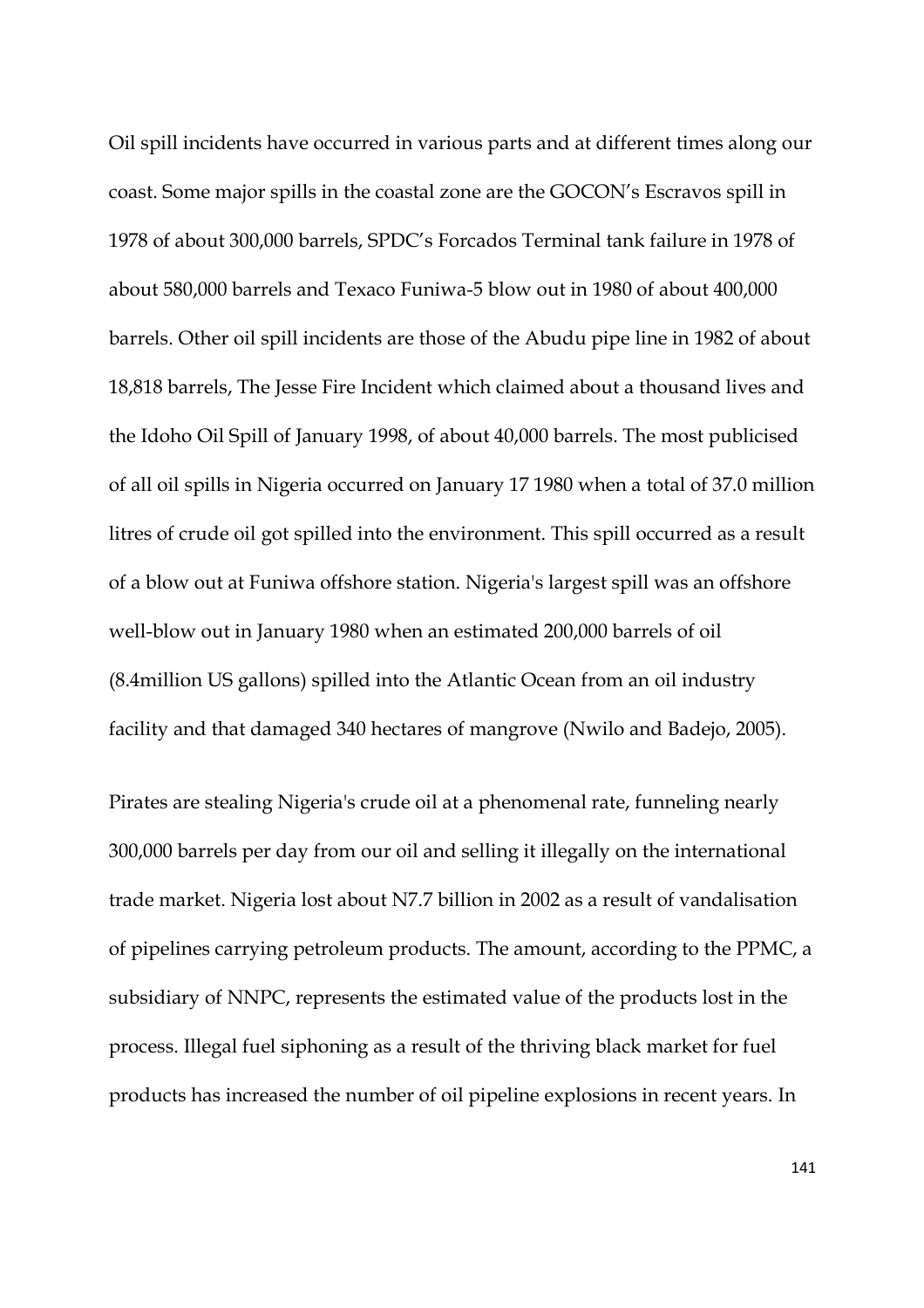Oil spill incidents have occurred in various parts and at different times along our coast. Some major spills in the coastal zone are the GOCON's Escravos spill in 1978 of about 300,000 barrels, SPDC's Forcados Terminal tank failure in 1978 of about 580,000 barrels and Texaco Funiwa-5 blow out in 1980 of about 400,000 barrels. Other oil spill incidents are those of the Abudu pipe line in 1982 of about 18,818 barrels, The Jesse Fire Incident which claimed about a thousand lives and the Idoho Oil Spill of January 1998, of about 40,000 barrels. The most publicised of all oil spills in Nigeria occurred on January 17 1980 when a total of 37.0 million litres of crude oil got spilled into the environment. This spill occurred as a result of a blow out at Funiwa offshore station. Nigeria's largest spill was an offshore well-blow out in January 1980 when an estimated 200,000 barrels of oil (8.4million US gallons) spilled into the Atlantic Ocean from an oil industry facility and that damaged 340 hectares of mangrove (Nwilo and Badejo, 2005).

Pirates are stealing Nigeria's crude oil at a phenomenal rate, funneling nearly 300,000 barrels per day from our oil and selling it illegally on the international trade market. Nigeria lost about N7.7 billion in 2002 as a result of vandalisation of pipelines carrying petroleum products. The amount, according to the PPMC, a subsidiary of NNPC, represents the estimated value of the products lost in the process. Illegal fuel siphoning as a result of the thriving black market for fuel products has increased the number of oil pipeline explosions in recent years. In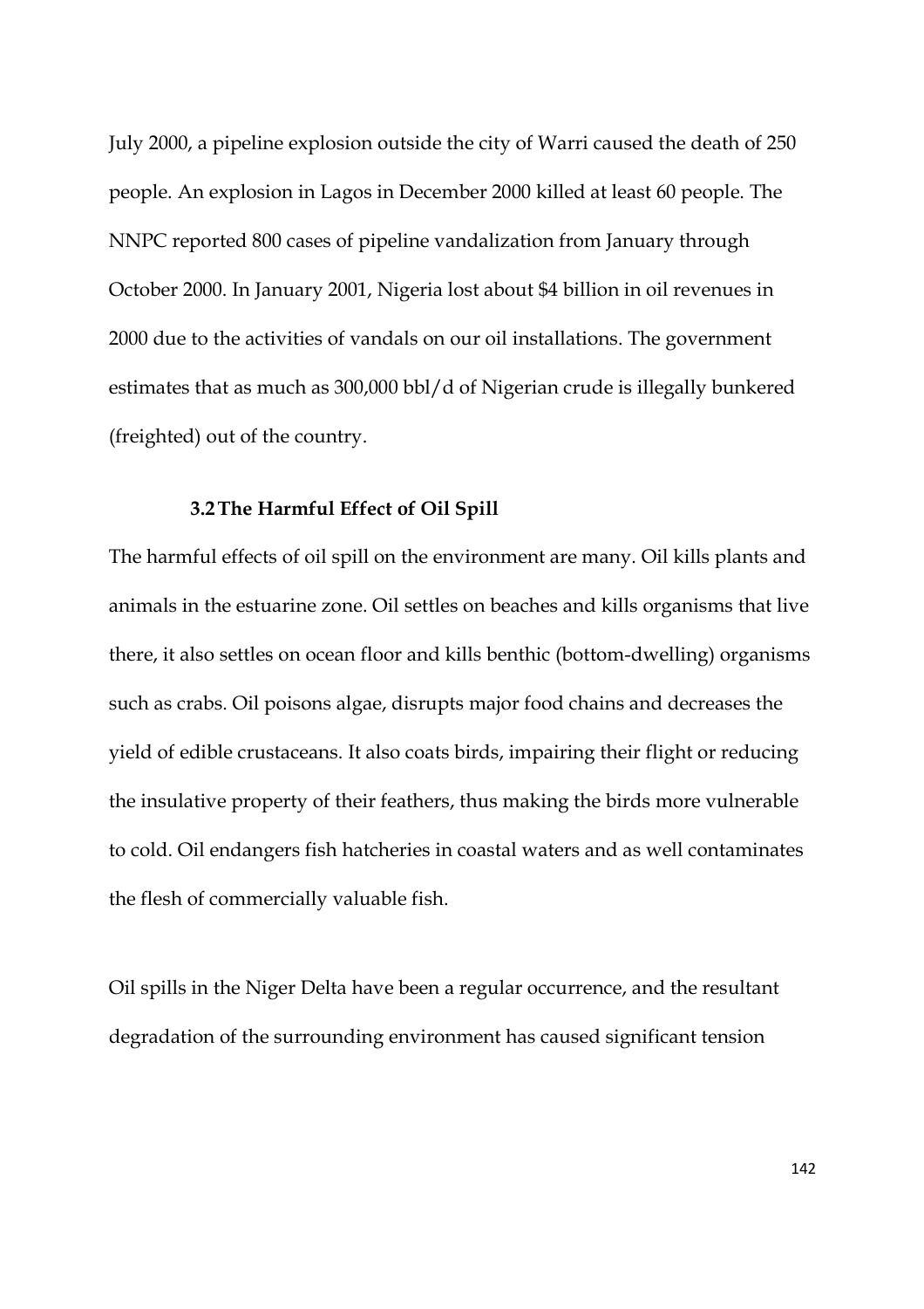July 2000, a pipeline explosion outside the city of Warri caused the death of 250 people. An explosion in Lagos in December 2000 killed at least 60 people. The NNPC reported 800 cases of pipeline vandalization from January through October 2000. In January 2001, Nigeria lost about $4 billion in oil revenues in 2000 due to the activities of vandals on our oil installations. The government estimates that as much as 300,000 bbl/d of Nigerian crude is illegally bunkered (freighted) out of the country.

### 3.2 The Harmful Effect of Oil Spill

The harmful effects of oil spill on the environment are many. Oil kills plants and animals in the estuarine zone. Oil settles on beaches and kills organisms that live there, it also settles on ocean floor and kills benthic (bottom-dwelling) organisms such as crabs. Oil poisons algae, disrupts major food chains and decreases the yield of edible crustaceans. It also coats birds, impairing their flight or reducing the insulative property of their feathers, thus making the birds more vulnerable to cold. Oil endangers fish hatcheries in coastal waters and as well contaminates the flesh of commercially valuable fish.

Oil spills in the Niger Delta have been a regular occurrence, and the resultant degradation of the surrounding environment has caused significant tension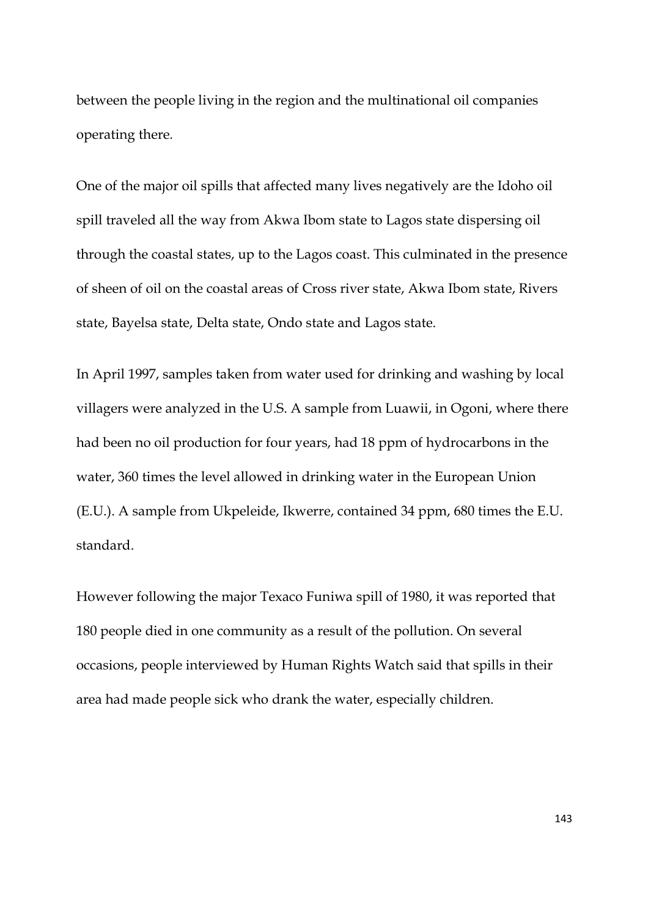between the people living in the region and the multinational oil companies operating there.

One of the major oil spills that affected many lives negatively are the Idoho oil spill traveled all the way from Akwa Ibom state to Lagos state dispersing oil through the coastal states, up to the Lagos coast. This culminated in the presence of sheen of oil on the coastal areas of Cross river state, Akwa Ibom state, Rivers state, Bayelsa state, Delta state, Ondo state and Lagos state.

In April 1997, samples taken from water used for drinking and washing by local villagers were analyzed in the U.S. A sample from Luawii, in Ogoni, where there had been no oil production for four years, had 18 ppm of hydrocarbons in the water, 360 times the level allowed in drinking water in the European Union (E.U.). A sample from Ukpeleide, Ikwerre, contained 34 ppm, 680 times the E.U. standard.

However following the major Texaco Funiwa spill of 1980, it was reported that 180 people died in one community as a result of the pollution. On several occasions, people interviewed by Human Rights Watch said that spills in their area had made people sick who drank the water, especially children.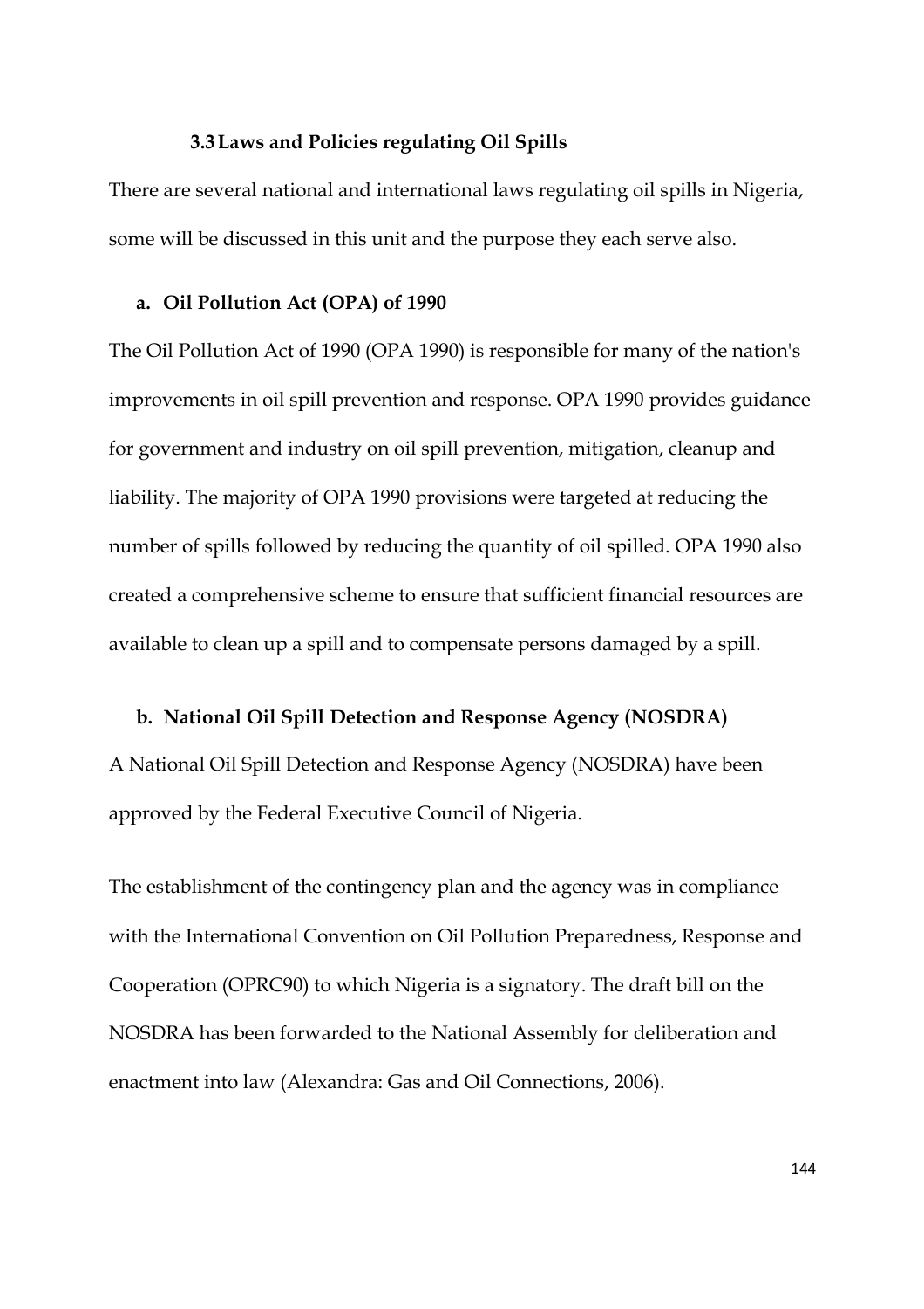### 3.3 Laws and Policies regulating Oil Spills

There are several national and international laws regulating oil spills in Nigeria, some will be discussed in this unit and the purpose they each serve also.

**a. Oil Pollution Act (OPA) of 1990**

The Oil Pollution Act of 1990 (OPA 1990) is responsible for many of the nation's improvements in oil spill prevention and response. OPA 1990 provides guidance for government and industry on oil spill prevention, mitigation, cleanup and liability. The majority of OPA 1990 provisions were targeted at reducing the number of spills followed by reducing the quantity of oil spilled. OPA 1990 also created a comprehensive scheme to ensure that sufficient financial resources are available to clean up a spill and to compensate persons damaged by a spill.

**b. National Oil Spill Detection and Response Agency (NOSDRA)**

A National Oil Spill Detection and Response Agency (NOSDRA) have been approved by the Federal Executive Council of Nigeria.

The establishment of the contingency plan and the agency was in compliance with the International Convention on Oil Pollution Preparedness, Response and Cooperation (OPRC90) to which Nigeria is a signatory. The draft bill on the NOSDRA has been forwarded to the National Assembly for deliberation and enactment into law (Alexandra: Gas and Oil Connections, 2006).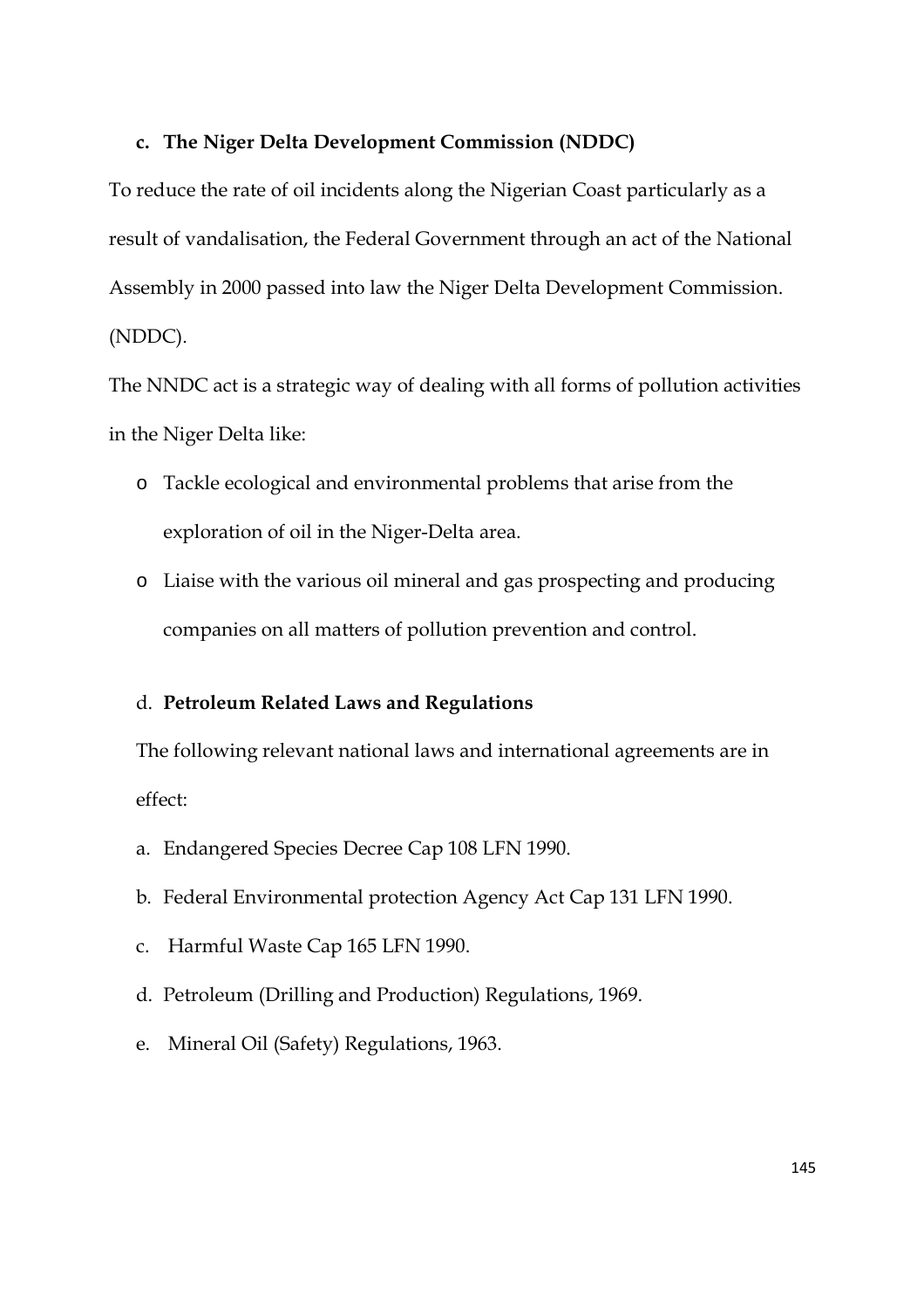### c. The Niger Delta Development Commission (NDDC)

To reduce the rate of oil incidents along the Nigerian Coast particularly as a result of vandalisation, the Federal Government through an act of the National Assembly in 2000 passed into law the Niger Delta Development Commission. (NDDC).

The NNDC act is a strategic way of dealing with all forms of pollution activities in the Niger Delta like:

- Tackle ecological and environmental problems that arise from the exploration of oil in the Niger-Delta area.
- Liaise with the various oil mineral and gas prospecting and producing companies on all matters of pollution prevention and control.

### d. Petroleum Related Laws and Regulations

The following relevant national laws and international agreements are in effect:

a. Endangered Species Decree Cap 108 LFN 1990.

b. Federal Environmental protection Agency Act Cap 131 LFN 1990.

c. Harmful Waste Cap 165 LFN 1990.

d. Petroleum (Drilling and Production) Regulations, 1969.

e. Mineral Oil (Safety) Regulations, 1963.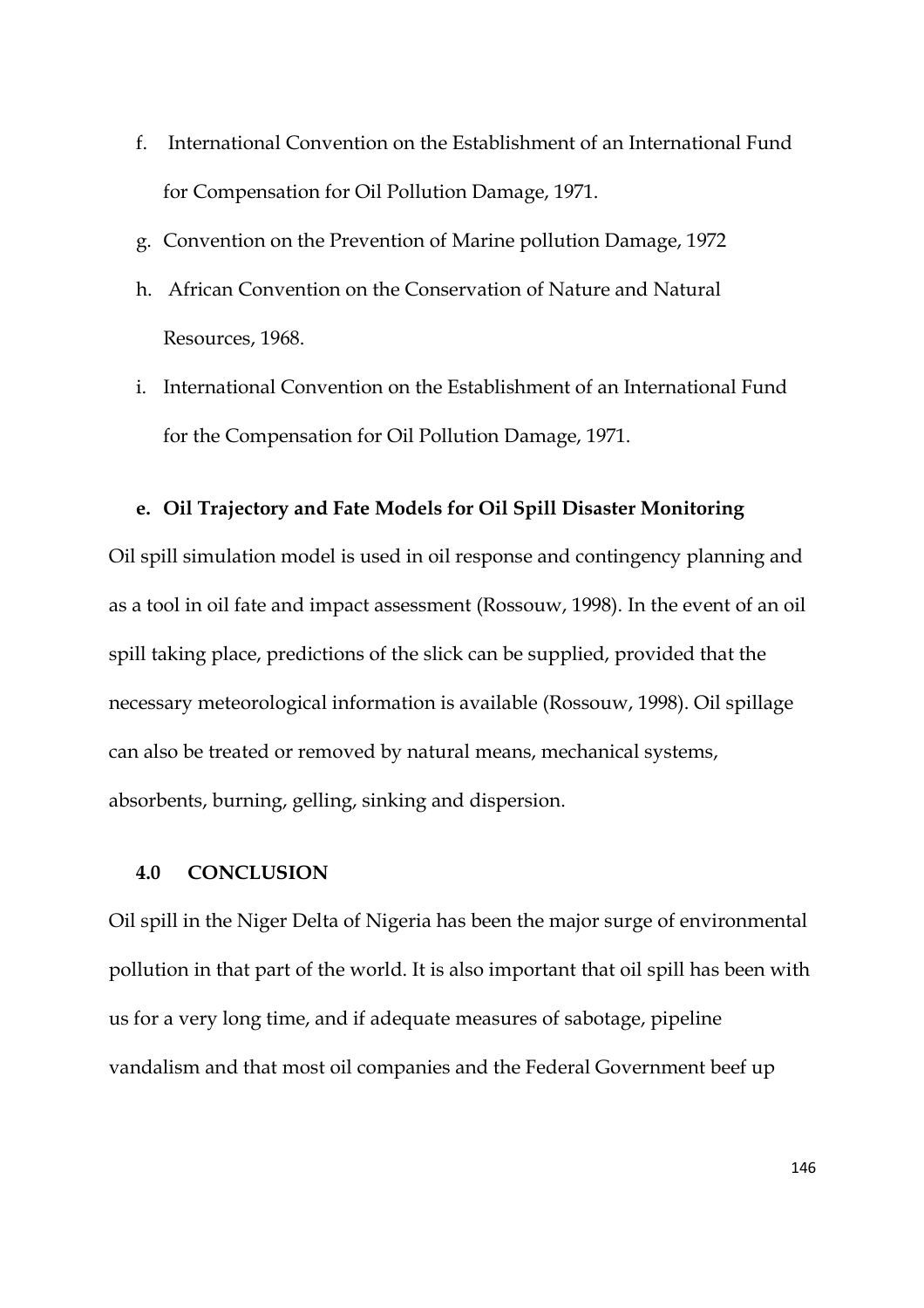f. International Convention on the Establishment of an International Fund for Compensation for Oil Pollution Damage, 1971.

g. Convention on the Prevention of Marine pollution Damage, 1972

h. African Convention on the Conservation of Nature and Natural Resources, 1968.

i. International Convention on the Establishment of an International Fund for the Compensation for Oil Pollution Damage, 1971.

### e. Oil Trajectory and Fate Models for Oil Spill Disaster Monitoring

Oil spill simulation model is used in oil response and contingency planning and as a tool in oil fate and impact assessment (Rossouw, 1998). In the event of an oil spill taking place, predictions of the slick can be supplied, provided that the necessary meteorological information is available (Rossouw, 1998). Oil spillage can also be treated or removed by natural means, mechanical systems, absorbents, burning, gelling, sinking and dispersion.

## 4.0 CONCLUSION

Oil spill in the Niger Delta of Nigeria has been the major surge of environmental pollution in that part of the world. It is also important that oil spill has been with us for a very long time, and if adequate measures of sabotage, pipeline vandalism and that most oil companies and the Federal Government beef up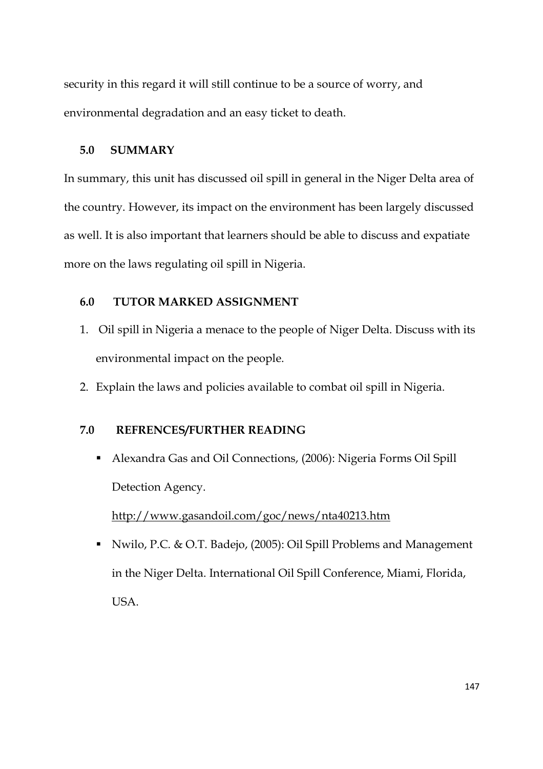security in this regard it will still continue to be a source of worry, and environmental degradation and an easy ticket to death.

## 5.0 SUMMARY

In summary, this unit has discussed oil spill in general in the Niger Delta area of the country. However, its impact on the environment has been largely discussed as well. It is also important that learners should be able to discuss and expatiate more on the laws regulating oil spill in Nigeria.

## 6.0 TUTOR MARKED ASSIGNMENT

1. Oil spill in Nigeria a menace to the people of Niger Delta. Discuss with its environmental impact on the people.
2. Explain the laws and policies available to combat oil spill in Nigeria.

## 7.0 REFRENCES/FURTHER READING

- Alexandra Gas and Oil Connections, (2006): Nigeria Forms Oil Spill Detection Agency.
  http://www.gasandoil.com/goc/news/nta40213.htm
- Nwilo, P.C. & O.T. Badejo, (2005): Oil Spill Problems and Management in the Niger Delta. International Oil Spill Conference, Miami, Florida, USA.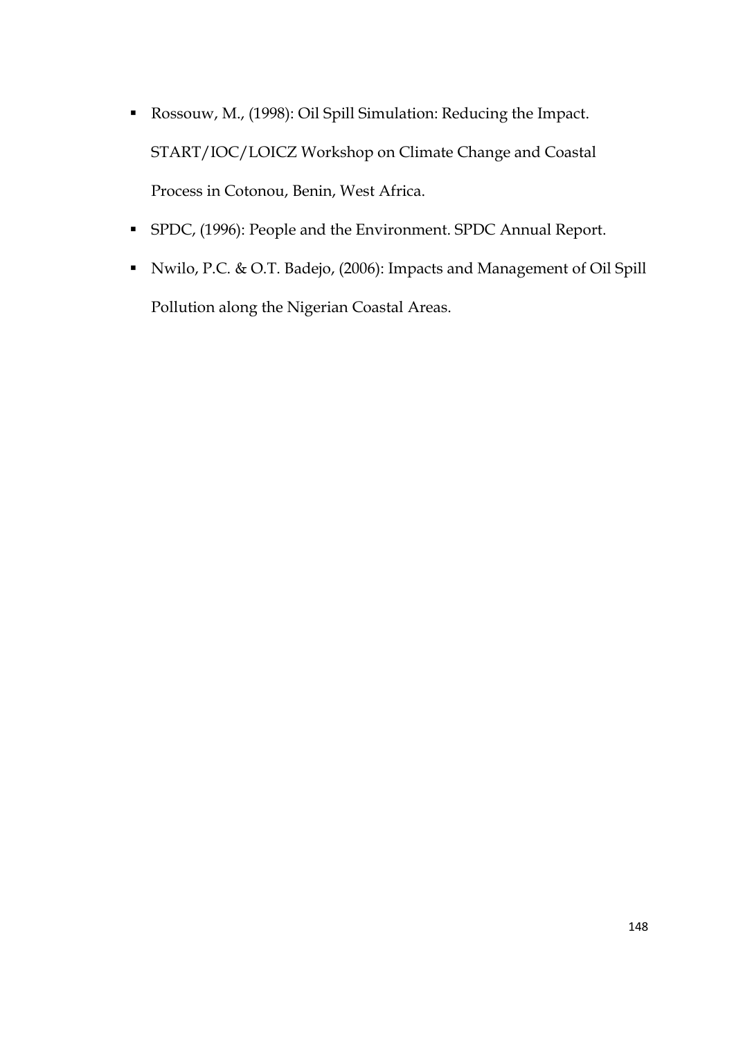- Rossouw, M., (1998): Oil Spill Simulation: Reducing the Impact. START/IOC/LOICZ Workshop on Climate Change and Coastal Process in Cotonou, Benin, West Africa.
- SPDC, (1996): People and the Environment. SPDC Annual Report.
- Nwilo, P.C. & O.T. Badejo, (2006): Impacts and Management of Oil Spill Pollution along the Nigerian Coastal Areas.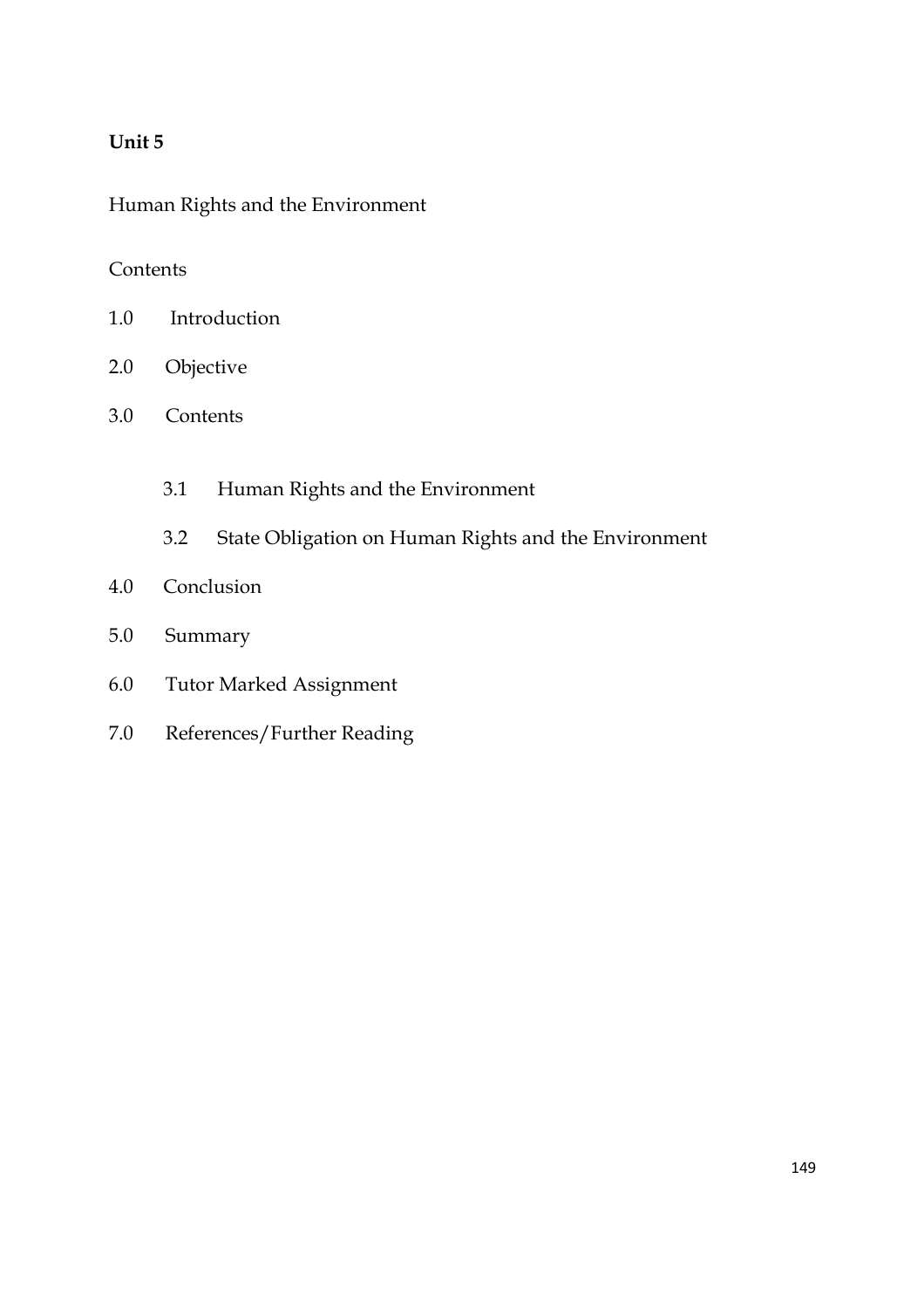**Unit 5**

Human Rights and the Environment

Contents

1.0 Introduction

2.0 Objective

3.0 Contents

   3.1 Human Rights and the Environment

   3.2 State Obligation on Human Rights and the Environment

4.0 Conclusion

5.0 Summary

6.0 Tutor Marked Assignment

7.0 References/Further Reading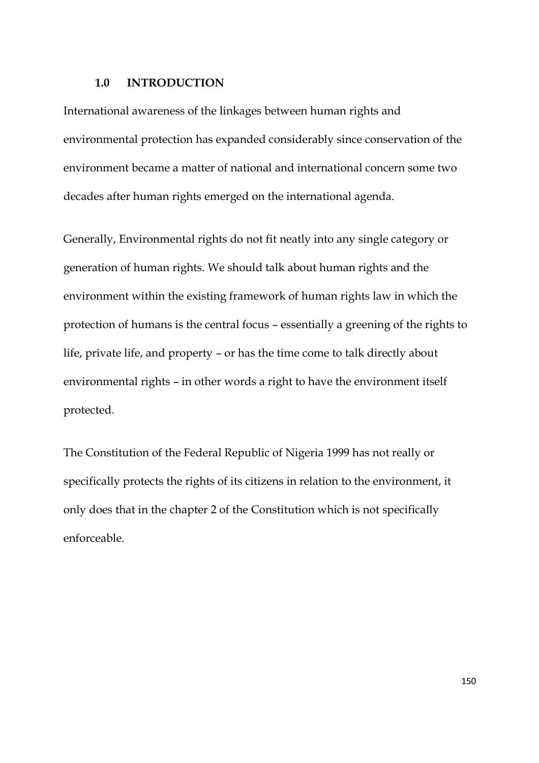## 1.0 INTRODUCTION

International awareness of the linkages between human rights and environmental protection has expanded considerably since conservation of the environment became a matter of national and international concern some two decades after human rights emerged on the international agenda.

Generally, Environmental rights do not fit neatly into any single category or generation of human rights. We should talk about human rights and the environment within the existing framework of human rights law in which the protection of humans is the central focus – essentially a greening of the rights to life, private life, and property – or has the time come to talk directly about environmental rights – in other words a right to have the environment itself protected.

The Constitution of the Federal Republic of Nigeria 1999 has not really or specifically protects the rights of its citizens in relation to the environment, it only does that in the chapter 2 of the Constitution which is not specifically enforceable.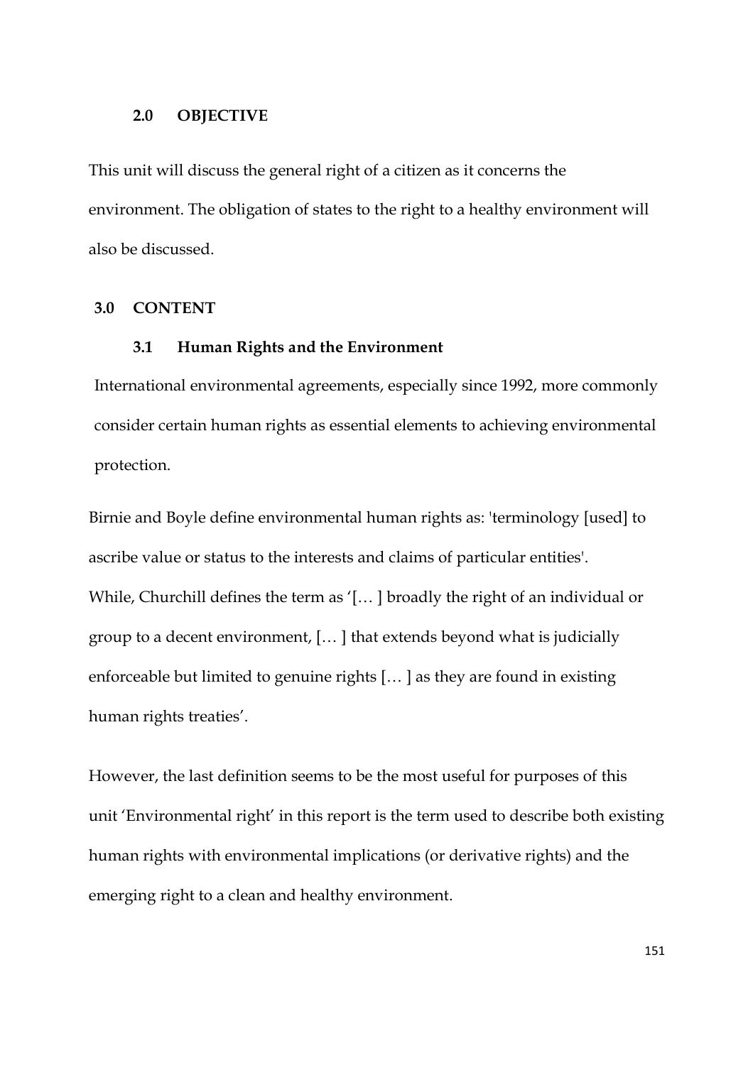## 2.0 OBJECTIVE

This unit will discuss the general right of a citizen as it concerns the environment. The obligation of states to the right to a healthy environment will also be discussed.

## 3.0 CONTENT

### 3.1 Human Rights and the Environment

International environmental agreements, especially since 1992, more commonly consider certain human rights as essential elements to achieving environmental protection.

Birnie and Boyle define environmental human rights as: 'terminology [used] to ascribe value or status to the interests and claims of particular entities'. While, Churchill defines the term as '[… ] broadly the right of an individual or group to a decent environment, [… ] that extends beyond what is judicially enforceable but limited to genuine rights [… ] as they are found in existing human rights treaties'.

However, the last definition seems to be the most useful for purposes of this unit 'Environmental right' in this report is the term used to describe both existing human rights with environmental implications (or derivative rights) and the emerging right to a clean and healthy environment.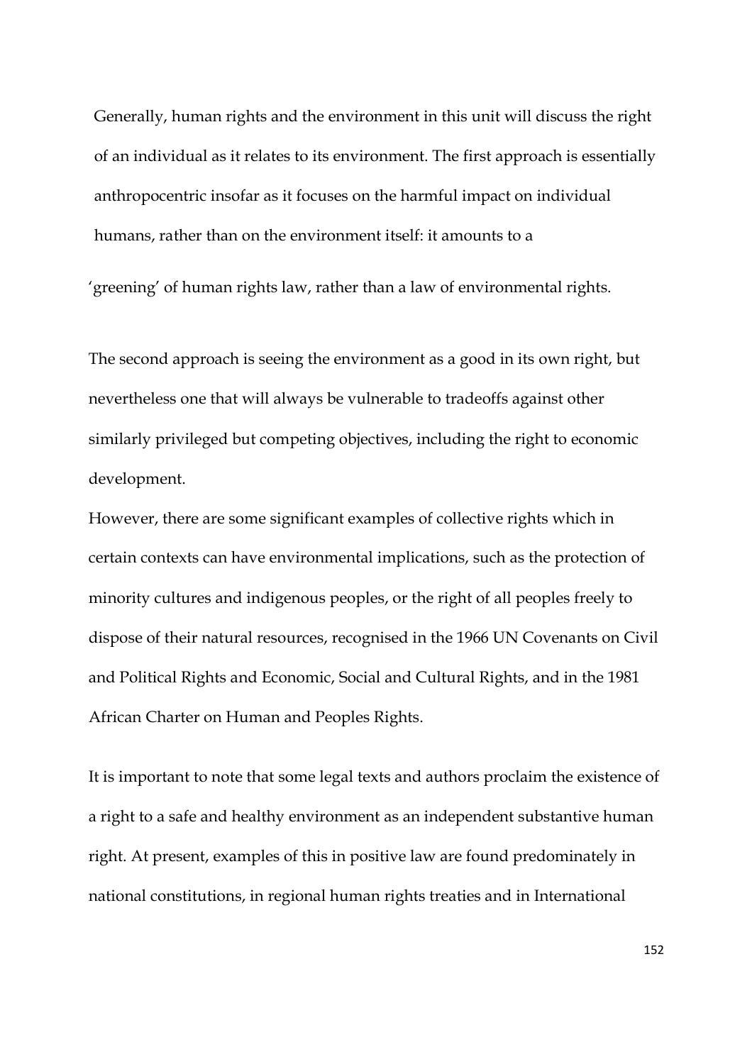Generally, human rights and the environment in this unit will discuss the right of an individual as it relates to its environment. The first approach is essentially anthropocentric insofar as it focuses on the harmful impact on individual humans, rather than on the environment itself: it amounts to a 'greening' of human rights law, rather than a law of environmental rights.

The second approach is seeing the environment as a good in its own right, but nevertheless one that will always be vulnerable to tradeoffs against other similarly privileged but competing objectives, including the right to economic development.

However, there are some significant examples of collective rights which in certain contexts can have environmental implications, such as the protection of minority cultures and indigenous peoples, or the right of all peoples freely to dispose of their natural resources, recognised in the 1966 UN Covenants on Civil and Political Rights and Economic, Social and Cultural Rights, and in the 1981 African Charter on Human and Peoples Rights.

It is important to note that some legal texts and authors proclaim the existence of a right to a safe and healthy environment as an independent substantive human right. At present, examples of this in positive law are found predominately in national constitutions, in regional human rights treaties and in International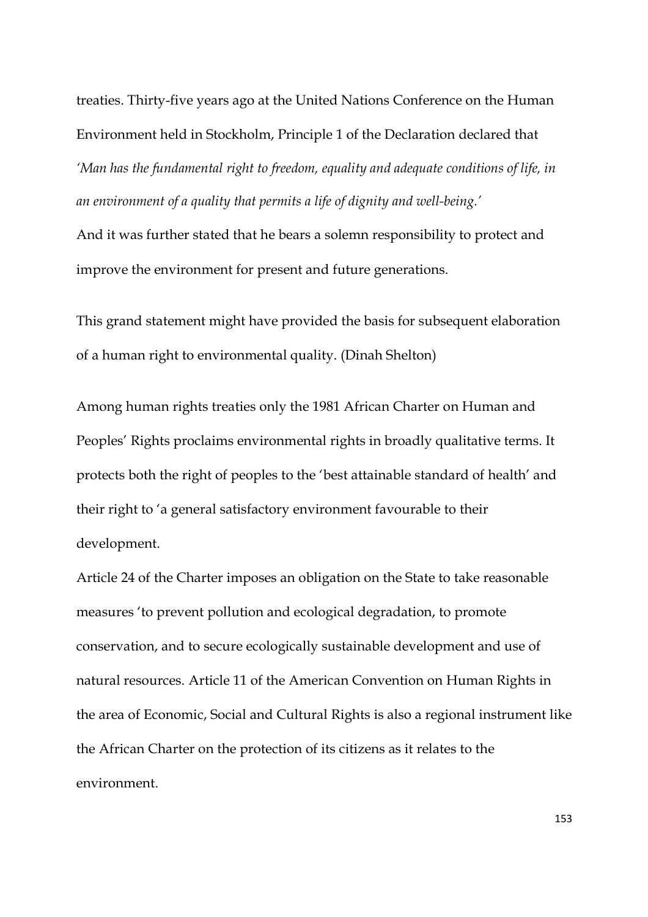treaties. Thirty-five years ago at the United Nations Conference on the Human Environment held in Stockholm, Principle 1 of the Declaration declared that *'Man has the fundamental right to freedom, equality and adequate conditions of life, in an environment of a quality that permits a life of dignity and well-being.'*
And it was further stated that he bears a solemn responsibility to protect and improve the environment for present and future generations.

This grand statement might have provided the basis for subsequent elaboration of a human right to environmental quality. (Dinah Shelton)

Among human rights treaties only the 1981 African Charter on Human and Peoples' Rights proclaims environmental rights in broadly qualitative terms. It protects both the right of peoples to the 'best attainable standard of health' and their right to 'a general satisfactory environment favourable to their development.
Article 24 of the Charter imposes an obligation on the State to take reasonable measures 'to prevent pollution and ecological degradation, to promote conservation, and to secure ecologically sustainable development and use of natural resources. Article 11 of the American Convention on Human Rights in the area of Economic, Social and Cultural Rights is also a regional instrument like the African Charter on the protection of its citizens as it relates to the environment.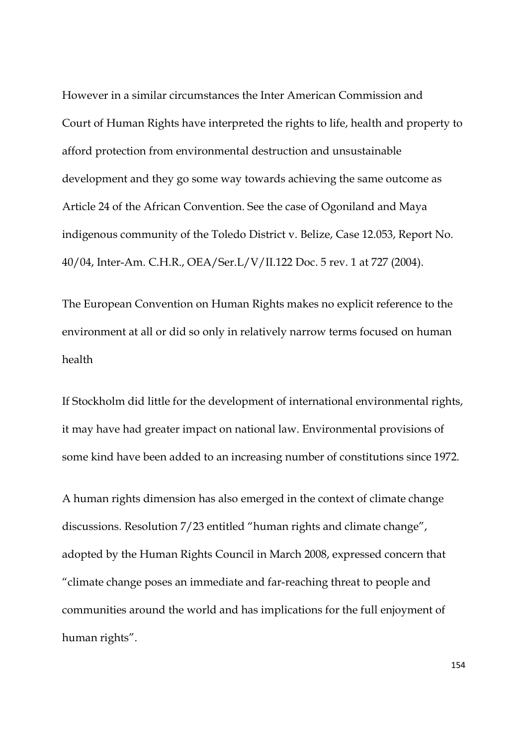However in a similar circumstances the Inter American Commission and Court of Human Rights have interpreted the rights to life, health and property to afford protection from environmental destruction and unsustainable development and they go some way towards achieving the same outcome as Article 24 of the African Convention. See the case of Ogoniland and Maya indigenous community of the Toledo District v. Belize, Case 12.053, Report No. 40/04, Inter-Am. C.H.R., OEA/Ser.L/V/II.122 Doc. 5 rev. 1 at 727 (2004).

The European Convention on Human Rights makes no explicit reference to the environment at all or did so only in relatively narrow terms focused on human health

If Stockholm did little for the development of international environmental rights, it may have had greater impact on national law. Environmental provisions of some kind have been added to an increasing number of constitutions since 1972.

A human rights dimension has also emerged in the context of climate change discussions. Resolution 7/23 entitled "human rights and climate change", adopted by the Human Rights Council in March 2008, expressed concern that "climate change poses an immediate and far-reaching threat to people and communities around the world and has implications for the full enjoyment of human rights".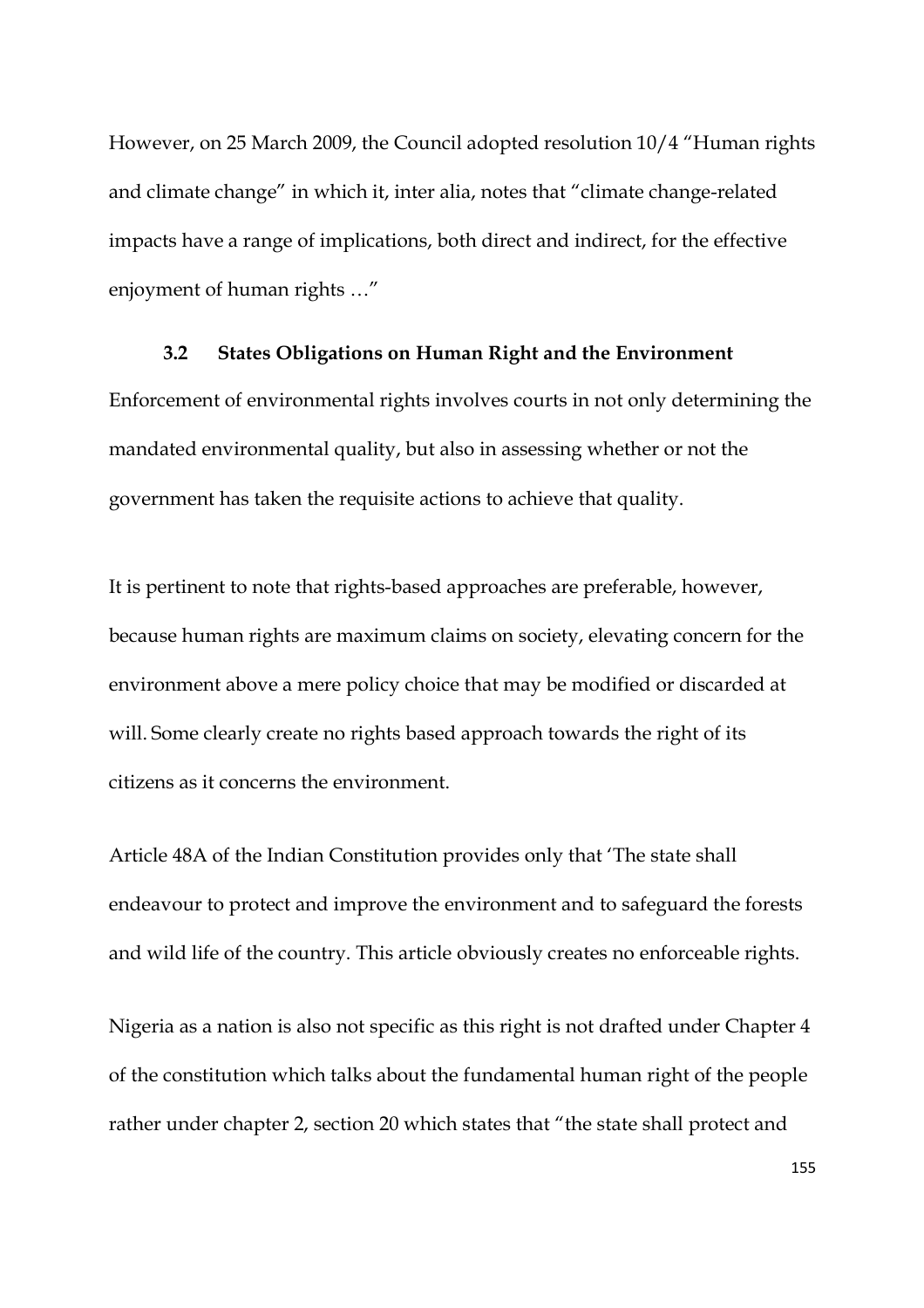However, on 25 March 2009, the Council adopted resolution 10/4 "Human rights and climate change" in which it, inter alia, notes that "climate change-related impacts have a range of implications, both direct and indirect, for the effective enjoyment of human rights …"

### 3.2 States Obligations on Human Right and the Environment

Enforcement of environmental rights involves courts in not only determining the mandated environmental quality, but also in assessing whether or not the government has taken the requisite actions to achieve that quality.

It is pertinent to note that rights-based approaches are preferable, however, because human rights are maximum claims on society, elevating concern for the environment above a mere policy choice that may be modified or discarded at will. Some clearly create no rights based approach towards the right of its citizens as it concerns the environment.

Article 48A of the Indian Constitution provides only that 'The state shall endeavour to protect and improve the environment and to safeguard the forests and wild life of the country. This article obviously creates no enforceable rights.

Nigeria as a nation is also not specific as this right is not drafted under Chapter 4 of the constitution which talks about the fundamental human right of the people rather under chapter 2, section 20 which states that "the state shall protect and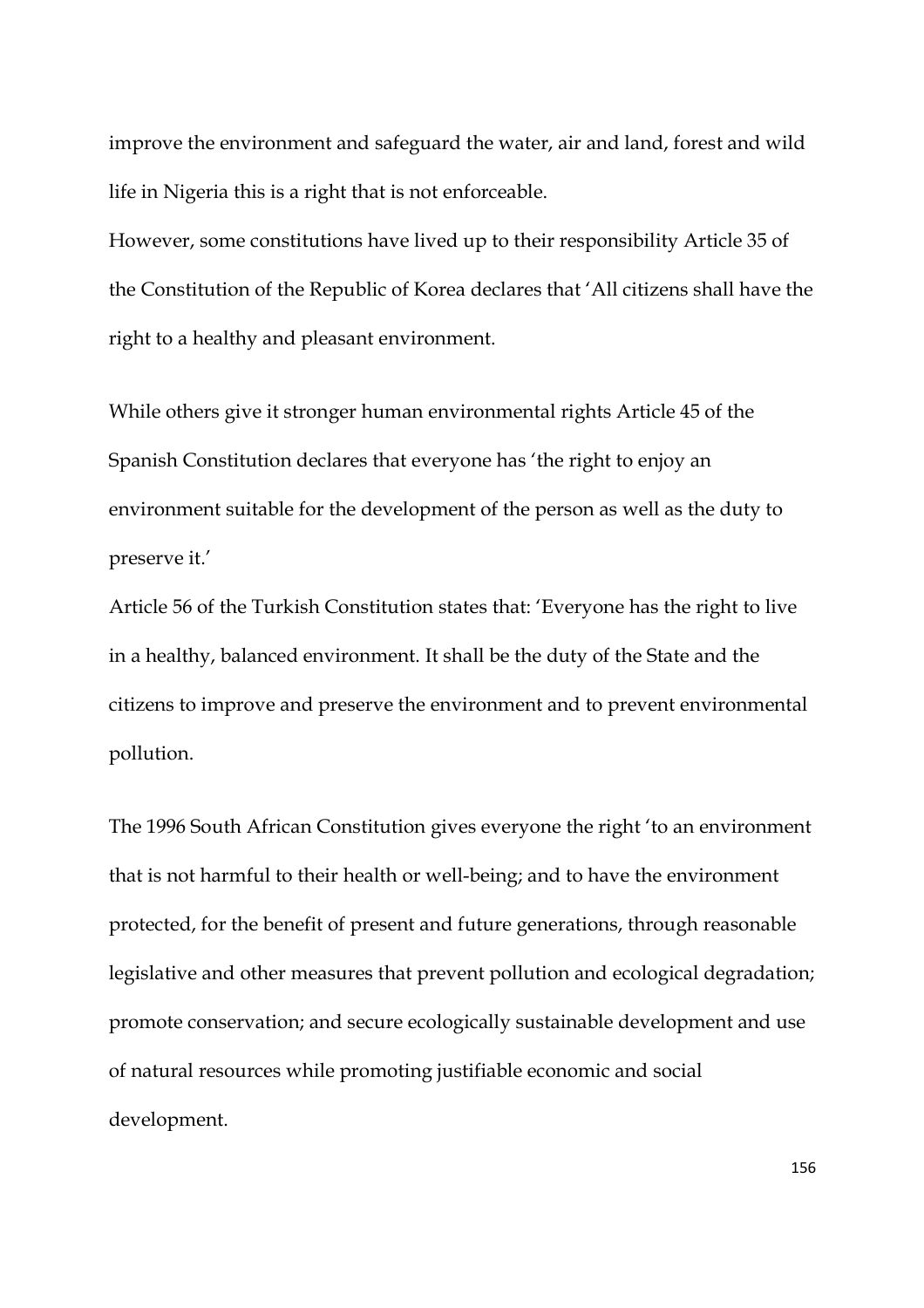improve the environment and safeguard the water, air and land, forest and wild life in Nigeria this is a right that is not enforceable.

However, some constitutions have lived up to their responsibility Article 35 of the Constitution of the Republic of Korea declares that 'All citizens shall have the right to a healthy and pleasant environment.

While others give it stronger human environmental rights Article 45 of the Spanish Constitution declares that everyone has 'the right to enjoy an environment suitable for the development of the person as well as the duty to preserve it.'

Article 56 of the Turkish Constitution states that: 'Everyone has the right to live in a healthy, balanced environment. It shall be the duty of the State and the citizens to improve and preserve the environment and to prevent environmental pollution.

The 1996 South African Constitution gives everyone the right 'to an environment that is not harmful to their health or well-being; and to have the environment protected, for the benefit of present and future generations, through reasonable legislative and other measures that prevent pollution and ecological degradation; promote conservation; and secure ecologically sustainable development and use of natural resources while promoting justifiable economic and social development.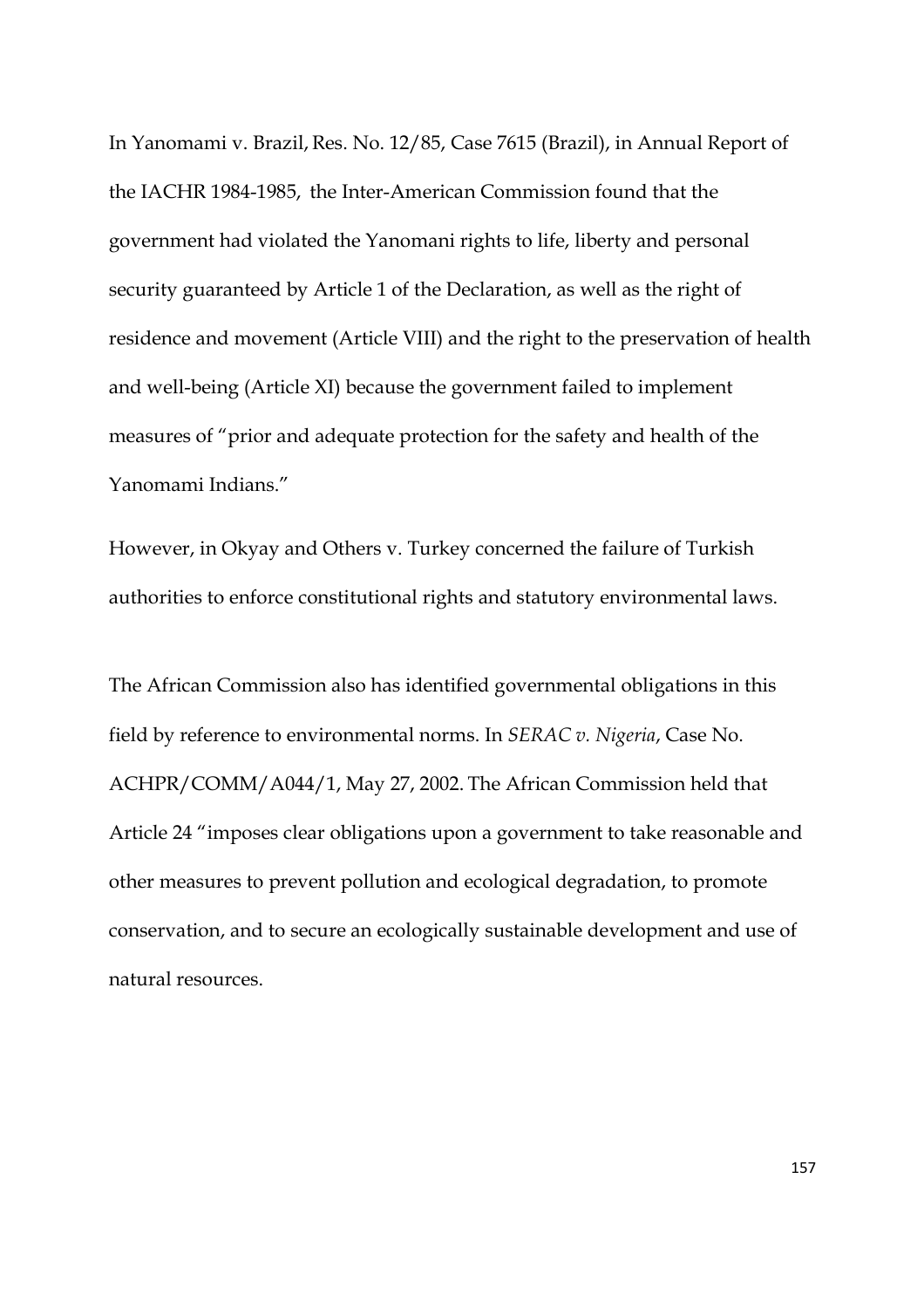In Yanomami v. Brazil, Res. No. 12/85, Case 7615 (Brazil), in Annual Report of the IACHR 1984-1985, the Inter-American Commission found that the government had violated the Yanomani rights to life, liberty and personal security guaranteed by Article 1 of the Declaration, as well as the right of residence and movement (Article VIII) and the right to the preservation of health and well-being (Article XI) because the government failed to implement measures of "prior and adequate protection for the safety and health of the Yanomami Indians."

However, in Okyay and Others v. Turkey concerned the failure of Turkish authorities to enforce constitutional rights and statutory environmental laws.

The African Commission also has identified governmental obligations in this field by reference to environmental norms. In *SERAC v. Nigeria*, Case No. ACHPR/COMM/A044/1, May 27, 2002. The African Commission held that Article 24 "imposes clear obligations upon a government to take reasonable and other measures to prevent pollution and ecological degradation, to promote conservation, and to secure an ecologically sustainable development and use of natural resources.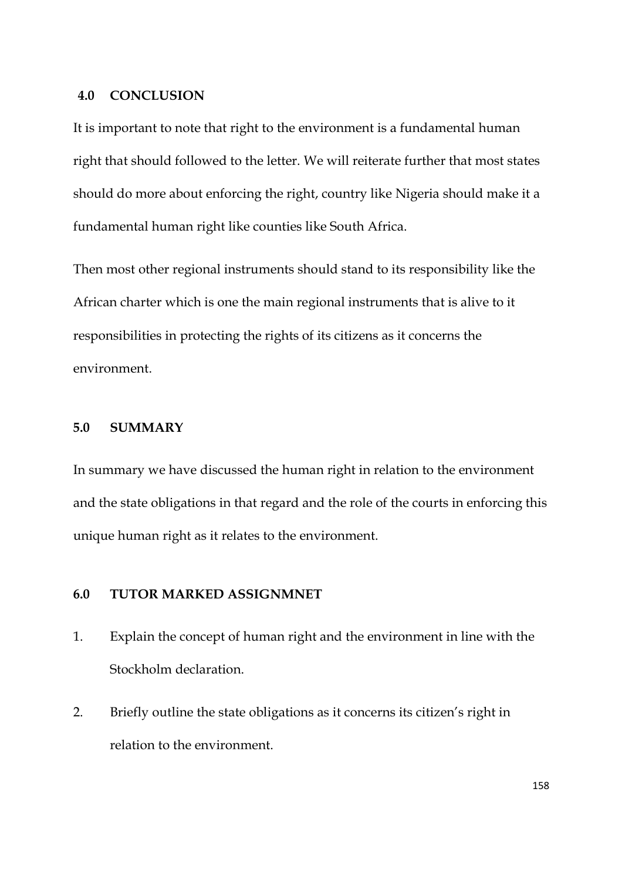## 4.0 CONCLUSION

It is important to note that right to the environment is a fundamental human right that should followed to the letter. We will reiterate further that most states should do more about enforcing the right, country like Nigeria should make it a fundamental human right like counties like South Africa.

Then most other regional instruments should stand to its responsibility like the African charter which is one the main regional instruments that is alive to it responsibilities in protecting the rights of its citizens as it concerns the environment.

## 5.0 SUMMARY

In summary we have discussed the human right in relation to the environment and the state obligations in that regard and the role of the courts in enforcing this unique human right as it relates to the environment.

## 6.0 TUTOR MARKED ASSIGNMNET

1. Explain the concept of human right and the environment in line with the Stockholm declaration.
2. Briefly outline the state obligations as it concerns its citizen's right in relation to the environment.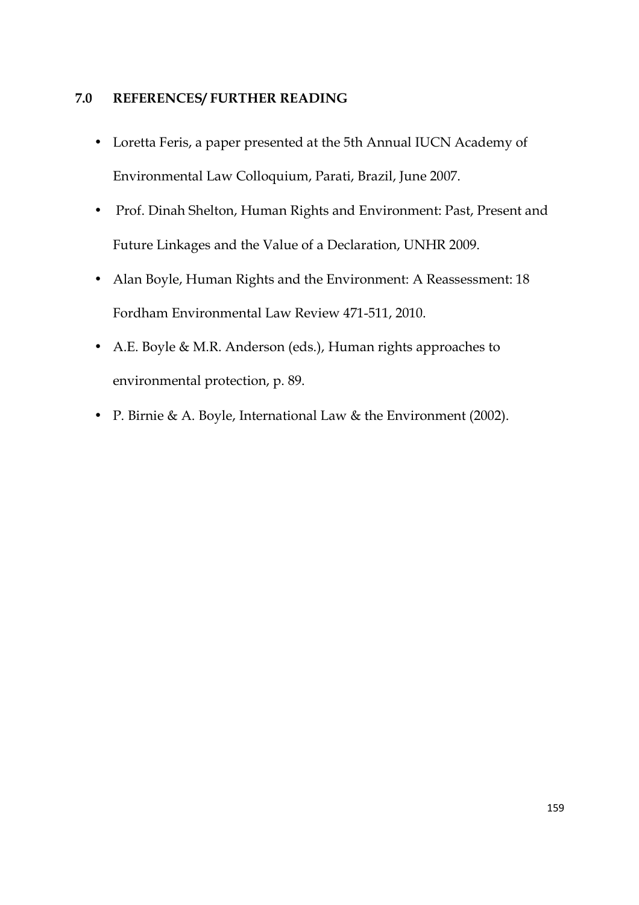## 7.0 REFERENCES/ FURTHER READING

- Loretta Feris, a paper presented at the 5th Annual IUCN Academy of Environmental Law Colloquium, Parati, Brazil, June 2007.
- Prof. Dinah Shelton, Human Rights and Environment: Past, Present and Future Linkages and the Value of a Declaration, UNHR 2009.
- Alan Boyle, Human Rights and the Environment: A Reassessment: 18 Fordham Environmental Law Review 471-511, 2010.
- A.E. Boyle & M.R. Anderson (eds.), Human rights approaches to environmental protection, p. 89.
- P. Birnie & A. Boyle, International Law & the Environment (2002).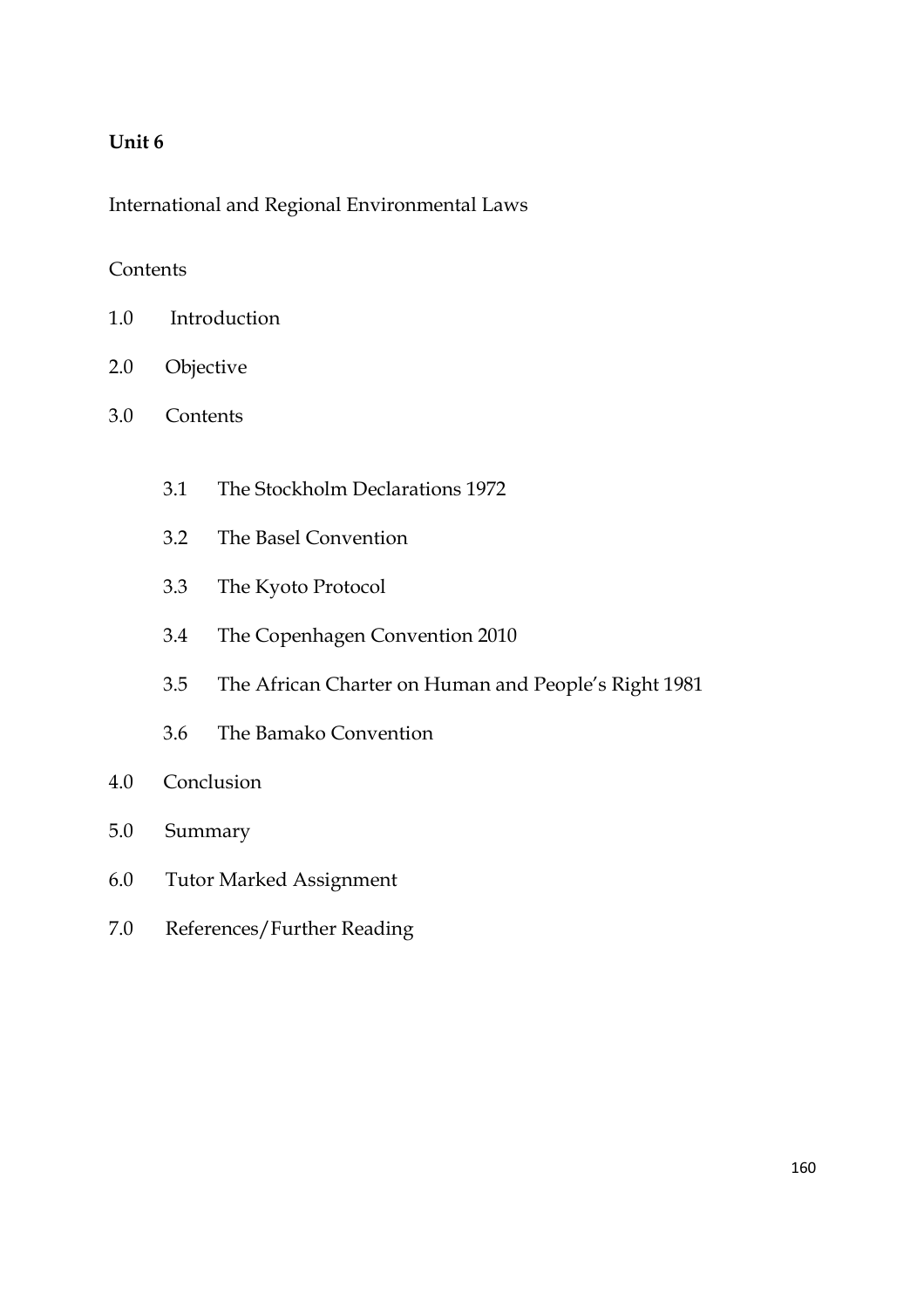**Unit 6**

International and Regional Environmental Laws

Contents

1.0 Introduction

2.0 Objective

3.0 Contents

- 3.1 The Stockholm Declarations 1972
- 3.2 The Basel Convention
- 3.3 The Kyoto Protocol
- 3.4 The Copenhagen Convention 2010
- 3.5 The African Charter on Human and People's Right 1981
- 3.6 The Bamako Convention

4.0 Conclusion

5.0 Summary

6.0 Tutor Marked Assignment

7.0 References/Further Reading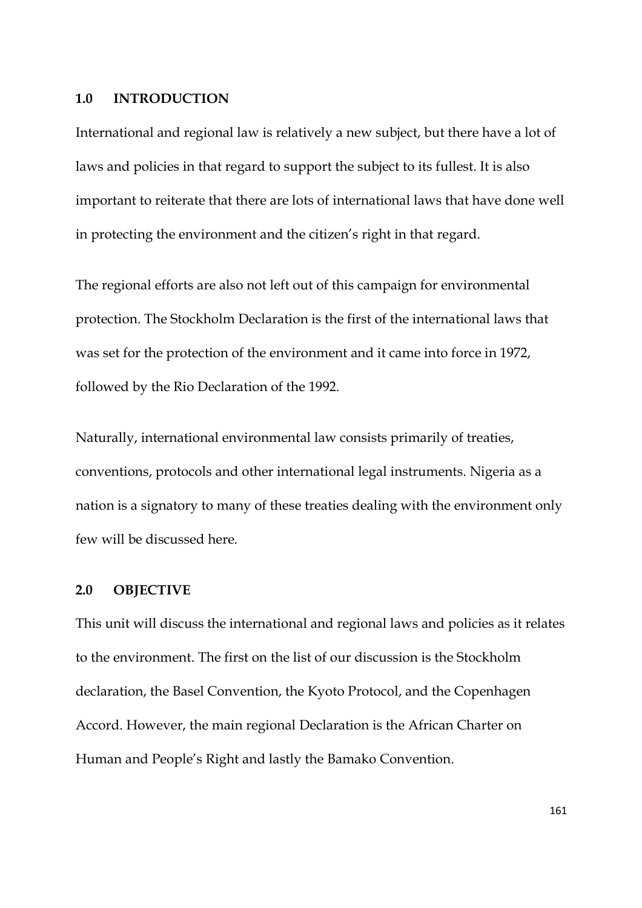## 1.0 INTRODUCTION

International and regional law is relatively a new subject, but there have a lot of laws and policies in that regard to support the subject to its fullest. It is also important to reiterate that there are lots of international laws that have done well in protecting the environment and the citizen's right in that regard.

The regional efforts are also not left out of this campaign for environmental protection. The Stockholm Declaration is the first of the international laws that was set for the protection of the environment and it came into force in 1972, followed by the Rio Declaration of the 1992.

Naturally, international environmental law consists primarily of treaties, conventions, protocols and other international legal instruments. Nigeria as a nation is a signatory to many of these treaties dealing with the environment only few will be discussed here.

## 2.0 OBJECTIVE

This unit will discuss the international and regional laws and policies as it relates to the environment. The first on the list of our discussion is the Stockholm declaration, the Basel Convention, the Kyoto Protocol, and the Copenhagen Accord. However, the main regional Declaration is the African Charter on Human and People's Right and lastly the Bamako Convention.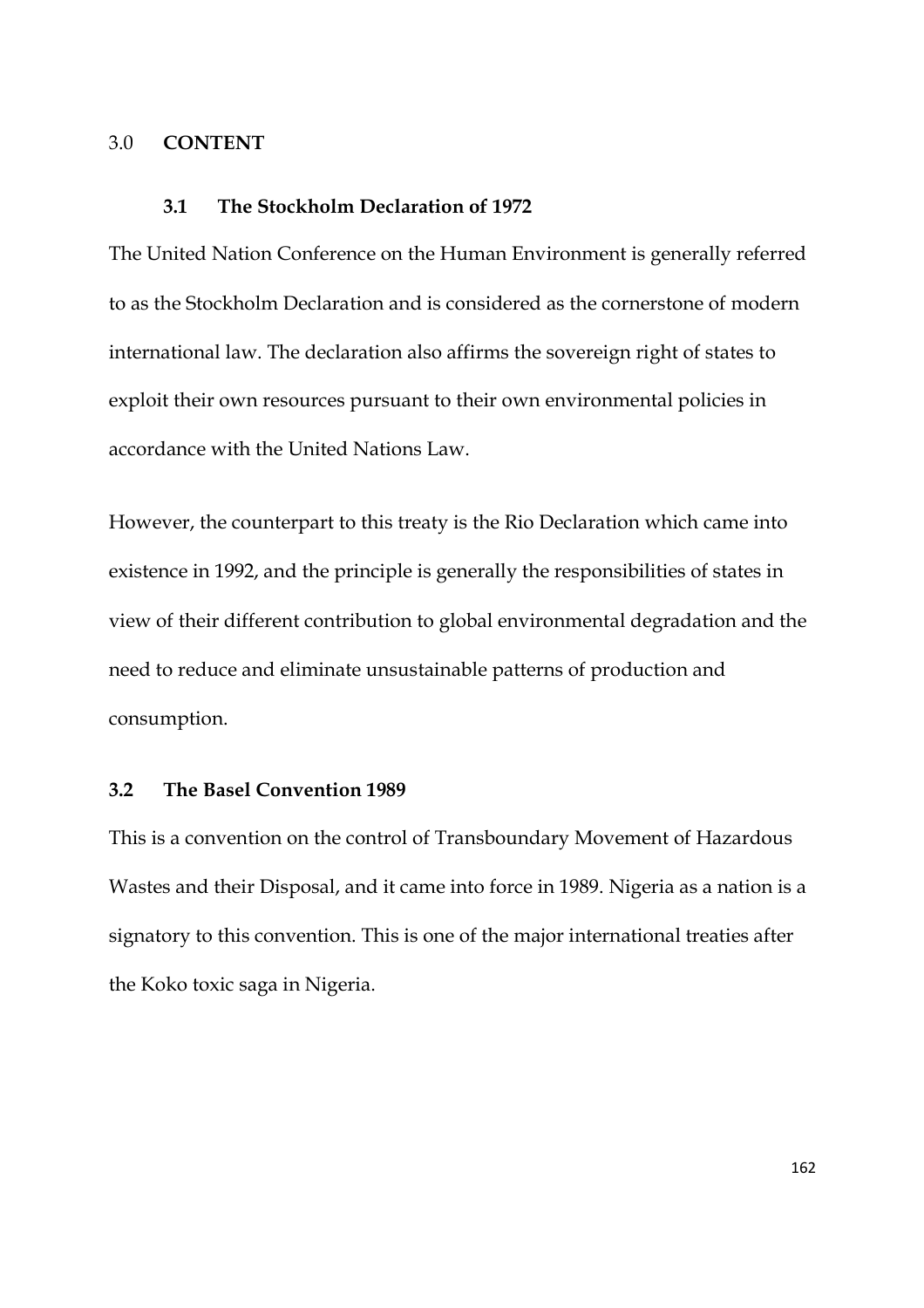## 3.0 CONTENT

### 3.1 The Stockholm Declaration of 1972

The United Nation Conference on the Human Environment is generally referred to as the Stockholm Declaration and is considered as the cornerstone of modern international law. The declaration also affirms the sovereign right of states to exploit their own resources pursuant to their own environmental policies in accordance with the United Nations Law.

However, the counterpart to this treaty is the Rio Declaration which came into existence in 1992, and the principle is generally the responsibilities of states in view of their different contribution to global environmental degradation and the need to reduce and eliminate unsustainable patterns of production and consumption.

### 3.2 The Basel Convention 1989

This is a convention on the control of Transboundary Movement of Hazardous Wastes and their Disposal, and it came into force in 1989. Nigeria as a nation is a signatory to this convention. This is one of the major international treaties after the Koko toxic saga in Nigeria.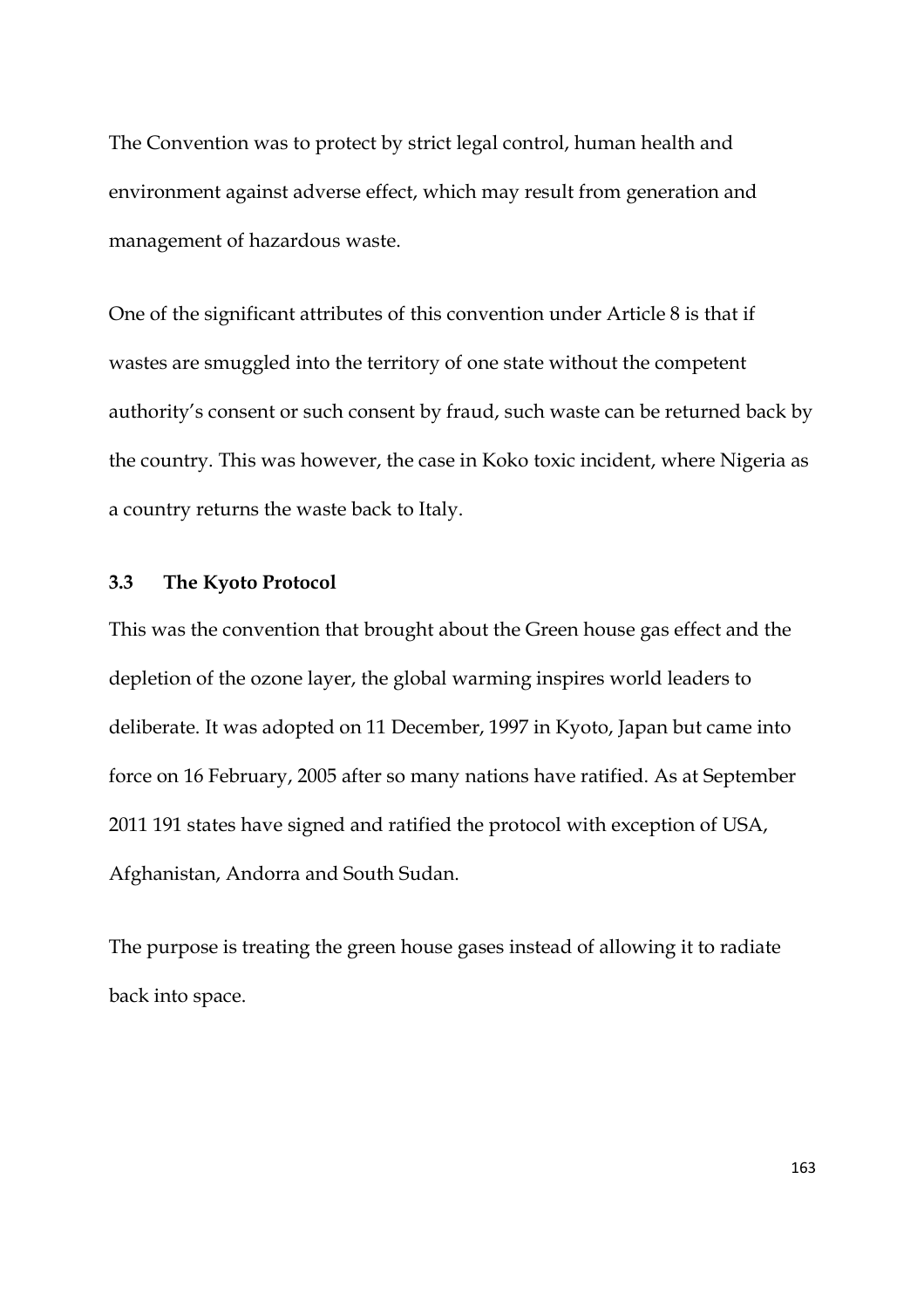The Convention was to protect by strict legal control, human health and environment against adverse effect, which may result from generation and management of hazardous waste.

One of the significant attributes of this convention under Article 8 is that if wastes are smuggled into the territory of one state without the competent authority's consent or such consent by fraud, such waste can be returned back by the country. This was however, the case in Koko toxic incident, where Nigeria as a country returns the waste back to Italy.

### 3.3 The Kyoto Protocol

This was the convention that brought about the Green house gas effect and the depletion of the ozone layer, the global warming inspires world leaders to deliberate. It was adopted on 11 December, 1997 in Kyoto, Japan but came into force on 16 February, 2005 after so many nations have ratified. As at September 2011 191 states have signed and ratified the protocol with exception of USA, Afghanistan, Andorra and South Sudan.

The purpose is treating the green house gases instead of allowing it to radiate back into space.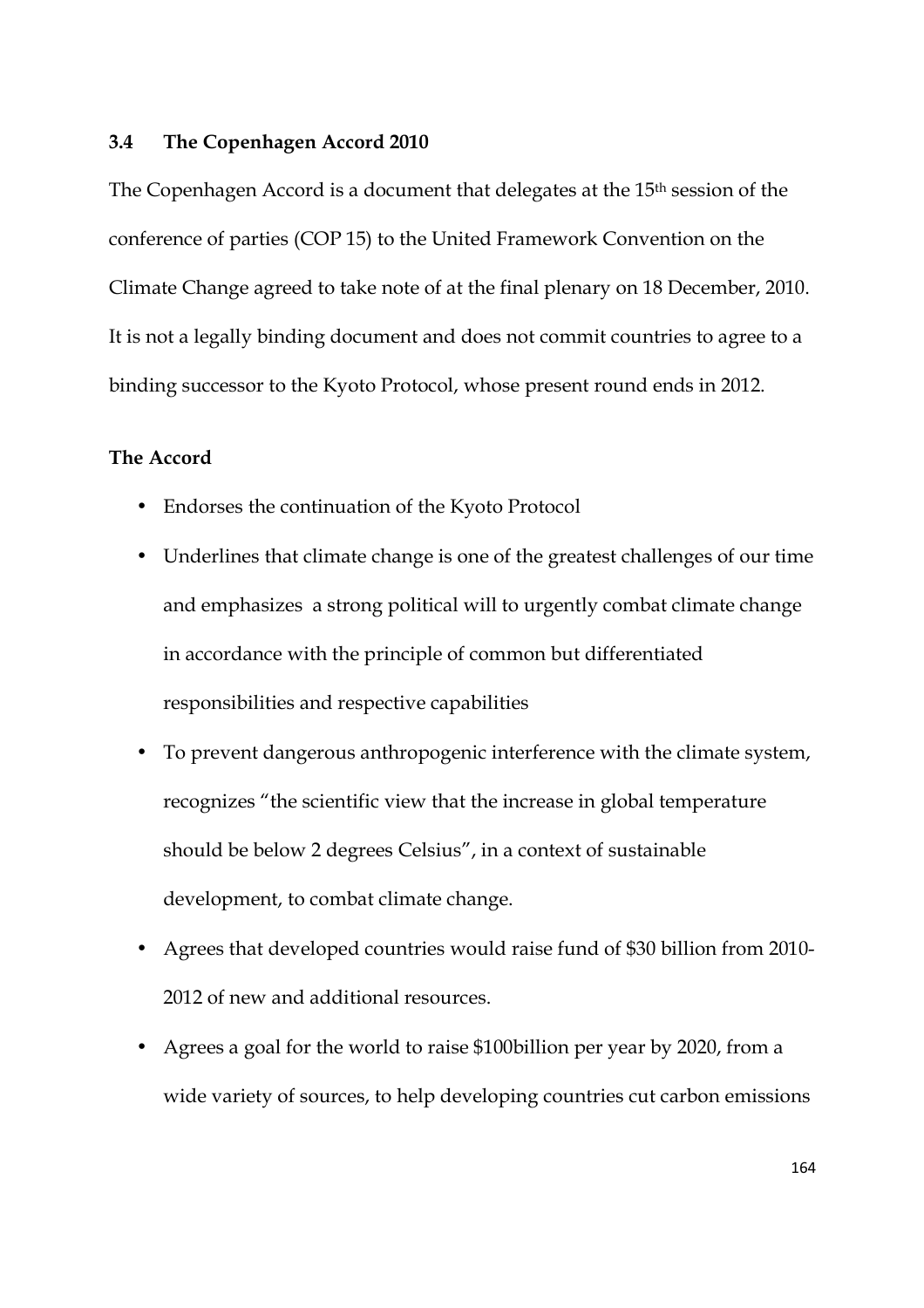### 3.4 The Copenhagen Accord 2010

The Copenhagen Accord is a document that delegates at the 15th session of the conference of parties (COP 15) to the United Framework Convention on the Climate Change agreed to take note of at the final plenary on 18 December, 2010. It is not a legally binding document and does not commit countries to agree to a binding successor to the Kyoto Protocol, whose present round ends in 2012.

**The Accord**

- Endorses the continuation of the Kyoto Protocol
- Underlines that climate change is one of the greatest challenges of our time and emphasizes a strong political will to urgently combat climate change in accordance with the principle of common but differentiated responsibilities and respective capabilities
- To prevent dangerous anthropogenic interference with the climate system, recognizes "the scientific view that the increase in global temperature should be below 2 degrees Celsius", in a context of sustainable development, to combat climate change.
- Agrees that developed countries would raise fund of $30 billion from 2010-2012 of new and additional resources.
- Agrees a goal for the world to raise $100billion per year by 2020, from a wide variety of sources, to help developing countries cut carbon emissions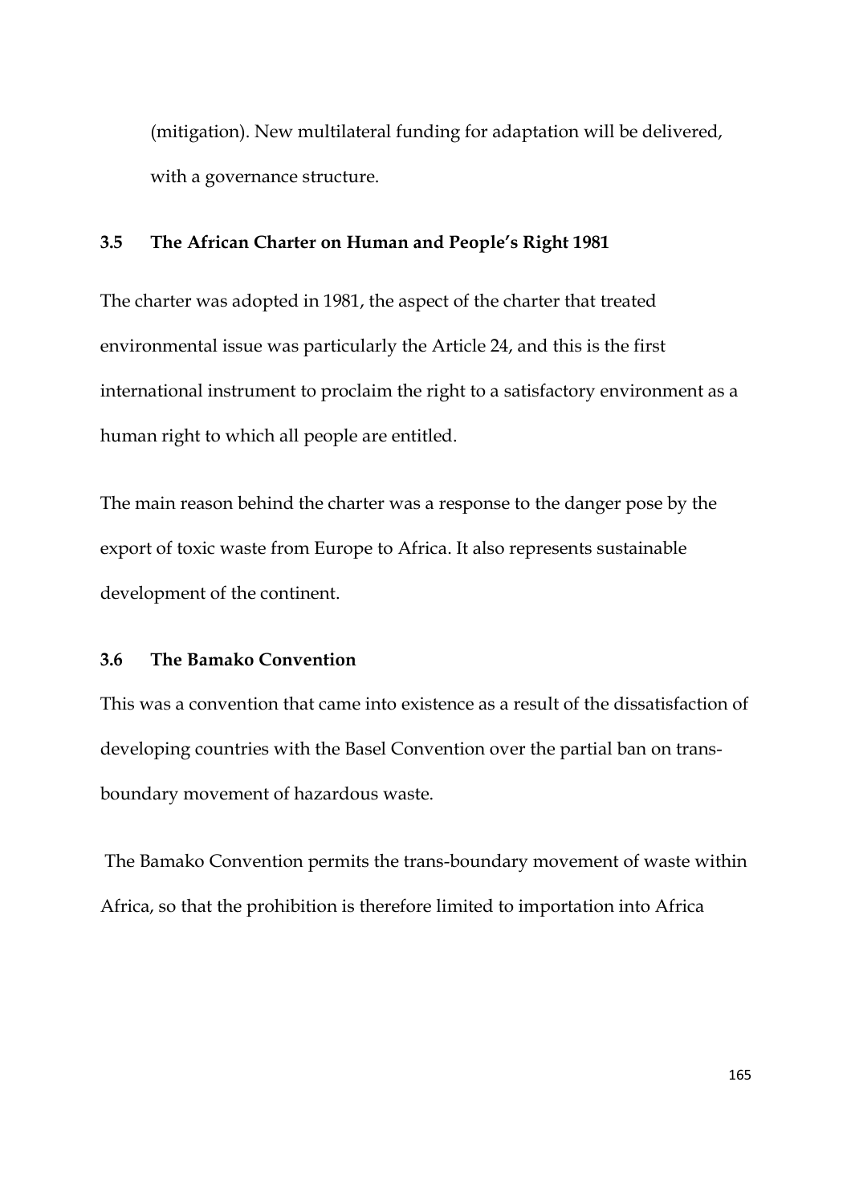(mitigation). New multilateral funding for adaptation will be delivered, with a governance structure.

### 3.5 The African Charter on Human and People's Right 1981

The charter was adopted in 1981, the aspect of the charter that treated environmental issue was particularly the Article 24, and this is the first international instrument to proclaim the right to a satisfactory environment as a human right to which all people are entitled.

The main reason behind the charter was a response to the danger pose by the export of toxic waste from Europe to Africa. It also represents sustainable development of the continent.

### 3.6 The Bamako Convention

This was a convention that came into existence as a result of the dissatisfaction of developing countries with the Basel Convention over the partial ban on trans-boundary movement of hazardous waste.

The Bamako Convention permits the trans-boundary movement of waste within Africa, so that the prohibition is therefore limited to importation into Africa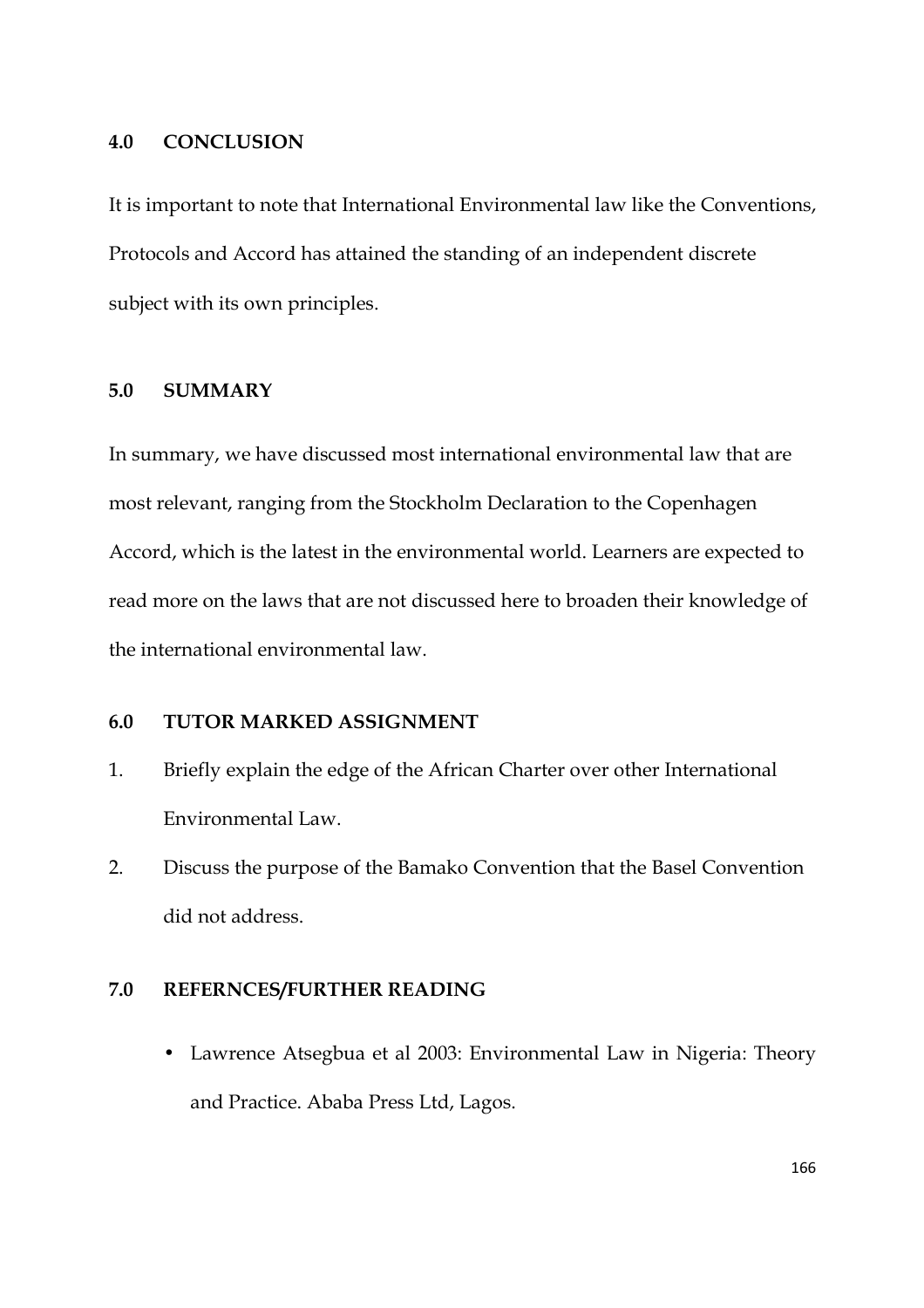## 4.0 CONCLUSION

It is important to note that International Environmental law like the Conventions, Protocols and Accord has attained the standing of an independent discrete subject with its own principles.

## 5.0 SUMMARY

In summary, we have discussed most international environmental law that are most relevant, ranging from the Stockholm Declaration to the Copenhagen Accord, which is the latest in the environmental world. Learners are expected to read more on the laws that are not discussed here to broaden their knowledge of the international environmental law.

## 6.0 TUTOR MARKED ASSIGNMENT

1. Briefly explain the edge of the African Charter over other International Environmental Law.
2. Discuss the purpose of the Bamako Convention that the Basel Convention did not address.

## 7.0 REFERNCES/FURTHER READING

- Lawrence Atsegbua et al 2003: Environmental Law in Nigeria: Theory and Practice. Ababa Press Ltd, Lagos.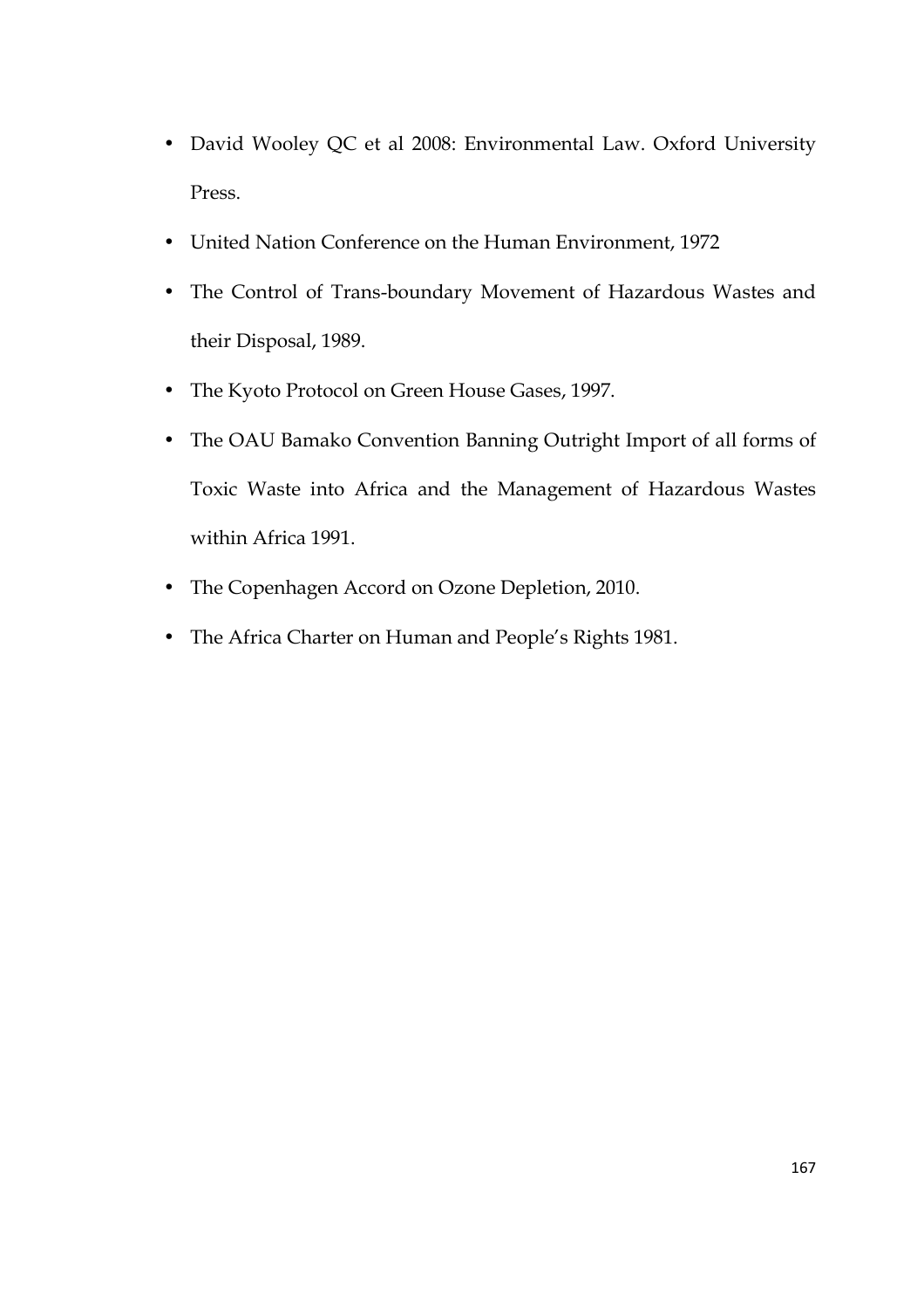- David Wooley QC et al 2008: Environmental Law. Oxford University Press.
- United Nation Conference on the Human Environment, 1972
- The Control of Trans-boundary Movement of Hazardous Wastes and their Disposal, 1989.
- The Kyoto Protocol on Green House Gases, 1997.
- The OAU Bamako Convention Banning Outright Import of all forms of Toxic Waste into Africa and the Management of Hazardous Wastes within Africa 1991.
- The Copenhagen Accord on Ozone Depletion, 2010.
- The Africa Charter on Human and People's Rights 1981.